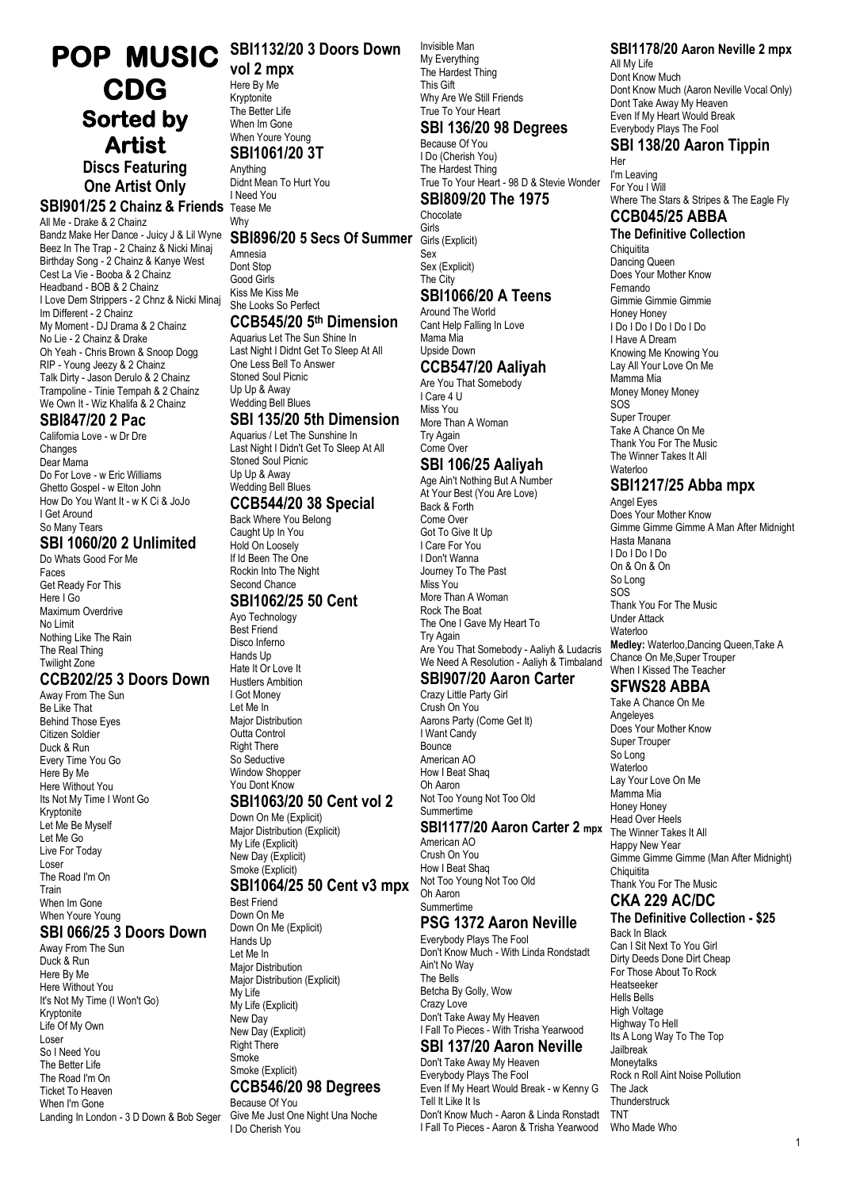# POP MUSIC CDG Sorted by Artist

**Discs Featuring One Artist Only**

### SBI901/25 2 Chainz & Friends

All Me - Drake & 2 Chainz
Bandz Make Her Dance - Juicy J & Lil Wyne
Beez In The Trap - 2 Chainz & Nicki Minaj
Birthday Song - 2 Chainz & Kanye West
Cest La Vie - Booba & 2 Chainz
Headband - BOB & 2 Chainz
I Love Dem Strippers - 2 Chnz & Nicki Minaj
Im Different - 2 Chainz
My Moment - DJ Drama & 2 Chainz
No Lie - 2 Chainz & Drake
Oh Yeah - Chris Brown & Snoop Dogg
RIP - Young Jeezy & 2 Chainz
Talk Dirty - Jason Derulo & 2 Chainz
Trampoline - Tinie Tempah & 2 Chainz
We Own It - Wiz Khalifa & 2 Chainz

### SBI847/20 2 Pac

California Love - w Dr Dre
Changes
Dear Mama
Do For Love - w Eric Williams
Ghetto Gospel - w Elton John
How Do You Want It - w K Ci & JoJo
I Get Around
So Many Tears

### SBI 1060/20 2 Unlimited

Do Whats Good For Me
Faces
Get Ready For This
Here I Go
Maximum Overdrive
No Limit
Nothing Like The Rain
The Real Thing
Twilight Zone

### CCB202/25 3 Doors Down

Away From The Sun
Be Like That
Behind Those Eyes
Citizen Soldier
Duck & Run
Every Time You Go
Here By Me
Here Without You
Its Not My Time I Wont Go
Kryptonite
Let Me Be Myself
Let Me Go
Live For Today
Loser
The Road I'm On
Train
When Im Gone
When Youre Young

### SBI 066/25 3 Doors Down

Away From The Sun
Duck & Run
Here By Me
Here Without You
It's Not My Time (I Won't Go)
Kryptonite
Life Of My Own
Loser
So I Need You
The Better Life
The Road I'm On
Ticket To Heaven
When I'm Gone
Landing In London - 3 D Down & Bob Seger

### SBI1132/20 3 Doors Down vol 2 mpx

Here By Me
Kryptonite
The Better Life
When Im Gone
When Youre Young

### SBI1061/20 3T

Anything
Didnt Mean To Hurt You
I Need You
Tease Me
Why

### SBI896/20 5 Secs Of Summer

Amnesia
Dont Stop
Good Girls
Kiss Me Kiss Me
She Looks So Perfect

### CCB545/20 5th Dimension

Aquarius Let The Sun Shine In
Last Night I Didnt Get To Sleep At All
One Less Bell To Answer
Stoned Soul Picnic
Up Up & Away
Wedding Bell Blues

### SBI 135/20 5th Dimension

Aquarius / Let The Sunshine In
Last Night I Didn't Get To Sleep At All
Stoned Soul Picnic
Up Up & Away
Wedding Bell Blues

### CCB544/20 38 Special

Back Where You Belong
Caught Up In You
Hold On Loosely
If Id Been The One
Rockin Into The Night
Second Chance

### SBI1062/25 50 Cent

Ayo Technology
Best Friend
Disco Inferno
Hands Up
Hate It Or Love It
Hustlers Ambition
I Got Money
Let Me In
Major Distribution
Outta Control
Right There
So Seductive
Window Shopper
You Dont Know

### SBI1063/20 50 Cent vol 2

Down On Me (Explicit)
Major Distribution (Explicit)
My Life (Explicit)
New Day (Explicit)
Smoke (Explicit)

### SBI1064/25 50 Cent v3 mpx

Best Friend
Down On Me
Down On Me (Explicit)
Hands Up
Let Me In
Major Distribution
Major Distribution (Explicit)
My Life
My Life (Explicit)
New Day
New Day (Explicit)
Right There
Smoke
Smoke (Explicit)

### CCB546/20 98 Degrees

Because Of You
Give Me Just One Night Una Noche
I Do Cherish You
Invisible Man
My Everything
The Hardest Thing
This Gift
Why Are We Still Friends
True To Your Heart

### SBI 136/20 98 Degrees

Because Of You
I Do (Cherish You)
The Hardest Thing
True To Your Heart - 98 D & Stevie Wonder

### SBI809/20 The 1975

Chocolate
Girls
Girls (Explicit)
Sex
Sex (Explicit)
The City

### SBI1066/20 A Teens

Around The World
Cant Help Falling In Love
Mama Mia
Upside Down

### CCB547/20 Aaliyah

Are You That Somebody
I Care 4 U
Miss You
More Than A Woman
Try Again
Come Over

### SBI 106/25 Aaliyah

Age Ain't Nothing But A Number
At Your Best (You Are Love)
Back & Forth
Come Over
Got To Give It Up
I Care For You
I Don't Wanna
Journey To The Past
Miss You
More Than A Woman
Rock The Boat
The One I Gave My Heart To
Try Again
Are You That Somebody - Aaliyah & Ludacris
We Need A Resolution - Aaliyah & Timbaland

### SBI907/20 Aaron Carter

Crazy Little Party Girl
Crush On You
Aarons Party (Come Get It)
I Want Candy
Bounce
American AO
How I Beat Shaq
Oh Aaron
Not Too Young Not Too Old
Summertime

### SBI1177/20 Aaron Carter 2 mpx

American AO
Crush On You
How I Beat Shaq
Not Too Young Not Too Old
Oh Aaron
Summertime

### PSG 1372 Aaron Neville

Everybody Plays The Fool
Don't Know Much - With Linda Rondstadt
Ain't No Way
The Bells
Betcha By Golly, Wow
Crazy Love
Don't Take Away My Heaven
I Fall To Pieces - With Trisha Yearwood

### SBI 137/20 Aaron Neville

Don't Take Away My Heaven
Everybody Plays The Fool
Even If My Heart Would Break - w Kenny G
Tell It Like It Is
Don't Know Much - Aaron & Linda Ronstadt
I Fall To Pieces - Aaron & Trisha Yearwood

### SBI1178/20 Aaron Neville 2 mpx

All My Life
Dont Know Much
Dont Know Much (Aaron Neville Vocal Only)
Dont Take Away My Heaven
Even If My Heart Would Break
Everybody Plays The Fool

### SBI 138/20 Aaron Tippin

Her
I'm Leaving
For You I Will
Where The Stars & Stripes & The Eagle Fly

### CCB045/25 ABBA

**The Definitive Collection**

Chiquitita
Dancing Queen
Does Your Mother Know
Fernando
Gimmie Gimmie Gimmie
Honey Honey
I Do I Do I Do I Do I Do
I Have A Dream
Knowing Me Knowing You
Lay All Your Love On Me
Mamma Mia
Money Money Money
SOS
Super Trouper
Take A Chance On Me
Thank You For The Music
The Winner Takes It All
Waterloo

### SBI1217/25 Abba mpx

Angel Eyes
Does Your Mother Know
Gimme Gimme Gimme A Man After Midnight
Hasta Manana
I Do I Do I Do
On & On & On
So Long
SOS
Thank You For The Music
Under Attack
Waterloo
**Medley:** Waterloo,Dancing Queen,Take A Chance On Me,Super Trouper
When I Kissed The Teacher

### SFWS28 ABBA

Take A Chance On Me
Angeleyes
Does Your Mother Know
Super Trouper
So Long
Waterloo
Lay Your Love On Me
Mamma Mia
Honey Honey
Head Over Heels
The Winner Takes It All
Happy New Year
Gimme Gimme Gimme (Man After Midnight)
Chiquitita
Thank You For The Music

### CKA 229 AC/DC

**The Definitive Collection - $25**

Back In Black
Can I Sit Next To You Girl
Dirty Deeds Done Dirt Cheap
For Those About To Rock
Heatseeker
Hells Bells
High Voltage
Highway To Hell
Its A Long Way To The Top
Jailbreak
Moneytalks
Rock n Roll Aint Noise Pollution
The Jack
Thunderstruck
TNT
Who Made Who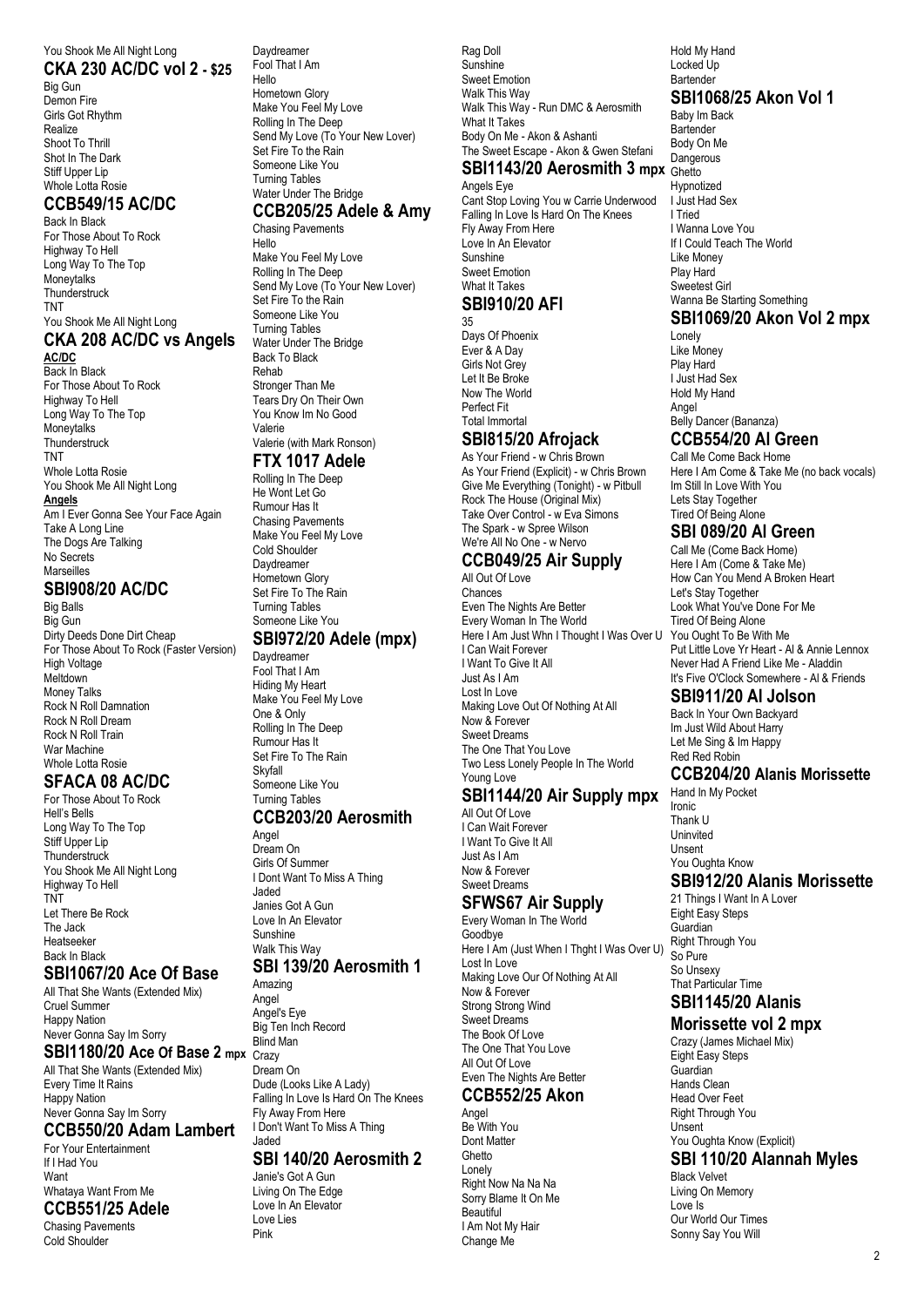You Shook Me All Night Long

## CKA 230 AC/DC vol 2 - $25

Big Gun
Demon Fire
Girls Got Rhythm
Realize
Shoot To Thrill
Shot In The Dark
Stiff Upper Lip
Whole Lotta Rosie

## CCB549/15 AC/DC

Back In Black
For Those About To Rock
Highway To Hell
Long Way To The Top
Moneytalks
Thunderstruck
TNT
You Shook Me All Night Long

## CKA 208 AC/DC vs Angels

**AC/DC**

Back In Black
For Those About To Rock
Highway To Hell
Long Way To The Top
Moneytalks
Thunderstruck
TNT
Whole Lotta Rosie
You Shook Me All Night Long

**Angels**

Am I Ever Gonna See Your Face Again
Take A Long Line
The Dogs Are Talking
No Secrets
Marseilles

## SBI908/20 AC/DC

Big Balls
Big Gun
Dirty Deeds Done Dirt Cheap
For Those About To Rock (Faster Version)
High Voltage
Meltdown
Money Talks
Rock N Roll Damnation
Rock N Roll Dream
Rock N Roll Train
War Machine
Whole Lotta Rosie

## SFACA 08 AC/DC

For Those About To Rock
Hell's Bells
Long Way To The Top
Stiff Upper Lip
Thunderstruck
You Shook Me All Night Long
Highway To Hell
TNT
Let There Be Rock
The Jack
Heatseeker
Back In Black

## SBI1067/20 Ace Of Base

All That She Wants (Extended Mix)
Cruel Summer
Happy Nation
Never Gonna Say Im Sorry

## SBI1180/20 Ace Of Base 2 mpx

All That She Wants (Extended Mix)
Every Time It Rains
Happy Nation
Never Gonna Say Im Sorry

## CCB550/20 Adam Lambert

For Your Entertainment
If I Had You
Want
Whataya Want From Me

## CCB551/25 Adele

Chasing Pavements
Cold Shoulder
Daydreamer
Fool That I Am
Hello
Hometown Glory
Make You Feel My Love
Rolling In The Deep
Send My Love (To Your New Lover)
Set Fire To the Rain
Someone Like You
Turning Tables
Water Under The Bridge

## CCB205/25 Adele & Amy

Chasing Pavements
Hello
Make You Feel My Love
Rolling In The Deep
Send My Love (To Your New Lover)
Set Fire To the Rain
Someone Like You
Turning Tables
Water Under The Bridge
Back To Black
Rehab
Stronger Than Me
Tears Dry On Their Own
You Know Im No Good
Valerie
Valerie (with Mark Ronson)

## FTX 1017 Adele

Rolling In The Deep
He Wont Let Go
Rumour Has It
Chasing Pavements
Make You Feel My Love
Cold Shoulder
Daydreamer
Hometown Glory
Set Fire To The Rain
Turning Tables
Someone Like You

## SBI972/20 Adele (mpx)

Daydreamer
Fool That I Am
Hiding My Heart
Make You Feel My Love
One & Only
Rolling In The Deep
Rumour Has It
Set Fire To The Rain
Skyfall
Someone Like You
Turning Tables

## CCB203/20 Aerosmith

Angel
Dream On
Girls Of Summer
I Dont Want To Miss A Thing
Jaded
Janies Got A Gun
Love In An Elevator
Sunshine
Walk This Way

## SBI 139/20 Aerosmith 1

Amazing
Angel
Angel's Eye
Big Ten Inch Record
Blind Man
Crazy
Dream On
Dude (Looks Like A Lady)
Falling In Love Is Hard On The Knees
Fly Away From Here
I Don't Want To Miss A Thing
Jaded

## SBI 140/20 Aerosmith 2

Janie's Got A Gun
Living On The Edge
Love In An Elevator
Love Lies
Pink
Rag Doll
Sunshine
Sweet Emotion
Walk This Way
Walk This Way - Run DMC & Aerosmith
What It Takes
Body On Me - Akon & Ashanti
The Sweet Escape - Akon & Gwen Stefani

## SBI1143/20 Aerosmith 3 mpx

Angels Eye
Cant Stop Loving You w Carrie Underwood
Falling In Love Is Hard On The Knees
Fly Away From Here
Love In An Elevator
Sunshine
Sweet Emotion
What It Takes

## SBI910/20 AFI

35
Days Of Phoenix
Ever & A Day
Girls Not Grey
Let It Be Broke
Now The World
Perfect Fit
Total Immortal

## SBI815/20 Afrojack

As Your Friend - w Chris Brown
As Your Friend (Explicit) - w Chris Brown
Give Me Everything (Tonight) - w Pitbull
Rock The House (Original Mix)
Take Over Control - w Eva Simons
The Spark - w Spree Wilson
We're All No One - w Nervo

## CCB049/25 Air Supply

All Out Of Love
Chances
Even The Nights Are Better
Every Woman In The World
Here I Am Just Whn I Thought I Was Over U
I Can Wait Forever
I Want To Give It All
Just As I Am
Lost In Love
Making Love Out Of Nothing At All
Now & Forever
Sweet Dreams
The One That You Love
Two Less Lonely People In The World
Young Love

## SBI1144/20 Air Supply mpx

All Out Of Love
I Can Wait Forever
I Want To Give It All
Just As I Am
Now & Forever
Sweet Dreams

## SFWS67 Air Supply

Every Woman In The World
Goodbye
Here I Am (Just When I Thght I Was Over U)
Lost In Love
Making Love Our Of Nothing At All
Now & Forever
Strong Strong Wind
Sweet Dreams
The Book Of Love
The One That You Love
All Out Of Love
Even The Nights Are Better

## CCB552/25 Akon

Angel
Be With You
Dont Matter
Ghetto
Lonely
Right Now Na Na Na
Sorry Blame It On Me
Beautiful
I Am Not My Hair
Change Me
Hold My Hand
Locked Up
Bartender

## SBI1068/25 Akon Vol 1

Baby Im Back
Bartender
Body On Me
Dangerous
Ghetto
Hypnotized
I Just Had Sex
I Tried
I Wanna Love You
If I Could Teach The World
Like Money
Play Hard
Sweetest Girl
Wanna Be Starting Something

## SBI1069/20 Akon Vol 2 mpx

Lonely
Like Money
Play Hard
I Just Had Sex
Hold My Hand
Angel
Belly Dancer (Bananza)

## CCB554/20 Al Green

Call Me Come Back Home
Here I Am Come & Take Me (no back vocals)
Im Still In Love With You
Lets Stay Together
Tired Of Being Alone

## SBI 089/20 Al Green

Call Me (Come Back Home)
Here I Am (Come & Take Me)
How Can You Mend A Broken Heart
Let's Stay Together
Look What You've Done For Me
Tired Of Being Alone
You Ought To Be With Me
Put Little Love Yr Heart - Al & Annie Lennox
Never Had A Friend Like Me - Aladdin
It's Five O'Clock Somewhere - Al & Friends

## SBI911/20 Al Jolson

Back In Your Own Backyard
Im Just Wild About Harry
Let Me Sing & Im Happy
Red Red Robin

## CCB204/20 Alanis Morissette

Hand In My Pocket
Ironic
Thank U
Uninvited
Unsent
You Oughta Know

## SBI912/20 Alanis Morissette

21 Things I Want In A Lover
Eight Easy Steps
Guardian
Right Through You
So Pure
So Unsexy
That Particular Time

## SBI1145/20 Alanis Morissette vol 2 mpx

Crazy (James Michael Mix)
Eight Easy Steps
Guardian
Hands Clean
Head Over Feet
Right Through You
Unsent
You Oughta Know (Explicit)

## SBI 110/20 Alannah Myles

Black Velvet
Living On Memory
Love Is
Our World Our Times
Sonny Say You Will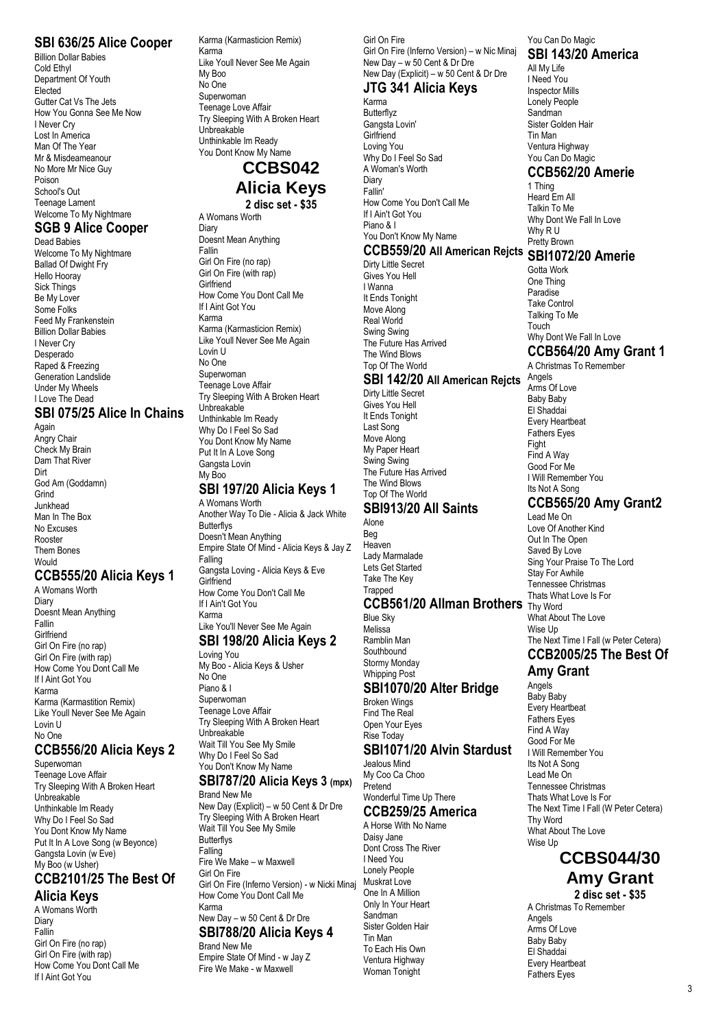## SBI 636/25 Alice Cooper

Billion Dollar Babies
Cold Ethyl
Department Of Youth
Elected
Gutter Cat Vs The Jets
How You Gonna See Me Now
I Never Cry
Lost In America
Man Of The Year
Mr & Misdeameanour
No More Mr Nice Guy
Poison
School's Out
Teenage Lament
Welcome To My Nightmare

## SGB 9 Alice Cooper

Dead Babies
Welcome To My Nightmare
Ballad Of Dwight Fry
Hello Hooray
Sick Things
Be My Lover
Some Folks
Feed My Frankenstein
Billion Dollar Babies
I Never Cry
Desperado
Raped & Freezing
Generation Landslide
Under My Wheels
I Love The Dead

## SBI 075/25 Alice In Chains

Again
Angry Chair
Check My Brain
Dam That River
Dirt
God Am (Goddamn)
Grind
Junkhead
Man In The Box
No Excuses
Rooster
Them Bones
Would

## CCB555/20 Alicia Keys 1

A Womans Worth
Diary
Doesnt Mean Anything
Fallin
Girlfriend
Girl On Fire (no rap)
Girl On Fire (with rap)
How Come You Dont Call Me
If I Aint Got You
Karma
Karma (Karmastition Remix)
Like Youll Never See Me Again
Lovin U
No One

## CCB556/20 Alicia Keys 2

Superwoman
Teenage Love Affair
Try Sleeping With A Broken Heart
Unbreakable
Unthinkable Im Ready
Why Do I Feel So Sad
You Dont Know My Name
Put It In A Love Song (w Beyonce)
Gangsta Lovin (w Eve)
My Boo (w Usher)

## CCB2101/25 The Best Of Alicia Keys

A Womans Worth
Diary
Fallin
Girl On Fire (no rap)
Girl On Fire (with rap)
How Come You Dont Call Me
If I Aint Got You
Karma (Karmasticion Remix)
Karma
Like Youll Never See Me Again
My Boo
No One
Superwoman
Teenage Love Affair
Try Sleeping With A Broken Heart
Unbreakable
Unthinkable Im Ready
You Dont Know My Name

## CCBS042 Alicia Keys

**2 disc set - $35**

A Womans Worth
Diary
Doesnt Mean Anything
Fallin
Girl On Fire (no rap)
Girl On Fire (with rap)
Girlfriend
How Come You Dont Call Me
If I Aint Got You
Karma
Karma (Karmasticion Remix)
Like Youll Never See Me Again
Lovin U
No One
Superwoman
Teenage Love Affair
Try Sleeping With A Broken Heart
Unbreakable
Unthinkable Im Ready
Why Do I Feel So Sad
You Dont Know My Name
Put It In A Love Song
Gangsta Lovin
My Boo

## SBI 197/20 Alicia Keys 1

A Womans Worth
Another Way To Die - Alicia & Jack White
Butterflys
Doesn't Mean Anything
Empire State Of Mind - Alicia Keys & Jay Z
Falling
Gangsta Loving - Alicia Keys & Eve
Girlfriend
How Come You Don't Call Me
If I Ain't Got You
Karma
Like You'll Never See Me Again

## SBI 198/20 Alicia Keys 2

Loving You
My Boo - Alicia Keys & Usher
No One
Piano & I
Superwoman
Teenage Love Affair
Try Sleeping With A Broken Heart
Unbreakable
Wait Till You See My Smile
Why Do I Feel So Sad
You Don't Know My Name

## SBI787/20 Alicia Keys 3 (mpx)

Brand New Me
New Day (Explicit) – w 50 Cent & Dr Dre
Try Sleeping With A Broken Heart
Wait Till You See My Smile
Butterflys
Falling
Fire We Make – w Maxwell
Girl On Fire
Girl On Fire (Inferno Version) - w Nicki Minaj
How Come You Dont Call Me
Karma
New Day – w 50 Cent & Dr Dre

## SBI788/20 Alicia Keys 4

Brand New Me
Empire State Of Mind - w Jay Z
Fire We Make - w Maxwell
Girl On Fire
Girl On Fire (Inferno Version) – w Nic Minaj
New Day – w 50 Cent & Dr Dre
New Day (Explicit) – w 50 Cent & Dr Dre

## JTG 341 Alicia Keys

Karma
Butterflyz
Gangsta Lovin'
Girlfriend
Loving You
Why Do I Feel So Sad
A Woman's Worth
Diary
Fallin'
How Come You Don't Call Me
If I Ain't Got You
Piano & I
You Don't Know My Name

## CCB559/20 All American Rejcts

Dirty Little Secret
Gives You Hell
I Wanna
It Ends Tonight
Move Along
Real World
Swing Swing
The Future Has Arrived
The Wind Blows
Top Of The World

## SBI 142/20 All American Rejcts

Dirty Little Secret
Gives You Hell
It Ends Tonight
Last Song
Move Along
My Paper Heart
Swing Swing
The Future Has Arrived
The Wind Blows
Top Of The World

## SBI913/20 All Saints

Alone
Beg
Heaven
Lady Marmalade
Lets Get Started
Take The Key
Trapped

## CCB561/20 Allman Brothers

Blue Sky
Melissa
Ramblin Man
Southbound
Stormy Monday
Whipping Post

## SBI1070/20 Alter Bridge

Broken Wings
Find The Real
Open Your Eyes
Rise Today

## SBI1071/20 Alvin Stardust

Jealous Mind
My Coo Ca Choo
Pretend
Wonderful Time Up There

## CCB259/25 America

A Horse With No Name
Daisy Jane
Dont Cross The River
I Need You
Lonely People
Muskrat Love
One In A Million
Only In Your Heart
Sandman
Sister Golden Hair
Tin Man
To Each His Own
Ventura Highway
Woman Tonight
You Can Do Magic

## SBI 143/20 America

All My Life
I Need You
Inspector Mills
Lonely People
Sandman
Sister Golden Hair
Tin Man
Ventura Highway
You Can Do Magic

## CCB562/20 Amerie

1 Thing
Heard Em All
Talkin To Me
Why Dont We Fall In Love
Why R U
Pretty Brown

## SBI1072/20 Amerie

Gotta Work
One Thing
Paradise
Take Control
Talking To Me
Touch
Why Dont We Fall In Love

## CCB564/20 Amy Grant 1

A Christmas To Remember
Angels
Arms Of Love
Baby Baby
El Shaddai
Every Heartbeat
Fathers Eyes
Fight
Find A Way
Good For Me
I Will Remember You
Its Not A Song

## CCB565/20 Amy Grant2

Lead Me On
Love Of Another Kind
Out In The Open
Saved By Love
Sing Your Praise To The Lord
Stay For Awhile
Tennessee Christmas
Thats What Love Is For
Thy Word
What About The Love
Wise Up
The Next Time I Fall (w Peter Cetera)

## CCB2005/25 The Best Of Amy Grant

Angels
Baby Baby
Every Heartbeat
Fathers Eyes
Find A Way
Good For Me
I Will Remember You
Its Not A Song
Lead Me On
Tennessee Christmas
Thats What Love Is For
The Next Time I Fall (W Peter Cetera)
Thy Word
What About The Love
Wise Up

## CCBS044/30 Amy Grant

**2 disc set - $35**

A Christmas To Remember
Angels
Arms Of Love
Baby Baby
El Shaddai
Every Heartbeat
Fathers Eyes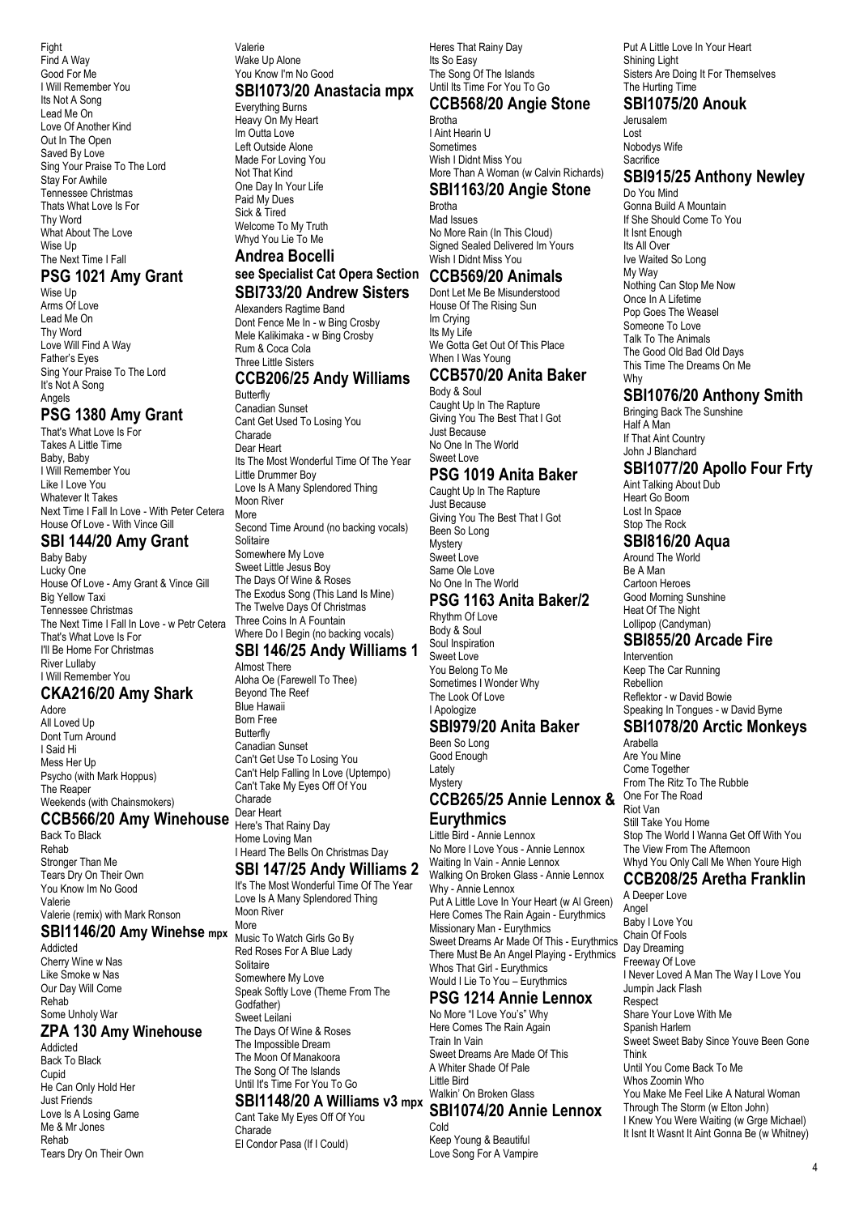Fight
Find A Way
Good For Me
I Will Remember You
Its Not A Song
Lead Me On
Love Of Another Kind
Out In The Open
Saved By Love
Sing Your Praise To The Lord
Stay For Awhile
Tennessee Christmas
Thats What Love Is For
Thy Word
What About The Love
Wise Up
The Next Time I Fall

## PSG 1021 Amy Grant

Wise Up
Arms Of Love
Lead Me On
Thy Word
Love Will Find A Way
Father's Eyes
Sing Your Praise To The Lord
It's Not A Song
Angels

## PSG 1380 Amy Grant

That's What Love Is For
Takes A Little Time
Baby, Baby
I Will Remember You
Like I Love You
Whatever It Takes
Next Time I Fall In Love - With Peter Cetera
House Of Love - With Vince Gill

## SBI 144/20 Amy Grant

Baby Baby
Lucky One
House Of Love - Amy Grant & Vince Gill
Big Yellow Taxi
Tennessee Christmas
The Next Time I Fall In Love - w Petr Cetera
That's What Love Is For
I'll Be Home For Christmas
River Lullaby
I Will Remember You

## CKA216/20 Amy Shark

Adore
All Loved Up
Dont Turn Around
I Said Hi
Mess Her Up
Psycho (with Mark Hoppus)
The Reaper
Weekends (with Chainsmokers)

## CCB566/20 Amy Winehouse

Back To Black
Rehab
Stronger Than Me
Tears Dry On Their Own
You Know Im No Good
Valerie
Valerie (remix) with Mark Ronson

## SBI1146/20 Amy Winehse mpx

Addicted
Cherry Wine w Nas
Like Smoke w Nas
Our Day Will Come
Rehab
Some Unholy War

## ZPA 130 Amy Winehouse

Addicted
Back To Black
Cupid
He Can Only Hold Her
Just Friends
Love Is A Losing Game
Me & Mr Jones
Rehab
Tears Dry On Their Own
Valerie
Wake Up Alone
You Know I'm No Good

## SBI1073/20 Anastacia mpx

Everything Burns
Heavy On My Heart
Im Outta Love
Left Outside Alone
Made For Loving You
Not That Kind
One Day In Your Life
Paid My Dues
Sick & Tired
Welcome To My Truth
Whyd You Lie To Me

## Andrea Bocelli

### see Specialist Cat Opera Section

## SBI733/20 Andrew Sisters

Alexanders Ragtime Band
Dont Fence Me In - w Bing Crosby
Mele Kalikimaka - w Bing Crosby
Rum & Coca Cola
Three Little Sisters

## CCB206/25 Andy Williams

Butterfly
Canadian Sunset
Cant Get Used To Losing You
Charade
Dear Heart
Its The Most Wonderful Time Of The Year
Little Drummer Boy
Love Is A Many Splendored Thing
Moon River
More
Second Time Around (no backing vocals)
Solitaire
Somewhere My Love
Sweet Little Jesus Boy
The Days Of Wine & Roses
The Exodus Song (This Land Is Mine)
The Twelve Days Of Christmas
Three Coins In A Fountain
Where Do I Begin (no backing vocals)

## SBI 146/25 Andy Williams 1

Almost There
Aloha Oe (Farewell To Thee)
Beyond The Reef
Blue Hawaii
Born Free
Butterfly
Canadian Sunset
Can't Get Use To Losing You
Can't Help Falling In Love (Uptempo)
Can't Take My Eyes Off Of You
Charade
Dear Heart
Here's That Rainy Day
Home Loving Man
I Heard The Bells On Christmas Day

## SBI 147/25 Andy Williams 2

It's The Most Wonderful Time Of The Year
Love Is A Many Splendored Thing
Moon River
More
Music To Watch Girls Go By
Red Roses For A Blue Lady
Solitaire
Somewhere My Love
Speak Softly Love (Theme From The Godfather)
Sweet Leilani
The Days Of Wine & Roses
The Impossible Dream
The Moon Of Manakoora
The Song Of The Islands
Until It's Time For You To Go

## SBI1148/20 A Williams v3 mpx

Cant Take My Eyes Off Of You
Charade
El Condor Pasa (If I Could)
Heres That Rainy Day
Its So Easy
The Song Of The Islands
Until Its Time For You To Go

## CCB568/20 Angie Stone

Brotha
I Aint Hearin U
Sometimes
Wish I Didnt Miss You
More Than A Woman (w Calvin Richards)

## SBI1163/20 Angie Stone

Brotha
Mad Issues
No More Rain (In This Cloud)
Signed Sealed Delivered Im Yours
Wish I Didnt Miss You

## CCB569/20 Animals

Dont Let Me Be Misunderstood
House Of The Rising Sun
Im Crying
Its My Life
We Gotta Get Out Of This Place
When I Was Young

## CCB570/20 Anita Baker

Body & Soul
Caught Up In The Rapture
Giving You The Best That I Got
Just Because
No One In The World
Sweet Love

## PSG 1019 Anita Baker

Caught Up In The Rapture
Just Because
Giving You The Best That I Got
Been So Long
Mystery
Sweet Love
Same Ole Love
No One In The World

## PSG 1163 Anita Baker/2

Rhythm Of Love
Body & Soul
Soul Inspiration
Sweet Love
You Belong To Me
Sometimes I Wonder Why
The Look Of Love
I Apologize

## SBI979/20 Anita Baker

Been So Long
Good Enough
Lately
Mystery

## CCB265/25 Annie Lennox & Eurythmics

Little Bird - Annie Lennox
No More I Love Yous - Annie Lennox
Waiting In Vain - Annie Lennox
Walking On Broken Glass - Annie Lennox
Why - Annie Lennox
Put A Little Love In Your Heart (w Al Green)
Here Comes The Rain Again - Eurythmics
Missionary Man - Eurythmics
Sweet Dreams Ar Made Of This - Eurythmics
There Must Be An Angel Playing - Erythmics
Whos That Girl - Eurythmics
Would I Lie To You – Eurythmics

## PSG 1214 Annie Lennox

No More "I Love You's" Why
Here Comes The Rain Again
Train In Vain
Sweet Dreams Are Made Of This
A Whiter Shade Of Pale
Little Bird
Walkin' On Broken Glass

## SBI1074/20 Annie Lennox

Cold
Keep Young & Beautiful
Love Song For A Vampire
Put A Little Love In Your Heart
Shining Light
Sisters Are Doing It For Themselves
The Hurting Time

## SBI1075/20 Anouk

Jerusalem
Lost
Nobodys Wife
Sacrifice

## SBI915/25 Anthony Newley

Do You Mind
Gonna Build A Mountain
If She Should Come To You
It Isnt Enough
Its All Over
Ive Waited So Long
My Way
Nothing Can Stop Me Now
Once In A Lifetime
Pop Goes The Weasel
Someone To Love
Talk To The Animals
The Good Old Bad Old Days
This Time The Dreams On Me
Why

## SBI1076/20 Anthony Smith

Bringing Back The Sunshine
Half A Man
If That Aint Country
John J Blanchard

## SBI1077/20 Apollo Four Frty

Aint Talking About Dub
Heart Go Boom
Lost In Space
Stop The Rock

## SBI816/20 Aqua

Around The World
Be A Man
Cartoon Heroes
Good Morning Sunshine
Heat Of The Night
Lollipop (Candyman)

## SBI855/20 Arcade Fire

Intervention
Keep The Car Running
Rebellion
Reflektor - w David Bowie
Speaking In Tongues - w David Byrne

## SBI1078/20 Arctic Monkeys

Arabella
Are You Mine
Come Together
From The Ritz To The Rubble
One For The Road
Riot Van
Still Take You Home
Stop The World I Wanna Get Off With You
The View From The Afternoon
Whyd You Only Call Me When Youre High

## CCB208/25 Aretha Franklin

A Deeper Love
Angel
Baby I Love You
Chain Of Fools
Day Dreaming
Freeway Of Love
I Never Loved A Man The Way I Love You
Jumpin Jack Flash
Respect
Share Your Love With Me
Spanish Harlem
Sweet Sweet Baby Since Youve Been Gone
Think
Until You Come Back To Me
Whos Zoomin Who
You Make Me Feel Like A Natural Woman
Through The Storm (w Elton John)
I Knew You Were Waiting (w Grge Michael)
It Isnt It Wasnt It Aint Gonna Be (w Whitney)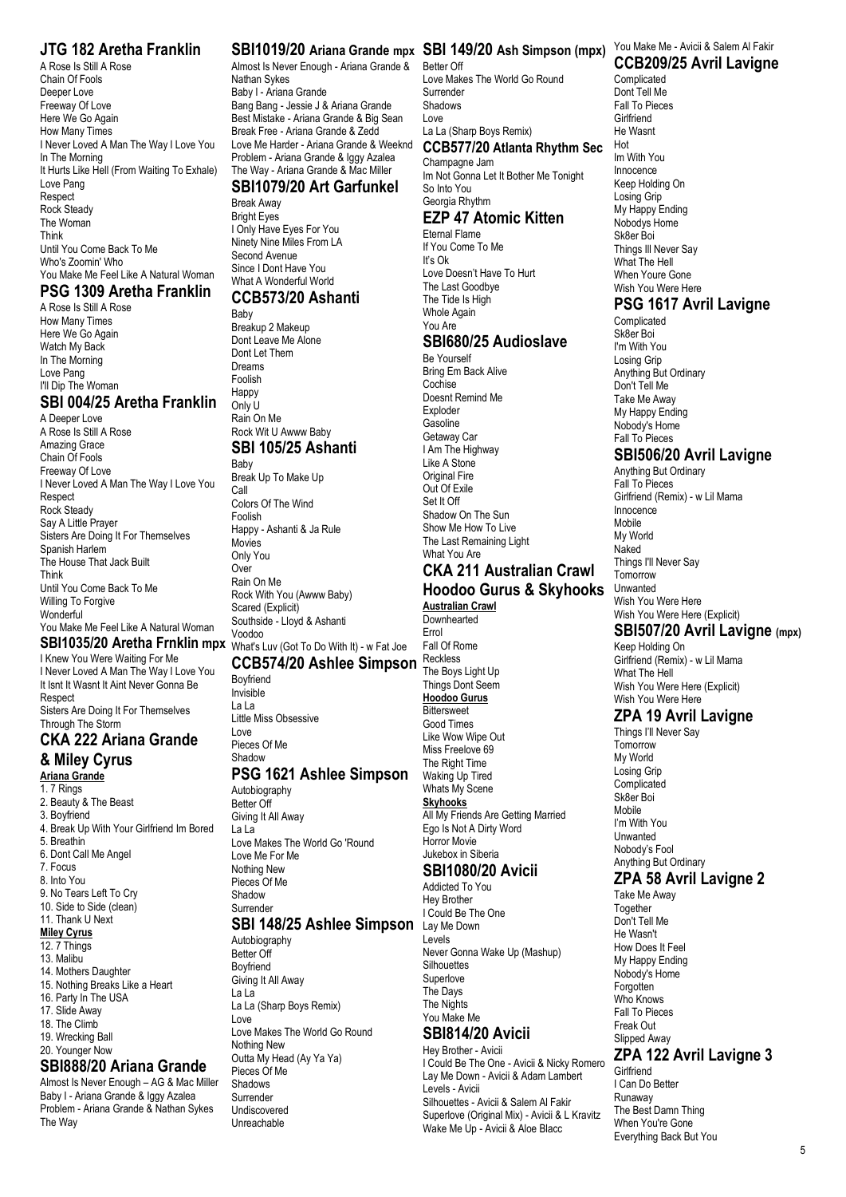## JTG 182 Aretha Franklin

A Rose Is Still A Rose
Chain Of Fools
Deeper Love
Freeway Of Love
Here We Go Again
How Many Times
I Never Loved A Man The Way I Love You
In The Morning
It Hurts Like Hell (From Waiting To Exhale)
Love Pang
Respect
Rock Steady
The Woman
Think
Until You Come Back To Me
Who's Zoomin' Who
You Make Me Feel Like A Natural Woman

## PSG 1309 Aretha Franklin

A Rose Is Still A Rose
How Many Times
Here We Go Again
Watch My Back
In The Morning
Love Pang
I'll Dip The Woman

## SBI 004/25 Aretha Franklin

A Deeper Love
A Rose Is Still A Rose
Amazing Grace
Chain Of Fools
Freeway Of Love
I Never Loved A Man The Way I Love You
Respect
Rock Steady
Say A Little Prayer
Sisters Are Doing It For Themselves
Spanish Harlem
The House That Jack Built
Think
Until You Come Back To Me
Willing To Forgive
Wonderful
You Make Me Feel Like A Natural Woman

## SBI1035/20 Aretha Frnklin mpx

I Knew You Were Waiting For Me
I Never Loved A Man The Way I Love You
It Isnt It Wasnt It Aint Never Gonna Be
Respect
Sisters Are Doing It For Themselves
Through The Storm

## CKA 222 Ariana Grande & Miley Cyrus

**Ariana Grande**
1. 7 Rings
2. Beauty & The Beast
3. Boyfriend
4. Break Up With Your Girlfriend Im Bored
5. Breathin
6. Dont Call Me Angel
7. Focus
8. Into You
9. No Tears Left To Cry
10. Side to Side (clean)
11. Thank U Next

**Miley Cyrus**
12. 7 Things
13. Malibu
14. Mothers Daughter
15. Nothing Breaks Like a Heart
16. Party In The USA
17. Slide Away
18. The Climb
19. Wrecking Ball
20. Younger Now

## SBI888/20 Ariana Grande

Almost Is Never Enough – AG & Mac Miller
Baby I - Ariana Grande & Iggy Azalea
Problem - Ariana Grande & Nathan Sykes
The Way

## SBI1019/20 Ariana Grande mpx

Almost Is Never Enough - Ariana Grande & Nathan Sykes
Baby I - Ariana Grande
Bang Bang - Jessie J & Ariana Grande
Best Mistake - Ariana Grande & Big Sean
Break Free - Ariana Grande & Zedd
Love Me Harder - Ariana Grande & Weeknd
Problem - Ariana Grande & Iggy Azalea
The Way - Ariana Grande & Mac Miller

## SBI1079/20 Art Garfunkel

Break Away
Bright Eyes
I Only Have Eyes For You
Ninety Nine Miles From LA
Second Avenue
Since I Dont Have You
What A Wonderful World

## CCB573/20 Ashanti

Baby
Breakup 2 Makeup
Dont Leave Me Alone
Dont Let Them
Dreams
Foolish
Happy
Only U
Rain On Me
Rock Wit U Awww Baby

## SBI 105/25 Ashanti

Baby
Break Up To Make Up
Call
Colors Of The Wind
Foolish
Happy - Ashanti & Ja Rule
Movies
Only You
Over
Rain On Me
Rock With You (Awww Baby)
Scared (Explicit)
Southside - Lloyd & Ashanti
Voodoo
What's Luv (Got To Do With It) - w Fat Joe

## CCB574/20 Ashlee Simpson

Boyfriend
Invisible
La La
Little Miss Obsessive
Love
Pieces Of Me
Shadow

## PSG 1621 Ashlee Simpson

Autobiography
Better Off
Giving It All Away
La La
Love Makes The World Go 'Round
Love Me For Me
Nothing New
Pieces Of Me
Shadow
Surrender

## SBI 148/25 Ashlee Simpson

Autobiography
Better Off
Boyfriend
Giving It All Away
La La
La La (Sharp Boys Remix)
Love
Love Makes The World Go Round
Nothing New
Outta My Head (Ay Ya Ya)
Pieces Of Me
Shadows
Surrender
Undiscovered
Unreachable

## SBI 149/20 Ash Simpson (mpx)

Better Off
Love Makes The World Go Round
Surrender
Shadows
Love
La La (Sharp Boys Remix)

## CCB577/20 Atlanta Rhythm Sec

Champagne Jam
Im Not Gonna Let It Bother Me Tonight
So Into You
Georgia Rhythm

## EZP 47 Atomic Kitten

Eternal Flame
If You Come To Me
It's Ok
Love Doesn't Have To Hurt
The Last Goodbye
The Tide Is High
Whole Again
You Are

## SBI680/25 Audioslave

Be Yourself
Bring Em Back Alive
Cochise
Doesnt Remind Me
Exploder
Gasoline
Getaway Car
I Am The Highway
Like A Stone
Original Fire
Out Of Exile
Set It Off
Shadow On The Sun
Show Me How To Live
The Last Remaining Light
What You Are

## CKA 211 Australian Crawl Hoodoo Gurus & Skyhooks

**Australian Crawl**
Downhearted
Errol
Fall Of Rome
Reckless
The Boys Light Up
Things Dont Seem

**Hoodoo Gurus**
Bittersweet
Good Times
Like Wow Wipe Out
Miss Freelove 69
The Right Time
Waking Up Tired
Whats My Scene

**Skyhooks**
All My Friends Are Getting Married
Ego Is Not A Dirty Word
Horror Movie
Jukebox in Siberia

## SBI1080/20 Avicii

Addicted To You
Hey Brother
I Could Be The One
Lay Me Down
Levels
Never Gonna Wake Up (Mashup)
Silhouettes
Superlove
The Days
The Nights
You Make Me

## SBI814/20 Avicii

Hey Brother - Avicii
I Could Be The One - Avicii & Nicky Romero
Lay Me Down - Avicii & Adam Lambert
Levels - Avicii
Silhouettes - Avicii & Salem Al Fakir
Superlove (Original Mix) - Avicii & L Kravitz
Wake Me Up - Avicii & Aloe Blacc
You Make Me - Avicii & Salem Al Fakir

## CCB209/25 Avril Lavigne

Complicated
Dont Tell Me
Fall To Pieces
Girlfriend
He Wasnt
Hot
Im With You
Innocence
Keep Holding On
Losing Grip
My Happy Ending
Nobodys Home
Sk8er Boi
Things Ill Never Say
What The Hell
When Youre Gone
Wish You Were Here

## PSG 1617 Avril Lavigne

Complicated
Sk8er Boi
I'm With You
Losing Grip
Anything But Ordinary
Don't Tell Me
Take Me Away
My Happy Ending
Nobody's Home
Fall To Pieces

## SBI506/20 Avril Lavigne

Anything But Ordinary
Fall To Pieces
Girlfriend (Remix) - w Lil Mama
Innocence
Mobile
My World
Naked
Things I'll Never Say
Tomorrow
Unwanted
Wish You Were Here
Wish You Were Here (Explicit)

## SBI507/20 Avril Lavigne (mpx)

Keep Holding On
Girlfriend (Remix) - w Lil Mama
What The Hell
Wish You Were Here (Explicit)
Wish You Were Here

## ZPA 19 Avril Lavigne

Things I'll Never Say
Tomorrow
My World
Losing Grip
Complicated
Sk8er Boi
Mobile
I'm With You
Unwanted
Nobody's Fool
Anything But Ordinary

## ZPA 58 Avril Lavigne 2

Take Me Away
Together
Don't Tell Me
He Wasn't
How Does It Feel
My Happy Ending
Nobody's Home
Forgotten
Who Knows
Fall To Pieces
Freak Out
Slipped Away

## ZPA 122 Avril Lavigne 3

Girlfriend
I Can Do Better
Runaway
The Best Damn Thing
When You're Gone
Everything Back But You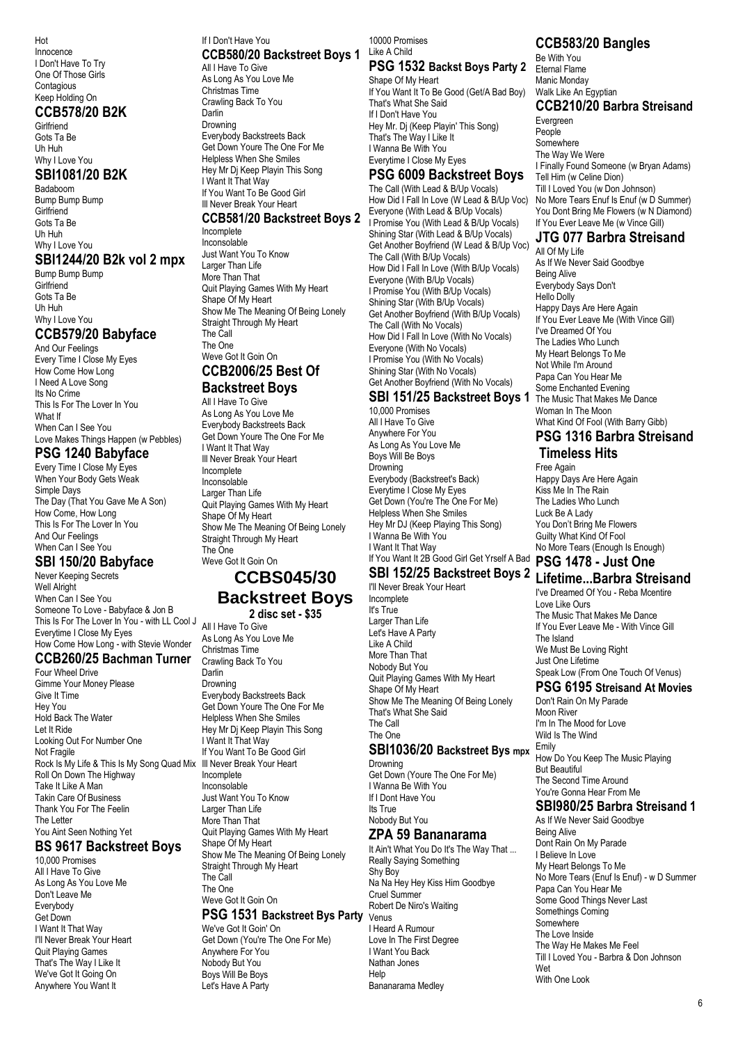Hot
Innocence
I Don't Have To Try
One Of Those Girls
Contagious
Keep Holding On

## CCB578/20 B2K

Girlfriend
Gots Ta Be
Uh Huh
Why I Love You

## SBI1081/20 B2K

Badaboom
Bump Bump Bump
Girlfriend
Gots Ta Be
Uh Huh
Why I Love You

## SBI1244/20 B2k vol 2 mpx

Bump Bump Bump
Girlfriend
Gots Ta Be
Uh Huh
Why I Love You

## CCB579/20 Babyface

And Our Feelings
Every Time I Close My Eyes
How Come How Long
I Need A Love Song
Its No Crime
This Is For The Lover In You
What If
When Can I See You
Love Makes Things Happen (w Pebbles)

## PSG 1240 Babyface

Every Time I Close My Eyes
When Your Body Gets Weak
Simple Days
The Day (That You Gave Me A Son)
How Come, How Long
This Is For The Lover In You
And Our Feelings
When Can I See You

## SBI 150/20 Babyface

Never Keeping Secrets
Well Alright
When Can I See You
Someone To Love - Babyface & Jon B
This Is For The Lover In You - with LL Cool J
Everytime I Close My Eyes
How Come How Long - with Stevie Wonder

## CCB260/25 Bachman Turner

Four Wheel Drive
Gimme Your Money Please
Give It Time
Hey You
Hold Back The Water
Let It Ride
Looking Out For Number One
Not Fragile
Rock Is My Life & This Is My Song Quad Mix
Roll On Down The Highway
Take It Like A Man
Takin Care Of Business
Thank You For The Feelin
The Letter
You Aint Seen Nothing Yet

## BS 9617 Backstreet Boys

10,000 Promises
All I Have To Give
As Long As You Love Me
Don't Leave Me
Everybody
Get Down
I Want It That Way
I'll Never Break Your Heart
Quit Playing Games
That's The Way I Like It
We've Got It Going On
Anywhere You Want It
If I Don't Have You

## CCB580/20 Backstreet Boys 1

All I Have To Give
As Long As You Love Me
Christmas Time
Crawling Back To You
Darlin
Drowning
Everybody Backstreets Back
Get Down Youre The One For Me
Helpless When She Smiles
Hey Mr Dj Keep Playin This Song
I Want It That Way
If You Want To Be Good Girl
Ill Never Break Your Heart

## CCB581/20 Backstreet Boys 2

Incomplete
Inconsolable
Just Want You To Know
Larger Than Life
More Than That
Quit Playing Games With My Heart
Shape Of My Heart
Show Me The Meaning Of Being Lonely
Straight Through My Heart
The Call
The One
Weve Got It Goin On

## CCB2006/25 Best Of Backstreet Boys

All I Have To Give
As Long As You Love Me
Everybody Backstreets Back
Get Down Youre The One For Me
I Want It That Way
Ill Never Break Your Heart
Incomplete
Inconsolable
Larger Than Life
Quit Playing Games With My Heart
Shape Of My Heart
Show Me The Meaning Of Being Lonely
Straight Through My Heart
The One
Weve Got It Goin On

# CCBS045/30 Backstreet Boys

**2 disc set - $35**

All I Have To Give
As Long As You Love Me
Christmas Time
Crawling Back To You
Darlin
Drowning
Everybody Backstreets Back
Get Down Youre The One For Me
Helpless When She Smiles
Hey Mr Dj Keep Playin This Song
I Want It That Way
If You Want To Be Good Girl
Ill Never Break Your Heart
Incomplete
Inconsolable
Just Want You To Know
Larger Than Life
More Than That
Quit Playing Games With My Heart
Shape Of My Heart
Show Me The Meaning Of Being Lonely
Straight Through My Heart
The Call
The One
Weve Got It Goin On

## PSG 1531 Backstreet Bys Party

We've Got It Goin' On
Get Down (You're The One For Me)
Anywhere For You
Nobody But You
Boys Will Be Boys
Let's Have A Party
10000 Promises
Like A Child

## PSG 1532 Backst Boys Party 2

Shape Of My Heart
If You Want It To Be Good (Get/A Bad Boy)
That's What She Said
If I Don't Have You
Hey Mr. Dj (Keep Playin' This Song)
That's The Way I Like It
I Wanna Be With You
Everytime I Close My Eyes

## PSG 6009 Backstreet Boys

The Call (With Lead & B/Up Vocals)
How Did I Fall In Love (W Lead & B/Up Voc)
Everyone (With Lead & B/Up Vocals)
I Promise You (With Lead & B/Up Vocals)
Shining Star (With Lead & B/Up Vocals)
Get Another Boyfriend (W Lead & B/Up Voc)
The Call (With B/Up Vocals)
How Did I Fall In Love (With B/Up Vocals)
Everyone (With B/Up Vocals)
I Promise You (With B/Up Vocals)
Shining Star (With B/Up Vocals)
Get Another Boyfriend (With B/Up Vocals)
The Call (With No Vocals)
How Did I Fall In Love (With No Vocals)
Everyone (With No Vocals)
I Promise You (With No Vocals)
Shining Star (With No Vocals)
Get Another Boyfriend (With No Vocals)

## SBI 151/25 Backstreet Boys 1

10,000 Promises
All I Have To Give
Anywhere For You
As Long As You Love Me
Boys Will Be Boys
Drowning
Everybody (Backstreet's Back)
Everytime I Close My Eyes
Get Down (You're The One For Me)
Helpless When She Smiles
Hey Mr DJ (Keep Playing This Song)
I Wanna Be With You
I Want It That Way
If You Want It 2B Good Girl Get Yrself A Bad

## SBI 152/25 Backstreet Boys 2

I'll Never Break Your Heart
Incomplete
It's True
Larger Than Life
Let's Have A Party
Like A Child
More Than That
Nobody But You
Quit Playing Games With My Heart
Shape Of My Heart
Show Me The Meaning Of Being Lonely
That's What She Said
The Call
The One

## SBI1036/20 Backstreet Bys mpx

Drowning
Get Down (Youre The One For Me)
I Wanna Be With You
If I Dont Have You
Its True
Nobody But You

## ZPA 59 Bananarama

It Ain't What You Do It's The Way That ...
Really Saying Something
Shy Boy
Na Na Hey Hey Kiss Him Goodbye
Cruel Summer
Robert De Niro's Waiting
Venus
I Heard A Rumour
Love In The First Degree
I Want You Back
Nathan Jones
Help
Bananarama Medley

## CCB583/20 Bangles

Be With You
Eternal Flame
Manic Monday
Walk Like An Egyptian

## CCB210/20 Barbra Streisand

Evergreen
People
Somewhere
The Way We Were
I Finally Found Someone (w Bryan Adams)
Tell Him (w Celine Dion)
Till I Loved You (w Don Johnson)
No More Tears Enuf Is Enuf (w D Summer)
You Dont Bring Me Flowers (w N Diamond)
If You Ever Leave Me (w Vince Gill)

## JTG 077 Barbra Streisand

All Of My Life
As If We Never Said Goodbye
Being Alive
Everybody Says Don't
Hello Dolly
Happy Days Are Here Again
If You Ever Leave Me (With Vince Gill)
I've Dreamed Of You
The Ladies Who Lunch
My Heart Belongs To Me
Not While I'm Around
Papa Can You Hear Me
Some Enchanted Evening
The Music That Makes Me Dance
Woman In The Moon
What Kind Of Fool (With Barry Gibb)

## PSG 1316 Barbra Streisand Timeless Hits

Free Again
Happy Days Are Here Again
Kiss Me In The Rain
The Ladies Who Lunch
Luck Be A Lady
You Don't Bring Me Flowers
Guilty What Kind Of Fool
No More Tears (Enough Is Enough)

## PSG 1478 - Just One Lifetime...Barbra Streisand

I've Dreamed Of You - Reba Mcentire
Love Like Ours
The Music That Makes Me Dance
If You Ever Leave Me - With Vince Gill
The Island
We Must Be Loving Right
Just One Lifetime
Speak Low (From One Touch Of Venus)

## PSG 6195 Streisand At Movies

Don't Rain On My Parade
Moon River
I'm In The Mood for Love
Wild Is The Wind
Emily
How Do You Keep The Music Playing
But Beautiful
The Second Time Around
You're Gonna Hear From Me

## SBI980/25 Barbra Streisand 1

As If We Never Said Goodbye
Being Alive
Dont Rain On My Parade
I Believe In Love
My Heart Belongs To Me
No More Tears (Enuf Is Enuf) - w D Summer
Papa Can You Hear Me
Some Good Things Never Last
Somethings Coming
Somewhere
The Love Inside
The Way He Makes Me Feel
Till I Loved You - Barbra & Don Johnson
Wet
With One Look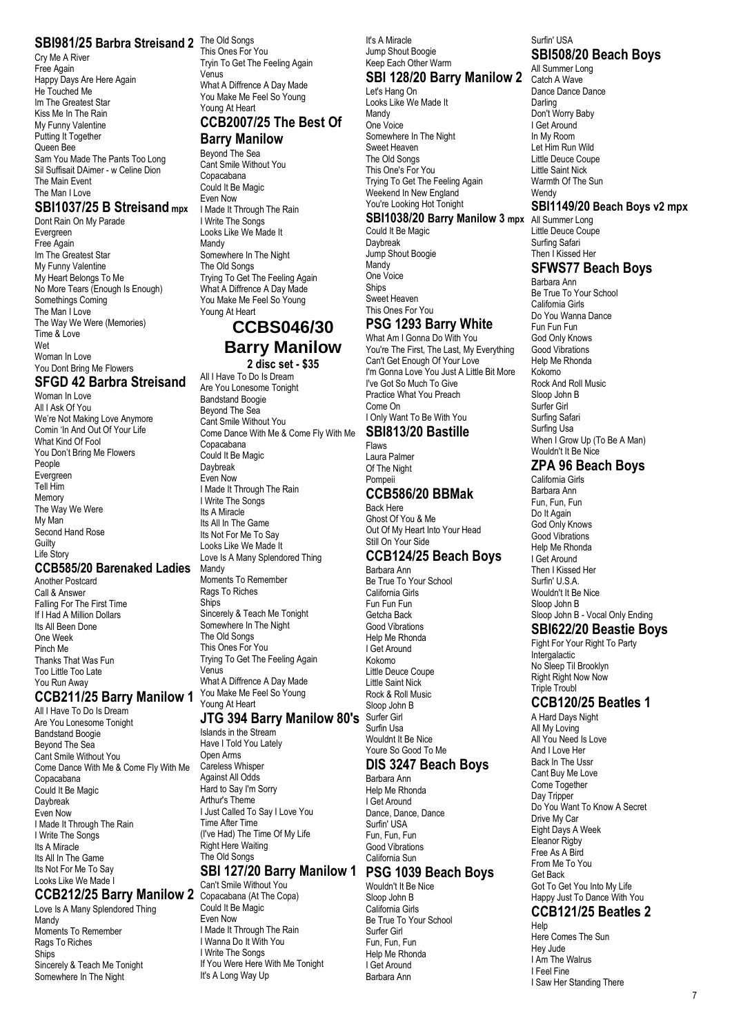## SBI981/25 Barbra Streisand 2

Cry Me A River
Free Again
Happy Days Are Here Again
He Touched Me
Im The Greatest Star
Kiss Me In The Rain
My Funny Valentine
Putting It Together
Queen Bee
Sam You Made The Pants Too Long
Sil Suffisait DAimer - w Celine Dion
The Main Event
The Man I Love

## SBI1037/25 B Streisand mpx

Dont Rain On My Parade
Evergreen
Free Again
Im The Greatest Star
My Funny Valentine
My Heart Belongs To Me
No More Tears (Enough Is Enough)
Somethings Coming
The Man I Love
The Way We Were (Memories)
Time & Love
Wet
Woman In Love
You Dont Bring Me Flowers

## SFGD 42 Barbra Streisand

Woman In Love
All I Ask Of You
We're Not Making Love Anymore
Comin 'In And Out Of Your Life
What Kind Of Fool
You Don't Bring Me Flowers
People
Evergreen
Tell Him
Memory
The Way We Were
My Man
Second Hand Rose
Guilty
Life Story

## CCB585/20 Barenaked Ladies

Another Postcard
Call & Answer
Falling For The First Time
If I Had A Million Dollars
Its All Been Done
One Week
Pinch Me
Thanks That Was Fun
Too Little Too Late
You Run Away

## CCB211/25 Barry Manilow 1

All I Have To Do Is Dream
Are You Lonesome Tonight
Bandstand Boogie
Beyond The Sea
Cant Smile Without You
Come Dance With Me & Come Fly With Me
Copacabana
Could It Be Magic
Daybreak
Even Now
I Made It Through The Rain
I Write The Songs
Its A Miracle
Its All In The Game
Its Not For Me To Say
Looks Like We Made I

## CCB212/25 Barry Manilow 2

Love Is A Many Splendored Thing
Mandy
Moments To Remember
Rags To Riches
Ships
Sincerely & Teach Me Tonight
Somewhere In The Night
The Old Songs
This Ones For You
Tryin To Get The Feeling Again
Venus
What A Diffrence A Day Made
You Make Me Feel So Young
Young At Heart

## CCB2007/25 The Best Of Barry Manilow

Beyond The Sea
Cant Smile Without You
Copacabana
Could It Be Magic
Even Now
I Made It Through The Rain
I Write The Songs
Looks Like We Made It
Mandy
Somewhere In The Night
The Old Songs
Trying To Get The Feeling Again
What A Diffrence A Day Made
You Make Me Feel So Young
Young At Heart

## CCBS046/30 Barry Manilow

**2 disc set - $35**

All I Have To Do Is Dream
Are You Lonesome Tonight
Bandstand Boogie
Beyond The Sea
Cant Smile Without You
Come Dance With Me & Come Fly With Me
Copacabana
Could It Be Magic
Daybreak
Even Now
I Made It Through The Rain
I Write The Songs
Its A Miracle
Its All In The Game
Its Not For Me To Say
Looks Like We Made It
Love Is A Many Splendored Thing
Mandy
Moments To Remember
Rags To Riches
Ships
Sincerely & Teach Me Tonight
Somewhere In The Night
The Old Songs
This Ones For You
Trying To Get The Feeling Again
Venus
What A Diffrence A Day Made
You Make Me Feel So Young
Young At Heart

## JTG 394 Barry Manilow 80's

Islands in the Stream
Have I Told You Lately
Open Arms
Careless Whisper
Against All Odds
Hard to Say I'm Sorry
Arthur's Theme
I Just Called To Say I Love You
Time After Time
(I've Had) The Time Of My Life
Right Here Waiting
The Old Songs

## SBI 127/20 Barry Manilow 1

Can't Smile Without You
Copacabana (At The Copa)
Could It Be Magic
Even Now
I Made It Through The Rain
I Wanna Do It With You
I Write The Songs
If You Were Here With Me Tonight
It's A Long Way Up
It's A Miracle
Jump Shout Boogie
Keep Each Other Warm

## SBI 128/20 Barry Manilow 2

Let's Hang On
Looks Like We Made It
Mandy
One Voice
Somewhere In The Night
Sweet Heaven
The Old Songs
This One's For You
Trying To Get The Feeling Again
Weekend In New England
You're Looking Hot Tonight

## SBI1038/20 Barry Manilow 3 mpx

Could It Be Magic
Daybreak
Jump Shout Boogie
Mandy
One Voice
Ships
Sweet Heaven
This Ones For You

## PSG 1293 Barry White

What Am I Gonna Do With You
You're The First, The Last, My Everything
Can't Get Enough Of Your Love
I'm Gonna Love You Just A Little Bit More
I've Got So Much To Give
Practice What You Preach
Come On
I Only Want To Be With You

## SBI813/20 Bastille

Flaws
Laura Palmer
Of The Night
Pompeii

## CCB586/20 BBMak

Back Here
Ghost Of You & Me
Out Of My Heart Into Your Head
Still On Your Side

## CCB124/25 Beach Boys

Barbara Ann
Be True To Your School
California Girls
Fun Fun Fun
Getcha Back
Good Vibrations
Help Me Rhonda
I Get Around
Kokomo
Little Deuce Coupe
Little Saint Nick
Rock & Roll Music
Sloop John B
Surfer Girl
Surfin Usa
Wouldnt It Be Nice
Youre So Good To Me

## DIS 3247 Beach Boys

Barbara Ann
Help Me Rhonda
I Get Around
Dance, Dance, Dance
Surfin' USA
Fun, Fun, Fun
Good Vibrations
California Sun

## PSG 1039 Beach Boys

Wouldn't It Be Nice
Sloop John B
California Girls
Be True To Your School
Surfer Girl
Fun, Fun, Fun
Help Me Rhonda
I Get Around
Barbara Ann
Surfin' USA

## SBI508/20 Beach Boys

All Summer Long
Catch A Wave
Dance Dance Dance
Darling
Don't Worry Baby
I Get Around
In My Room
Let Him Run Wild
Little Deuce Coupe
Little Saint Nick
Warmth Of The Sun
Wendy

## SBI1149/20 Beach Boys v2 mpx

All Summer Long
Little Deuce Coupe
Surfing Safari
Then I Kissed Her

## SFWS77 Beach Boys

Barbara Ann
Be True To Your School
California Girls
Do You Wanna Dance
Fun Fun Fun
God Only Knows
Good Vibrations
Help Me Rhonda
Kokomo
Rock And Roll Music
Sloop John B
Surfer Girl
Surfing Safari
Surfing Usa
When I Grow Up (To Be A Man)
Wouldn't It Be Nice

## ZPA 96 Beach Boys

California Girls
Barbara Ann
Fun, Fun, Fun
Do It Again
God Only Knows
Good Vibrations
Help Me Rhonda
I Get Around
Then I Kissed Her
Surfin' U.S.A.
Wouldn't It Be Nice
Sloop John B
Sloop John B - Vocal Only Ending

## SBI622/20 Beastie Boys

Fight For Your Right To Party
Intergalactic
No Sleep Til Brooklyn
Right Right Now Now
Triple Troubl

## CCB120/25 Beatles 1

A Hard Days Night
All My Loving
All You Need Is Love
And I Love Her
Back In The Ussr
Cant Buy Me Love
Come Together
Day Tripper
Do You Want To Know A Secret
Drive My Car
Eight Days A Week
Eleanor Rigby
Free As A Bird
From Me To You
Get Back
Got To Get You Into My Life
Happy Just To Dance With You

## CCB121/25 Beatles 2

Help
Here Comes The Sun
Hey Jude
I Am The Walrus
I Feel Fine
I Saw Her Standing There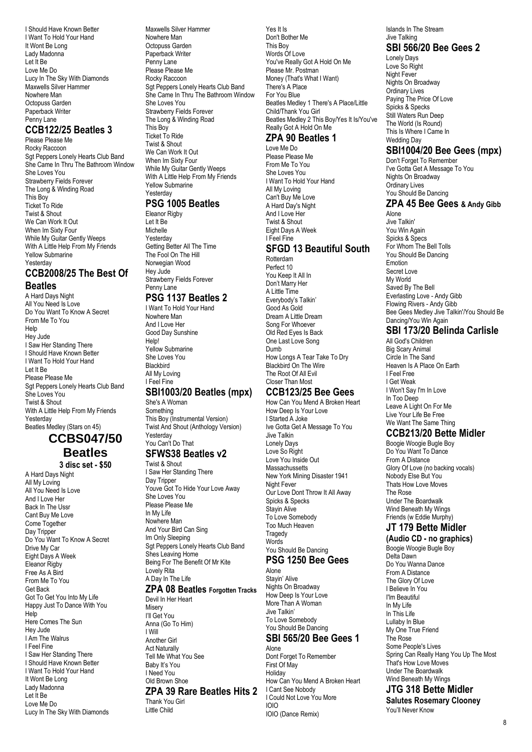I Should Have Known Better
I Want To Hold Your Hand
It Wont Be Long
Lady Madonna
Let It Be
Love Me Do
Lucy In The Sky With Diamonds
Maxwells Silver Hammer
Nowhere Man
Octopuss Garden
Paperback Writer
Penny Lane

## CCB122/25 Beatles 3

Please Please Me
Rocky Raccoon
Sgt Peppers Lonely Hearts Club Band
She Came In Thru The Bathroom Window
She Loves You
Strawberry Fields Forever
The Long & Winding Road
This Boy
Ticket To Ride
Twist & Shout
We Can Work It Out
When Im Sixty Four
While My Guitar Gently Weeps
With A Little Help From My Friends
Yellow Submarine
Yesterday

## CCB2008/25 The Best Of Beatles

A Hard Days Night
All You Need Is Love
Do You Want To Know A Secret
From Me To You
Help
Hey Jude
I Saw Her Standing There
I Should Have Known Better
I Want To Hold Your Hand
Let It Be
Please Please Me
Sgt Peppers Lonely Hearts Club Band
She Loves You
Twist & Shout
With A Little Help From My Friends
Yesterday
Beatles Medley (Stars on 45)

## CCBS047/50 Beatles

**3 disc set - $50**

A Hard Days Night
All My Loving
All You Need Is Love
And I Love Her
Back In The Ussr
Cant Buy Me Love
Come Together
Day Tripper
Do You Want To Know A Secret
Drive My Car
Eight Days A Week
Eleanor Rigby
Free As A Bird
From Me To You
Get Back
Got To Get You Into My Life
Happy Just To Dance With You
Help
Here Comes The Sun
Hey Jude
I Am The Walrus
I Feel Fine
I Saw Her Standing There
I Should Have Known Better
I Want To Hold Your Hand
It Wont Be Long
Lady Madonna
Let It Be
Love Me Do
Lucy In The Sky With Diamonds
Maxwells Silver Hammer
Nowhere Man
Octopuss Garden
Paperback Writer
Penny Lane
Please Please Me
Rocky Raccoon
Sgt Peppers Lonely Hearts Club Band
She Came In Thru The Bathroom Window
She Loves You
Strawberry Fields Forever
The Long & Winding Road
This Boy
Ticket To Ride
Twist & Shout
We Can Work It Out
When Im Sixty Four
While My Guitar Gently Weeps
With A Little Help From My Friends
Yellow Submarine
Yesterday

## PSG 1005 Beatles

Eleanor Rigby
Let It Be
Michelle
Yesterday
Getting Better All The Time
The Fool On The Hill
Norwegian Wood
Hey Jude
Strawberry Fields Forever
Penny Lane

## PSG 1137 Beatles 2

I Want To Hold Your Hand
Nowhere Man
And I Love Her
Good Day Sunshine
Help!
Yellow Submarine
She Loves You
Blackbird
All My Loving
I Feel Fine

## SBI1003/20 Beatles (mpx)

She's A Woman
Something
This Boy (Instrumental Version)
Twist And Shout (Anthology Version)
Yesterday
You Can't Do That

## SFWS38 Beatles v2

Twist & Shout
I Saw Her Standing There
Day Tripper
Youve Got To Hide Your Love Away
She Loves You
Please Please Me
In My Life
Nowhere Man
And Your Bird Can Sing
Im Only Sleeping
Sgt Peppers Lonely Hearts Club Band
Shes Leaving Home
Being For The Benefit Of Mr Kite
Lovely Rita
A Day In The Life

## ZPA 08 Beatles Forgotten Tracks

Devil In Her Heart
Misery
I'll Get You
Anna (Go To Him)
I Will
Another Girl
Act Naturally
Tell Me What You See
Baby It's You
I Need You
Old Brown Shoe

## ZPA 39 Rare Beatles Hits 2

Thank You Girl
Little Child
Yes It Is
Don't Bother Me
This Boy
Words Of Love
You've Really Got A Hold On Me
Please Mr. Postman
Money (That's What I Want)
There's A Place
For You Blue
Beatles Medley 1 There's A Place/Little Child/Thank You Girl
Beatles Medley 2 This Boy/Yes It Is/You've Really Got A Hold On Me

## ZPA 90 Beatles 1

Love Me Do
Please Please Me
From Me To You
She Loves You
I Want To Hold Your Hand
All My Loving
Can't Buy Me Love
A Hard Day's Night
And I Love Her
Twist & Shout
Eight Days A Week
I Feel Fine

## SFGD 13 Beautiful South

Rotterdam
Perfect 10
You Keep It All In
Don't Marry Her
A Little Time
Everybody's Talkin'
Good As Gold
Dream A Little Dream
Song For Whoever
Old Red Eyes Is Back
One Last Love Song
Dumb
How Longs A Tear Take To Dry
Blackbird On The Wire
The Root Of All Evil
Closer Than Most

## CCB123/25 Bee Gees

How Can You Mend A Broken Heart
How Deep Is Your Love
I Started A Joke
Ive Gotta Get A Message To You
Jive Talkin
Lonely Days
Love So Right
Love You Inside Out
Massachussetts
New York Mining Disaster 1941
Night Fever
Our Love Dont Throw It All Away
Spicks & Specks
Stayin Alive
To Love Somebody
Too Much Heaven
Tragedy
Words
You Should Be Dancing

## PSG 1250 Bee Gees

Alone
Stayin' Alive
Nights On Broadway
How Deep Is Your Love
More Than A Woman
Jive Talkin'
To Love Somebody
You Should Be Dancing

## SBI 565/20 Bee Gees 1

Alone
Dont Forget To Remember
First Of May
Holiday
How Can You Mend A Broken Heart
I Cant See Nobody
I Could Not Love You More
IOIO
IOIO (Dance Remix)
Islands In The Stream
Jive Talking

## SBI 566/20 Bee Gees 2

Lonely Days
Love So Right
Night Fever
Nights On Broadway
Ordinary Lives
Paying The Price Of Love
Spicks & Specks
Still Waters Run Deep
The World (Is Round)
This Is Where I Came In
Wedding Day

## SBI1004/20 Bee Gees (mpx)

Don't Forget To Remember
I've Gotta Get A Message To You
Nights On Broadway
Ordinary Lives
You Should Be Dancing

## ZPA 45 Bee Gees & Andy Gibb

Alone
Jive Talkin'
You Win Again
Spicks & Specs
For Whom The Bell Tolls
You Should Be Dancing
Emotion
Secret Love
My World
Saved By The Bell
Everlasting Love - Andy Gibb
Flowing Rivers - Andy Gibb
Bee Gees Medley Jive Talkin'/You Should Be Dancing/You Win Again

## SBI 173/20 Belinda Carlisle

All God's Children
Big Scary Animal
Circle In The Sand
Heaven Is A Place On Earth
I Feel Free
I Get Weak
I Won't Say I'm In Love
In Too Deep
Leave A Light On For Me
Live Your Life Be Free
We Want The Same Thing

## CCB213/20 Bette Midler

Boogie Woogie Bugle Boy
Do You Want To Dance
From A Distance
Glory Of Love (no backing vocals)
Nobody Else But You
Thats How Love Moves
The Rose
Under The Boardwalk
Wind Beneath My Wings
Friends (w Eddie Murphy)

## JT 179 Bette Midler

**(Audio CD - no graphics)**

Boogie Woogie Bugle Boy
Delta Dawn
Do You Wanna Dance
From A Distance
The Glory Of Love
I Believe In You
I'lm Beautiful
In My Life
In This Life
Lullaby In Blue
My One True Friend
The Rose
Some People's Lives
Spring Can Really Hang You Up The Most
That's How Love Moves
Under The Boardwalk
Wind Beneath My Wings

## JTG 318 Bette Midler

**Salutes Rosemary Clooney**

You'll Never Know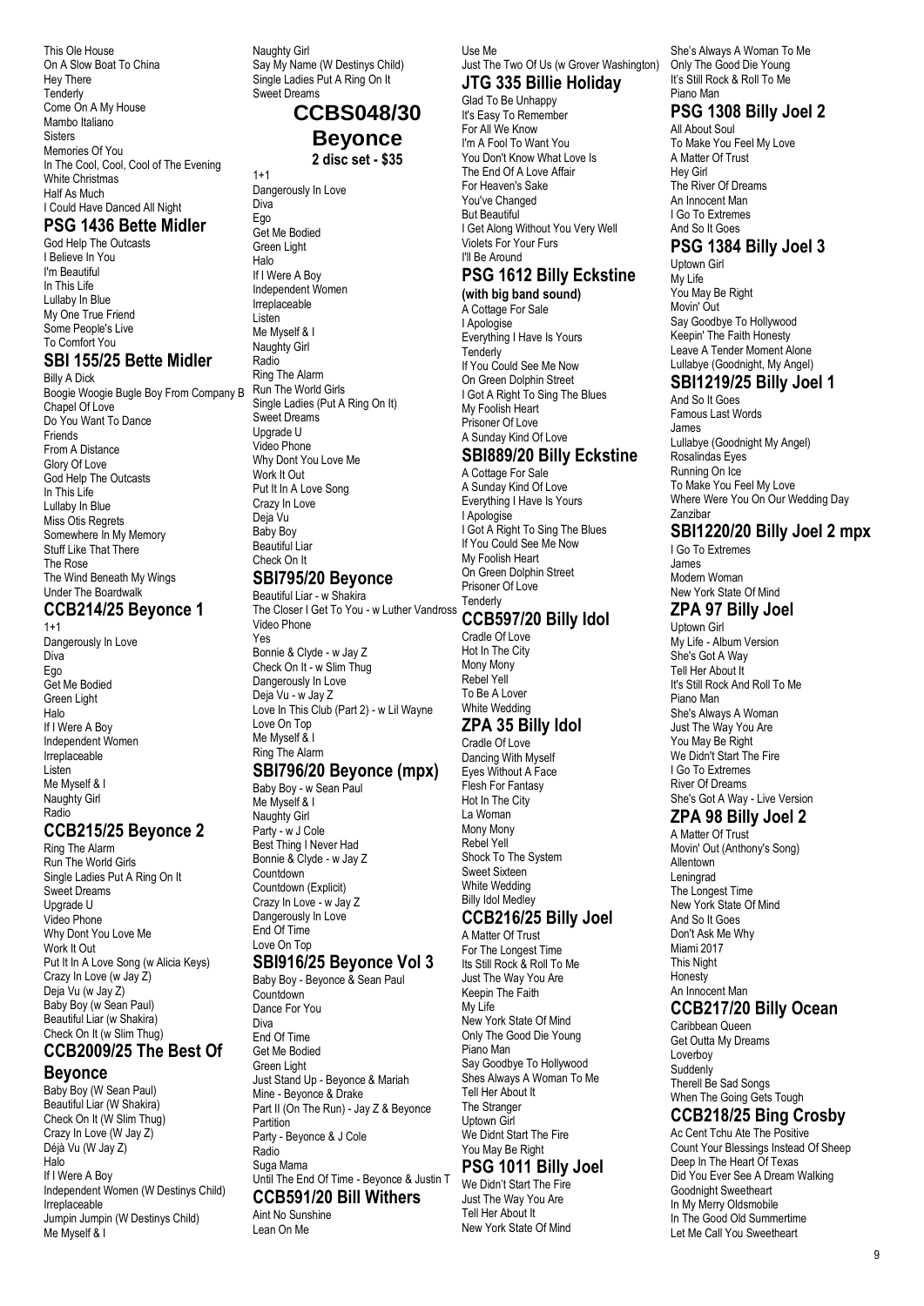This Ole House
On A Slow Boat To China
Hey There
Tenderly
Come On A My House
Mambo Italiano
Sisters
Memories Of You
In The Cool, Cool, Cool of The Evening
White Christmas
Half As Much
I Could Have Danced All Night

## PSG 1436 Bette Midler

God Help The Outcasts
I Believe In You
I'm Beautiful
In This Life
Lullaby In Blue
My One True Friend
Some People's Live
To Comfort You

## SBI 155/25 Bette Midler

Billy A Dick
Boogie Woogie Bugle Boy From Company B
Chapel Of Love
Do You Want To Dance
Friends
From A Distance
Glory Of Love
God Help The Outcasts
In This Life
Lullaby In Blue
Miss Otis Regrets
Somewhere In My Memory
Stuff Like That There
The Rose
The Wind Beneath My Wings
Under The Boardwalk

## CCB214/25 Beyonce 1

1+1
Dangerously In Love
Diva
Ego
Get Me Bodied
Green Light
Halo
If I Were A Boy
Independent Women
Irreplaceable
Listen
Me Myself & I
Naughty Girl
Radio

## CCB215/25 Beyonce 2

Ring The Alarm
Run The World Girls
Single Ladies Put A Ring On It
Sweet Dreams
Upgrade U
Video Phone
Why Dont You Love Me
Work It Out
Put It In A Love Song (w Alicia Keys)
Crazy In Love (w Jay Z)
Deja Vu (w Jay Z)
Baby Boy (w Sean Paul)
Beautiful Liar (w Shakira)
Check On It (w Slim Thug)

## CCB2009/25 The Best Of Beyonce

Baby Boy (W Sean Paul)
Beautiful Liar (W Shakira)
Check On It (W Slim Thug)
Crazy In Love (W Jay Z)
Déjà Vu (W Jay Z)
Halo
If I Were A Boy
Independent Women (W Destinys Child)
Irreplaceable
Jumpin Jumpin (W Destinys Child)
Me Myself & I
Naughty Girl
Say My Name (W Destinys Child)
Single Ladies Put A Ring On It
Sweet Dreams

## CCBS048/30 Beyonce

**2 disc set - $35**

1+1
Dangerously In Love
Diva
Ego
Get Me Bodied
Green Light
Halo
If I Were A Boy
Independent Women
Irreplaceable
Listen
Me Myself & I
Naughty Girl
Radio
Ring The Alarm
Run The World Girls
Single Ladies (Put A Ring On It)
Sweet Dreams
Upgrade U
Video Phone
Why Dont You Love Me
Work It Out
Put It In A Love Song
Crazy In Love
Deja Vu
Baby Boy
Beautiful Liar
Check On It

## SBI795/20 Beyonce

Beautiful Liar - w Shakira
The Closer I Get To You - w Luther Vandross
Video Phone
Yes
Bonnie & Clyde - w Jay Z
Check On It - w Slim Thug
Dangerously In Love
Deja Vu - w Jay Z
Love In This Club (Part 2) - w Lil Wayne
Love On Top
Me Myself & I
Ring The Alarm

## SBI796/20 Beyonce (mpx)

Baby Boy - w Sean Paul
Me Myself & I
Naughty Girl
Party - w J Cole
Best Thing I Never Had
Bonnie & Clyde - w Jay Z
Countdown
Countdown (Explicit)
Crazy In Love - w Jay Z
Dangerously In Love
End Of Time
Love On Top

## SBI916/25 Beyonce Vol 3

Baby Boy - Beyonce & Sean Paul
Countdown
Dance For You
Diva
End Of Time
Get Me Bodied
Green Light
Just Stand Up - Beyonce & Mariah
Mine - Beyonce & Drake
Part II (On The Run) - Jay Z & Beyonce
Partition
Party - Beyonce & J Cole
Radio
Suga Mama
Until The End Of Time - Beyonce & Justin T

## CCB591/20 Bill Withers

Aint No Sunshine
Lean On Me
Use Me
Just The Two Of Us (w Grover Washington)

## JTG 335 Billie Holiday

Glad To Be Unhappy
It's Easy To Remember
For All We Know
I'm A Fool To Want You
You Don't Know What Love Is
The End Of A Love Affair
For Heaven's Sake
You've Changed
But Beautiful
I Get Along Without You Very Well
Violets For Your Furs
I'll Be Around

## PSG 1612 Billy Eckstine

**(with big band sound)**

A Cottage For Sale
I Apologise
Everything I Have Is Yours
Tenderly
If You Could See Me Now
On Green Dolphin Street
I Got A Right To Sing The Blues
My Foolish Heart
Prisoner Of Love
A Sunday Kind Of Love

## SBI889/20 Billy Eckstine

A Cottage For Sale
A Sunday Kind Of Love
Everything I Have Is Yours
I Apologise
I Got A Right To Sing The Blues
If You Could See Me Now
My Foolish Heart
On Green Dolphin Street
Prisoner Of Love
Tenderly

## CCB597/20 Billy Idol

Cradle Of Love
Hot In The City
Mony Mony
Rebel Yell
To Be A Lover
White Wedding

## ZPA 35 Billy Idol

Cradle Of Love
Dancing With Myself
Eyes Without A Face
Flesh For Fantasy
Hot In The City
La Woman
Mony Mony
Rebel Yell
Shock To The System
Sweet Sixteen
White Wedding
Billy Idol Medley

## CCB216/25 Billy Joel

A Matter Of Trust
For The Longest Time
Its Still Rock & Roll To Me
Just The Way You Are
Keepin The Faith
My Life
New York State Of Mind
Only The Good Die Young
Piano Man
Say Goodbye To Hollywood
Shes Always A Woman To Me
Tell Her About It
The Stranger
Uptown Girl
We Didnt Start The Fire
You May Be Right

## PSG 1011 Billy Joel

We Didn't Start The Fire
Just The Way You Are
Tell Her About It
New York State Of Mind
She's Always A Woman To Me
Only The Good Die Young
It's Still Rock & Roll To Me
Piano Man

## PSG 1308 Billy Joel 2

All About Soul
To Make You Feel My Love
A Matter Of Trust
Hey Girl
The River Of Dreams
An Innocent Man
I Go To Extremes
And So It Goes

## PSG 1384 Billy Joel 3

Uptown Girl
My Life
You May Be Right
Movin' Out
Say Goodbye To Hollywood
Keepin' The Faith Honesty
Leave A Tender Moment Alone
Lullabye (Goodnight, My Angel)

## SBI1219/25 Billy Joel 1

And So It Goes
Famous Last Words
James
Lullabye (Goodnight My Angel)
Rosalindas Eyes
Running On Ice
To Make You Feel My Love
Where Were You On Our Wedding Day
Zanzibar

## SBI1220/20 Billy Joel 2 mpx

I Go To Extremes
James
Modern Woman
New York State Of Mind

## ZPA 97 Billy Joel

Uptown Girl
My Life - Album Version
She's Got A Way
Tell Her About It
It's Still Rock And Roll To Me
Piano Man
She's Always A Woman
Just The Way You Are
You May Be Right
We Didn't Start The Fire
I Go To Extremes
River Of Dreams
She's Got A Way - Live Version

## ZPA 98 Billy Joel 2

A Matter Of Trust
Movin' Out (Anthony's Song)
Allentown
Leningrad
The Longest Time
New York State Of Mind
And So It Goes
Don't Ask Me Why
Miami 2017
This Night
Honesty
An Innocent Man

## CCB217/20 Billy Ocean

Caribbean Queen
Get Outta My Dreams
Loverboy
Suddenly
Therell Be Sad Songs
When The Going Gets Tough

## CCB218/25 Bing Crosby

Ac Cent Tchu Ate The Positive
Count Your Blessings Instead Of Sheep
Deep In The Heart Of Texas
Did You Ever See A Dream Walking
Goodnight Sweetheart
In My Merry Oldsmobile
In The Good Old Summertime
Let Me Call You Sweetheart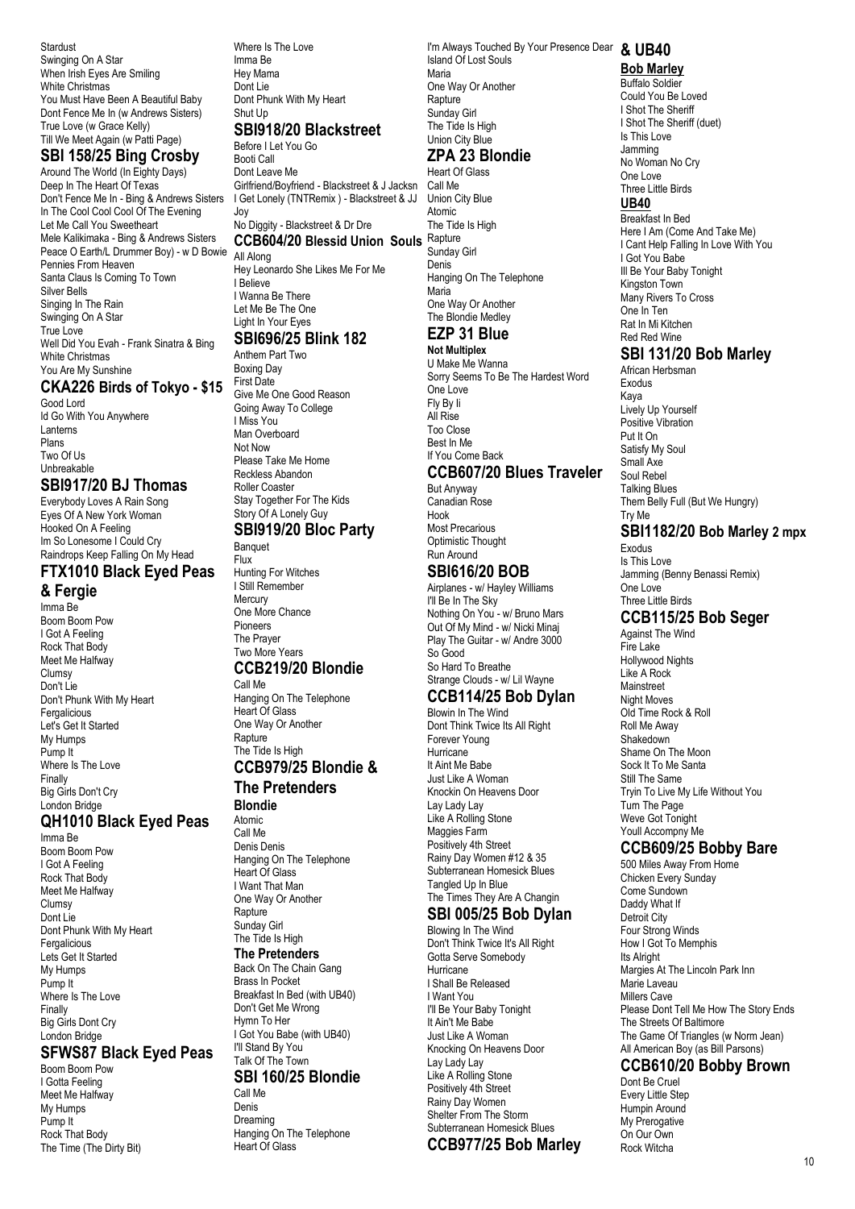Stardust
Swinging On A Star
When Irish Eyes Are Smiling
White Christmas
You Must Have Been A Beautiful Baby
Dont Fence Me In (w Andrews Sisters)
True Love (w Grace Kelly)
Till We Meet Again (w Patti Page)

## SBI 158/25 Bing Crosby

Around The World (In Eighty Days)
Deep In The Heart Of Texas
Don't Fence Me In - Bing & Andrews Sisters
In The Cool Cool Cool Of The Evening
Let Me Call You Sweetheart
Mele Kalikimaka - Bing & Andrews Sisters
Peace O Earth/L Drummer Boy) - w D Bowie
Pennies From Heaven
Santa Claus Is Coming To Town
Silver Bells
Singing In The Rain
Swinging On A Star
True Love
Well Did You Evah - Frank Sinatra & Bing
White Christmas
You Are My Sunshine

## CKA226 Birds of Tokyo - $15

Good Lord
Id Go With You Anywhere
Lanterns
Plans
Two Of Us
Unbreakable

## SBI917/20 BJ Thomas

Everybody Loves A Rain Song
Eyes Of A New York Woman
Hooked On A Feeling
Im So Lonesome I Could Cry
Raindrops Keep Falling On My Head

## FTX1010 Black Eyed Peas & Fergie

Imma Be
Boom Boom Pow
I Got A Feeling
Rock That Body
Meet Me Halfway
Clumsy
Don't Lie
Don't Phunk With My Heart
Fergalicious
Let's Get It Started
My Humps
Pump It
Where Is The Love
Finally
Big Girls Don't Cry
London Bridge

## QH1010 Black Eyed Peas

Imma Be
Boom Boom Pow
I Got A Feeling
Rock That Body
Meet Me Halfway
Clumsy
Dont Lie
Dont Phunk With My Heart
Fergalicious
Lets Get It Started
My Humps
Pump It
Where Is The Love
Finally
Big Girls Dont Cry
London Bridge

## SFWS87 Black Eyed Peas

Boom Boom Pow
I Gotta Feeling
Meet Me Halfway
My Humps
Pump It
Rock That Body
The Time (The Dirty Bit)
Where Is The Love
Imma Be
Hey Mama
Dont Lie
Dont Phunk With My Heart
Shut Up

## SBI918/20 Blackstreet

Before I Let You Go
Booti Call
Dont Leave Me
Girlfriend/Boyfriend - Blackstreet & J Jacksn
I Get Lonely (TNTRemix ) - Blackstreet & JJ
Joy
No Diggity - Blackstreet & Dr Dre

## CCB604/20 Blessid Union Souls

All Along
Hey Leonardo She Likes Me For Me
I Believe
I Wanna Be There
Let Me Be The One
Light In Your Eyes

## SBI696/25 Blink 182

Anthem Part Two
Boxing Day
First Date
Give Me One Good Reason
Going Away To College
I Miss You
Man Overboard
Not Now
Please Take Me Home
Reckless Abandon
Roller Coaster
Stay Together For The Kids
Story Of A Lonely Guy

## SBI919/20 Bloc Party

Banquet
Flux
Hunting For Witches
I Still Remember
Mercury
One More Chance
Pioneers
The Prayer
Two More Years

## CCB219/20 Blondie

Call Me
Hanging On The Telephone
Heart Of Glass
One Way Or Another
Rapture
The Tide Is High

## CCB979/25 Blondie & The Pretenders

**Blondie**

Atomic
Call Me
Denis Denis
Hanging On The Telephone
Heart Of Glass
I Want That Man
One Way Or Another
Rapture
Sunday Girl
The Tide Is High

**The Pretenders**

Back On The Chain Gang
Brass In Pocket
Breakfast In Bed (with UB40)
Don't Get Me Wrong
Hymn To Her
I Got You Babe (with UB40)
I'll Stand By You
Talk Of The Town

## SBI 160/25 Blondie

Call Me
Denis
Dreaming
Hanging On The Telephone
Heart Of Glass
I'm Always Touched By Your Presence Dear
Island Of Lost Souls
Maria
One Way Or Another
Rapture
Sunday Girl
The Tide Is High
Union City Blue

## ZPA 23 Blondie

Heart Of Glass
Call Me
Union City Blue
Atomic
The Tide Is High
Rapture
Sunday Girl
Denis
Hanging On The Telephone
Maria
One Way Or Another
The Blondie Medley

## EZP 31 Blue

**Not Multiplex**

U Make Me Wanna
Sorry Seems To Be The Hardest Word
One Love
Fly By Ii
All Rise
Too Close
Best In Me
If You Come Back

## CCB607/20 Blues Traveler

But Anyway
Canadian Rose
Hook
Most Precarious
Optimistic Thought
Run Around

## SBI616/20 BOB

Airplanes - w/ Hayley Williams
I'll Be In The Sky
Nothing On You - w/ Bruno Mars
Out Of My Mind - w/ Nicki Minaj
Play The Guitar - w/ Andre 3000
So Good
So Hard To Breathe
Strange Clouds - w/ Lil Wayne

## CCB114/25 Bob Dylan

Blowin In The Wind
Dont Think Twice Its All Right
Forever Young
Hurricane
It Aint Me Babe
Just Like A Woman
Knockin On Heavens Door
Lay Lady Lay
Like A Rolling Stone
Maggies Farm
Positively 4th Street
Rainy Day Women #12 & 35
Subterranean Homesick Blues
Tangled Up In Blue
The Times They Are A Changin

## SBI 005/25 Bob Dylan

Blowing In The Wind
Don't Think Twice It's All Right
Gotta Serve Somebody
Hurricane
I Shall Be Released
I Want You
I'll Be Your Baby Tonight
It Ain't Me Babe
Just Like A Woman
Knocking On Heavens Door
Lay Lady Lay
Like A Rolling Stone
Positively 4th Street
Rainy Day Women
Shelter From The Storm
Subterranean Homesick Blues

## CCB977/25 Bob Marley & UB40

**Bob Marley**

Buffalo Soldier
Could You Be Loved
I Shot The Sheriff
I Shot The Sheriff (duet)
Is This Love
Jamming
No Woman No Cry
One Love
Three Little Birds

**UB40**

Breakfast In Bed
Here I Am (Come And Take Me)
I Cant Help Falling In Love With You
I Got You Babe
Ill Be Your Baby Tonight
Kingston Town
Many Rivers To Cross
One In Ten
Rat In Mi Kitchen
Red Red Wine

## SBI 131/20 Bob Marley

African Herbsman
Exodus
Kaya
Lively Up Yourself
Positive Vibration
Put It On
Satisfy My Soul
Small Axe
Soul Rebel
Talking Blues
Them Belly Full (But We Hungry)
Try Me

## SBI1182/20 Bob Marley 2 mpx

Exodus
Is This Love
Jamming (Benny Benassi Remix)
One Love
Three Little Birds

## CCB115/25 Bob Seger

Against The Wind
Fire Lake
Hollywood Nights
Like A Rock
Mainstreet
Night Moves
Old Time Rock & Roll
Roll Me Away
Shakedown
Shame On The Moon
Sock It To Me Santa
Still The Same
Tryin To Live My Life Without You
Turn The Page
Weve Got Tonight
Youll Accompny Me

## CCB609/25 Bobby Bare

500 Miles Away From Home
Chicken Every Sunday
Come Sundown
Daddy What If
Detroit City
Four Strong Winds
How I Got To Memphis
Its Alright
Margies At The Lincoln Park Inn
Marie Laveau
Millers Cave
Please Dont Tell Me How The Story Ends
The Streets Of Baltimore
The Game Of Triangles (w Norm Jean)
All American Boy (as Bill Parsons)

## CCB610/20 Bobby Brown

Dont Be Cruel
Every Little Step
Humpin Around
My Prerogative
On Our Own
Rock Witcha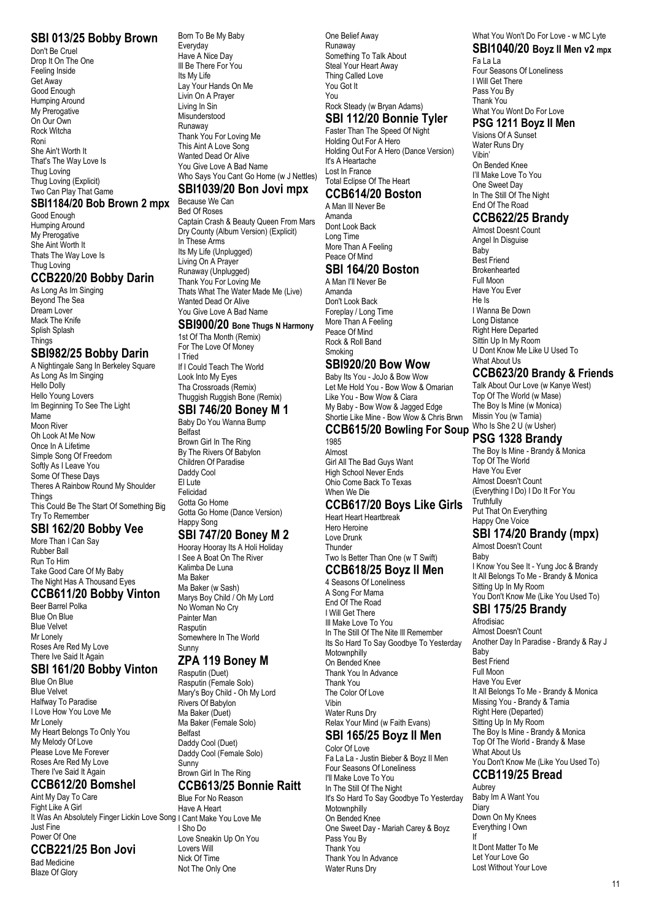## SBI 013/25 Bobby Brown

Don't Be Cruel
Drop It On The One
Feeling Inside
Get Away
Good Enough
Humping Around
My Prerogative
On Our Own
Rock Witcha
Roni
She Ain't Worth It
That's The Way Love Is
Thug Loving
Thug Loving (Explicit)
Two Can Play That Game

## SBI1184/20 Bob Brown 2 mpx

Good Enough
Humping Around
My Prerogative
She Aint Worth It
Thats The Way Love Is
Thug Loving

## CCB220/20 Bobby Darin

As Long As Im Singing
Beyond The Sea
Dream Lover
Mack The Knife
Splish Splash
Things

## SBI982/25 Bobby Darin

A Nightingale Sang In Berkeley Square
As Long As Im Singing
Hello Dolly
Hello Young Lovers
Im Beginning To See The Light
Mame
Moon River
Oh Look At Me Now
Once In A Lifetime
Simple Song Of Freedom
Softly As I Leave You
Some Of These Days
Theres A Rainbow Round My Shoulder
Things
This Could Be The Start Of Something Big
Try To Remember

## SBI 162/20 Bobby Vee

More Than I Can Say
Rubber Ball
Run To Him
Take Good Care Of My Baby
The Night Has A Thousand Eyes

## CCB611/20 Bobby Vinton

Beer Barrel Polka
Blue On Blue
Blue Velvet
Mr Lonely
Roses Are Red My Love
There Ive Said It Again

## SBI 161/20 Bobby Vinton

Blue On Blue
Blue Velvet
Halfway To Paradise
I Love How You Love Me
Mr Lonely
My Heart Belongs To Only You
My Melody Of Love
Please Love Me Forever
Roses Are Red My Love
There I've Said It Again

## CCB612/20 Bomshel

Aint My Day To Care
Fight Like A Girl
It Was An Absolutely Finger Lickin Love Song
Just Fine
Power Of One

## CCB221/25 Bon Jovi

Bad Medicine
Blaze Of Glory
Born To Be My Baby
Everyday
Have A Nice Day
Ill Be There For You
Its My Life
Lay Your Hands On Me
Livin On A Prayer
Living In Sin
Misunderstood
Runaway
Thank You For Loving Me
This Aint A Love Song
Wanted Dead Or Alive
You Give Love A Bad Name
Who Says You Cant Go Home (w J Nettles)

## SBI1039/20 Bon Jovi mpx

Because We Can
Bed Of Roses
Captain Crash & Beauty Queen From Mars
Dry County (Album Version) (Explicit)
In These Arms
Its My Life (Unplugged)
Living On A Prayer
Runaway (Unplugged)
Thank You For Loving Me
Thats What The Water Made Me (Live)
Wanted Dead Or Alive
You Give Love A Bad Name

## SBI900/20 Bone Thugs N Harmony

1st Of Tha Month (Remix)
For The Love Of Money
I Tried
If I Could Teach The World
Look Into My Eyes
Tha Crossroads (Remix)
Thuggish Ruggish Bone (Remix)

## SBI 746/20 Boney M 1

Baby Do You Wanna Bump
Belfast
Brown Girl In The Ring
By The Rivers Of Babylon
Children Of Paradise
Daddy Cool
El Lute
Felicidad
Gotta Go Home
Gotta Go Home (Dance Version)
Happy Song

## SBI 747/20 Boney M 2

Hooray Hooray Its A Holi Holiday
I See A Boat On The River
Kalimba De Luna
Ma Baker
Ma Baker (w Sash)
Marys Boy Child / Oh My Lord
No Woman No Cry
Painter Man
Rasputin
Somewhere In The World
Sunny

## ZPA 119 Boney M

Rasputin (Duet)
Rasputin (Female Solo)
Mary's Boy Child - Oh My Lord
Rivers Of Babylon
Ma Baker (Duet)
Ma Baker (Female Solo)
Belfast
Daddy Cool (Duet)
Daddy Cool (Female Solo)
Sunny
Brown Girl In The Ring

## CCB613/25 Bonnie Raitt

Blue For No Reason
Have A Heart
I Cant Make You Love Me
I Sho Do
Love Sneakin Up On You
Lovers Will
Nick Of Time
Not The Only One
One Belief Away
Runaway
Something To Talk About
Steal Your Heart Away
Thing Called Love
You Got It
You
Rock Steady (w Bryan Adams)

## SBI 112/20 Bonnie Tyler

Faster Than The Speed Of Night
Holding Out For A Hero
Holding Out For A Hero (Dance Version)
It's A Heartache
Lost In France
Total Eclipse Of The Heart

## CCB614/20 Boston

A Man Ill Never Be
Amanda
Dont Look Back
Long Time
More Than A Feeling
Peace Of Mind

## SBI 164/20 Boston

A Man I'll Never Be
Amanda
Don't Look Back
Foreplay / Long Time
More Than A Feeling
Peace Of Mind
Rock & Roll Band
Smoking

## SBI920/20 Bow Wow

Baby Its You - JoJo & Bow Wow
Let Me Hold You - Bow Wow & Omarian
Like You - Bow Wow & Ciara
My Baby - Bow Wow & Jagged Edge
Shortie Like Mine - Bow Wow & Chris Brwn

## CCB615/20 Bowling For Soup

1985
Almost
Girl All The Bad Guys Want
High School Never Ends
Ohio Come Back To Texas
When We Die

## CCB617/20 Boys Like Girls

Heart Heart Heartbreak
Hero Heroine
Love Drunk
Thunder
Two Is Better Than One (w T Swift)

## CCB618/25 Boyz II Men

4 Seasons Of Loneliness
A Song For Mama
End Of The Road
I Will Get There
Ill Make Love To You
In The Still Of The Nite Ill Remember
Its So Hard To Say Goodbye To Yesterday
Motownphilly
On Bended Knee
Thank You In Advance
Thank You
The Color Of Love
Vibin
Water Runs Dry
Relax Your Mind (w Faith Evans)

## SBI 165/25 Boyz II Men

Color Of Love
Fa La La - Justin Bieber & Boyz II Men
Four Seasons Of Loneliness
I'll Make Love To You
In The Still Of The Night
It's So Hard To Say Goodbye To Yesterday
Motownphilly
On Bended Knee
One Sweet Day - Mariah Carey & Boyz
Pass You By
Thank You
Thank You In Advance
Water Runs Dry
What You Won't Do For Love - w MC Lyte

## SBI1040/20 Boyz II Men v2 mpx

Fa La La
Four Seasons Of Loneliness
I Will Get There
Pass You By
Thank You
What You Wont Do For Love

## PSG 1211 Boyz II Men

Visions Of A Sunset
Water Runs Dry
Vibin'
On Bended Knee
I'll Make Love To You
One Sweet Day
In The Still Of The Night
End Of The Road

## CCB622/25 Brandy

Almost Doesnt Count
Angel In Disguise
Baby
Best Friend
Brokenhearted
Full Moon
Have You Ever
He Is
I Wanna Be Down
Long Distance
Right Here Departed
Sittin Up In My Room
U Dont Know Me Like U Used To
What About Us

## CCB623/20 Brandy & Friends

Talk About Our Love (w Kanye West)
Top Of The World (w Mase)
The Boy Is Mine (w Monica)
Missin You (w Tamia)
Who Is She 2 U (w Usher)

## PSG 1328 Brandy

The Boy Is Mine - Brandy & Monica
Top Of The World
Have You Ever
Almost Doesn't Count
(Everything I Do) I Do It For You
Truthfully
Put That On Everything
Happy One Voice

## SBI 174/20 Brandy (mpx)

Almost Doesn't Count
Baby
I Know You See It - Yung Joc & Brandy
It All Belongs To Me - Brandy & Monica
Sitting Up In My Room
You Don't Know Me (Like You Used To)

## SBI 175/25 Brandy

Afrodisiac
Almost Doesn't Count
Another Day In Paradise - Brandy & Ray J
Baby
Best Friend
Full Moon
Have You Ever
It All Belongs To Me - Brandy & Monica
Missing You - Brandy & Tamia
Right Here (Departed)
Sitting Up In My Room
The Boy Is Mine - Brandy & Monica
Top Of The World - Brandy & Mase
What About Us
You Don't Know Me (Like You Used To)

## CCB119/25 Bread

Aubrey
Baby Im A Want You
Diary
Down On My Knees
Everything I Own
If
It Dont Matter To Me
Let Your Love Go
Lost Without Your Love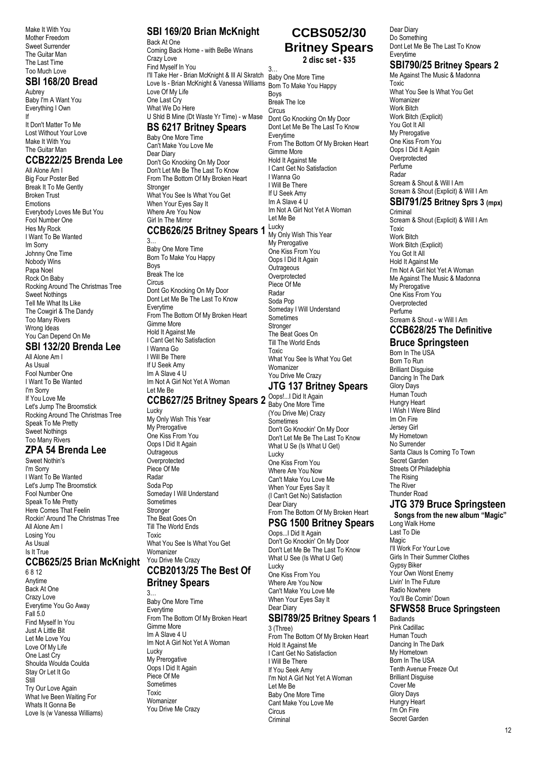Make It With You
Mother Freedom
Sweet Surrender
The Guitar Man
The Last Time
Too Much Love

## SBI 168/20 Bread

Aubrey
Baby I'm A Want You
Everything I Own
If
It Don't Matter To Me
Lost Without Your Love
Make It With You
The Guitar Man

## CCB222/25 Brenda Lee

All Alone Am I
Big Four Poster Bed
Break It To Me Gently
Broken Trust
Emotions
Everybody Loves Me But You
Fool Number One
Hes My Rock
I Want To Be Wanted
Im Sorry
Johnny One Time
Nobody Wins
Papa Noel
Rock On Baby
Rocking Around The Christmas Tree
Sweet Nothings
Tell Me What Its Like
The Cowgirl & The Dandy
Too Many Rivers
Wrong Ideas
You Can Depend On Me

## SBI 132/20 Brenda Lee

All Alone Am I
As Usual
Fool Number One
I Want To Be Wanted
I'm Sorry
If You Love Me
Let's Jump The Broomstick
Rocking Around The Christmas Tree
Speak To Me Pretty
Sweet Nothings
Too Many Rivers

## ZPA 54 Brenda Lee

Sweet Nothin's
I'm Sorry
I Want To Be Wanted
Let's Jump The Broomstick
Fool Number One
Speak To Me Pretty
Here Comes That Feelin
Rockin' Around The Christmas Tree
All Alone Am I
Losing You
As Usual
Is It True

## CCB625/25 Brian McKnight

6 8 12
Anytime
Back At One
Crazy Love
Everytime You Go Away
Fall 5.0
Find Myself In You
Just A Little Bit
Let Me Love You
Love Of My Life
One Last Cry
Shoulda Woulda Coulda
Stay Or Let It Go
Still
Try Our Love Again
What Ive Been Waiting For
Whats It Gonna Be
Love Is (w Vanessa Williams)

## SBI 169/20 Brian McKnight

Back At One
Coming Back Home - with BeBe Winans
Crazy Love
Find Myself In You
I'll Take Her - Brian McKnight & Ill Al Skratch
Love Is - Brian McKnight & Vanessa Williams
Love Of My Life
One Last Cry
What We Do Here
U Shld B Mine (Dt Waste Yr Time) - w Mase

## BS 6217 Britney Spears

Baby One More Time
Can't Make You Love Me
Dear Diary
Don't Go Knocking On My Door
Don't Let Me Be The Last To Know
From The Bottom Of My Broken Heart
Stronger
What You See Is What You Get
When Your Eyes Say It
Where Are You Now
Girl In The Mirror

## CCB626/25 Britney Spears 1

3…
Baby One More Time
Born To Make You Happy
Boys
Break The Ice
Circus
Dont Go Knocking On My Door
Dont Let Me Be The Last To Know
Everytime
From The Bottom Of My Broken Heart
Gimme More
Hold It Against Me
I Cant Get No Satisfaction
I Wanna Go
I Will Be There
If U Seek Amy
Im A Slave 4 U
Im Not A Girl Not Yet A Woman
Let Me Be

## CCB627/25 Britney Spears 2

Lucky
My Only Wish This Year
My Prerogative
One Kiss From You
Oops I Did It Again
Outrageous
Overprotected
Piece Of Me
Radar
Soda Pop
Someday I Will Understand
Sometimes
Stronger
The Beat Goes On
Till The World Ends
Toxic
What You See Is What You Get
Womanizer
You Drive Me Crazy

## CCB2013/25 The Best Of Britney Spears

3…
Baby One More Time
Everytime
From The Bottom Of My Broken Heart
Gimme More
Im A Slave 4 U
Im Not A Girl Not Yet A Woman
Lucky
My Prerogative
Oops I Did It Again
Piece Of Me
Sometimes
Toxic
Womanizer
You Drive Me Crazy

## CCBS052/30 Britney Spears

**2 disc set - $35**

3…
Baby One More Time
Born To Make You Happy
Boys
Break The Ice
Circus
Dont Go Knocking On My Door
Dont Let Me Be The Last To Know
Everytime
From The Bottom Of My Broken Heart
Gimme More
Hold It Against Me
I Cant Get No Satisfaction
I Wanna Go
I Will Be There
If U Seek Amy
Im A Slave 4 U
Im Not A Girl Not Yet A Woman
Let Me Be
Lucky
My Only Wish This Year
My Prerogative
One Kiss From You
Oops I Did It Again
Outrageous
Overprotected
Piece Of Me
Radar
Soda Pop
Someday I Will Understand
Sometimes
Stronger
The Beat Goes On
Till The World Ends
Toxic
What You See Is What You Get
Womanizer
You Drive Me Crazy

## JTG 137 Britney Spears

Oops!...I Did It Again
Baby One More Time
(You Drive Me) Crazy
Sometimes
Don't Go Knockin' On My Door
Don't Let Me Be The Last To Know
What U See (Is What U Get)
Lucky
One Kiss From You
Where Are You Now
Can't Make You Love Me
When Your Eyes Say It
(I Can't Get No) Satisfaction
Dear Diary
From The Bottom Of My Broken Heart

## PSG 1500 Britney Spears

Oops...I Did It Again
Don't Go Knockin' On My Door
Don't Let Me Be The Last To Know
What U See (Is What U Get)
Lucky
One Kiss From You
Where Are You Now
Can't Make You Love Me
When Your Eyes Say It
Dear Diary

## SBI789/25 Britney Spears 1

3 (Three)
From The Bottom Of My Broken Heart
Hold It Against Me
I Cant Get No Satisfaction
I Will Be There
If You Seek Amy
I'm Not A Girl Not Yet A Woman
Let Me Be
Baby One More Time
Cant Make You Love Me
Circus
Criminal
Dear Diary
Do Something
Dont Let Me Be The Last To Know
Everytime

## SBI790/25 Britney Spears 2

Me Against The Music & Madonna
Toxic
What You See Is What You Get
Womanizer
Work Bitch
Work Bitch (Explicit)
You Got It All
My Prerogative
One Kiss From You
Oops I Did It Again
Overprotected
Perfume
Radar
Scream & Shout & Will I Am
Scream & Shout (Explicit) & Will I Am

## SBI791/25 Britney Sprs 3 (mpx)

Criminal
Scream & Shout (Explicit) & Will I Am
Toxic
Work Bitch
Work Bitch (Explicit)
You Got It All
Hold It Against Me
I'm Not A Girl Not Yet A Woman
Me Against The Music & Madonna
My Prerogative
One Kiss From You
Overprotected
Perfume
Scream & Shout - w Will I Am

## CCB628/25 The Definitive Bruce Springsteen

Born In The USA
Born To Run
Brilliant Disguise
Dancing In The Dark
Glory Days
Human Touch
Hungry Heart
I Wish I Were Blind
Im On Fire
Jersey Girl
My Hometown
No Surrender
Santa Claus Is Coming To Town
Secret Garden
Streets Of Philadelphia
The Rising
The River
Thunder Road

## JTG 379 Bruce Springsteen

**Songs from the new album "Magic"**

Long Walk Home
Last To Die
Magic
I'll Work For Your Love
Girls In Their Summer Clothes
Gypsy Biker
Your Own Worst Enemy
Livin' In The Future
Radio Nowhere
You'll Be Comin' Down

## SFWS58 Bruce Springsteen

Badlands
Pink Cadillac
Human Touch
Dancing In The Dark
My Hometown
Born In The USA
Tenth Avenue Freeze Out
Brilliant Disguise
Cover Me
Glory Days
Hungry Heart
I'm On Fire
Secret Garden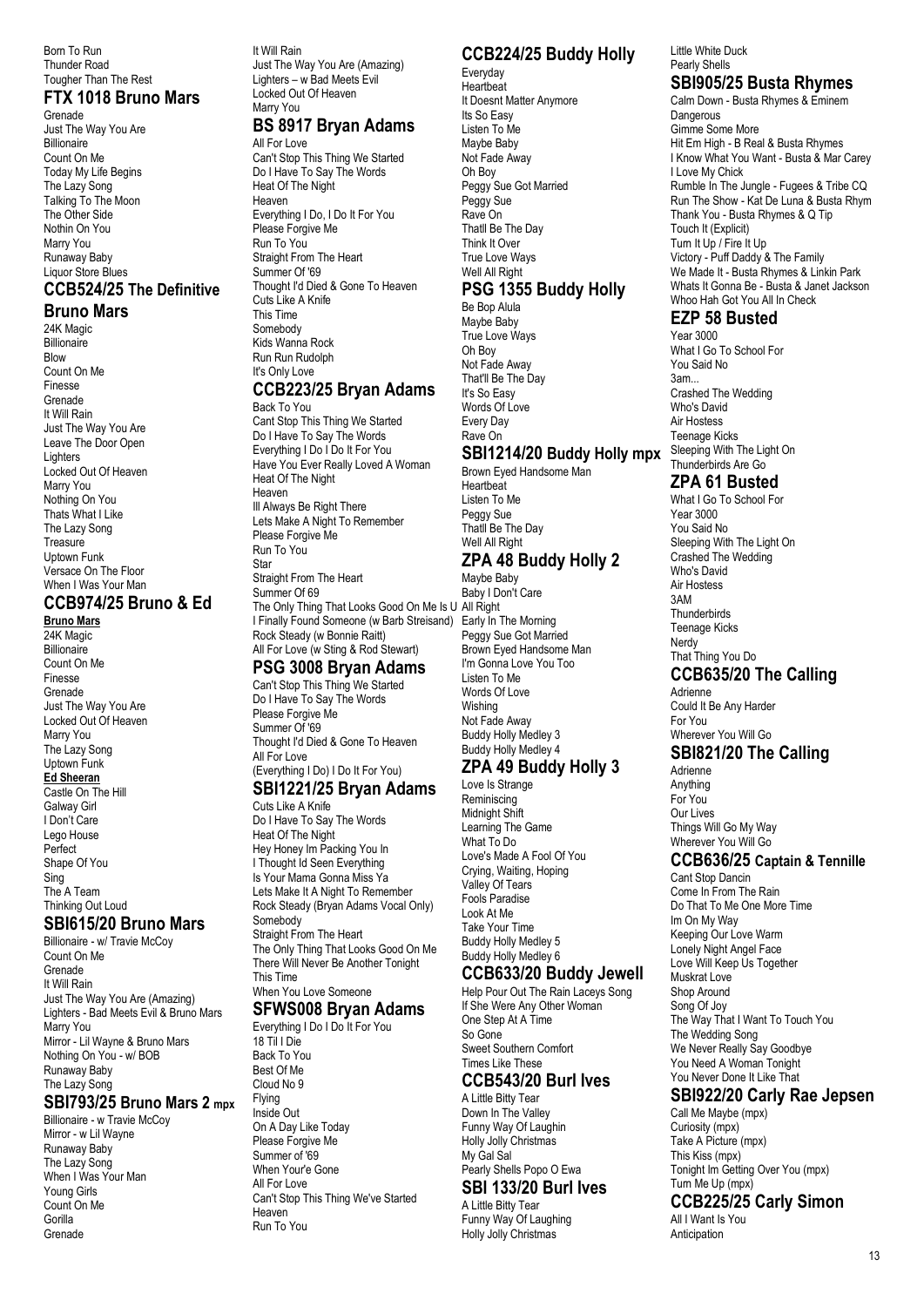Born To Run
Thunder Road
Tougher Than The Rest

## FTX 1018 Bruno Mars

Grenade
Just The Way You Are
Billionaire
Count On Me
Today My Life Begins
The Lazy Song
Talking To The Moon
The Other Side
Nothin On You
Marry You
Runaway Baby
Liquor Store Blues

## CCB524/25 The Definitive Bruno Mars

24K Magic
Billionaire
Blow
Count On Me
Finesse
Grenade
It Will Rain
Just The Way You Are
Leave The Door Open
Lighters
Locked Out Of Heaven
Marry You
Nothing On You
Thats What I Like
The Lazy Song
Treasure
Uptown Funk
Versace On The Floor
When I Was Your Man

## CCB974/25 Bruno & Ed

**Bruno Mars**

24K Magic
Billionaire
Count On Me
Finesse
Grenade
Just The Way You Are
Locked Out Of Heaven
Marry You
The Lazy Song
Uptown Funk

**Ed Sheeran**

Castle On The Hill
Galway Girl
I Don't Care
Lego House
Perfect
Shape Of You
Sing
The A Team
Thinking Out Loud

## SBI615/20 Bruno Mars

Billionaire - w/ Travie McCoy
Count On Me
Grenade
It Will Rain
Just The Way You Are (Amazing)
Lighters - Bad Meets Evil & Bruno Mars
Marry You
Mirror - Lil Wayne & Bruno Mars
Nothing On You - w/ BOB
Runaway Baby
The Lazy Song

## SBI793/25 Bruno Mars 2 mpx

Billionaire - w Travie McCoy
Mirror - w Lil Wayne
Runaway Baby
The Lazy Song
When I Was Your Man
Young Girls
Count On Me
Gorilla
Grenade
It Will Rain
Just The Way You Are (Amazing)
Lighters – w Bad Meets Evil
Locked Out Of Heaven
Marry You

## BS 8917 Bryan Adams

All For Love
Can't Stop This Thing We Started
Do I Have To Say The Words
Heat Of The Night
Heaven
Everything I Do, I Do It For You
Please Forgive Me
Run To You
Straight From The Heart
Summer Of '69
Thought I'd Died & Gone To Heaven
Cuts Like A Knife
This Time
Somebody
Kids Wanna Rock
Run Run Rudolph
It's Only Love

## CCB223/25 Bryan Adams

Back To You
Cant Stop This Thing We Started
Do I Have To Say The Words
Everything I Do I Do It For You
Have You Ever Really Loved A Woman
Heat Of The Night
Heaven
Ill Always Be Right There
Lets Make A Night To Remember
Please Forgive Me
Run To You
Star
Straight From The Heart
Summer Of 69
The Only Thing That Looks Good On Me Is U
I Finally Found Someone (w Barb Streisand)
Rock Steady (w Bonnie Raitt)
All For Love (w Sting & Rod Stewart)

## PSG 3008 Bryan Adams

Can't Stop This Thing We Started
Do I Have To Say The Words
Please Forgive Me
Summer Of '69
Thought I'd Died & Gone To Heaven
All For Love
(Everything I Do) I Do It For You)

## SBI1221/25 Bryan Adams

Cuts Like A Knife
Do I Have To Say The Words
Heat Of The Night
Hey Honey Im Packing You In
I Thought Id Seen Everything
Is Your Mama Gonna Miss Ya
Lets Make It A Night To Remember
Rock Steady (Bryan Adams Vocal Only)
Somebody
Straight From The Heart
The Only Thing That Looks Good On Me
There Will Never Be Another Tonight
This Time
When You Love Someone

## SFWS008 Bryan Adams

Everything I Do I Do It For You
18 Til I Die
Back To You
Best Of Me
Cloud No 9
Flying
Inside Out
On A Day Like Today
Please Forgive Me
Summer of '69
When Your'e Gone
All For Love
Can't Stop This Thing We've Started
Heaven
Run To You

## CCB224/25 Buddy Holly

Everyday
Heartbeat
It Doesnt Matter Anymore
Its So Easy
Listen To Me
Maybe Baby
Not Fade Away
Oh Boy
Peggy Sue Got Married
Peggy Sue
Rave On
Thatll Be The Day
Think It Over
True Love Ways
Well All Right

## PSG 1355 Buddy Holly

Be Bop Alula
Maybe Baby
True Love Ways
Oh Boy
Not Fade Away
That'll Be The Day
It's So Easy
Words Of Love
Every Day
Rave On

## SBI1214/20 Buddy Holly mpx

Brown Eyed Handsome Man
Heartbeat
Listen To Me
Peggy Sue
Thatll Be The Day
Well All Right

## ZPA 48 Buddy Holly 2

Maybe Baby
Baby I Don't Care
All Right
Early In The Morning
Peggy Sue Got Married
Brown Eyed Handsome Man
I'm Gonna Love You Too
Listen To Me
Words Of Love
Wishing
Not Fade Away
Buddy Holly Medley 3
Buddy Holly Medley 4

## ZPA 49 Buddy Holly 3

Love Is Strange
Reminiscing
Midnight Shift
Learning The Game
What To Do
Love's Made A Fool Of You
Crying, Waiting, Hoping
Valley Of Tears
Fools Paradise
Look At Me
Take Your Time
Buddy Holly Medley 5
Buddy Holly Medley 6

## CCB633/20 Buddy Jewell

Help Pour Out The Rain Laceys Song
If She Were Any Other Woman
One Step At A Time
So Gone
Sweet Southern Comfort
Times Like These

## CCB543/20 Burl Ives

A Little Bitty Tear
Down In The Valley
Funny Way Of Laughin
Holly Jolly Christmas
My Gal Sal
Pearly Shells Popo O Ewa

## SBI 133/20 Burl Ives

A Little Bitty Tear
Funny Way Of Laughing
Holly Jolly Christmas
Little White Duck
Pearly Shells

## SBI905/25 Busta Rhymes

Calm Down - Busta Rhymes & Eminem
Dangerous
Gimme Some More
Hit Em High - B Real & Busta Rhymes
I Know What You Want - Busta & Mar Carey
I Love My Chick
Rumble In The Jungle - Fugees & Tribe CQ
Run The Show - Kat De Luna & Busta Rhym
Thank You - Busta Rhymes & Q Tip
Touch It (Explicit)
Turn It Up / Fire It Up
Victory - Puff Daddy & The Family
We Made It - Busta Rhymes & Linkin Park
Whats It Gonna Be - Busta & Janet Jackson
Whoo Hah Got You All In Check

## EZP 58 Busted

Year 3000
What I Go To School For
You Said No
3am...
Crashed The Wedding
Who's David
Air Hostess
Teenage Kicks
Sleeping With The Light On
Thunderbirds Are Go

## ZPA 61 Busted

What I Go To School For
Year 3000
You Said No
Sleeping With The Light On
Crashed The Wedding
Who's David
Air Hostess
3AM
Thunderbirds
Teenage Kicks
Nerdy
That Thing You Do

## CCB635/20 The Calling

Adrienne
Could It Be Any Harder
For You
Wherever You Will Go

## SBI821/20 The Calling

Adrienne
Anything
For You
Our Lives
Things Will Go My Way
Wherever You Will Go

## CCB636/25 Captain & Tennille

Cant Stop Dancin
Come In From The Rain
Do That To Me One More Time
Im On My Way
Keeping Our Love Warm
Lonely Night Angel Face
Love Will Keep Us Together
Muskrat Love
Shop Around
Song Of Joy
The Way That I Want To Touch You
The Wedding Song
We Never Really Say Goodbye
You Need A Woman Tonight
You Never Done It Like That

## SBI922/20 Carly Rae Jepsen

Call Me Maybe (mpx)
Curiosity (mpx)
Take A Picture (mpx)
This Kiss (mpx)
Tonight Im Getting Over You (mpx)
Turn Me Up (mpx)

## CCB225/25 Carly Simon

All I Want Is You
Anticipation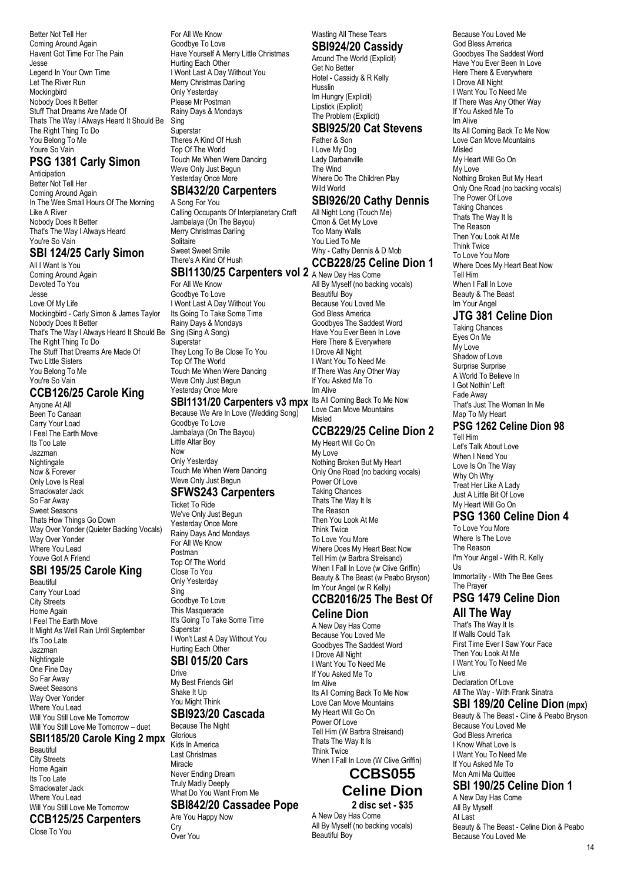Better Not Tell Her
Coming Around Again
Havent Got Time For The Pain
Jesse
Legend In Your Own Time
Let The River Run
Mockingbird
Nobody Does It Better
Stuff That Dreams Are Made Of
Thats The Way I Always Heard It Should Be
The Right Thing To Do
You Belong To Me
Youre So Vain

## PSG 1381 Carly Simon

Anticipation
Better Not Tell Her
Coming Around Again
In The Wee Small Hours Of The Morning
Like A River
Nobody Does It Better
That's The Way I Always Heard
You're So Vain

## SBI 124/25 Carly Simon

All I Want Is You
Coming Around Again
Devoted To You
Jesse
Love Of My Life
Mockingbird - Carly Simon & James Taylor
Nobody Does It Better
That's The Way I Always Heard It Should Be
The Right Thing To Do
The Stuff That Dreams Are Made Of
Two Little Sisters
You Belong To Me
You're So Vain

## CCB126/25 Carole King

Anyone At All
Been To Canaan
Carry Your Load
I Feel The Earth Move
Its Too Late
Jazzman
Nightingale
Now & Forever
Only Love Is Real
Smackwater Jack
So Far Away
Sweet Seasons
Thats How Things Go Down
Way Over Yonder (Quieter Backing Vocals)
Way Over Yonder
Where You Lead
Youve Got A Friend

## SBI 195/25 Carole King

Beautiful
Carry Your Load
City Streets
Home Again
I Feel The Earth Move
It Might As Well Rain Until September
It's Too Late
Jazzman
Nightingale
One Fine Day
So Far Away
Sweet Seasons
Way Over Yonder
Where You Lead
Will You Still Love Me Tomorrow
Will You Still Love Me Tomorrow – duet

## SBI1185/20 Carole King 2 mpx

Beautiful
City Streets
Home Again
Its Too Late
Smackwater Jack
Where You Lead
Will You Still Love Me Tomorrow

## CCB125/25 Carpenters

Close To You
For All We Know
Goodbye To Love
Have Yourself A Merry Little Christmas
Hurting Each Other
I Wont Last A Day Without You
Merry Christmas Darling
Only Yesterday
Please Mr Postman
Rainy Days & Mondays
Sing
Superstar
Theres A Kind Of Hush
Top Of The World
Touch Me When Were Dancing
Weve Only Just Begun
Yesterday Once More

## SBI432/20 Carpenters

A Song For You
Calling Occupants Of Interplanetary Craft
Jambalaya (On The Bayou)
Merry Christmas Darling
Solitaire
Sweet Sweet Smile
There's A Kind Of Hush

## SBI1130/25 Carpenters vol 2

For All We Know
Goodbye To Love
I Wont Last A Day Without You
Its Going To Take Some Time
Rainy Days & Mondays
Sing (Sing A Song)
Superstar
They Long To Be Close To You
Top Of The World
Touch Me When Were Dancing
Weve Only Just Begun
Yesterday Once More

## SBI1131/20 Carpenters v3 mpx

Because We Are In Love (Wedding Song)
Goodbye To Love
Jambalaya (On The Bayou)
Little Altar Boy
Now
Only Yesterday
Touch Me When Were Dancing
Weve Only Just Begun

## SFWS243 Carpenters

Ticket To Ride
We've Only Just Begun
Yesterday Once More
Rainy Days And Mondays
For All We Know
Postman
Top Of The World
Close To You
Only Yesterday
Sing
Goodbye To Love
This Masquerade
It's Going To Take Some Time
Superstar
I Won't Last A Day Without You
Hurting Each Other

## SBI 015/20 Cars

Drive
My Best Friends Girl
Shake It Up
You Might Think

## SBI923/20 Cascada

Because The Night
Glorious
Kids In America
Last Christmas
Miracle
Never Ending Dream
Truly Madly Deeply
What Do You Want From Me

## SBI842/20 Cassadee Pope

Are You Happy Now
Cry
Over You
Wasting All These Tears

## SBI924/20 Cassidy

Around The World (Explicit)
Get No Better
Hotel - Cassidy & R Kelly
Husslin
Im Hungry (Explicit)
Lipstick (Explicit)
The Problem (Explicit)

## SBI925/20 Cat Stevens

Father & Son
I Love My Dog
Lady Darbanville
The Wind
Where Do The Children Play
Wild World

## SBI926/20 Cathy Dennis

All Night Long (Touch Me)
Cmon & Get My Love
Too Many Walls
You Lied To Me
Why - Cathy Dennis & D Mob

## CCB228/25 Celine Dion 1

A New Day Has Come
All By Myself (no backing vocals)
Beautiful Boy
Because You Loved Me
God Bless America
Goodbyes The Saddest Word
Have You Ever Been In Love
Here There & Everywhere
I Drove All Night
I Want You To Need Me
If There Was Any Other Way
If You Asked Me To
Im Alive
Its All Coming Back To Me Now
Love Can Move Mountains
Misled

## CCB229/25 Celine Dion 2

My Heart Will Go On
My Love
Nothing Broken But My Heart
Only One Road (no backing vocals)
Power Of Love
Taking Chances
Thats The Way It Is
The Reason
Then You Look At Me
Think Twice
To Love You More
Where Does My Heart Beat Now
Tell Him (w Barbra Streisand)
When I Fall In Love (w Clive Griffin)
Beauty & The Beast (w Peabo Bryson)
Im Your Angel (w R Kelly)

## CCB2016/25 The Best Of Celine Dion

A New Day Has Come
Because You Loved Me
Goodbyes The Saddest Word
I Drove All Night
I Want You To Need Me
If You Asked Me To
Im Alive
Its All Coming Back To Me Now
Love Can Move Mountains
My Heart Will Go On
Power Of Love
Tell Him (W Barbra Streisand)
Thats The Way It Is
Think Twice
When I Fall In Love (W Clive Griffin)

## CCBS055 Celine Dion

**2 disc set - $35**

A New Day Has Come
All By Myself (no backing vocals)
Beautiful Boy
Because You Loved Me
God Bless America
Goodbyes The Saddest Word
Have You Ever Been In Love
Here There & Everywhere
I Drove All Night
I Want You To Need Me
If There Was Any Other Way
If You Asked Me To
Im Alive
Its All Coming Back To Me Now
Love Can Move Mountains
Misled
My Heart Will Go On
My Love
Nothing Broken But My Heart
Only One Road (no backing vocals)
The Power Of Love
Taking Chances
Thats The Way It Is
The Reason
Then You Look At Me
Think Twice
To Love You More
Where Does My Heart Beat Now
Tell Him
When I Fall In Love
Beauty & The Beast
Im Your Angel

## JTG 381 Celine Dion

Taking Chances
Eyes On Me
My Love
Shadow of Love
Surprise Surprise
A World To Believe In
I Got Nothin' Left
Fade Away
That's Just The Woman In Me
Map To My Heart

## PSG 1262 Celine Dion 98

Tell Him
Let's Talk About Love
When I Need You
Love Is On The Way
Why Oh Why
Treat Her Like A Lady
Just A Little Bit Of Love
My Heart Will Go On

## PSG 1360 Celine Dion 4

To Love You More
Where Is The Love
The Reason
I'm Your Angel - With R. Kelly
Us
Immortality - With The Bee Gees
The Prayer

## PSG 1479 Celine Dion All The Way

That's The Way It Is
If Walls Could Talk
First Time Ever I Saw Your Face
Then You Look At Me
I Want You To Need Me
Live
Declaration Of Love
All The Way - With Frank Sinatra

## SBI 189/20 Celine Dion (mpx)

Beauty & The Beast - Cline & Peabo Bryson
Because You Loved Me
God Bless America
I Know What Love Is
I Want You To Need Me
If You Asked Me To
Mon Ami Ma Quittee

## SBI 190/25 Celine Dion 1

A New Day Has Come
All By Myself
At Last
Beauty & The Beast - Celine Dion & Peabo
Because You Loved Me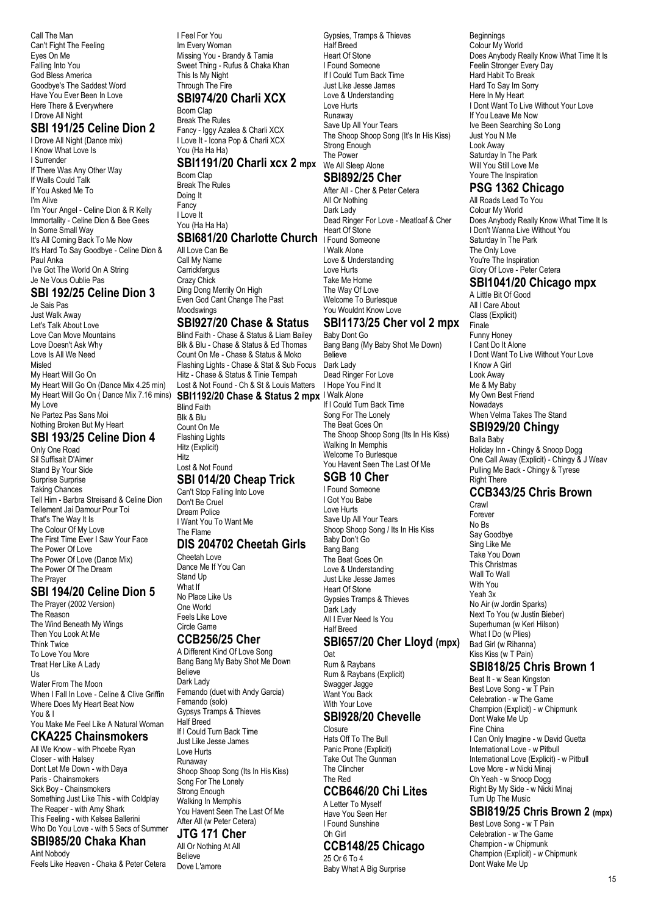Call The Man
Can't Fight The Feeling
Eyes On Me
Falling Into You
God Bless America
Goodbye's The Saddest Word
Have You Ever Been In Love
Here There & Everywhere
I Drove All Night

## SBI 191/25 Celine Dion 2

I Drove All Night (Dance mix)
I Know What Love Is
I Surrender
If There Was Any Other Way
If Walls Could Talk
If You Asked Me To
I'm Alive
I'm Your Angel - Celine Dion & R Kelly
Immortality - Celine Dion & Bee Gees
In Some Small Way
It's All Coming Back To Me Now
It's Hard To Say Goodbye - Celine Dion & Paul Anka
I've Got The World On A String
Je Ne Vous Oublie Pas

## SBI 192/25 Celine Dion 3

Je Sais Pas
Just Walk Away
Let's Talk About Love
Love Can Move Mountains
Love Doesn't Ask Why
Love Is All We Need
Misled
My Heart Will Go On
My Heart Will Go On (Dance Mix 4.25 min)
My Heart Will Go On ( Dance Mix 7.16 mins)
My Love
Ne Partez Pas Sans Moi
Nothing Broken But My Heart

## SBI 193/25 Celine Dion 4

Only One Road
Sil Suffisait D'Aimer
Stand By Your Side
Surprise Surprise
Taking Chances
Tell Him - Barbra Streisand & Celine Dion
Tellement Jai Damour Pour Toi
That's The Way It Is
The Colour Of My Love
The First Time Ever I Saw Your Face
The Power Of Love
The Power Of Love (Dance Mix)
The Power Of The Dream
The Prayer

## SBI 194/20 Celine Dion 5

The Prayer (2002 Version)
The Reason
The Wind Beneath My Wings
Then You Look At Me
Think Twice
To Love You More
Treat Her Like A Lady
Us
Water From The Moon
When I Fall In Love - Celine & Clive Griffin
Where Does My Heart Beat Now
You & I
You Make Me Feel Like A Natural Woman

## CKA225 Chainsmokers

All We Know - with Phoebe Ryan
Closer - with Halsey
Dont Let Me Down - with Daya
Paris - Chainsmokers
Sick Boy - Chainsmokers
Something Just Like This - with Coldplay
The Reaper - with Amy Shark
This Feeling - with Kelsea Ballerini
Who Do You Love - with 5 Secs of Summer

## SBI985/20 Chaka Khan

Aint Nobody
Feels Like Heaven - Chaka & Peter Cetera
I Feel For You
Im Every Woman
Missing You - Brandy & Tamia
Sweet Thing - Rufus & Chaka Khan
This Is My Night
Through The Fire

## SBI974/20 Charli XCX

Boom Clap
Break The Rules
Fancy - Iggy Azalea & Charli XCX
I Love It - Icona Pop & Charli XCX
You (Ha Ha Ha)

## SBI1191/20 Charli xcx 2 mpx

Boom Clap
Break The Rules
Doing It
Fancy
I Love It
You (Ha Ha Ha)

## SBI681/20 Charlotte Church

All Love Can Be
Call My Name
Carrickfergus
Crazy Chick
Ding Dong Merrily On High
Even God Cant Change The Past
Moodswings

## SBI927/20 Chase & Status

Blind Faith - Chase & Status & Liam Bailey
Blk & Blu - Chase & Status & Ed Thomas
Count On Me - Chase & Status & Moko
Flashing Lights - Chase & Stat & Sub Focus
Hitz - Chase & Status & Tinie Tempah
Lost & Not Found - Ch & St & Louis Matters

## SBI1192/20 Chase & Status 2 mpx

Blind Faith
Blk & Blu
Count On Me
Flashing Lights
Hitz (Explicit)
Hitz
Lost & Not Found

## SBI 014/20 Cheap Trick

Can't Stop Falling Into Love
Don't Be Cruel
Dream Police
I Want You To Want Me
The Flame

## DIS 204702 Cheetah Girls

Cheetah Love
Dance Me If You Can
Stand Up
What If
No Place Like Us
One World
Feels Like Love
Circle Game

## CCB256/25 Cher

A Different Kind Of Love Song
Bang Bang My Baby Shot Me Down
Believe
Dark Lady
Fernando (duet with Andy Garcia)
Fernando (solo)
Gypsys Tramps & Thieves
Half Breed
If I Could Turn Back Time
Just Like Jesse James
Love Hurts
Runaway
Shoop Shoop Song (Its In His Kiss)
Song For The Lonely
Strong Enough
Walking In Memphis
You Havent Seen The Last Of Me
After All (w Peter Cetera)

## JTG 171 Cher

All Or Nothing At All
Believe
Dove L'amore
Gypsies, Tramps & Thieves
Half Breed
Heart Of Stone
I Found Someone
If I Could Turn Back Time
Just Like Jesse James
Love & Understanding
Love Hurts
Runaway
Save Up All Your Tears
The Shoop Shoop Song (It's In His Kiss)
Strong Enough
The Power
We All Sleep Alone

## SBI892/25 Cher

After All - Cher & Peter Cetera
All Or Nothing
Dark Lady
Dead Ringer For Love - Meatloaf & Cher
Heart Of Stone
I Found Someone
I Walk Alone
Love & Understanding
Love Hurts
Take Me Home
The Way Of Love
Welcome To Burlesque
You Wouldnt Know Love

## SBI1173/25 Cher vol 2 mpx

Baby Dont Go
Bang Bang (My Baby Shot Me Down)
Believe
Dark Lady
Dead Ringer For Love
I Hope You Find It
I Walk Alone
If I Could Turn Back Time
Song For The Lonely
The Beat Goes On
The Shoop Shoop Song (Its In His Kiss)
Walking In Memphis
Welcome To Burlesque
You Havent Seen The Last Of Me

## SGB 10 Cher

I Found Someone
I Got You Babe
Love Hurts
Save Up All Your Tears
Shoop Shoop Song / Its In His Kiss
Baby Don't Go
Bang Bang
The Beat Goes On
Love & Understanding
Just Like Jesse James
Heart Of Stone
Gypsies Tramps & Thieves
Dark Lady
All I Ever Need Is You
Half Breed

## SBI657/20 Cher Lloyd (mpx)

Oat
Rum & Raybans
Rum & Raybans (Explicit)
Swagger Jagge
Want You Back
With Your Love

## SBI928/20 Chevelle

Closure
Hats Off To The Bull
Panic Prone (Explicit)
Take Out The Gunman
The Clincher
The Red

## CCB646/20 Chi Lites

A Letter To Myself
Have You Seen Her
I Found Sunshine
Oh Girl

## CCB148/25 Chicago

25 Or 6 To 4
Baby What A Big Surprise
Beginnings
Colour My World
Does Anybody Really Know What Time It Is
Feelin Stronger Every Day
Hard Habit To Break
Hard To Say Im Sorry
Here In My Heart
I Dont Want To Live Without Your Love
If You Leave Me Now
Ive Been Searching So Long
Just You N Me
Look Away
Saturday In The Park
Will You Still Love Me
Youre The Inspiration

## PSG 1362 Chicago

All Roads Lead To You
Colour My World
Does Anybody Really Know What Time It Is
I Don't Wanna Live Without You
Saturday In The Park
The Only Love
You're The Inspiration
Glory Of Love - Peter Cetera

## SBI1041/20 Chicago mpx

A Little Bit Of Good
All I Care About
Class (Explicit)
Finale
Funny Honey
I Cant Do It Alone
I Dont Want To Live Without Your Love
I Know A Girl
Look Away
Me & My Baby
My Own Best Friend
Nowadays
When Velma Takes The Stand

## SBI929/20 Chingy

Balla Baby
Holiday Inn - Chingy & Snoop Dogg
One Call Away (Explicit) - Chingy & J Weav
Pulling Me Back - Chingy & Tyrese
Right There

## CCB343/25 Chris Brown

Crawl
Forever
No Bs
Say Goodbye
Sing Like Me
Take You Down
This Christmas
Wall To Wall
With You
Yeah 3x
No Air (w Jordin Sparks)
Next To You (w Justin Bieber)
Superhuman (w Keri Hilson)
What I Do (w Plies)
Bad Girl (w Rihanna)
Kiss Kiss (w T Pain)

## SBI818/25 Chris Brown 1

Beat It - w Sean Kingston
Best Love Song - w T Pain
Celebration - w The Game
Champion (Explicit) - w Chipmunk
Dont Wake Me Up
Fine China
I Can Only Imagine - w David Guetta
International Love - w Pitbull
International Love (Explicit) - w Pitbull
Love More - w Nicki Minaj
Oh Yeah - w Snoop Dogg
Right By My Side - w Nicki Minaj
Turn Up The Music

## SBI819/25 Chris Brown 2 (mpx)

Best Love Song - w T Pain
Celebration - w The Game
Champion - w Chipmunk
Champion (Explicit) - w Chipmunk
Dont Wake Me Up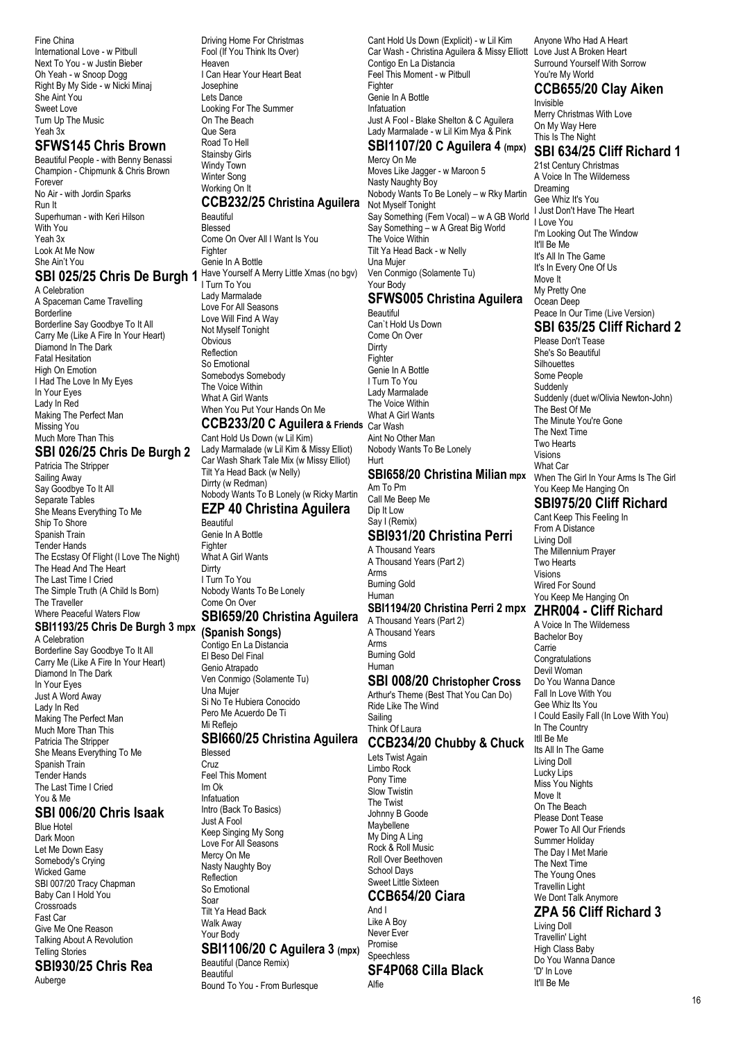Fine China
International Love - w Pitbull
Next To You - w Justin Bieber
Oh Yeah - w Snoop Dogg
Right By My Side - w Nicki Minaj
She Aint You
Sweet Love
Turn Up The Music
Yeah 3x

## SFWS145 Chris Brown

Beautiful People - with Benny Benassi
Champion - Chipmunk & Chris Brown
Forever
No Air - with Jordin Sparks
Run It
Superhuman - with Keri Hilson
With You
Yeah 3x
Look At Me Now
She Ain't You

## SBI 025/25 Chris De Burgh 1

A Celebration
A Spaceman Came Travelling
Borderline
Borderline Say Goodbye To It All
Carry Me (Like A Fire In Your Heart)
Diamond In The Dark
Fatal Hesitation
High On Emotion
I Had The Love In My Eyes
In Your Eyes
Lady In Red
Making The Perfect Man
Missing You
Much More Than This

## SBI 026/25 Chris De Burgh 2

Patricia The Stripper
Sailing Away
Say Goodbye To It All
Separate Tables
She Means Everything To Me
Ship To Shore
Spanish Train
Tender Hands
The Ecstasy Of Flight (I Love The Night)
The Head And The Heart
The Last Time I Cried
The Simple Truth (A Child Is Born)
The Traveller
Where Peaceful Waters Flow

## SBI1193/25 Chris De Burgh 3 mpx

A Celebration
Borderline Say Goodbye To It All
Carry Me (Like A Fire In Your Heart)
Diamond In The Dark
In Your Eyes
Just A Word Away
Lady In Red
Making The Perfect Man
Much More Than This
Patricia The Stripper
She Means Everything To Me
Spanish Train
Tender Hands
The Last Time I Cried
You & Me

## SBI 006/20 Chris Isaak

Blue Hotel
Dark Moon
Let Me Down Easy
Somebody's Crying
Wicked Game
SBI 007/20 Tracy Chapman
Baby Can I Hold You
Crossroads
Fast Car
Give Me One Reason
Talking About A Revolution
Telling Stories

## SBI930/25 Chris Rea

Auberge
Driving Home For Christmas
Fool (If You Think Its Over)
Heaven
I Can Hear Your Heart Beat
Josephine
Lets Dance
Looking For The Summer
On The Beach
Que Sera
Road To Hell
Stainsby Girls
Windy Town
Winter Song
Working On It

## CCB232/25 Christina Aguilera

Beautiful
Blessed
Come On Over All I Want Is You
Fighter
Genie In A Bottle
Have Yourself A Merry Little Xmas (no bgv)
I Turn To You
Lady Marmalade
Love For All Seasons
Love Will Find A Way
Not Myself Tonight
Obvious
Reflection
So Emotional
Somebodys Somebody
The Voice Within
What A Girl Wants
When You Put Your Hands On Me

## CCB233/20 C Aguilera & Friends

Cant Hold Us Down (w Lil Kim)
Lady Marmalade (w Lil Kim & Missy Elliot)
Car Wash Shark Tale Mix (w Missy Elliot)
Tilt Ya Head Back (w Nelly)
Dirrty (w Redman)
Nobody Wants To B Lonely (w Ricky Martin

## EZP 40 Christina Aguilera

Beautiful
Genie In A Bottle
Fighter
What A Girl Wants
Dirrty
I Turn To You
Nobody Wants To Be Lonely
Come On Over

## SBI659/20 Christina Aguilera (Spanish Songs)

Contigo En La Distancia
El Beso Del Final
Genio Atrapado
Ven Conmigo (Solamente Tu)
Una Mujer
Si No Te Hubiera Conocido
Pero Me Acuerdo De Ti
Mi Reflejo

## SBI660/25 Christina Aguilera

Blessed
Cruz
Feel This Moment
Im Ok
Infatuation
Intro (Back To Basics)
Just A Fool
Keep Singing My Song
Love For All Seasons
Mercy On Me
Nasty Naughty Boy
Reflection
So Emotional
Soar
Tilt Ya Head Back
Walk Away
Your Body

## SBI1106/20 C Aguilera 3 (mpx)

Beautiful (Dance Remix)
Beautiful
Bound To You - From Burlesque
Cant Hold Us Down (Explicit) - w Lil Kim
Car Wash - Christina Aguilera & Missy Elliott
Contigo En La Distancia
Feel This Moment - w Pitbull
Fighter
Genie In A Bottle
Infatuation
Just A Fool - Blake Shelton & C Aguilera
Lady Marmalade - w Lil Kim Mya & Pink

## SBI1107/20 C Aguilera 4 (mpx)

Mercy On Me
Moves Like Jagger - w Maroon 5
Nasty Naughty Boy
Nobody Wants To Be Lonely – w Rky Martin
Not Myself Tonight
Say Something (Fem Vocal) – w A GB World
Say Something – w A Great Big World
The Voice Within
Tilt Ya Head Back - w Nelly
Una Mujer
Ven Conmigo (Solamente Tu)
Your Body

## SFWS005 Christina Aguilera

Beautiful
Can`t Hold Us Down
Come On Over
Dirrty
Fighter
Genie In A Bottle
I Turn To You
Lady Marmalade
The Voice Within
What A Girl Wants
Car Wash
Aint No Other Man
Nobody Wants To Be Lonely
Hurt

## SBI658/20 Christina Milian mpx

Am To Pm
Call Me Beep Me
Dip It Low
Say I (Remix)

## SBI931/20 Christina Perri

A Thousand Years
A Thousand Years (Part 2)
Arms
Burning Gold
Human

## SBI1194/20 Christina Perri 2 mpx

A Thousand Years (Part 2)
A Thousand Years
Arms
Burning Gold
Human

## SBI 008/20 Christopher Cross

Arthur's Theme (Best That You Can Do)
Ride Like The Wind
Sailing
Think Of Laura

## CCB234/20 Chubby & Chuck

Lets Twist Again
Limbo Rock
Pony Time
Slow Twistin
The Twist
Johnny B Goode
Maybellene
My Ding A Ling
Rock & Roll Music
Roll Over Beethoven
School Days
Sweet Little Sixteen

## CCB654/20 Ciara

And I
Like A Boy
Never Ever
Promise
Speechless

## SF4P068 Cilla Black

Alfie
Anyone Who Had A Heart
Love Just A Broken Heart
Surround Yourself With Sorrow
You're My World

## CCB655/20 Clay Aiken

Invisible
Merry Christmas With Love
On My Way Here
This Is The Night

## SBI 634/25 Cliff Richard 1

21st Century Christmas
A Voice In The Wilderness
Dreaming
Gee Whiz It's You
I Just Don't Have The Heart
I Love You
I'm Looking Out The Window
It'll Be Me
It's All In The Game
It's In Every One Of Us
Move It
My Pretty One
Ocean Deep
Peace In Our Time (Live Version)

## SBI 635/25 Cliff Richard 2

Please Don't Tease
She's So Beautiful
Silhouettes
Some People
Suddenly
Suddenly (duet w/Olivia Newton-John)
The Best Of Me
The Minute You're Gone
The Next Time
Two Hearts
Visions
What Car
When The Girl In Your Arms Is The Girl
You Keep Me Hanging On

## SBI975/20 Cliff Richard

Cant Keep This Feeling In
From A Distance
Living Doll
The Millennium Prayer
Two Hearts
Visions
Wired For Sound
You Keep Me Hanging On

## ZHR004 - Cliff Richard

A Voice In The Wilderness
Bachelor Boy
Carrie
Congratulations
Devil Woman
Do You Wanna Dance
Fall In Love With You
Gee Whiz Its You
I Could Easily Fall (In Love With You)
In The Country
Itll Be Me
Its All In The Game
Living Doll
Lucky Lips
Miss You Nights
Move It
On The Beach
Please Dont Tease
Power To All Our Friends
Summer Holiday
The Day I Met Marie
The Next Time
The Young Ones
Travellin Light
We Dont Talk Anymore

## ZPA 56 Cliff Richard 3

Living Doll
Travellin' Light
High Class Baby
Do You Wanna Dance
'D' In Love
It'll Be Me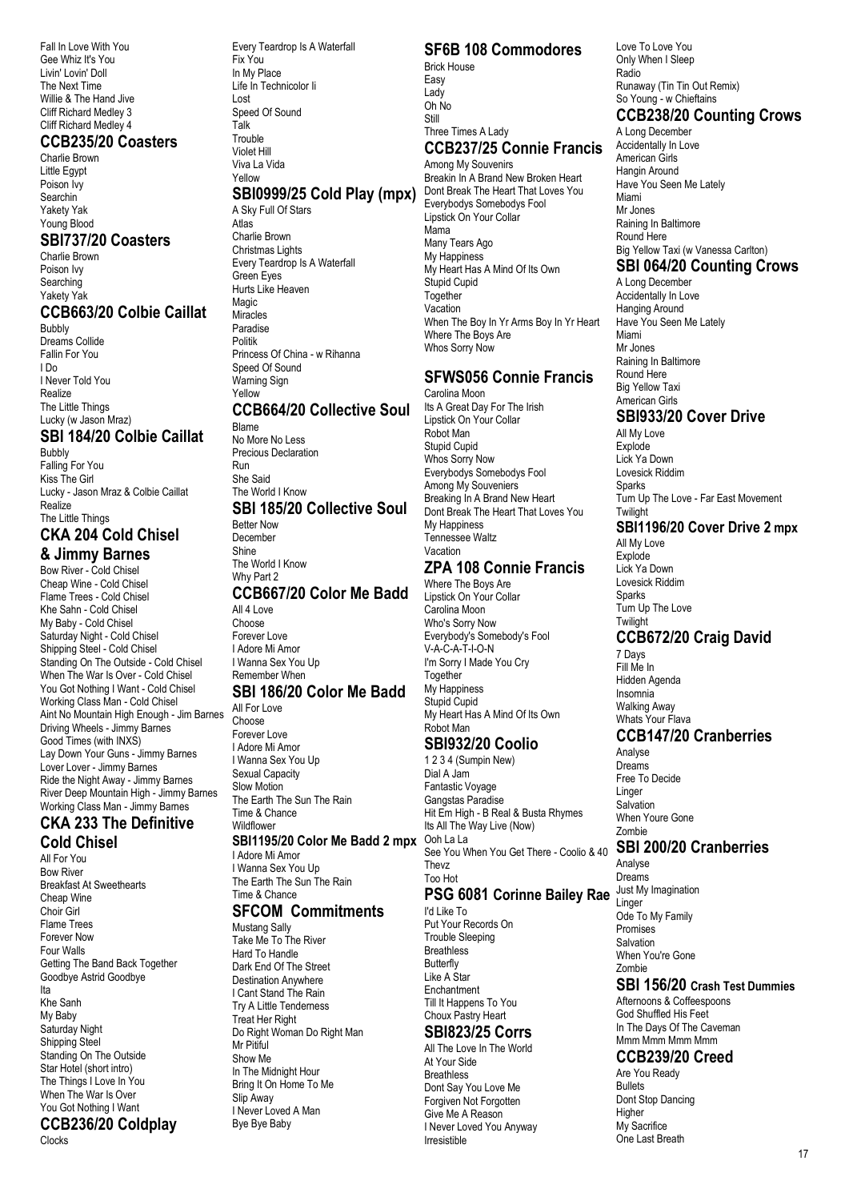Fall In Love With You
Gee Whiz It's You
Livin' Lovin' Doll
The Next Time
Willie & The Hand Jive
Cliff Richard Medley 3
Cliff Richard Medley 4

## CCB235/20 Coasters

Charlie Brown
Little Egypt
Poison Ivy
Searchin
Yakety Yak
Young Blood

## SBI737/20 Coasters

Charlie Brown
Poison Ivy
Searching
Yakety Yak

## CCB663/20 Colbie Caillat

Bubbly
Dreams Collide
Fallin For You
I Do
I Never Told You
Realize
The Little Things
Lucky (w Jason Mraz)

## SBI 184/20 Colbie Caillat

Bubbly
Falling For You
Kiss The Girl
Lucky - Jason Mraz & Colbie Caillat
Realize
The Little Things

## CKA 204 Cold Chisel & Jimmy Barnes

Bow River - Cold Chisel
Cheap Wine - Cold Chisel
Flame Trees - Cold Chisel
Khe Sahn - Cold Chisel
My Baby - Cold Chisel
Saturday Night - Cold Chisel
Shipping Steel - Cold Chisel
Standing On The Outside - Cold Chisel
When The War Is Over - Cold Chisel
You Got Nothing I Want - Cold Chisel
Working Class Man - Cold Chisel
Aint No Mountain High Enough - Jim Barnes
Driving Wheels - Jimmy Barnes
Good Times (with INXS)
Lay Down Your Guns - Jimmy Barnes
Lover Lover - Jimmy Barnes
Ride the Night Away - Jimmy Barnes
River Deep Mountain High - Jimmy Barnes
Working Class Man - Jimmy Barnes

## CKA 233 The Definitive Cold Chisel

All For You
Bow River
Breakfast At Sweethearts
Cheap Wine
Choir Girl
Flame Trees
Forever Now
Four Walls
Getting The Band Back Together
Goodbye Astrid Goodbye
Ita
Khe Sanh
My Baby
Saturday Night
Shipping Steel
Standing On The Outside
Star Hotel (short intro)
The Things I Love In You
When The War Is Over
You Got Nothing I Want

## CCB236/20 Coldplay

Clocks
Every Teardrop Is A Waterfall
Fix You
In My Place
Life In Technicolor Ii
Lost
Speed Of Sound
Talk
Trouble
Violet Hill
Viva La Vida
Yellow

## SBI0999/25 Cold Play (mpx)

A Sky Full Of Stars
Atlas
Charlie Brown
Christmas Lights
Every Teardrop Is A Waterfall
Green Eyes
Hurts Like Heaven
Magic
Miracles
Paradise
Politik
Princess Of China - w Rihanna
Speed Of Sound
Warning Sign
Yellow

## CCB664/20 Collective Soul

Blame
No More No Less
Precious Declaration
Run
She Said
The World I Know

## SBI 185/20 Collective Soul

Better Now
December
Shine
The World I Know
Why Part 2

## CCB667/20 Color Me Badd

All 4 Love
Choose
Forever Love
I Adore Mi Amor
I Wanna Sex You Up
Remember When

## SBI 186/20 Color Me Badd

All For Love
Choose
Forever Love
I Adore Mi Amor
I Wanna Sex You Up
Sexual Capacity
Slow Motion
The Earth The Sun The Rain
Time & Chance
Wildflower

## SBI1195/20 Color Me Badd 2 mpx

I Adore Mi Amor
I Wanna Sex You Up
The Earth The Sun The Rain
Time & Chance

## SFCOM Commitments

Mustang Sally
Take Me To The River
Hard To Handle
Dark End Of The Street
Destination Anywhere
I Cant Stand The Rain
Try A Little Tenderness
Treat Her Right
Do Right Woman Do Right Man
Mr Pitiful
Show Me
In The Midnight Hour
Bring It On Home To Me
Slip Away
I Never Loved A Man
Bye Bye Baby

## SF6B 108 Commodores

Brick House
Easy
Lady
Oh No
Still
Three Times A Lady

## CCB237/25 Connie Francis

Among My Souvenirs
Breakin In A Brand New Broken Heart
Dont Break The Heart That Loves You
Everybodys Somebodys Fool
Lipstick On Your Collar
Mama
Many Tears Ago
My Happiness
My Heart Has A Mind Of Its Own
Stupid Cupid
Together
Vacation
When The Boy In Yr Arms Boy In Yr Heart
Where The Boys Are
Whos Sorry Now

## SFWS056 Connie Francis

Carolina Moon
Its A Great Day For The Irish
Lipstick On Your Collar
Robot Man
Stupid Cupid
Whos Sorry Now
Everybodys Somebodys Fool
Among My Souveniers
Breaking In A Brand New Heart
Dont Break The Heart That Loves You
My Happiness
Tennessee Waltz
Vacation

## ZPA 108 Connie Francis

Where The Boys Are
Lipstick On Your Collar
Carolina Moon
Who's Sorry Now
Everybody's Somebody's Fool
V-A-C-A-T-I-O-N
I'm Sorry I Made You Cry
Together
My Happiness
Stupid Cupid
My Heart Has A Mind Of Its Own
Robot Man

## SBI932/20 Coolio

1 2 3 4 (Sumpin New)
Dial A Jam
Fantastic Voyage
Gangstas Paradise
Hit Em High - B Real & Busta Rhymes
Its All The Way Live (Now)
Ooh La La
See You When You Get There - Coolio & 40 Thevz
Too Hot

## PSG 6081 Corinne Bailey Rae

I'd Like To
Put Your Records On
Trouble Sleeping
Breathless
Butterfly
Like A Star
Enchantment
Till It Happens To You
Choux Pastry Heart

## SBI823/25 Corrs

All The Love In The World
At Your Side
Breathless
Dont Say You Love Me
Forgiven Not Forgotten
Give Me A Reason
I Never Loved You Anyway
Irresistible
Love To Love You
Only When I Sleep
Radio
Runaway (Tin Tin Out Remix)
So Young - w Chieftains

## CCB238/20 Counting Crows

A Long December
Accidentally In Love
American Girls
Hangin Around
Have You Seen Me Lately
Miami
Mr Jones
Raining In Baltimore
Round Here
Big Yellow Taxi (w Vanessa Carlton)

## SBI 064/20 Counting Crows

A Long December
Accidentally In Love
Hanging Around
Have You Seen Me Lately
Miami
Mr Jones
Raining In Baltimore
Round Here
Big Yellow Taxi
American Girls

## SBI933/20 Cover Drive

All My Love
Explode
Lick Ya Down
Lovesick Riddim
Sparks
Turn Up The Love - Far East Movement
Twilight

## SBI1196/20 Cover Drive 2 mpx

All My Love
Explode
Lick Ya Down
Lovesick Riddim
Sparks
Turn Up The Love
Twilight

## CCB672/20 Craig David

7 Days
Fill Me In
Hidden Agenda
Insomnia
Walking Away
Whats Your Flava

## CCB147/20 Cranberries

Analyse
Dreams
Free To Decide
Linger
Salvation
When Youre Gone
Zombie

## SBI 200/20 Cranberries

Analyse
Dreams
Just My Imagination
Linger
Ode To My Family
Promises
Salvation
When You're Gone
Zombie

## SBI 156/20 Crash Test Dummies

Afternoons & Coffeespoons
God Shuffled His Feet
In The Days Of The Caveman
Mmm Mmm Mmm Mmm

## CCB239/20 Creed

Are You Ready
Bullets
Dont Stop Dancing
Higher
My Sacrifice
One Last Breath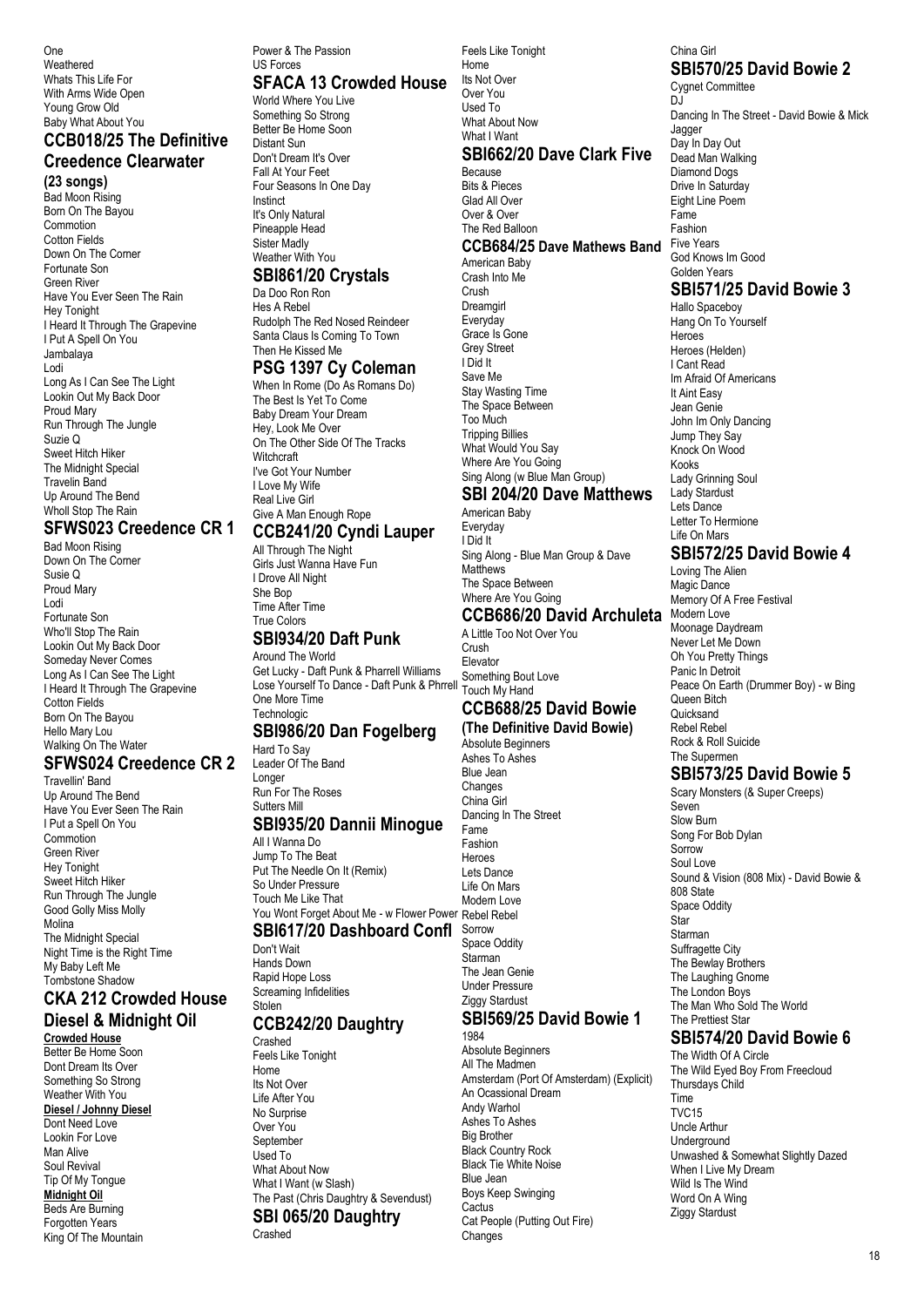One
Weathered
Whats This Life For
With Arms Wide Open
Young Grow Old
Baby What About You

## CCB018/25 The Definitive Creedence Clearwater

**(23 songs)**

Bad Moon Rising
Born On The Bayou
Commotion
Cotton Fields
Down On The Corner
Fortunate Son
Green River
Have You Ever Seen The Rain
Hey Tonight
I Heard It Through The Grapevine
I Put A Spell On You
Jambalaya
Lodi
Long As I Can See The Light
Lookin Out My Back Door
Proud Mary
Run Through The Jungle
Suzie Q
Sweet Hitch Hiker
The Midnight Special
Travelin Band
Up Around The Bend
Wholl Stop The Rain

## SFWS023 Creedence CR 1

Bad Moon Rising
Down On The Corner
Susie Q
Proud Mary
Lodi
Fortunate Son
Who'll Stop The Rain
Lookin Out My Back Door
Someday Never Comes
Long As I Can See The Light
I Heard It Through The Grapevine
Cotton Fields
Born On The Bayou
Hello Mary Lou
Walking On The Water

## SFWS024 Creedence CR 2

Travellin' Band
Up Around The Bend
Have You Ever Seen The Rain
I Put a Spell On You
Commotion
Green River
Hey Tonight
Sweet Hitch Hiker
Run Through The Jungle
Good Golly Miss Molly
Molina
The Midnight Special
Night Time is the Right Time
My Baby Left Me
Tombstone Shadow

## CKA 212 Crowded House Diesel & Midnight Oil

**Crowded House**

Better Be Home Soon
Dont Dream Its Over
Something So Strong
Weather With You

**Diesel / Johnny Diesel**

Dont Need Love
Lookin For Love
Man Alive
Soul Revival
Tip Of My Tongue

**Midnight Oil**

Beds Are Burning
Forgotten Years
King Of The Mountain
Power & The Passion
US Forces

## SFACA 13 Crowded House

World Where You Live
Something So Strong
Better Be Home Soon
Distant Sun
Don't Dream It's Over
Fall At Your Feet
Four Seasons In One Day
Instinct
It's Only Natural
Pineapple Head
Sister Madly
Weather With You

## SBI861/20 Crystals

Da Doo Ron Ron
Hes A Rebel
Rudolph The Red Nosed Reindeer
Santa Claus Is Coming To Town
Then He Kissed Me

## PSG 1397 Cy Coleman

When In Rome (Do As Romans Do)
The Best Is Yet To Come
Baby Dream Your Dream
Hey, Look Me Over
On The Other Side Of The Tracks
Witchcraft
I've Got Your Number
I Love My Wife
Real Live Girl
Give A Man Enough Rope

## CCB241/20 Cyndi Lauper

All Through The Night
Girls Just Wanna Have Fun
I Drove All Night
She Bop
Time After Time
True Colors

## SBI934/20 Daft Punk

Around The World
Get Lucky - Daft Punk & Pharrell Williams
Lose Yourself To Dance - Daft Punk & Phrrell
One More Time
Technologic

## SBI986/20 Dan Fogelberg

Hard To Say
Leader Of The Band
Longer
Run For The Roses
Sutters Mill

## SBI935/20 Dannii Minogue

All I Wanna Do
Jump To The Beat
Put The Needle On It (Remix)
So Under Pressure
Touch Me Like That
You Wont Forget About Me - w Flower Power

## SBI617/20 Dashboard Confl

Don't Wait
Hands Down
Rapid Hope Loss
Screaming Infidelities
Stolen

## CCB242/20 Daughtry

Crashed
Feels Like Tonight
Home
Its Not Over
Life After You
No Surprise
Over You
September
Used To
What About Now
What I Want (w Slash)
The Past (Chris Daughtry & Sevendust)

## SBI 065/20 Daughtry

Crashed
Feels Like Tonight
Home
Its Not Over
Over You
Used To
What About Now
What I Want

## SBI662/20 Dave Clark Five

Because
Bits & Pieces
Glad All Over
Over & Over
The Red Balloon

## CCB684/25 Dave Mathews Band

American Baby
Crash Into Me
Crush
Dreamgirl
Everyday
Grace Is Gone
Grey Street
I Did It
Save Me
Stay Wasting Time
The Space Between
Too Much
Tripping Billies
What Would You Say
Where Are You Going
Sing Along (w Blue Man Group)

## SBI 204/20 Dave Matthews

American Baby
Everyday
I Did It
Sing Along - Blue Man Group & Dave Matthews
The Space Between
Where Are You Going

## CCB686/20 David Archuleta

A Little Too Not Over You
Crush
Elevator
Something Bout Love
Touch My Hand

## CCB688/25 David Bowie (The Definitive David Bowie)

Absolute Beginners
Ashes To Ashes
Blue Jean
Changes
China Girl
Dancing In The Street
Fame
Fashion
Heroes
Lets Dance
Life On Mars
Modern Love
Rebel Rebel
Sorrow
Space Oddity
Starman
The Jean Genie
Under Pressure
Ziggy Stardust

## SBI569/25 David Bowie 1

1984
Absolute Beginners
All The Madmen
Amsterdam (Port Of Amsterdam) (Explicit)
An Ocassional Dream
Andy Warhol
Ashes To Ashes
Big Brother
Black Country Rock
Black Tie White Noise
Blue Jean
Boys Keep Swinging
Cactus
Cat People (Putting Out Fire)
Changes
China Girl

## SBI570/25 David Bowie 2

Cygnet Committee
DJ
Dancing In The Street - David Bowie & Mick Jagger
Day In Day Out
Dead Man Walking
Diamond Dogs
Drive In Saturday
Eight Line Poem
Fame
Fashion
Five Years
God Knows Im Good
Golden Years

## SBI571/25 David Bowie 3

Hallo Spaceboy
Hang On To Yourself
Heroes
Heroes (Helden)
I Cant Read
Im Afraid Of Americans
It Aint Easy
Jean Genie
John Im Only Dancing
Jump They Say
Knock On Wood
Kooks
Lady Grinning Soul
Lady Stardust
Lets Dance
Letter To Hermione
Life On Mars

## SBI572/25 David Bowie 4

Loving The Alien
Magic Dance
Memory Of A Free Festival
Modern Love
Moonage Daydream
Never Let Me Down
Oh You Pretty Things
Panic In Detroit
Peace On Earth (Drummer Boy) - w Bing
Queen Bitch
Quicksand
Rebel Rebel
Rock & Roll Suicide
The Supermen

## SBI573/25 David Bowie 5

Scary Monsters (& Super Creeps)
Seven
Slow Burn
Song For Bob Dylan
Sorrow
Soul Love
Sound & Vision (808 Mix) - David Bowie & 808 State
Space Oddity
Star
Starman
Suffragette City
The Bewlay Brothers
The Laughing Gnome
The London Boys
The Man Who Sold The World
The Prettiest Star

## SBI574/20 David Bowie 6

The Width Of A Circle
The Wild Eyed Boy From Freecloud
Thursdays Child
Time
TVC15
Uncle Arthur
Underground
Unwashed & Somewhat Slightly Dazed
When I Live My Dream
Wild Is The Wind
Word On A Wing
Ziggy Stardust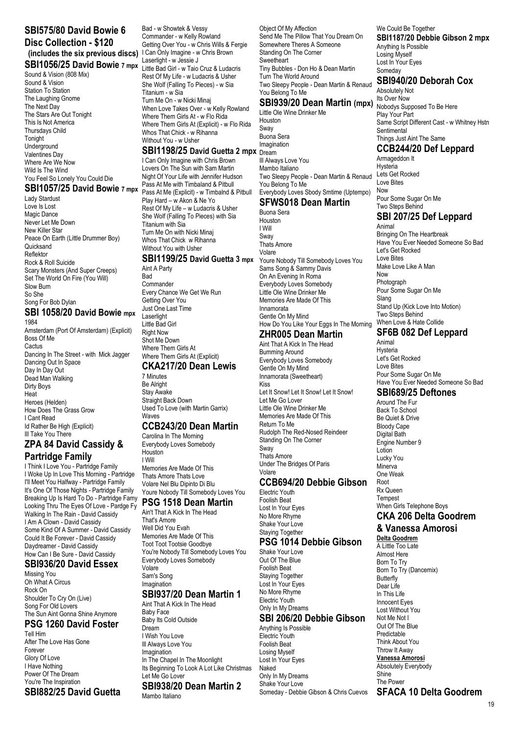## SBI575/80 David Bowie 6 Disc Collection - $120

**(includes the six previous discs)**

## SBI1056/25 David Bowie 7 mpx

Sound & Vision (808 Mix)
Sound & Vision
Station To Station
The Laughing Gnome
The Next Day
The Stars Are Out Tonight
This Is Not America
Thursdays Child
Tonight
Underground
Valentines Day
Where Are We Now
Wild Is The Wind
You Feel So Lonely You Could Die

## SBI1057/25 David Bowie 7 mpx

Lady Stardust
Love Is Lost
Magic Dance
Never Let Me Down
New Killer Star
Peace On Earth (Little Drummer Boy)
Quicksand
Reflektor
Rock & Roll Suicide
Scary Monsters (And Super Creeps)
Set The World On Fire (You Will)
Slow Burn
So She
Song For Bob Dylan

## SBI 1058/20 David Bowie mpx

1984
Amsterdam (Port Of Amsterdam) (Explicit)
Boss Of Me
Cactus
Dancing In The Street - with Mick Jagger
Dancing Out In Space
Day In Day Out
Dead Man Walking
Dirty Boys
Heat
Heroes (Helden)
How Does The Grass Grow
I Cant Read
Id Rather Be High (Explicit)
Ill Take You There

## ZPA 84 David Cassidy & Partridge Family

I Think I Love You - Partridge Family
I Woke Up In Love This Morning - Partridge
I'll Meet You Halfway - Partridge Family
It's One Of Those Nights - Partridge Family
Breaking Up Is Hard To Do - Partridge Famy
Looking Thru The Eyes Of Love - Pardge Fy
Walking In The Rain - David Cassidy
I Am A Clown - David Cassidy
Some Kind Of A Summer - David Cassidy
Could It Be Forever - David Cassidy
Daydreamer - David Cassidy
How Can I Be Sure - David Cassidy

## SBI936/20 David Essex

Missing You
Oh What A Circus
Rock On
Shoulder To Cry On (Live)
Song For Old Lovers
The Sun Aint Gonna Shine Anymore

## PSG 1260 David Foster

Tell Him
After The Love Has Gone
Forever
Glory Of Love
I Have Nothing
Power Of The Dream
You're The Inspiration

## SBI882/25 David Guetta

Bad - w Showtek & Vessy
Commander - w Kelly Rowland
Getting Over You - w Chris Wills & Fergie
I Can Only Imagine - w Chris Brown
Laserlight - w Jessie J
Little Bad Girl - w Taio Cruz & Ludacris
Rest Of My Life - w Ludacris & Usher
She Wolf (Falling To Pieces) - w Sia
Titanium - w Sia
Turn Me On - w Nicki Minaj
When Love Takes Over - w Kelly Rowland
Where Them Girls At - w Flo Rida
Where Them Girls At (Explicit) - w Flo Rida
Whos That Chick - w Rihanna
Without You - w Usher

## SBI1198/25 David Guetta 2 mpx

I Can Only Imagine with Chris Brown
Lovers On The Sun with Sam Martin
Night Of Your Life with Jennifer Hudson
Pass At Me with Timbaland & Pitbull
Pass At Me (Explicit) - w Timbalnd & Pitbull
Play Hard – w Akon & Ne Yo
Rest Of My Life – w Ludacris & Usher
She Wolf (Falling To Pieces) with Sia
Titanium with Sia
Turn Me On with Nicki Minaj
Whos That Chick w Rihanna
Without You with Usher

## SBI1199/25 David Guetta 3 mpx

Aint A Party
Bad
Commander
Every Chance We Get We Run
Getting Over You
Just One Last Time
Laserlight
Little Bad Girl
Right Now
Shot Me Down
Where Them Girls At
Where Them Girls At (Explicit)

## CKA217/20 Dean Lewis

7 Minutes
Be Alright
Stay Awake
Straight Back Down
Used To Love (with Martin Garrix)
Waves

## CCB243/20 Dean Martin

Carolina In The Morning
Everybody Loves Somebody
Houston
I Will
Memories Are Made Of This
Thats Amore Thats Love
Volare Nel Blu Dipinto Di Blu
Youre Nobody Till Somebody Loves You

## PSG 1518 Dean Martin

Ain't That A Kick In The Head
That's Amore
Well Did You Evah
Memories Are Made Of This
Toot Toot Tootsie Goodbye
You're Nobody Till Somebody Loves You
Everybody Loves Somebody
Volare
Sam's Song
Imagination

## SBI937/20 Dean Martin 1

Aint That A Kick In The Head
Baby Face
Baby Its Cold Outside
Dream
I Wish You Love
Ill Always Love You
Imagination
In The Chapel In The Moonlight
Its Beginning To Look A Lot Like Christmas
Let Me Go Lover

## SBI938/20 Dean Martin 2

Mambo Italiano
Object Of My Affection
Send Me The Pillow That You Dream On
Somewhere Theres A Someone
Standing On The Corner
Sweetheart
Tiny Bubbles - Don Ho & Dean Martin
Turn The World Around
Two Sleepy People - Dean Martin & Renaud
You Belong To Me

## SBI939/20 Dean Martin (mpx)

Little Ole Wine Drinker Me
Houston
Sway
Buona Sera
Imagination
Dream
Ill Always Love You
Mambo Italiano
Two Sleepy People - Dean Martin & Renaud
You Belong To Me
Everybody Loves Sbody Smtime (Uptempo)

## SFWS018 Dean Martin

Buona Sera
Houston
I Will
Sway
Thats Amore
Volare
Youre Nobody Till Somebody Loves You
Sams Song & Sammy Davis
On An Evening In Roma
Everybody Loves Somebody
Little Ole Wine Drinker Me
Memories Are Made Of This
Innamorata
Gentle On My Mind
How Do You Like Your Eggs In The Morning

## ZHR005 Dean Martin

Aint That A Kick In The Head
Bumming Around
Everybody Loves Somebody
Gentle On My Mind
Innamorata (Sweetheart)
Kiss
Let It Snow! Let It Snow! Let It Snow!
Let Me Go Lover
Little Ole Wine Drinker Me
Memories Are Made Of This
Return To Me
Rudolph The Red-Nosed Reindeer
Standing On The Corner
Sway
Thats Amore
Under The Bridges Of Paris
Volare

## CCB694/20 Debbie Gibson

Electric Youth
Foolish Beat
Lost In Your Eyes
No More Rhyme
Shake Your Love
Staying Together

## PSG 1014 Debbie Gibson

Shake Your Love
Out Of The Blue
Foolish Beat
Staying Together
Lost In Your Eyes
No More Rhyme
Electric Youth
Only In My Dreams

## SBI 206/20 Debbie Gibson

Anything Is Possible
Electric Youth
Foolish Beat
Losing Myself
Lost In Your Eyes
Naked
Only In My Dreams
Shake Your Love
Someday - Debbie Gibson & Chris Cuevos
We Could Be Together

## SBI1187/20 Debbie Gibson 2 mpx

Anything Is Possible
Losing Myself
Lost In Your Eyes
Someday

## SBI940/20 Deborah Cox

Absolutely Not
Its Over Now
Nobodys Supposed To Be Here
Play Your Part
Same Script Different Cast - w Whitney Hstn
Sentimental
Things Just Aint The Same

## CCB244/20 Def Leppard

Armageddon It
Hysteria
Lets Get Rocked
Love Bites
Now
Pour Some Sugar On Me
Two Steps Behind

## SBI 207/25 Def Leppard

Animal
Bringing On The Heartbreak
Have You Ever Needed Someone So Bad
Let's Get Rocked
Love Bites
Make Love Like A Man
Now
Photograph
Pour Some Sugar On Me
Slang
Stand Up (Kick Love Into Motion)
Two Steps Behind
When Love & Hate Collide

## SF6B 082 Def Leppard

Animal
Hysteria
Let's Get Rocked
Love Bites
Pour Some Sugar On Me
Have You Ever Needed Someone So Bad

## SBI689/25 Deftones

Around The Fur
Back To School
Be Quiet & Drive
Bloody Cape
Digital Bath
Engine Number 9
Lotion
Lucky You
Minerva
One Weak
Root
Rx Queen
Tempest
When Girls Telephone Boys

## CKA 206 Delta Goodrem & Vanessa Amorosi

**Delta Goodrem**

A Little Too Late
Almost Here
Born To Try
Born To Try (Dancemix)
Butterfly
Dear Life
In This Life
Innocent Eyes
Lost Without You
Not Me Not I
Out Of The Blue
Predictable
Think About You
Throw It Away

**Vanessa Amorosi**

Absolutely Everybody
Shine
The Power

## SFACA 10 Delta Goodrem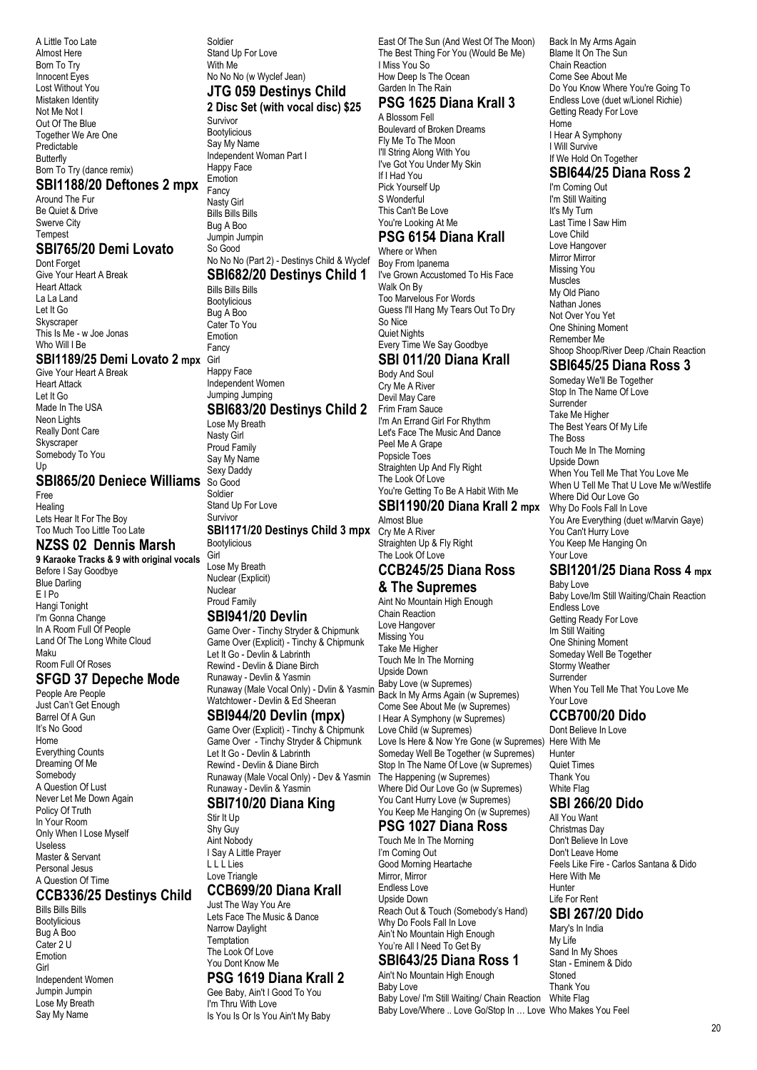A Little Too Late
Almost Here
Born To Try
Innocent Eyes
Lost Without You
Mistaken Identity
Not Me Not I
Out Of The Blue
Together We Are One
Predictable
Butterfly
Born To Try (dance remix)

## SBI1188/20 Deftones 2 mpx

Around The Fur
Be Quiet & Drive
Swerve City
Tempest

## SBI765/20 Demi Lovato

Dont Forget
Give Your Heart A Break
Heart Attack
La La Land
Let It Go
Skyscraper
This Is Me - w Joe Jonas
Who Will I Be

## SBI1189/25 Demi Lovato 2 mpx

Give Your Heart A Break
Heart Attack
Let It Go
Made In The USA
Neon Lights
Really Dont Care
Skyscraper
Somebody To You
Up

## SBI865/20 Deniece Williams

Free
Healing
Lets Hear It For The Boy
Too Much Too Little Too Late

## NZSS 02 Dennis Marsh

**9 Karaoke Tracks & 9 with original vocals**

Before I Say Goodbye
Blue Darling
E I Po
Hangi Tonight
I'm Gonna Change
In A Room Full Of People
Land Of The Long White Cloud
Maku
Room Full Of Roses

## SFGD 37 Depeche Mode

People Are People
Just Can't Get Enough
Barrel Of A Gun
It's No Good
Home
Everything Counts
Dreaming Of Me
Somebody
A Question Of Lust
Never Let Me Down Again
Policy Of Truth
In Your Room
Only When I Lose Myself
Useless
Master & Servant
Personal Jesus
A Question Of Time

## CCB336/25 Destinys Child

Bills Bills Bills
Bootylicious
Bug A Boo
Cater 2 U
Emotion
Girl
Independent Women
Jumpin Jumpin
Lose My Breath
Say My Name
Soldier
Stand Up For Love
With Me
No No No (w Wyclef Jean)

## JTG 059 Destinys Child

**2 Disc Set (with vocal disc) $25**

Survivor
Bootylicious
Say My Name
Independent Woman Part I
Happy Face
Emotion
Fancy
Nasty Girl
Bills Bills Bills
Bug A Boo
Jumpin Jumpin
So Good
No No No (Part 2) - Destinys Child & Wyclef

## SBI682/20 Destinys Child 1

Bills Bills Bills
Bootylicious
Bug A Boo
Cater To You
Emotion
Fancy
Girl
Happy Face
Independent Women
Jumping Jumping

## SBI683/20 Destinys Child 2

Lose My Breath
Nasty Girl
Proud Family
Say My Name
Sexy Daddy
So Good
Soldier
Stand Up For Love
Survivor

## SBI1171/20 Destinys Child 3 mpx

Bootylicious
Girl
Lose My Breath
Nuclear (Explicit)
Nuclear
Proud Family

## SBI941/20 Devlin

Game Over - Tinchy Stryder & Chipmunk
Game Over (Explicit) - Tinchy & Chipmunk
Let It Go - Devlin & Labrinth
Rewind - Devlin & Diane Birch
Runaway - Devlin & Yasmin
Runaway (Male Vocal Only) - Dvlin & Yasmin
Watchtower - Devlin & Ed Sheeran

## SBI944/20 Devlin (mpx)

Game Over (Explicit) - Tinchy & Chipmunk
Game Over - Tinchy Stryder & Chipmunk
Let It Go - Devlin & Labrinth
Rewind - Devlin & Diane Birch
Runaway (Male Vocal Only) - Dev & Yasmin
Runaway - Devlin & Yasmin

## SBI710/20 Diana King

Stir It Up
Shy Guy
Aint Nobody
I Say A Little Prayer
L L L Lies
Love Triangle

## CCB699/20 Diana Krall

Just The Way You Are
Lets Face The Music & Dance
Narrow Daylight
Temptation
The Look Of Love
You Dont Know Me

## PSG 1619 Diana Krall 2

Gee Baby, Ain't I Good To You
I'm Thru With Love
Is You Is Or Is You Ain't My Baby
East Of The Sun (And West Of The Moon)
The Best Thing For You (Would Be Me)
I Miss You So
How Deep Is The Ocean
Garden In The Rain

## PSG 1625 Diana Krall 3

A Blossom Fell
Boulevard of Broken Dreams
Fly Me To The Moon
I'll String Along With You
I've Got You Under My Skin
If I Had You
Pick Yourself Up
S Wonderful
This Can't Be Love
You're Looking At Me

## PSG 6154 Diana Krall

Where or When
Boy From Ipanema
I've Grown Accustomed To His Face
Walk On By
Too Marvelous For Words
Guess I'll Hang My Tears Out To Dry
So Nice
Quiet Nights
Every Time We Say Goodbye

## SBI 011/20 Diana Krall

Body And Soul
Cry Me A River
Devil May Care
Frim Fram Sauce
I'm An Errand Girl For Rhythm
Let's Face The Music And Dance
Peel Me A Grape
Popsicle Toes
Straighten Up And Fly Right
The Look Of Love
You're Getting To Be A Habit With Me

## SBI1190/20 Diana Krall 2 mpx

Almost Blue
Cry Me A River
Straighten Up & Fly Right
The Look Of Love

## CCB245/25 Diana Ross & The Supremes

Aint No Mountain High Enough
Chain Reaction
Love Hangover
Missing You
Take Me Higher
Touch Me In The Morning
Upside Down
Baby Love (w Supremes)
Back In My Arms Again (w Supremes)
Come See About Me (w Supremes)
I Hear A Symphony (w Supremes)
Love Child (w Supremes)
Love Is Here & Now Yre Gone (w Supremes)
Someday Well Be Together (w Supremes)
Stop In The Name Of Love (w Supremes)
The Happening (w Supremes)
Where Did Our Love Go (w Supremes)
You Cant Hurry Love (w Supremes)
You Keep Me Hanging On (w Supremes)

## PSG 1027 Diana Ross

Touch Me In The Morning
I'm Coming Out
Good Morning Heartache
Mirror, Mirror
Endless Love
Upside Down
Reach Out & Touch (Somebody's Hand)
Why Do Fools Fall In Love
Ain't No Mountain High Enough
You're All I Need To Get By

## SBI643/25 Diana Ross 1

Ain't No Mountain High Enough
Baby Love
Baby Love/ I'm Still Waiting/ Chain Reaction
Baby Love/Where .. Love Go/Stop In … Love
Back In My Arms Again
Blame It On The Sun
Chain Reaction
Come See About Me
Do You Know Where You're Going To
Endless Love (duet w/Lionel Richie)
Getting Ready For Love
Home
I Hear A Symphony
I Will Survive
If We Hold On Together

## SBI644/25 Diana Ross 2

I'm Coming Out
I'm Still Waiting
It's My Turn
Last Time I Saw Him
Love Child
Love Hangover
Mirror Mirror
Missing You
Muscles
My Old Piano
Nathan Jones
Not Over You Yet
One Shining Moment
Remember Me
Shoop Shoop/River Deep /Chain Reaction

## SBI645/25 Diana Ross 3

Someday We'll Be Together
Stop In The Name Of Love
Surrender
Take Me Higher
The Best Years Of My Life
The Boss
Touch Me In The Morning
Upside Down
When You Tell Me That You Love Me
When U Tell Me That U Love Me w/Westlife
Where Did Our Love Go
Why Do Fools Fall In Love
You Are Everything (duet w/Marvin Gaye)
You Can't Hurry Love
You Keep Me Hanging On
Your Love

## SBI1201/25 Diana Ross 4 mpx

Baby Love
Baby Love/Im Still Waiting/Chain Reaction
Endless Love
Getting Ready For Love
Im Still Waiting
One Shining Moment
Someday Well Be Together
Stormy Weather
Surrender
When You Tell Me That You Love Me
Your Love

## CCB700/20 Dido

Dont Believe In Love
Here With Me
Hunter
Quiet Times
Thank You
White Flag

## SBI 266/20 Dido

All You Want
Christmas Day
Don't Believe In Love
Don't Leave Home
Feels Like Fire - Carlos Santana & Dido
Here With Me
Hunter
Life For Rent

## SBI 267/20 Dido

Mary's In India
My Life
Sand In My Shoes
Stan - Eminem & Dido
Stoned
Thank You
White Flag
Who Makes You Feel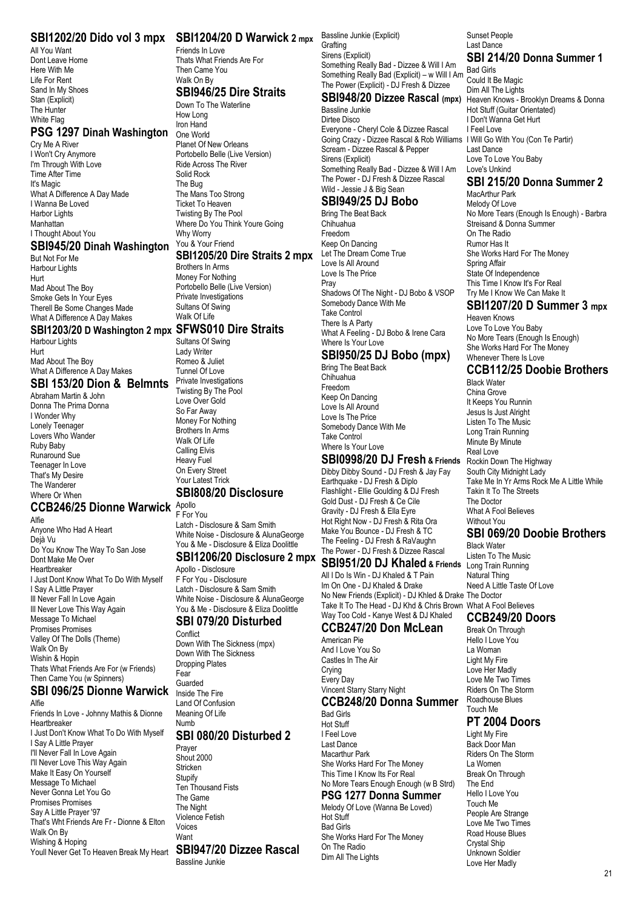## SBI1202/20 Dido vol 3 mpx

All You Want
Dont Leave Home
Here With Me
Life For Rent
Sand In My Shoes
Stan (Explicit)
The Hunter
White Flag

## PSG 1297 Dinah Washington

Cry Me A River
I Won't Cry Anymore
I'm Through With Love
Time After Time
It's Magic
What A Difference A Day Made
I Wanna Be Loved
Harbor Lights
Manhattan
I Thought About You

## SBI945/20 Dinah Washington

But Not For Me
Harbour Lights
Hurt
Mad About The Boy
Smoke Gets In Your Eyes
Therell Be Some Changes Made
What A Difference A Day Makes

## SBI1203/20 D Washington 2 mpx

Harbour Lights
Hurt
Mad About The Boy
What A Difference A Day Makes

## SBI 153/20 Dion & Belmnts

Abraham Martin & John
Donna The Prima Donna
I Wonder Why
Lonely Teenager
Lovers Who Wander
Ruby Baby
Runaround Sue
Teenager In Love
That's My Desire
The Wanderer
Where Or When

## CCB246/25 Dionne Warwick

Alfie
Anyone Who Had A Heart
Dejà Vu
Do You Know The Way To San Jose
Dont Make Me Over
Heartbreaker
I Just Dont Know What To Do With Myself
I Say A Little Prayer
Ill Never Fall In Love Again
Ill Never Love This Way Again
Message To Michael
Promises Promises
Valley Of The Dolls (Theme)
Walk On By
Wishin & Hopin
Thats What Friends Are For (w Friends)
Then Came You (w Spinners)

## SBI 096/25 Dionne Warwick

Alfie
Friends In Love - Johnny Mathis & Dionne
Heartbreaker
I Just Don't Know What To Do With Myself
I Say A Little Prayer
I'll Never Fall In Love Again
I'll Never Love This Way Again
Make It Easy On Yourself
Message To Michael
Never Gonna Let You Go
Promises Promises
Say A Little Prayer '97
That's Wht Friends Are Fr - Dionne & Elton
Walk On By
Wishing & Hoping
Youll Never Get To Heaven Break My Heart

## SBI1204/20 D Warwick 2 mpx

Friends In Love
Thats What Friends Are For
Then Came You
Walk On By

## SBI946/25 Dire Straits

Down To The Waterline
How Long
Iron Hand
One World
Planet Of New Orleans
Portobello Belle (Live Version)
Ride Across The River
Solid Rock
The Bug
The Mans Too Strong
Ticket To Heaven
Twisting By The Pool
Where Do You Think Youre Going
Why Worry
You & Your Friend

## SBI1205/20 Dire Straits 2 mpx

Brothers In Arms
Money For Nothing
Portobello Belle (Live Version)
Private Investigations
Sultans Of Swing
Walk Of Life

## SFWS010 Dire Straits

Sultans Of Swing
Lady Writer
Romeo & Juliet
Tunnel Of Love
Private Investigations
Twisting By The Pool
Love Over Gold
So Far Away
Money For Nothing
Brothers In Arms
Walk Of Life
Calling Elvis
Heavy Fuel
On Every Street
Your Latest Trick

## SBI808/20 Disclosure

Apollo
F For You
Latch - Disclosure & Sam Smith
White Noise - Disclosure & AlunaGeorge
You & Me - Disclosure & Eliza Doolittle

## SBI1206/20 Disclosure 2 mpx

Apollo - Disclosure
F For You - Disclosure
Latch - Disclosure & Sam Smith
White Noise - Disclosure & AlunaGeorge
You & Me - Disclosure & Eliza Doolittle

## SBI 079/20 Disturbed

Conflict
Down With The Sickness (mpx)
Down With The Sickness
Dropping Plates
Fear
Guarded
Inside The Fire
Land Of Confusion
Meaning Of Life
Numb

## SBI 080/20 Disturbed 2

Prayer
Shout 2000
Stricken
Stupify
Ten Thousand Fists
The Game
The Night
Violence Fetish
Voices
Want

## SBI947/20 Dizzee Rascal

Bassline Junkie
Bassline Junkie (Explicit)
Grafting
Sirens (Explicit)
Something Really Bad - Dizzee & Will I Am
Something Really Bad (Explicit) – w Will I Am
The Power (Explicit) - DJ Fresh & Dizzee

## SBI948/20 Dizzee Rascal (mpx)

Bassline Junkie
Dirtee Disco
Everyone - Cheryl Cole & Dizzee Rascal
Going Crazy - Dizzee Rascal & Rob Williams
Scream - Dizzee Rascal & Pepper
Sirens (Explicit)
Something Really Bad - Dizzee & Will I Am
The Power - DJ Fresh & Dizzee Rascal
Wild - Jessie J & Big Sean

## SBI949/25 DJ Bobo

Bring The Beat Back
Chihuahua
Freedom
Keep On Dancing
Let The Dream Come True
Love Is All Around
Love Is The Price
Pray
Shadows Of The Night - DJ Bobo & VSOP
Somebody Dance With Me
Take Control
There Is A Party
What A Feeling - DJ Bobo & Irene Cara
Where Is Your Love

## SBI950/25 DJ Bobo (mpx)

Bring The Beat Back
Chihuahua
Freedom
Keep On Dancing
Love Is All Around
Love Is The Price
Somebody Dance With Me
Take Control
Where Is Your Love

## SBI0998/20 DJ Fresh & Friends

Dibby Dibby Sound - DJ Fresh & Jay Fay
Earthquake - DJ Fresh & Diplo
Flashlight - Ellie Goulding & DJ Fresh
Gold Dust - DJ Fresh & Ce Cile
Gravity - DJ Fresh & Ella Eyre
Hot Right Now - DJ Fresh & Rita Ora
Make You Bounce - DJ Fresh & TC
The Feeling - DJ Fresh & RaVaughn
The Power - DJ Fresh & Dizzee Rascal

## SBI951/20 DJ Khaled & Friends

All I Do Is Win - DJ Khaled & T Pain
Im On One - DJ Khaled & Drake
No New Friends (Explicit) - DJ Khled & Drake
Take It To The Head - DJ Khd & Chris Brown
Way Too Cold - Kanye West & DJ Khaled

## CCB247/20 Don McLean

American Pie
And I Love You So
Castles In The Air
Crying
Every Day
Vincent Starry Starry Night

## CCB248/20 Donna Summer

Bad Girls
Hot Stuff
I Feel Love
Last Dance
Macarthur Park
She Works Hard For The Money
This Time I Know Its For Real
No More Tears Enough Enough (w B Strd)

## PSG 1277 Donna Summer

Melody Of Love (Wanna Be Loved)
Hot Stuff
Bad Girls
She Works Hard For The Money
On The Radio
Dim All The Lights
Sunset People
Last Dance

## SBI 214/20 Donna Summer 1

Bad Girls
Could It Be Magic
Dim All The Lights
Heaven Knows - Brooklyn Dreams & Donna
Hot Stuff (Guitar Orientated)
I Don't Wanna Get Hurt
I Feel Love
I Will Go With You (Con Te Partir)
Last Dance
Love To Love You Baby
Love's Unkind

## SBI 215/20 Donna Summer 2

MacArthur Park
Melody Of Love
No More Tears (Enough Is Enough) - Barbra Streisand & Donna Summer
On The Radio
Rumor Has It
She Works Hard For The Money
Spring Affair
State Of Independence
This Time I Know It's For Real
Try Me I Know We Can Make It

## SBI1207/20 D Summer 3 mpx

Heaven Knows
Love To Love You Baby
No More Tears (Enough Is Enough)
She Works Hard For The Money
Whenever There Is Love

## CCB112/25 Doobie Brothers

Black Water
China Grove
It Keeps You Runnin
Jesus Is Just Alright
Listen To The Music
Long Train Running
Minute By Minute
Real Love
Rockin Down The Highway
South City Midnight Lady
Take Me In Yr Arms Rock Me A Little While
Takin It To The Streets
The Doctor
What A Fool Believes
Without You

## SBI 069/20 Doobie Brothers

Black Water
Listen To The Music
Long Train Running
Natural Thing
Need A Little Taste Of Love
The Doctor
What A Fool Believes

## CCB249/20 Doors

Break On Through
Hello I Love You
La Woman
Light My Fire
Love Her Madly
Love Me Two Times
Riders On The Storm
Roadhouse Blues
Touch Me

## PT 2004 Doors

Light My Fire
Back Door Man
Riders On The Storm
La Women
Break On Through
The End
Hello I Love You
Touch Me
People Are Strange
Love Me Two Times
Road House Blues
Crystal Ship
Unknown Soldier
Love Her Madly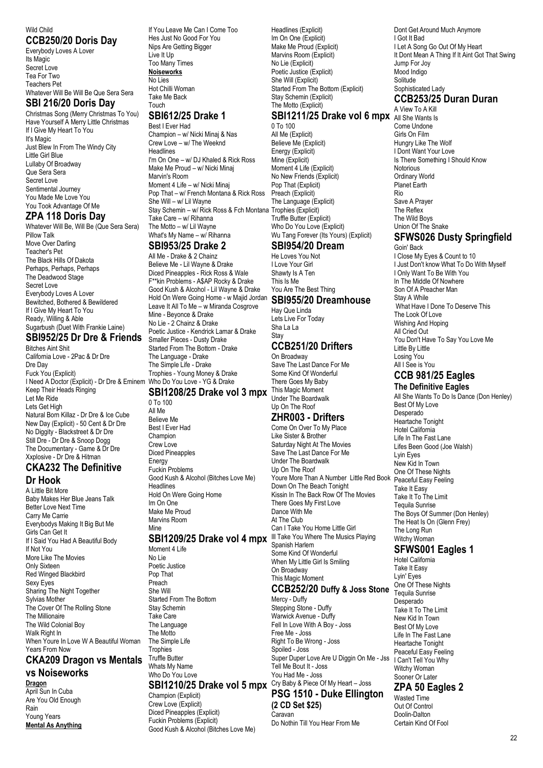Wild Child

## CCB250/20 Doris Day

Everybody Loves A Lover
Its Magic
Secret Love
Tea For Two
Teachers Pet
Whatever Will Be Will Be Que Sera Sera

## SBI 216/20 Doris Day

Christmas Song (Merry Christmas To You)
Have Yourself A Merry Little Christmas
If I Give My Heart To You
It's Magic
Just Blew In From The Windy City
Little Girl Blue
Lullaby Of Broadway
Que Sera Sera
Secret Love
Sentimental Journey
You Made Me Love You
You Took Advantage Of Me

## ZPA 118 Doris Day

Whatever Will Be, Will Be (Que Sera Sera)
Pillow Talk
Move Over Darling
Teacher's Pet
The Black Hills Of Dakota
Perhaps, Perhaps, Perhaps
The Deadwood Stage
Secret Love
Everybody Loves A Lover
Bewitched, Bothered & Bewildered
If I Give My Heart To You
Ready, Willing & Able
Sugarbush (Duet With Frankie Laine)

## SBI952/25 Dr Dre & Friends

Bitches Aint Shit
California Love - 2Pac & Dr Dre
Dre Day
Fuck You (Explicit)
I Need A Doctor (Explicit) - Dr Dre & Eminem
Keep Their Heads Ringing
Let Me Ride
Lets Get High
Natural Born Killaz - Dr Dre & Ice Cube
New Day (Explicit) - 50 Cent & Dr Dre
No Diggity - Blackstreet & Dr Dre
Still Dre - Dr Dre & Snoop Dogg
The Documentary - Game & Dr Dre
Xxplosive - Dr Dre & Hitman

## CKA232 The Definitive Dr Hook

A Little Bit More
Baby Makes Her Blue Jeans Talk
Better Love Next Time
Carry Me Carrie
Everybodys Making It Big But Me
Girls Can Get It
If I Said You Had A Beautiful Body
If Not You
More Like The Movies
Only Sixteen
Red Winged Blackbird
Sexy Eyes
Sharing The Night Together
Sylvias Mother
The Cover Of The Rolling Stone
The Millionaire
The Wild Colonial Boy
Walk Right In
When Youre In Love W A Beautiful Woman
Years From Now

## CKA209 Dragon vs Mentals vs Noiseworks

**Dragon**
April Sun In Cuba
Are You Old Enough
Rain
Young Years
**Mental As Anything**
If You Leave Me Can I Come Too
Hes Just No Good For You
Nips Are Getting Bigger
Live It Up
Too Many Times
**Noiseworks**
No Lies
Hot Chilli Woman
Take Me Back
Touch

## SBI612/25 Drake 1

Best I Ever Had
Champion – w/ Nicki Minaj & Nas
Crew Love – w/ The Weeknd
Headlines
I'm On One – w/ DJ Khaled & Rick Ross
Make Me Proud – w/ Nicki Minaj
Marvin's Room
Moment 4 Life – w/ Nicki Minaj
Pop That – w/ French Montana & Rick Ross
She Will – w/ Lil Wayne
Stay Schemin – w/ Rick Ross & Fch Montana
Take Care – w/ Rihanna
The Motto – w/ Lil Wayne
What's My Name – w/ Rihanna

## SBI953/25 Drake 2

All Me - Drake & 2 Chainz
Believe Me - Lil Wayne & Drake
Diced Pineapples - Rick Ross & Wale
F**kin Problems - A$AP Rocky & Drake
Good Kush & Alcohol - Lil Wayne & Drake
Hold On Were Going Home - w Majid Jordan
Leave It All To Me – w Miranda Cosgrove
Mine - Beyonce & Drake
No Lie - 2 Chainz & Drake
Poetic Justice - Kendrick Lamar & Drake
Smaller Pieces - Dusty Drake
Started From The Bottom - Drake
The Language - Drake
The Simple Life - Drake
Trophies - Young Money & Drake
Who Do You Love - YG & Drake

## SBI1208/25 Drake vol 3 mpx

0 To 100
All Me
Believe Me
Best I Ever Had
Champion
Crew Love
Diced Pineapples
Energy
Fuckin Problems
Good Kush & Alcohol (Bitches Love Me)
Headlines
Hold On Were Going Home
Im On One
Make Me Proud
Marvins Room
Mine

## SBI1209/25 Drake vol 4 mpx

Moment 4 Life
No Lie
Poetic Justice
Pop That
Preach
She Will
Started From The Bottom
Stay Schemin
Take Care
The Language
The Motto
The Simple Life
Trophies
Truffle Butter
Whats My Name
Who Do You Love

## SBI1210/25 Drake vol 5 mpx

Champion (Explicit)
Crew Love (Explicit)
Diced Pineapples (Explicit)
Fuckin Problems (Explicit)
Good Kush & Alcohol (Bitches Love Me)
Headlines (Explicit)
Im On One (Explicit)
Make Me Proud (Explicit)
Marvins Room (Explicit)
No Lie (Explicit)
Poetic Justice (Explicit)
She Will (Explicit)
Started From The Bottom (Explicit)
Stay Schemin (Explicit)
The Motto (Explicit)

## SBI1211/25 Drake vol 6 mpx

0 To 100
All Me (Explicit)
Believe Me (Explicit)
Energy (Explicit)
Mine (Explicit)
Moment 4 Life (Explicit)
No New Friends (Explicit)
Pop That (Explicit)
Preach (Explicit)
The Language (Explicit)
Trophies (Explicit)
Truffle Butter (Explicit)
Who Do You Love (Explicit)
Wu Tang Forever (Its Yours) (Explicit)

## SBI954/20 Dream

He Loves You Not
I Love Your Girl
Shawty Is A Ten
This Is Me
You Are The Best Thing

## SBI955/20 Dreamhouse

Hay Que Linda
Lets Live For Today
Sha La La
Stay

## CCB251/20 Drifters

On Broadway
Save The Last Dance For Me
Some Kind Of Wonderful
There Goes My Baby
This Magic Moment
Under The Boardwalk
Up On The Roof

## ZHR003 - Drifters

Come On Over To My Place
Like Sister & Brother
Saturday Night At The Movies
Save The Last Dance For Me
Under The Boardwalk
Up On The Roof
Youre More Than A Number Little Red Book
Down On The Beach Tonight
Kissin In The Back Row Of The Movies
There Goes My First Love
Dance With Me
At The Club
Can I Take You Home Little Girl
Ill Take You Where The Musics Playing
Spanish Harlem
Some Kind Of Wonderful
When My Little Girl Is Smiling
On Broadway
This Magic Moment

## CCB252/20 Duffy & Joss Stone

Mercy - Duffy
Stepping Stone - Duffy
Warwick Avenue - Duffy
Fell In Love With A Boy - Joss
Free Me - Joss
Right To Be Wrong - Joss
Spoiled - Joss
Super Duper Love Are U Diggin On Me - Jss
Tell Me Bout It - Joss
You Had Me - Joss
Cry Baby & Piece Of My Heart – Joss

## PSG 1510 - Duke Ellington (2 CD Set $25)

Caravan
Do Nothin Till You Hear From Me
Dont Get Around Much Anymore
I Got It Bad
I Let A Song Go Out Of My Heart
It Dont Mean A Thing If It Aint Got That Swing
Jump For Joy
Mood Indigo
Solitude
Sophisticated Lady

## CCB253/25 Duran Duran

A View To A Kill
All She Wants Is
Come Undone
Girls On Film
Hungry Like The Wolf
I Dont Want Your Love
Is There Something I Should Know
Notorious
Ordinary World
Planet Earth
Rio
Save A Prayer
The Reflex
The Wild Boys
Union Of The Snake

## SFWS026 Dusty Springfield

Goin' Back
I Close My Eyes & Count to 10
I Just Don't know What To Do With Myself
I Only Want To Be With You
In The Middle Of Nowhere
Son Of A Preacher Man
Stay A While
What Have I Done To Deserve This
The Look Of Love
Wishing And Hoping
All Cried Out
You Don't Have To Say You Love Me
Little By Little
Losing You
All I See is You

## CCB 981/25 Eagles

### The Definitive Eagles

All She Wants To Do Is Dance (Don Henley)
Best Of My Love
Desperado
Heartache Tonight
Hotel California
Life In The Fast Lane
Lifes Been Good (Joe Walsh)
Lyin Eyes
New Kid In Town
One Of These Nights
Peaceful Easy Feeling
Take It Easy
Take It To The Limit
Tequila Sunrise
The Boys Of Summer (Don Henley)
The Heat Is On (Glenn Frey)
The Long Run
Witchy Woman

## SFWS001 Eagles 1

Hotel California
Take It Easy
Lyin' Eyes
One Of These Nights
Tequila Sunrise
Desperado
Take It To The Limit
New Kid In Town
Best Of My Love
Life In The Fast Lane
Heartache Tonight
Peaceful Easy Feeling
I Can't Tell You Why
Witchy Woman
Sooner Or Later

## ZPA 50 Eagles 2

Wasted Time
Out Of Control
Doolin-Dalton
Certain Kind Of Fool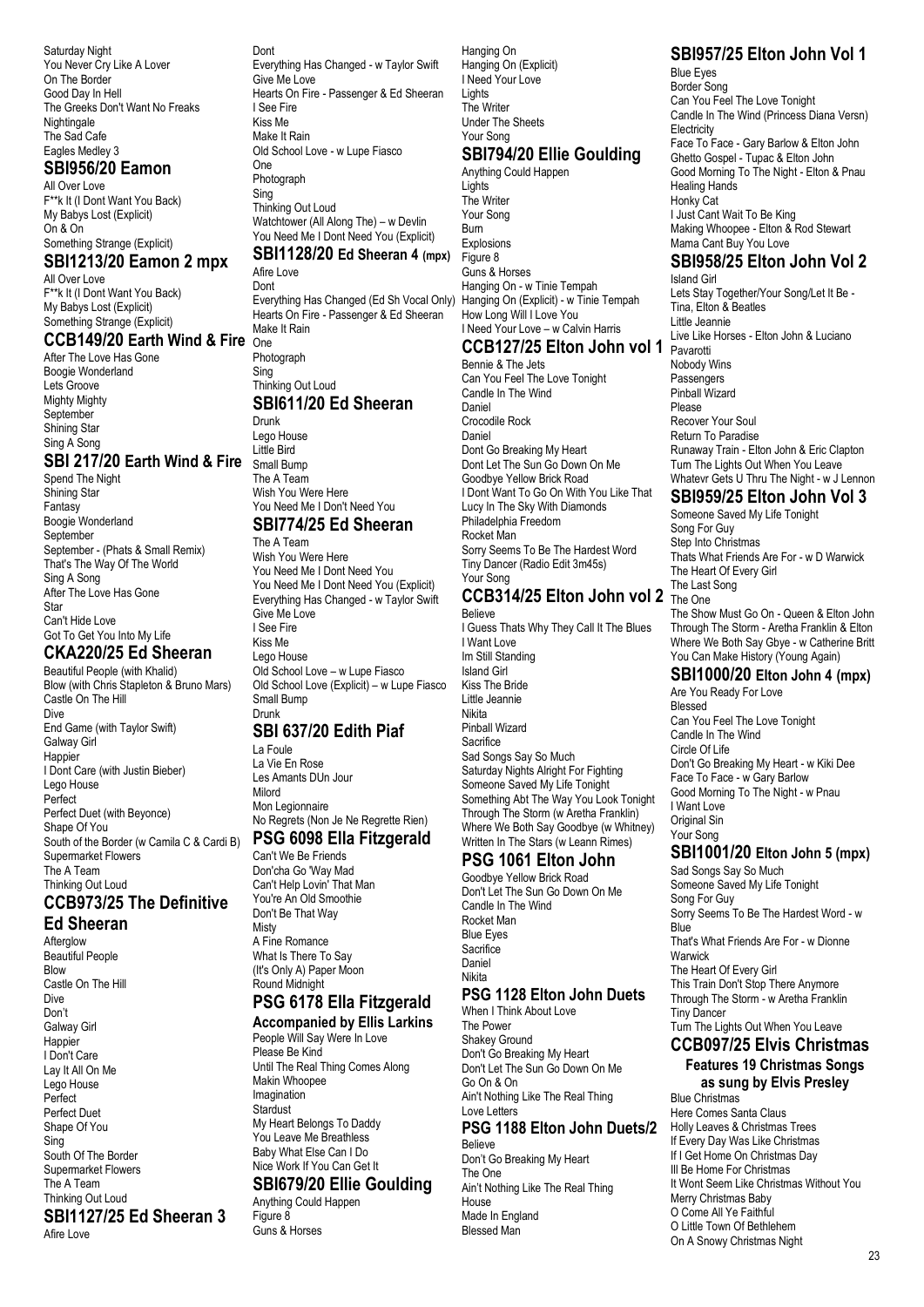Saturday Night
You Never Cry Like A Lover
On The Border
Good Day In Hell
The Greeks Don't Want No Freaks
Nightingale
The Sad Cafe
Eagles Medley 3

## SBI956/20 Eamon

All Over Love
F**k It (I Dont Want You Back)
My Babys Lost (Explicit)
On & On
Something Strange (Explicit)

## SBI1213/20 Eamon 2 mpx

All Over Love
F**k It (I Dont Want You Back)
My Babys Lost (Explicit)
Something Strange (Explicit)

## CCB149/20 Earth Wind & Fire

After The Love Has Gone
Boogie Wonderland
Lets Groove
Mighty Mighty
September
Shining Star
Sing A Song

## SBI 217/20 Earth Wind & Fire

Spend The Night
Shining Star
Fantasy
Boogie Wonderland
September
September - (Phats & Small Remix)
That's The Way Of The World
Sing A Song
After The Love Has Gone
Star
Can't Hide Love
Got To Get You Into My Life

## CKA220/25 Ed Sheeran

Beautiful People (with Khalid)
Blow (with Chris Stapleton & Bruno Mars)
Castle On The Hill
Dive
End Game (with Taylor Swift)
Galway Girl
Happier
I Dont Care (with Justin Bieber)
Lego House
Perfect
Perfect Duet (with Beyonce)
Shape Of You
South of the Border (w Camila C & Cardi B)
Supermarket Flowers
The A Team
Thinking Out Loud

## CCB973/25 The Definitive Ed Sheeran

Afterglow
Beautiful People
Blow
Castle On The Hill
Dive
Don't
Galway Girl
Happier
I Don't Care
Lay It All On Me
Lego House
Perfect
Perfect Duet
Shape Of You
Sing
South Of The Border
Supermarket Flowers
The A Team
Thinking Out Loud

## SBI1127/25 Ed Sheeran 3

Afire Love
Dont
Everything Has Changed - w Taylor Swift
Give Me Love
Hearts On Fire - Passenger & Ed Sheeran
I See Fire
Kiss Me
Make It Rain
Old School Love - w Lupe Fiasco
One
Photograph
Sing
Thinking Out Loud
Watchtower (All Along The) – w Devlin
You Need Me I Dont Need You (Explicit)

## SBI1128/20 Ed Sheeran 4 (mpx)

Afire Love
Dont
Everything Has Changed (Ed Sh Vocal Only)
Hearts On Fire - Passenger & Ed Sheeran
Make It Rain
One
Photograph
Sing
Thinking Out Loud

## SBI611/20 Ed Sheeran

Drunk
Lego House
Little Bird
Small Bump
The A Team
Wish You Were Here
You Need Me I Don't Need You

## SBI774/25 Ed Sheeran

The A Team
Wish You Were Here
You Need Me I Dont Need You
You Need Me I Dont Need You (Explicit)
Everything Has Changed - w Taylor Swift
Give Me Love
I See Fire
Kiss Me
Lego House
Old School Love – w Lupe Fiasco
Old School Love (Explicit) – w Lupe Fiasco
Small Bump
Drunk

## SBI 637/20 Edith Piaf

La Foule
La Vie En Rose
Les Amants DUn Jour
Milord
Mon Legionnaire
No Regrets (Non Je Ne Regrette Rien)

## PSG 6098 Ella Fitzgerald

Can't We Be Friends
Don'cha Go 'Way Mad
Can't Help Lovin' That Man
You're An Old Smoothie
Don't Be That Way
Misty
A Fine Romance
What Is There To Say
(It's Only A) Paper Moon
Round Midnight

## PSG 6178 Ella Fitzgerald

### Accompanied by Ellis Larkins

People Will Say Were In Love
Please Be Kind
Until The Real Thing Comes Along
Makin Whoopee
Imagination
Stardust
My Heart Belongs To Daddy
You Leave Me Breathless
Baby What Else Can I Do
Nice Work If You Can Get It

## SBI679/20 Ellie Goulding

Anything Could Happen
Figure 8
Guns & Horses
Hanging On
Hanging On (Explicit)
I Need Your Love
Lights
The Writer
Under The Sheets
Your Song

## SBI794/20 Ellie Goulding

Anything Could Happen
Lights
The Writer
Your Song
Burn
Explosions
Figure 8
Guns & Horses
Hanging On - w Tinie Tempah
Hanging On (Explicit) - w Tinie Tempah
How Long Will I Love You
I Need Your Love – w Calvin Harris

## CCB127/25 Elton John vol 1

Bennie & The Jets
Can You Feel The Love Tonight
Candle In The Wind
Daniel
Crocodile Rock
Daniel
Dont Go Breaking My Heart
Dont Let The Sun Go Down On Me
Goodbye Yellow Brick Road
I Dont Want To Go On With You Like That
Lucy In The Sky With Diamonds
Philadelphia Freedom
Rocket Man
Sorry Seems To Be The Hardest Word
Tiny Dancer (Radio Edit 3m45s)
Your Song

## CCB314/25 Elton John vol 2

Believe
I Guess Thats Why They Call It The Blues
I Want Love
Im Still Standing
Island Girl
Kiss The Bride
Little Jeannie
Nikita
Pinball Wizard
Sacrifice
Sad Songs Say So Much
Saturday Nights Alright For Fighting
Someone Saved My Life Tonight
Something Abt The Way You Look Tonight
Through The Storm (w Aretha Franklin)
Where We Both Say Goodbye (w Whitney)
Written In The Stars (w Leann Rimes)

## PSG 1061 Elton John

Goodbye Yellow Brick Road
Don't Let The Sun Go Down On Me
Candle In The Wind
Rocket Man
Blue Eyes
Sacrifice
Daniel
Nikita

## PSG 1128 Elton John Duets

When I Think About Love
The Power
Shakey Ground
Don't Go Breaking My Heart
Don't Let The Sun Go Down On Me
Go On & On
Ain't Nothing Like The Real Thing
Love Letters

## PSG 1188 Elton John Duets/2

Believe
Don't Go Breaking My Heart
The One
Ain't Nothing Like The Real Thing
House
Made In England
Blessed Man

## SBI957/25 Elton John Vol 1

Blue Eyes
Border Song
Can You Feel The Love Tonight
Candle In The Wind (Princess Diana Versn)
Electricity
Face To Face - Gary Barlow & Elton John
Ghetto Gospel - Tupac & Elton John
Good Morning To The Night - Elton & Pnau
Healing Hands
Honky Cat
I Just Cant Wait To Be King
Making Whoopee - Elton & Rod Stewart
Mama Cant Buy You Love

## SBI958/25 Elton John Vol 2

Island Girl
Lets Stay Together/Your Song/Let It Be - Tina, Elton & Beatles
Little Jeannie
Live Like Horses - Elton John & Luciano Pavarotti
Nobody Wins
Passengers
Pinball Wizard
Please
Recover Your Soul
Return To Paradise
Runaway Train - Elton John & Eric Clapton
Turn The Lights Out When You Leave
Whatevr Gets U Thru The Night - w J Lennon

## SBI959/25 Elton John Vol 3

Someone Saved My Life Tonight
Song For Guy
Step Into Christmas
Thats What Friends Are For - w D Warwick
The Heart Of Every Girl
The Last Song
The One
The Show Must Go On - Queen & Elton John
Through The Storm - Aretha Franklin & Elton
Where We Both Say Gbye - w Catherine Britt
You Can Make History (Young Again)

## SBI1000/20 Elton John 4 (mpx)

Are You Ready For Love
Blessed
Can You Feel The Love Tonight
Candle In The Wind
Circle Of Life
Don't Go Breaking My Heart - w Kiki Dee
Face To Face - w Gary Barlow
Good Morning To The Night - w Pnau
I Want Love
Original Sin
Your Song

## SBI1001/20 Elton John 5 (mpx)

Sad Songs Say So Much
Someone Saved My Life Tonight
Song For Guy
Sorry Seems To Be The Hardest Word - w Blue
That's What Friends Are For - w Dionne Warwick
The Heart Of Every Girl
This Train Don't Stop There Anymore
Through The Storm - w Aretha Franklin
Tiny Dancer
Turn The Lights Out When You Leave

## CCB097/25 Elvis Christmas

### Features 19 Christmas Songs as sung by Elvis Presley

Blue Christmas
Here Comes Santa Claus
Holly Leaves & Christmas Trees
If Every Day Was Like Christmas
If I Get Home On Christmas Day
Ill Be Home For Christmas
It Wont Seem Like Christmas Without You
Merry Christmas Baby
O Come All Ye Faithful
O Little Town Of Bethlehem
On A Snowy Christmas Night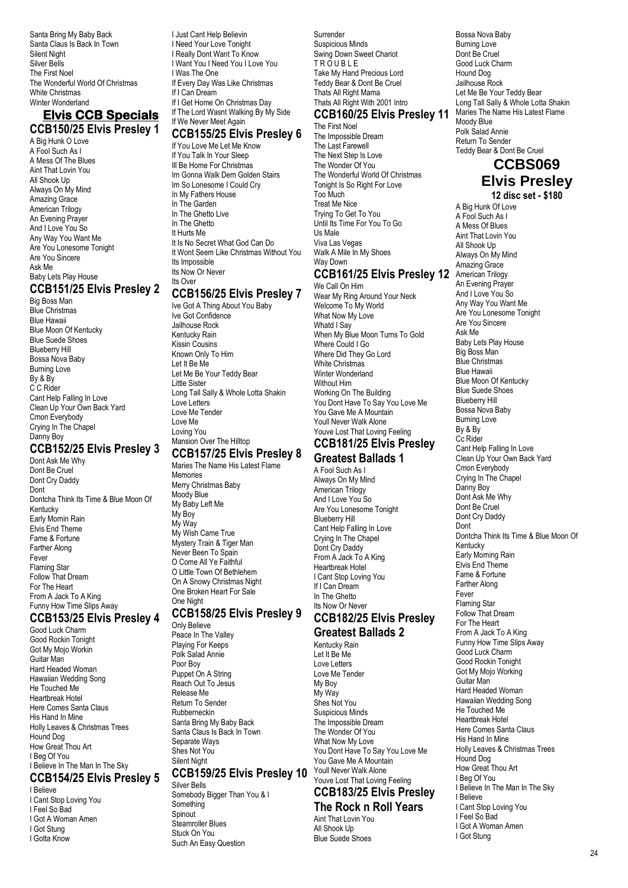Santa Bring My Baby Back
Santa Claus Is Back In Town
Silent Night
Silver Bells
The First Noel
The Wonderful World Of Christmas
White Christmas
Winter Wonderland

# Elvis CCB Specials

## CCB150/25 Elvis Presley 1

A Big Hunk O Love
A Fool Such As I
A Mess Of The Blues
Aint That Lovin You
All Shook Up
Always On My Mind
Amazing Grace
American Trilogy
An Evening Prayer
And I Love You So
Any Way You Want Me
Are You Lonesome Tonight
Are You Sincere
Ask Me
Baby Lets Play House

## CCB151/25 Elvis Presley 2

Big Boss Man
Blue Christmas
Blue Hawaii
Blue Moon Of Kentucky
Blue Suede Shoes
Blueberry Hill
Bossa Nova Baby
Burning Love
By & By
C C Rider
Cant Help Falling In Love
Clean Up Your Own Back Yard
Cmon Everybody
Crying In The Chapel
Danny Boy

## CCB152/25 Elvis Presley 3

Dont Ask Me Why
Dont Be Cruel
Dont Cry Daddy
Dont
Dontcha Think Its Time & Blue Moon Of Kentucky
Early Mornin Rain
Elvis End Theme
Fame & Fortune
Farther Along
Fever
Flaming Star
Follow That Dream
For The Heart
From A Jack To A King
Funny How Time Slips Away

## CCB153/25 Elvis Presley 4

Good Luck Charm
Good Rockin Tonight
Got My Mojo Workin
Guitar Man
Hard Headed Woman
Hawaiian Wedding Song
He Touched Me
Heartbreak Hotel
Here Comes Santa Claus
His Hand In Mine
Holly Leaves & Christmas Trees
Hound Dog
How Great Thou Art
I Beg Of You
I Believe In The Man In The Sky

## CCB154/25 Elvis Presley 5

I Believe
I Cant Stop Loving You
I Feel So Bad
I Got A Woman Amen
I Got Stung
I Gotta Know
I Just Cant Help Believin
I Need Your Love Tonight
I Really Dont Want To Know
I Want You I Need You I Love You
I Was The One
If Every Day Was Like Christmas
If I Can Dream
If I Get Home On Christmas Day
If The Lord Wasnt Walking By My Side
If We Never Meet Again

## CCB155/25 Elvis Presley 6

If You Love Me Let Me Know
If You Talk In Your Sleep
Ill Be Home For Christmas
Im Gonna Walk Dem Golden Stairs
Im So Lonesome I Could Cry
In My Fathers House
In The Garden
In The Ghetto Live
In The Ghetto
It Hurts Me
It Is No Secret What God Can Do
It Wont Seem Like Christmas Without You
Its Impossible
Its Now Or Never
Its Over

## CCB156/25 Elvis Presley 7

Ive Got A Thing About You Baby
Ive Got Confidence
Jailhouse Rock
Kentucky Rain
Kissin Cousins
Known Only To Him
Let It Be Me
Let Me Be Your Teddy Bear
Little Sister
Long Tall Sally & Whole Lotta Shakin
Love Letters
Love Me Tender
Love Me
Loving You
Mansion Over The Hilltop

## CCB157/25 Elvis Presley 8

Maries The Name His Latest Flame
Memories
Merry Christmas Baby
Moody Blue
My Baby Left Me
My Boy
My Way
My Wish Came True
Mystery Train & Tiger Man
Never Been To Spain
O Come All Ye Faithful
O Little Town Of Bethlehem
On A Snowy Christmas Night
One Broken Heart For Sale
One Night

## CCB158/25 Elvis Presley 9

Only Believe
Peace In The Valley
Playing For Keeps
Polk Salad Annie
Poor Boy
Puppet On A String
Reach Out To Jesus
Release Me
Return To Sender
Rubberneckin
Santa Bring My Baby Back
Santa Claus Is Back In Town
Separate Ways
Shes Not You
Silent Night

## CCB159/25 Elvis Presley 10

Silver Bells
Somebody Bigger Than You & I
Something
Spinout
Steamroller Blues
Stuck On You
Such An Easy Question
Surrender
Suspicious Minds
Swing Down Sweet Chariot
T R O U B L E
Take My Hand Precious Lord
Teddy Bear & Dont Be Cruel
Thats All Right Mama
Thats All Right With 2001 Intro

## CCB160/25 Elvis Presley 11

The First Noel
The Impossible Dream
The Last Farewell
The Next Step Is Love
The Wonder Of You
The Wonderful World Of Christmas
Tonight Is So Right For Love
Too Much
Treat Me Nice
Trying To Get To You
Until Its Time For You To Go
Us Male
Viva Las Vegas
Walk A Mile In My Shoes
Way Down

## CCB161/25 Elvis Presley 12

We Call On Him
Wear My Ring Around Your Neck
Welcome To My World
What Now My Love
Whatd I Say
When My Blue Moon Turns To Gold
Where Could I Go
Where Did They Go Lord
White Christmas
Winter Wonderland
Without Him
Working On The Building
You Dont Have To Say You Love Me
You Gave Me A Mountain
Youll Never Walk Alone
Youve Lost That Loving Feeling

## CCB181/25 Elvis Presley Greatest Ballads 1

A Fool Such As I
Always On My Mind
American Trilogy
And I Love You So
Are You Lonesome Tonight
Blueberry Hill
Cant Help Falling In Love
Crying In The Chapel
Dont Cry Daddy
From A Jack To A King
Heartbreak Hotel
I Cant Stop Loving You
If I Can Dream
In The Ghetto
Its Now Or Never

## CCB182/25 Elvis Presley Greatest Ballads 2

Kentucky Rain
Let It Be Me
Love Letters
Love Me Tender
My Boy
My Way
Shes Not You
Suspicious Minds
The Impossible Dream
The Wonder Of You
What Now My Love
You Dont Have To Say You Love Me
You Gave Me A Mountain
Youll Never Walk Alone
Youve Lost That Loving Feeling

## CCB183/25 Elvis Presley The Rock n Roll Years

Aint That Lovin You
All Shook Up
Blue Suede Shoes
Bossa Nova Baby
Burning Love
Dont Be Cruel
Good Luck Charm
Hound Dog
Jailhouse Rock
Let Me Be Your Teddy Bear
Long Tall Sally & Whole Lotta Shakin
Maries The Name His Latest Flame
Moody Blue
Polk Salad Annie
Return To Sender
Teddy Bear & Dont Be Cruel

# CCBS069 Elvis Presley

**12 disc set - $180**

A Big Hunk Of Love
A Fool Such As I
A Mess Of Blues
Aint That Lovin You
All Shook Up
Always On My Mind
Amazing Grace
American Trilogy
An Evening Prayer
And I Love You So
Any Way You Want Me
Are You Lonesome Tonight
Are You Sincere
Ask Me
Baby Lets Play House
Big Boss Man
Blue Christmas
Blue Hawaii
Blue Moon Of Kentucky
Blue Suede Shoes
Blueberry Hill
Bossa Nova Baby
Burning Love
By & By
Cc Rider
Cant Help Falling In Love
Clean Up Your Own Back Yard
Cmon Everybody
Crying In The Chapel
Danny Boy
Dont Ask Me Why
Dont Be Cruel
Dont Cry Daddy
Dont
Dontcha Think Its Time & Blue Moon Of Kentucky
Early Morning Rain
Elvis End Theme
Fame & Fortune
Farther Along
Fever
Flaming Star
Follow That Dream
For The Heart
From A Jack To A King
Funny How Time Slips Away
Good Luck Charm
Good Rockin Tonight
Got My Mojo Working
Guitar Man
Hard Headed Woman
Hawaiian Wedding Song
He Touched Me
Heartbreak Hotel
Here Comes Santa Claus
His Hand In Mine
Holly Leaves & Christmas Trees
Hound Dog
How Great Thou Art
I Beg Of You
I Believe In The Man In The Sky
I Believe
I Cant Stop Loving You
I Feel So Bad
I Got A Woman Amen
I Got Stung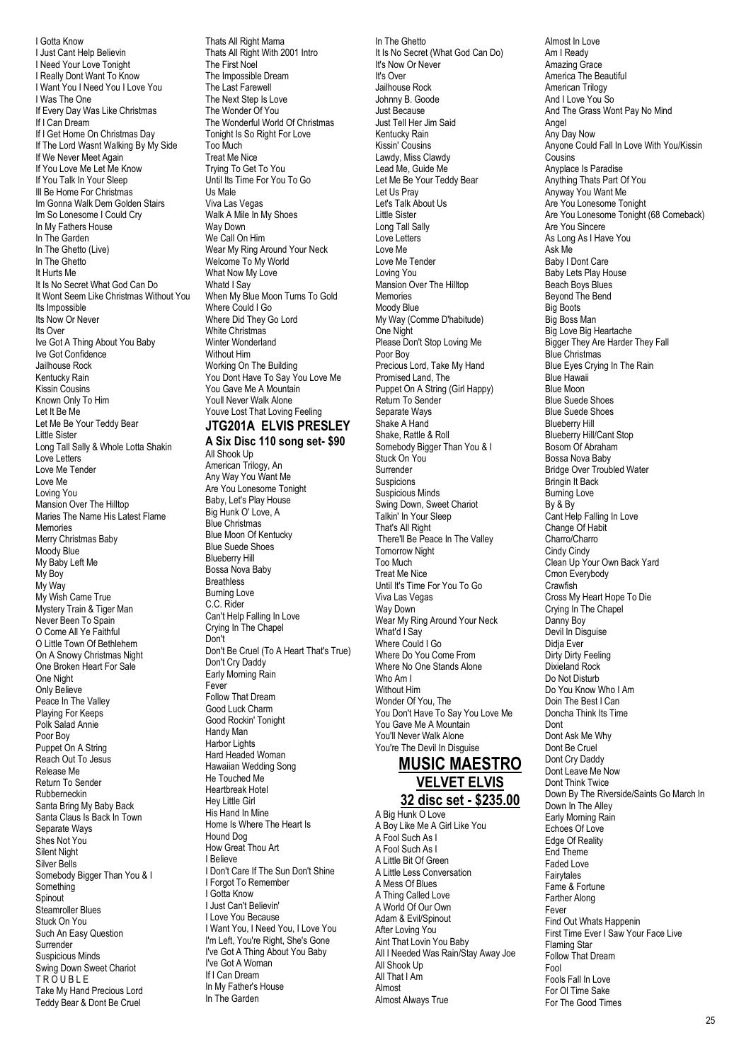I Gotta Know
I Just Cant Help Believin
I Need Your Love Tonight
I Really Dont Want To Know
I Want You I Need You I Love You
I Was The One
If Every Day Was Like Christmas
If I Can Dream
If I Get Home On Christmas Day
If The Lord Wasnt Walking By My Side
If We Never Meet Again
If You Love Me Let Me Know
If You Talk In Your Sleep
Ill Be Home For Christmas
Im Gonna Walk Dem Golden Stairs
Im So Lonesome I Could Cry
In My Fathers House
In The Garden
In The Ghetto (Live)
In The Ghetto
It Hurts Me
It Is No Secret What God Can Do
It Wont Seem Like Christmas Without You
Its Impossible
Its Now Or Never
Its Over
Ive Got A Thing About You Baby
Ive Got Confidence
Jailhouse Rock
Kentucky Rain
Kissin Cousins
Known Only To Him
Let It Be Me
Let Me Be Your Teddy Bear
Little Sister
Long Tall Sally & Whole Lotta Shakin
Love Letters
Love Me Tender
Love Me
Loving You
Mansion Over The Hilltop
Maries The Name His Latest Flame
Memories
Merry Christmas Baby
Moody Blue
My Baby Left Me
My Boy
My Way
My Wish Came True
Mystery Train & Tiger Man
Never Been To Spain
O Come All Ye Faithful
O Little Town Of Bethlehem
On A Snowy Christmas Night
One Broken Heart For Sale
One Night
Only Believe
Peace In The Valley
Playing For Keeps
Polk Salad Annie
Poor Boy
Puppet On A String
Reach Out To Jesus
Release Me
Return To Sender
Rubberneckin
Santa Bring My Baby Back
Santa Claus Is Back In Town
Separate Ways
Shes Not You
Silent Night
Silver Bells
Somebody Bigger Than You & I
Something
Spinout
Steamroller Blues
Stuck On You
Such An Easy Question
Surrender
Suspicious Minds
Swing Down Sweet Chariot
T R O U B L E
Take My Hand Precious Lord
Teddy Bear & Dont Be Cruel
Thats All Right Mama
Thats All Right With 2001 Intro
The First Noel
The Impossible Dream
The Last Farewell
The Next Step Is Love
The Wonder Of You
The Wonderful World Of Christmas
Tonight Is So Right For Love
Too Much
Treat Me Nice
Trying To Get To You
Until Its Time For You To Go
Us Male
Viva Las Vegas
Walk A Mile In My Shoes
Way Down
We Call On Him
Wear My Ring Around Your Neck
Welcome To My World
What Now My Love
Whatd I Say
When My Blue Moon Turns To Gold
Where Could I Go
Where Did They Go Lord
White Christmas
Winter Wonderland
Without Him
Working On The Building
You Dont Have To Say You Love Me
You Gave Me A Mountain
Youll Never Walk Alone
Youve Lost That Loving Feeling

## JTG201A ELVIS PRESLEY

### A Six Disc 110 song set- $90

All Shook Up
American Trilogy, An
Any Way You Want Me
Are You Lonesome Tonight
Baby, Let's Play House
Big Hunk O' Love, A
Blue Christmas
Blue Moon Of Kentucky
Blue Suede Shoes
Blueberry Hill
Bossa Nova Baby
Breathless
Burning Love
C.C. Rider
Can't Help Falling In Love
Crying In The Chapel
Don't
Don't Be Cruel (To A Heart That's True)
Don't Cry Daddy
Early Morning Rain
Fever
Follow That Dream
Good Luck Charm
Good Rockin' Tonight
Handy Man
Harbor Lights
Hard Headed Woman
Hawaiian Wedding Song
He Touched Me
Heartbreak Hotel
Hey Little Girl
His Hand In Mine
Home Is Where The Heart Is
Hound Dog
How Great Thou Art
I Believe
I Don't Care If The Sun Don't Shine
I Forgot To Remember
I Gotta Know
I Just Can't Believin'
I Love You Because
I Want You, I Need You, I Love You
I'm Left, You're Right, She's Gone
I've Got A Thing About You Baby
I've Got A Woman
If I Can Dream
In My Father's House
In The Garden
In The Ghetto
It Is No Secret (What God Can Do)
It's Now Or Never
It's Over
Jailhouse Rock
Johnny B. Goode
Just Because
Just Tell Her Jim Said
Kentucky Rain
Kissin' Cousins
Lawdy, Miss Clawdy
Lead Me, Guide Me
Let Me Be Your Teddy Bear
Let Us Pray
Let's Talk About Us
Little Sister
Long Tall Sally
Love Letters
Love Me
Love Me Tender
Loving You
Mansion Over The Hilltop
Memories
Moody Blue
My Way (Comme D'habitude)
One Night
Please Don't Stop Loving Me
Poor Boy
Precious Lord, Take My Hand
Promised Land, The
Puppet On A String (Girl Happy)
Return To Sender
Separate Ways
Shake A Hand
Shake, Rattle & Roll
Somebody Bigger Than You & I
Stuck On You
Surrender
Suspicions
Suspicious Minds
Swing Down, Sweet Chariot
Talkin' In Your Sleep
That's All Right
There'll Be Peace In The Valley
Tomorrow Night
Too Much
Treat Me Nice
Until It's Time For You To Go
Viva Las Vegas
Way Down
Wear My Ring Around Your Neck
What'd I Say
Where Could I Go
Where Do You Come From
Where No One Stands Alone
Who Am I
Without Him
Wonder Of You, The
You Don't Have To Say You Love Me
You Gave Me A Mountain
You'll Never Walk Alone
You're The Devil In Disguise

## MUSIC MAESTRO

## VELVET ELVIS

## 32 disc set - $235.00

A Big Hunk O Love
A Boy Like Me A Girl Like You
A Fool Such As I
A Fool Such As I
A Little Bit Of Green
A Little Less Conversation
A Mess Of Blues
A Thing Called Love
A World Of Our Own
Adam & Evil/Spinout
After Loving You
Aint That Lovin You Baby
All I Needed Was Rain/Stay Away Joe
All Shook Up
All That I Am
Almost
Almost Always True
Almost In Love
Am I Ready
Amazing Grace
America The Beautiful
American Trilogy
And I Love You So
And The Grass Wont Pay No Mind
Angel
Any Day Now
Anyone Could Fall In Love With You/Kissin Cousins
Anyplace Is Paradise
Anything Thats Part Of You
Anyway You Want Me
Are You Lonesome Tonight
Are You Lonesome Tonight (68 Comeback)
Are You Sincere
As Long As I Have You
Ask Me
Baby I Dont Care
Baby Lets Play House
Beach Boys Blues
Beyond The Bend
Big Boots
Big Boss Man
Big Love Big Heartache
Bigger They Are Harder They Fall
Blue Christmas
Blue Eyes Crying In The Rain
Blue Hawaii
Blue Moon
Blue Suede Shoes
Blue Suede Shoes
Blueberry Hill
Blueberry Hill/Cant Stop
Bosom Of Abraham
Bossa Nova Baby
Bridge Over Troubled Water
Bringin It Back
Burning Love
By & By
Cant Help Falling In Love
Change Of Habit
Charro/Charro
Cindy Cindy
Clean Up Your Own Back Yard
Cmon Everybody
Crawfish
Cross My Heart Hope To Die
Crying In The Chapel
Danny Boy
Devil In Disguise
Didja Ever
Dirty Dirty Feeling
Dixieland Rock
Do Not Disturb
Do You Know Who I Am
Doin The Best I Can
Doncha Think Its Time
Dont
Dont Ask Me Why
Dont Be Cruel
Dont Cry Daddy
Dont Leave Me Now
Dont Think Twice
Down By The Riverside/Saints Go March In
Down In The Alley
Early Morning Rain
Echoes Of Love
Edge Of Reality
End Theme
Faded Love
Fairytales
Fame & Fortune
Farther Along
Fever
Find Out Whats Happenin
First Time Ever I Saw Your Face Live
Flaming Star
Follow That Dream
Fool
Fools Fall In Love
For Ol Time Sake
For The Good Times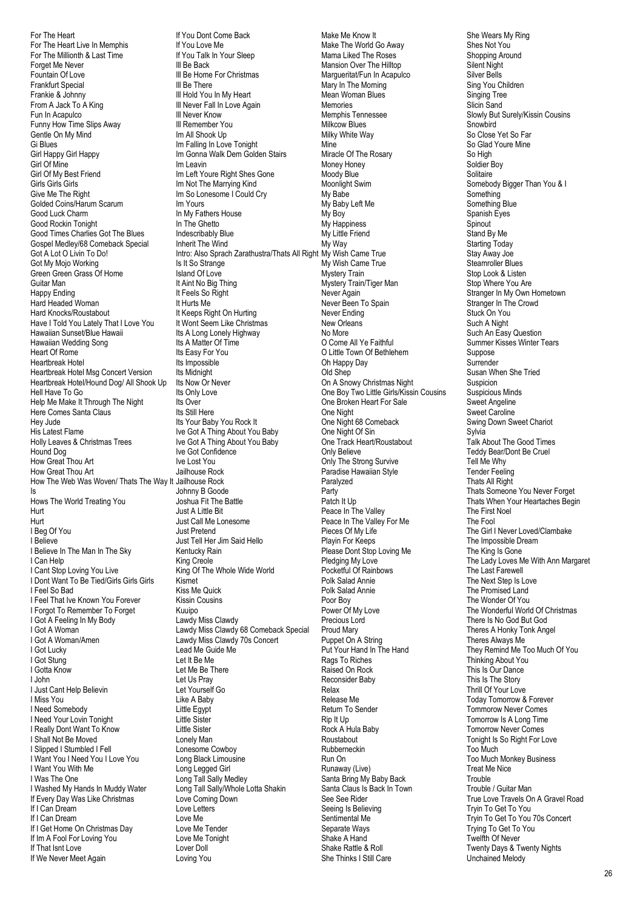For The Heart
For The Heart Live In Memphis
For The Millionth & Last Time
Forget Me Never
Fountain Of Love
Frankfurt Special
Frankie & Johnny
From A Jack To A King
Fun In Acapulco
Funny How Time Slips Away
Gentle On My Mind
Gi Blues
Girl Happy Girl Happy
Girl Of Mine
Girl Of My Best Friend
Girls Girls Girls
Give Me The Right
Golded Coins/Harum Scarum
Good Luck Charm
Good Rockin Tonight
Good Times Charlies Got The Blues
Gospel Medley/68 Comeback Special
Got A Lot O Livin To Do!
Got My Mojo Working
Green Green Grass Of Home
Guitar Man
Happy Ending
Hard Headed Woman
Hard Knocks/Roustabout
Have I Told You Lately That I Love You
Hawaiian Sunset/Blue Hawaii
Hawaiian Wedding Song
Heart Of Rome
Heartbreak Hotel
Heartbreak Hotel Msg Concert Version
Heartbreak Hotel/Hound Dog/ All Shook Up
Hell Have To Go
Help Me Make It Through The Night
Here Comes Santa Claus
Hey Jude
His Latest Flame
Holly Leaves & Christmas Trees
Hound Dog
How Great Thou Art
How Great Thou Art
How The Web Was Woven/ Thats The Way It Is
Hows The World Treating You
Hurt
Hurt
I Beg Of You
I Believe
I Believe In The Man In The Sky
I Can Help
I Cant Stop Loving You Live
I Dont Want To Be Tied/Girls Girls Girls
I Feel So Bad
I Feel That Ive Known You Forever
I Forgot To Remember To Forget
I Got A Feeling In My Body
I Got A Woman
I Got A Woman/Amen
I Got Lucky
I Got Stung
I Gotta Know
I John
I Just Cant Help Believin
I Miss You
I Need Somebody
I Need Your Lovin Tonight
I Really Dont Want To Know
I Shall Not Be Moved
I Slipped I Stumbled I Fell
I Want You I Need You I Love You
I Want You With Me
I Was The One
I Washed My Hands In Muddy Water
If Every Day Was Like Christmas
If I Can Dream
If I Can Dream
If I Get Home On Christmas Day
If Im A Fool For Loving You
If That Isnt Love
If We Never Meet Again
If You Dont Come Back
If You Love Me
If You Talk In Your Sleep
Ill Be Back
Ill Be Home For Christmas
Ill Be There
Ill Hold You In My Heart
Ill Never Fall In Love Again
Ill Never Know
Ill Remember You
Im All Shook Up
Im Falling In Love Tonight
Im Gonna Walk Dem Golden Stairs
Im Leavin
Im Left Youre Right Shes Gone
Im Not The Marrying Kind
Im So Lonesome I Could Cry
Im Yours
In My Fathers House
In The Ghetto
Indescribably Blue
Inherit The Wind
Intro: Also Sprach Zarathustra/Thats All Right
Is It So Strange
Island Of Love
It Aint No Big Thing
It Feels So Right
It Hurts Me
It Keeps Right On Hurting
It Wont Seem Like Christmas
Its A Long Lonely Highway
Its A Matter Of Time
Its Easy For You
Its Impossible
Its Midnight
Its Now Or Never
Its Only Love
Its Over
Its Still Here
Its Your Baby You Rock It
Ive Got A Thing About You Baby
Ive Got A Thing About You Baby
Ive Got Confidence
Ive Lost You
Jailhouse Rock
Jailhouse Rock
Johnny B Goode
Joshua Fit The Battle
Just A Little Bit
Just Call Me Lonesome
Just Pretend
Just Tell Her Jim Said Hello
Kentucky Rain
King Creole
King Of The Whole Wide World
Kismet
Kiss Me Quick
Kissin Cousins
Kuuipo
Lawdy Miss Clawdy
Lawdy Miss Clawdy 68 Comeback Special
Lawdy Miss Clawdy 70s Concert
Lead Me Guide Me
Let It Be Me
Let Me Be There
Let Us Pray
Let Yourself Go
Like A Baby
Little Egypt
Little Sister
Little Sister
Lonely Man
Lonesome Cowboy
Long Black Limousine
Long Legged Girl
Long Tall Sally Medley
Long Tall Sally/Whole Lotta Shakin
Love Coming Down
Love Letters
Love Me
Love Me Tender
Love Me Tonight
Lover Doll
Loving You
Make Me Know It
Make The World Go Away
Mama Liked The Roses
Mansion Over The Hilltop
Margueritat/Fun In Acapulco
Mary In The Morning
Mean Woman Blues
Memories
Memphis Tennessee
Milkcow Blues
Milky White Way
Mine
Miracle Of The Rosary
Money Honey
Moody Blue
Moonlight Swim
My Babe
My Baby Left Me
My Boy
My Happiness
My Little Friend
My Way
My Wish Came True
My Wish Came True
Mystery Train
Mystery Train/Tiger Man
Never Again
Never Been To Spain
Never Ending
New Orleans
No More
O Come All Ye Faithful
O Little Town Of Bethlehem
Oh Happy Day
Old Shep
On A Snowy Christmas Night
One Boy Two Little Girls/Kissin Cousins
One Broken Heart For Sale
One Night
One Night 68 Comeback
One Night Of Sin
One Track Heart/Roustabout
Only Believe
Only The Strong Survive
Paradise Hawaiian Style
Paralyzed
Party
Patch It Up
Peace In The Valley
Peace In The Valley For Me
Pieces Of My Life
Playin For Keeps
Please Dont Stop Loving Me
Pledging My Love
Pocketful Of Rainbows
Polk Salad Annie
Polk Salad Annie
Poor Boy
Power Of My Love
Precious Lord
Proud Mary
Puppet On A String
Put Your Hand In The Hand
Rags To Riches
Raised On Rock
Reconsider Baby
Relax
Release Me
Return To Sender
Rip It Up
Rock A Hula Baby
Roustabout
Rubberneckin
Run On
Runaway (Live)
Santa Bring My Baby Back
Santa Claus Is Back In Town
See See Rider
Seeing Is Believing
Sentimental Me
Separate Ways
Shake A Hand
Shake Rattle & Roll
She Thinks I Still Care
She Wears My Ring
Shes Not You
Shopping Around
Silent Night
Silver Bells
Sing You Children
Singing Tree
Slicin Sand
Slowly But Surely/Kissin Cousins
Snowbird
So Close Yet So Far
So Glad Youre Mine
So High
Soldier Boy
Solitaire
Somebody Bigger Than You & I
Something
Something Blue
Spanish Eyes
Spinout
Stand By Me
Starting Today
Stay Away Joe
Steamroller Blues
Stop Look & Listen
Stop Where You Are
Stranger In My Own Hometown
Stranger In The Crowd
Stuck On You
Such A Night
Such An Easy Question
Summer Kisses Winter Tears
Suppose
Surrender
Susan When She Tried
Suspicion
Suspicious Minds
Sweet Angeline
Sweet Caroline
Swing Down Sweet Chariot
Sylvia
Talk About The Good Times
Teddy Bear/Dont Be Cruel
Tell Me Why
Tender Feeling
Thats All Right
Thats Someone You Never Forget
Thats When Your Heartaches Begin
The First Noel
The Fool
The Girl I Never Loved/Clambake
The Impossible Dream
The King Is Gone
The Lady Loves Me With Ann Margaret
The Last Farewell
The Next Step Is Love
The Promised Land
The Wonder Of You
The Wonderful World Of Christmas
There Is No God But God
Theres A Honky Tonk Angel
Theres Always Me
They Remind Me Too Much Of You
Thinking About You
This Is Our Dance
This Is The Story
Thrill Of Your Love
Today Tomorrow & Forever
Tommorow Never Comes
Tomorrow Is A Long Time
Tomorrow Never Comes
Tonight Is So Right For Love
Too Much
Too Much Monkey Business
Treat Me Nice
Trouble
Trouble / Guitar Man
True Love Travels On A Gravel Road
Tryin To Get To You
Tryin To Get To You 70s Concert
Trying To Get To You
Twelfth Of Never
Twenty Days & Twenty Nights
Unchained Melody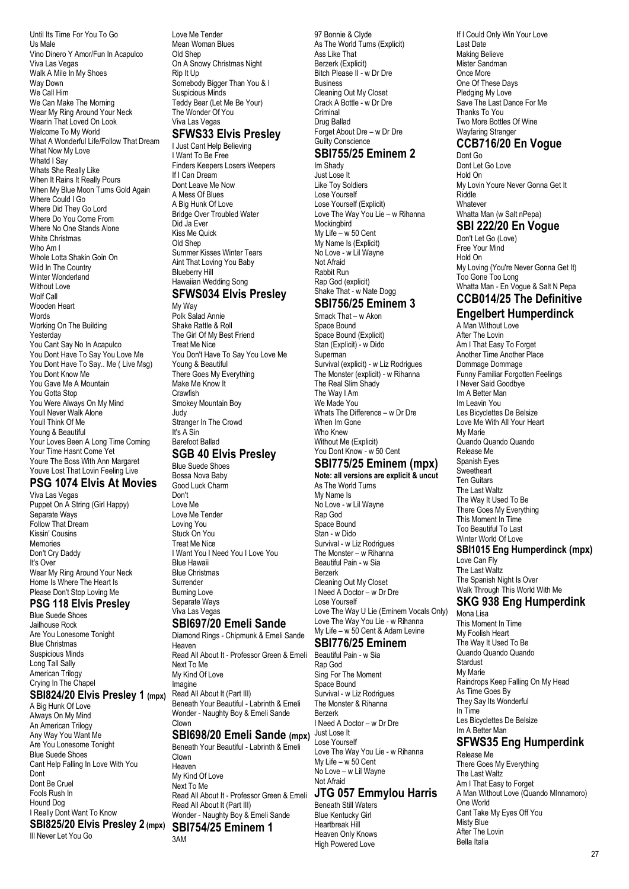Until Its Time For You To Go
Us Male
Vino Dinero Y Amor/Fun In Acapulco
Viva Las Vegas
Walk A Mile In My Shoes
Way Down
We Call Him
We Can Make The Morning
Wear My Ring Around Your Neck
Wearin That Loved On Look
Welcome To My World
What A Wonderful Life/Follow That Dream
What Now My Love
Whatd I Say
Whats She Really Like
When It Rains It Really Pours
When My Blue Moon Turns Gold Again
Where Could I Go
Where Did They Go Lord
Where Do You Come From
Where No One Stands Alone
White Christmas
Who Am I
Whole Lotta Shakin Goin On
Wild In The Country
Winter Wonderland
Without Love
Wolf Call
Wooden Heart
Words
Working On The Building
Yesterday
You Cant Say No In Acapulco
You Dont Have To Say You Love Me
You Dont Have To Say.. Me ( Live Msg)
You Dont Know Me
You Gave Me A Mountain
You Gotta Stop
You Were Always On My Mind
Youll Never Walk Alone
Youll Think Of Me
Young & Beautiful
Your Loves Been A Long Time Coming
Your Time Hasnt Come Yet
Youre The Boss With Ann Margaret
Youve Lost That Lovin Feeling Live

## PSG 1074 Elvis At Movies

Viva Las Vegas
Puppet On A String (Girl Happy)
Separate Ways
Follow That Dream
Kissin' Cousins
Memories
Don't Cry Daddy
It's Over
Wear My Ring Around Your Neck
Home Is Where The Heart Is
Please Don't Stop Loving Me

## PSG 118 Elvis Presley

Blue Suede Shoes
Jailhouse Rock
Are You Lonesome Tonight
Blue Christmas
Suspicious Minds
Long Tall Sally
American Trilogy
Crying In The Chapel

## SBI824/20 Elvis Presley 1 (mpx)

A Big Hunk Of Love
Always On My Mind
An American Trilogy
Any Way You Want Me
Are You Lonesome Tonight
Blue Suede Shoes
Cant Help Falling In Love With You
Dont
Dont Be Cruel
Fools Rush In
Hound Dog
I Really Dont Want To Know

## SBI825/20 Elvis Presley 2 (mpx)

Ill Never Let You Go
Love Me Tender
Mean Woman Blues
Old Shep
On A Snowy Christmas Night
Rip It Up
Somebody Bigger Than You & I
Suspicious Minds
Teddy Bear (Let Me Be Your)
The Wonder Of You
Viva Las Vegas

## SFWS33 Elvis Presley

I Just Cant Help Believing
I Want To Be Free
Finders Keepers Losers Weepers
If I Can Dream
Dont Leave Me Now
A Mess Of Blues
A Big Hunk Of Love
Bridge Over Troubled Water
Did Ja Ever
Kiss Me Quick
Old Shep
Summer Kisses Winter Tears
Aint That Loving You Baby
Blueberry Hill
Hawaiian Wedding Song

## SFWS034 Elvis Presley

My Way
Polk Salad Annie
Shake Rattle & Roll
The Girl Of My Best Friend
Treat Me Nice
You Don't Have To Say You Love Me
Young & Beautiful
There Goes My Everything
Make Me Know It
Crawfish
Smokey Mountain Boy
Judy
Stranger In The Crowd
It's A Sin
Barefoot Ballad

## SGB 40 Elvis Presley

Blue Suede Shoes
Bossa Nova Baby
Good Luck Charm
Don't
Love Me
Love Me Tender
Loving You
Stuck On You
Treat Me Nice
I Want You I Need You I Love You
Blue Hawaii
Blue Christmas
Surrender
Burning Love
Separate Ways
Viva Las Vegas

## SBI697/20 Emeli Sande

Diamond Rings - Chipmunk & Emeli Sande
Heaven
Read All About It - Professor Green & Emeli
Next To Me
My Kind Of Love
Imagine
Read All About It (Part III)
Beneath Your Beautiful - Labrinth & Emeli
Wonder - Naughty Boy & Emeli Sande
Clown

## SBI698/20 Emeli Sande (mpx)

Beneath Your Beautiful - Labrinth & Emeli
Clown
Heaven
My Kind Of Love
Next To Me
Read All About It - Professor Green & Emeli
Read All About It (Part III)
Wonder - Naughty Boy & Emeli Sande

## SBI754/25 Eminem 1

3AM
97 Bonnie & Clyde
As The World Turns (Explicit)
Ass Like That
Berzerk (Explicit)
Bitch Please II - w Dr Dre
Business
Cleaning Out My Closet
Crack A Bottle - w Dr Dre
Criminal
Drug Ballad
Forget About Dre – w Dr Dre
Guilty Conscience

## SBI755/25 Eminem 2

Im Shady
Just Lose It
Like Toy Soldiers
Lose Yourself
Lose Yourself (Explicit)
Love The Way You Lie – w Rihanna
Mockingbird
My Life – w 50 Cent
My Name Is (Explicit)
No Love - w Lil Wayne
Not Afraid
Rabbit Run
Rap God (explicit)
Shake That - w Nate Dogg

## SBI756/25 Eminem 3

Smack That – w Akon
Space Bound
Space Bound (Explicit)
Stan (Explicit) - w Dido
Superman
Survival (explicit) - w Liz Rodrigues
The Monster (explicit) - w Rihanna
The Real Slim Shady
The Way I Am
We Made You
Whats The Difference – w Dr Dre
When Im Gone
Who Knew
Without Me (Explicit)
You Dont Know - w 50 Cent

## SBI775/25 Eminem (mpx)

**Note: all versions are explicit & uncut**

As The World Turns
My Name Is
No Love - w Lil Wayne
Rap God
Space Bound
Stan - w Dido
Survival - w Liz Rodrigues
The Monster – w Rihanna
Beautiful Pain - w Sia
Berzerk
Cleaning Out My Closet
I Need A Doctor – w Dr Dre
Lose Yourself
Love The Way U Lie (Eminem Vocals Only)
Love The Way You Lie - w Rihanna
My Life – w 50 Cent & Adam Levine

## SBI776/25 Eminem

Beautiful Pain - w Sia
Rap God
Sing For The Moment
Space Bound
Survival - w Liz Rodrigues
The Monster & Rihanna
Berzerk
I Need A Doctor – w Dr Dre
Just Lose It
Lose Yourself
Love The Way You Lie - w Rihanna
My Life – w 50 Cent
No Love – w Lil Wayne
Not Afraid

## JTG 057 Emmylou Harris

Beneath Still Waters
Blue Kentucky Girl
Heartbreak Hill
Heaven Only Knows
High Powered Love
If I Could Only Win Your Love
Last Date
Making Believe
Mister Sandman
Once More
One Of These Days
Pledging My Love
Save The Last Dance For Me
Thanks To You
Two More Bottles Of Wine
Wayfaring Stranger

## CCB716/20 En Vogue

Dont Go
Dont Let Go Love
Hold On
My Lovin Youre Never Gonna Get It
Riddle
Whatever
Whatta Man (w Salt nPepa)

## SBI 222/20 En Vogue

Don't Let Go (Love)
Free Your Mind
Hold On
My Loving (You're Never Gonna Get It)
Too Gone Too Long
Whatta Man - En Vogue & Salt N Pepa

## CCB014/25 The Definitive Engelbert Humperdinck

A Man Without Love
After The Lovin
Am I That Easy To Forget
Another Time Another Place
Dommage Dommage
Funny Familiar Forgotten Feelings
I Never Said Goodbye
Im A Better Man
Im Leavin You
Les Bicyclettes De Belsize
Love Me With All Your Heart
My Marie
Quando Quando Quando
Release Me
Spanish Eyes
Sweetheart
Ten Guitars
The Last Waltz
The Way It Used To Be
There Goes My Everything
This Moment In Time
Too Beautiful To Last
Winter World Of Love

## SBI1015 Eng Humperdinck (mpx)

Love Can Fly
The Last Waltz
The Spanish Night Is Over
Walk Through This World With Me

## SKG 938 Eng Humperdink

Mona Lisa
This Moment In Time
My Foolish Heart
The Way It Used To Be
Quando Quando Quando
Stardust
My Marie
Raindrops Keep Falling On My Head
As Time Goes By
They Say Its Wonderful
In Time
Les Bicyclettes De Belsize
Im A Better Man

## SFWS35 Eng Humperdink

Release Me
There Goes My Everything
The Last Waltz
Am I That Easy to Forget
A Man Without Love (Quando MInnamoro)
One World
Cant Take My Eyes Off You
Misty Blue
After The Lovin
Bella Italia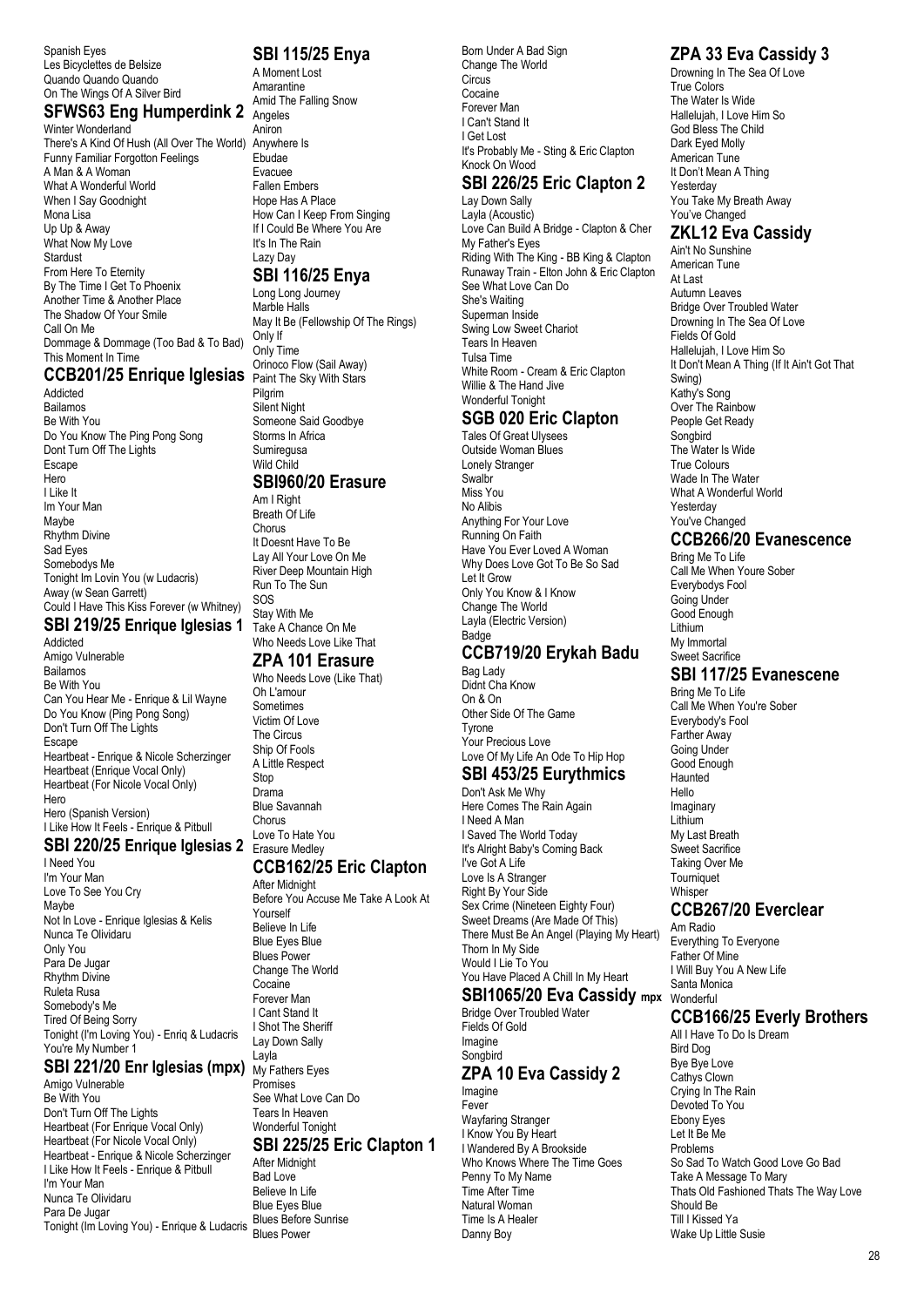Spanish Eyes
Les Bicyclettes de Belsize
Quando Quando Quando
On The Wings Of A Silver Bird

## SFWS63 Eng Humperdink 2

Winter Wonderland
There's A Kind Of Hush (All Over The World)
Funny Familiar Forgotton Feelings
A Man & A Woman
What A Wonderful World
When I Say Goodnight
Mona Lisa
Up Up & Away
What Now My Love
Stardust
From Here To Eternity
By The Time I Get To Phoenix
Another Time & Another Place
The Shadow Of Your Smile
Call On Me
Dommage & Dommage (Too Bad & To Bad)
This Moment In Time

## CCB201/25 Enrique Iglesias

Addicted
Bailamos
Be With You
Do You Know The Ping Pong Song
Dont Turn Off The Lights
Escape
Hero
I Like It
Im Your Man
Maybe
Rhythm Divine
Sad Eyes
Somebodys Me
Tonight Im Lovin You (w Ludacris)
Away (w Sean Garrett)
Could I Have This Kiss Forever (w Whitney)

## SBI 219/25 Enrique Iglesias 1

Addicted
Amigo Vulnerable
Bailamos
Be With You
Can You Hear Me - Enrique & Lil Wayne
Do You Know (Ping Pong Song)
Don't Turn Off The Lights
Escape
Heartbeat - Enrique & Nicole Scherzinger
Heartbeat (Enrique Vocal Only)
Heartbeat (For Nicole Vocal Only)
Hero
Hero (Spanish Version)
I Like How It Feels - Enrique & Pitbull

## SBI 220/25 Enrique Iglesias 2

I Need You
I'm Your Man
Love To See You Cry
Maybe
Not In Love - Enrique Iglesias & Kelis
Nunca Te Olividaru
Only You
Para De Jugar
Rhythm Divine
Ruleta Rusa
Somebody's Me
Tired Of Being Sorry
Tonight (I'm Loving You) - Enriq & Ludacris
You're My Number 1

## SBI 221/20 Enr Iglesias (mpx)

Amigo Vulnerable
Be With You
Don't Turn Off The Lights
Heartbeat (For Enrique Vocal Only)
Heartbeat (For Nicole Vocal Only)
Heartbeat - Enrique & Nicole Scherzinger
I Like How It Feels - Enrique & Pitbull
I'm Your Man
Nunca Te Olividaru
Para De Jugar
Tonight (Im Loving You) - Enrique & Ludacris

## SBI 115/25 Enya

A Moment Lost
Amarantine
Amid The Falling Snow
Angeles
Aniron
Anywhere Is
Ebudae
Evacuee
Fallen Embers
Hope Has A Place
How Can I Keep From Singing
If I Could Be Where You Are
It's In The Rain
Lazy Day

## SBI 116/25 Enya

Long Long Journey
Marble Halls
May It Be (Fellowship Of The Rings)
Only If
Only Time
Orinoco Flow (Sail Away)
Paint The Sky With Stars
Pilgrim
Silent Night
Someone Said Goodbye
Storms In Africa
Sumiregusa
Wild Child

## SBI960/20 Erasure

Am I Right
Breath Of Life
Chorus
It Doesnt Have To Be
Lay All Your Love On Me
River Deep Mountain High
Run To The Sun
SOS
Stay With Me
Take A Chance On Me
Who Needs Love Like That

## ZPA 101 Erasure

Who Needs Love (Like That)
Oh L'amour
Sometimes
Victim Of Love
The Circus
Ship Of Fools
A Little Respect
Stop
Drama
Blue Savannah
Chorus
Love To Hate You
Erasure Medley

## CCB162/25 Eric Clapton

After Midnight
Before You Accuse Me Take A Look At Yourself
Believe In Life
Blue Eyes Blue
Blues Power
Change The World
Cocaine
Forever Man
I Cant Stand It
I Shot The Sheriff
Lay Down Sally
Layla
My Fathers Eyes
Promises
See What Love Can Do
Tears In Heaven
Wonderful Tonight

## SBI 225/25 Eric Clapton 1

After Midnight
Bad Love
Believe In Life
Blue Eyes Blue
Blues Before Sunrise
Blues Power
Born Under A Bad Sign
Change The World
Circus
Cocaine
Forever Man
I Can't Stand It
I Get Lost
It's Probably Me - Sting & Eric Clapton
Knock On Wood

## SBI 226/25 Eric Clapton 2

Lay Down Sally
Layla (Acoustic)
Love Can Build A Bridge - Clapton & Cher
My Father's Eyes
Riding With The King - BB King & Clapton
Runaway Train - Elton John & Eric Clapton
See What Love Can Do
She's Waiting
Superman Inside
Swing Low Sweet Chariot
Tears In Heaven
Tulsa Time
White Room - Cream & Eric Clapton
Willie & The Hand Jive
Wonderful Tonight

## SGB 020 Eric Clapton

Tales Of Great Ulysees
Outside Woman Blues
Lonely Stranger
Swalbr
Miss You
No Alibis
Anything For Your Love
Running On Faith
Have You Ever Loved A Woman
Why Does Love Got To Be So Sad
Let It Grow
Only You Know & I Know
Change The World
Layla (Electric Version)
Badge

## CCB719/20 Erykah Badu

Bag Lady
Didnt Cha Know
On & On
Other Side Of The Game
Tyrone
Your Precious Love
Love Of My Life An Ode To Hip Hop

## SBI 453/25 Eurythmics

Don't Ask Me Why
Here Comes The Rain Again
I Need A Man
I Saved The World Today
It's Alright Baby's Coming Back
I've Got A Life
Love Is A Stranger
Right By Your Side
Sex Crime (Nineteen Eighty Four)
Sweet Dreams (Are Made Of This)
There Must Be An Angel (Playing My Heart)
Thorn In My Side
Would I Lie To You
You Have Placed A Chill In My Heart

## SBI1065/20 Eva Cassidy mpx

Bridge Over Troubled Water
Fields Of Gold
Imagine
Songbird

## ZPA 10 Eva Cassidy 2

Imagine
Fever
Wayfaring Stranger
I Know You By Heart
I Wandered By A Brookside
Who Knows Where The Time Goes
Penny To My Name
Time After Time
Natural Woman
Time Is A Healer
Danny Boy

## ZPA 33 Eva Cassidy 3

Drowning In The Sea Of Love
True Colors
The Water Is Wide
Hallelujah, I Love Him So
God Bless The Child
Dark Eyed Molly
American Tune
It Don't Mean A Thing
Yesterday
You Take My Breath Away
You've Changed

## ZKL12 Eva Cassidy

Ain't No Sunshine
American Tune
At Last
Autumn Leaves
Bridge Over Troubled Water
Drowning In The Sea Of Love
Fields Of Gold
Hallelujah, I Love Him So
It Don't Mean A Thing (If It Ain't Got That Swing)
Kathy's Song
Over The Rainbow
People Get Ready
Songbird
The Water Is Wide
True Colours
Wade In The Water
What A Wonderful World
Yesterday
You've Changed

## CCB266/20 Evanescence

Bring Me To Life
Call Me When Youre Sober
Everybodys Fool
Going Under
Good Enough
Lithium
My Immortal
Sweet Sacrifice

## SBI 117/25 Evanescene

Bring Me To Life
Call Me When You're Sober
Everybody's Fool
Farther Away
Going Under
Good Enough
Haunted
Hello
Imaginary
Lithium
My Last Breath
Sweet Sacrifice
Taking Over Me
Tourniquet
Whisper

## CCB267/20 Everclear

Am Radio
Everything To Everyone
Father Of Mine
I Will Buy You A New Life
Santa Monica
Wonderful

## CCB166/25 Everly Brothers

All I Have To Do Is Dream
Bird Dog
Bye Bye Love
Cathys Clown
Crying In The Rain
Devoted To You
Ebony Eyes
Let It Be Me
Problems
So Sad To Watch Good Love Go Bad
Take A Message To Mary
Thats Old Fashioned Thats The Way Love Should Be
Till I Kissed Ya
Wake Up Little Susie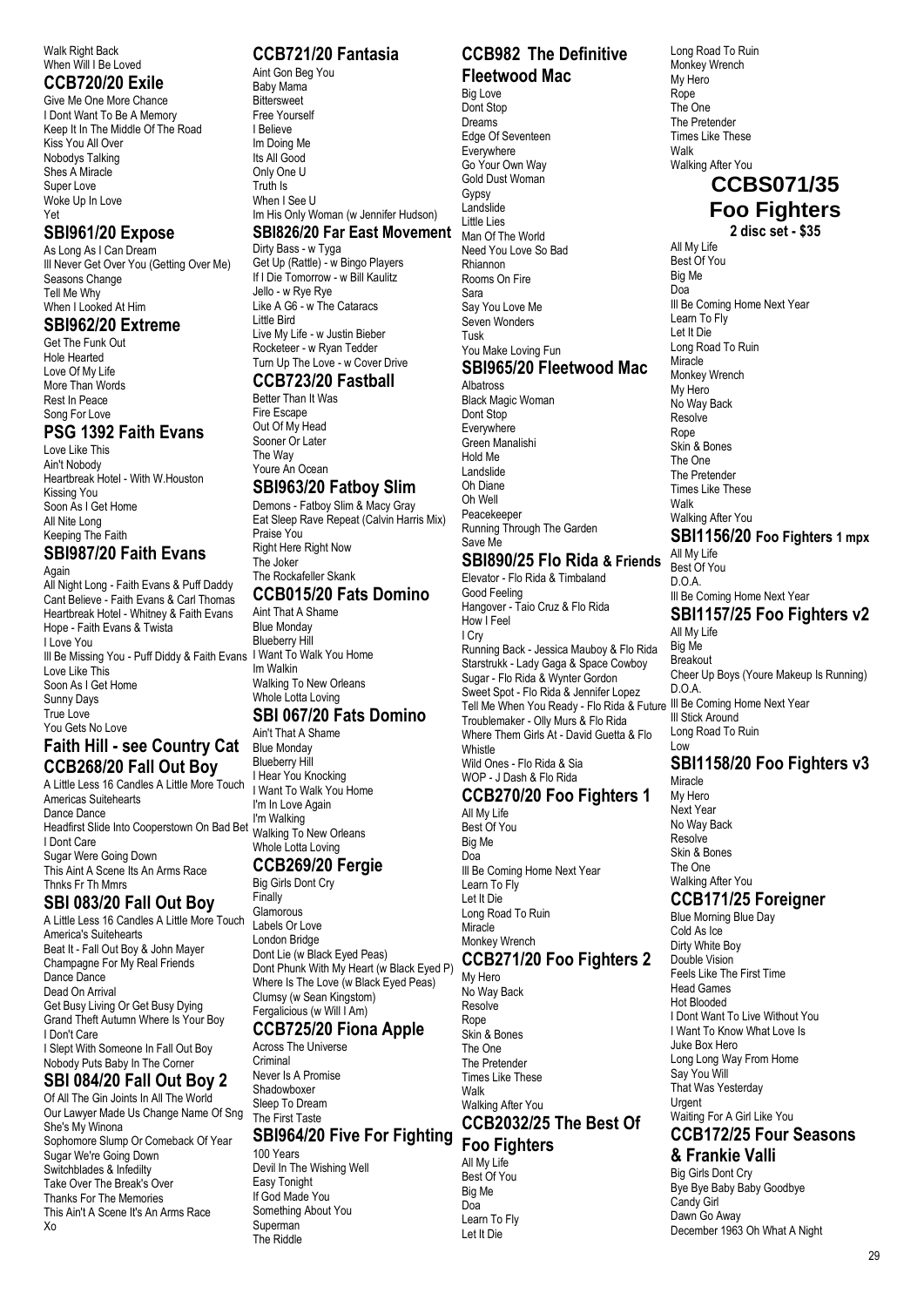Walk Right Back
When Will I Be Loved

## CCB720/20 Exile

Give Me One More Chance
I Dont Want To Be A Memory
Keep It In The Middle Of The Road
Kiss You All Over
Nobodys Talking
Shes A Miracle
Super Love
Woke Up In Love
Yet

## SBI961/20 Expose

As Long As I Can Dream
Ill Never Get Over You (Getting Over Me)
Seasons Change
Tell Me Why
When I Looked At Him

## SBI962/20 Extreme

Get The Funk Out
Hole Hearted
Love Of My Life
More Than Words
Rest In Peace
Song For Love

## PSG 1392 Faith Evans

Love Like This
Ain't Nobody
Heartbreak Hotel - With W.Houston
Kissing You
Soon As I Get Home
All Nite Long
Keeping The Faith

## SBI987/20 Faith Evans

Again
All Night Long - Faith Evans & Puff Daddy
Cant Believe - Faith Evans & Carl Thomas
Heartbreak Hotel - Whitney & Faith Evans
Hope - Faith Evans & Twista
I Love You
Ill Be Missing You - Puff Diddy & Faith Evans
Love Like This
Soon As I Get Home
Sunny Days
True Love
You Gets No Love

## Faith Hill - see Country Cat

## CCB268/20 Fall Out Boy

A Little Less 16 Candles A Little More Touch
Americas Suitehearts
Dance Dance
Headfirst Slide Into Cooperstown On Bad Bet
I Dont Care
Sugar Were Going Down
This Aint A Scene Its An Arms Race
Thnks Fr Th Mmrs

## SBI 083/20 Fall Out Boy

A Little Less 16 Candles A Little More Touch
America's Suitehearts
Beat It - Fall Out Boy & John Mayer
Champagne For My Real Friends
Dance Dance
Dead On Arrival
Get Busy Living Or Get Busy Dying
Grand Theft Autumn Where Is Your Boy
I Don't Care
I Slept With Someone In Fall Out Boy
Nobody Puts Baby In The Corner

## SBI 084/20 Fall Out Boy 2

Of All The Gin Joints In All The World
Our Lawyer Made Us Change Name Of Sng
She's My Winona
Sophomore Slump Or Comeback Of Year
Sugar We're Going Down
Switchblades & Infedilty
Take Over The Break's Over
Thanks For The Memories
This Ain't A Scene It's An Arms Race
Xo

## CCB721/20 Fantasia

Aint Gon Beg You
Baby Mama
Bittersweet
Free Yourself
I Believe
Im Doing Me
Its All Good
Only One U
Truth Is
When I See U
Im His Only Woman (w Jennifer Hudson)

## SBI826/20 Far East Movement

Dirty Bass - w Tyga
Get Up (Rattle) - w Bingo Players
If I Die Tomorrow - w Bill Kaulitz
Jello - w Rye Rye
Like A G6 - w The Cataracs
Little Bird
Live My Life - w Justin Bieber
Rocketeer - w Ryan Tedder
Turn Up The Love - w Cover Drive

## CCB723/20 Fastball

Better Than It Was
Fire Escape
Out Of My Head
Sooner Or Later
The Way
Youre An Ocean

## SBI963/20 Fatboy Slim

Demons - Fatboy Slim & Macy Gray
Eat Sleep Rave Repeat (Calvin Harris Mix)
Praise You
Right Here Right Now
The Joker
The Rockafeller Skank

## CCB015/20 Fats Domino

Aint That A Shame
Blue Monday
Blueberry Hill
I Want To Walk You Home
Im Walkin
Walking To New Orleans
Whole Lotta Loving

## SBI 067/20 Fats Domino

Ain't That A Shame
Blue Monday
Blueberry Hill
I Hear You Knocking
I Want To Walk You Home
I'm In Love Again
I'm Walking
Walking To New Orleans
Whole Lotta Loving

## CCB269/20 Fergie

Big Girls Dont Cry
Finally
Glamorous
Labels Or Love
London Bridge
Dont Lie (w Black Eyed Peas)
Dont Phunk With My Heart (w Black Eyed P)
Where Is The Love (w Black Eyed Peas)
Clumsy (w Sean Kingston)
Fergalicious (w Will I Am)

## CCB725/20 Fiona Apple

Across The Universe
Criminal
Never Is A Promise
Shadowboxer
Sleep To Dream
The First Taste

## SBI964/20 Five For Fighting

100 Years
Devil In The Wishing Well
Easy Tonight
If God Made You
Something About You
Superman
The Riddle

## CCB982 The Definitive Fleetwood Mac

Big Love
Dont Stop
Dreams
Edge Of Seventeen
Everywhere
Go Your Own Way
Gold Dust Woman
Gypsy
Landslide
Little Lies
Man Of The World
Need You Love So Bad
Rhiannon
Rooms On Fire
Sara
Say You Love Me
Seven Wonders
Tusk
You Make Loving Fun

## SBI965/20 Fleetwood Mac

Albatross
Black Magic Woman
Dont Stop
Everywhere
Green Manalishi
Hold Me
Landslide
Oh Diane
Oh Well
Peacekeeper
Running Through The Garden
Save Me

## SBI890/25 Flo Rida & Friends

Elevator - Flo Rida & Timbaland
Good Feeling
Hangover - Taio Cruz & Flo Rida
How I Feel
I Cry
Running Back - Jessica Mauboy & Flo Rida
Starstrukk - Lady Gaga & Space Cowboy
Sugar - Flo Rida & Wynter Gordon
Sweet Spot - Flo Rida & Jennifer Lopez
Tell Me When You Ready - Flo Rida & Future
Troublemaker - Olly Murs & Flo Rida
Where Them Girls At - David Guetta & Flo Whistle
Wild Ones - Flo Rida & Sia
WOP - J Dash & Flo Rida

## CCB270/20 Foo Fighters 1

All My Life
Best Of You
Big Me
Doa
Ill Be Coming Home Next Year
Learn To Fly
Let It Die
Long Road To Ruin
Miracle
Monkey Wrench

## CCB271/20 Foo Fighters 2

My Hero
No Way Back
Resolve
Rope
Skin & Bones
The One
The Pretender
Times Like These
Walk
Walking After You

## CCB2032/25 The Best Of Foo Fighters

All My Life
Best Of You
Big Me
Doa
Learn To Fly
Let It Die
Long Road To Ruin
Monkey Wrench
My Hero
Rope
The One
The Pretender
Times Like These
Walk
Walking After You

## CCBS071/35 Foo Fighters

**2 disc set - $35**

All My Life
Best Of You
Big Me
Doa
Ill Be Coming Home Next Year
Learn To Fly
Let It Die
Long Road To Ruin
Miracle
Monkey Wrench
My Hero
No Way Back
Resolve
Rope
Skin & Bones
The One
The Pretender
Times Like These
Walk
Walking After You

## SBI1156/20 Foo Fighters 1 mpx

All My Life
Best Of You
D.O.A.
Ill Be Coming Home Next Year

## SBI1157/25 Foo Fighters v2

All My Life
Big Me
Breakout
Cheer Up Boys (Youre Makeup Is Running)
D.O.A.
Ill Be Coming Home Next Year
Ill Stick Around
Long Road To Ruin
Low

## SBI1158/20 Foo Fighters v3

Miracle
My Hero
Next Year
No Way Back
Resolve
Skin & Bones
The One
Walking After You

## CCB171/25 Foreigner

Blue Morning Blue Day
Cold As Ice
Dirty White Boy
Double Vision
Feels Like The First Time
Head Games
Hot Blooded
I Dont Want To Live Without You
I Want To Know What Love Is
Juke Box Hero
Long Long Way From Home
Say You Will
That Was Yesterday
Urgent
Waiting For A Girl Like You

## CCB172/25 Four Seasons & Frankie Valli

Big Girls Dont Cry
Bye Bye Baby Baby Goodbye
Candy Girl
Dawn Go Away
December 1963 Oh What A Night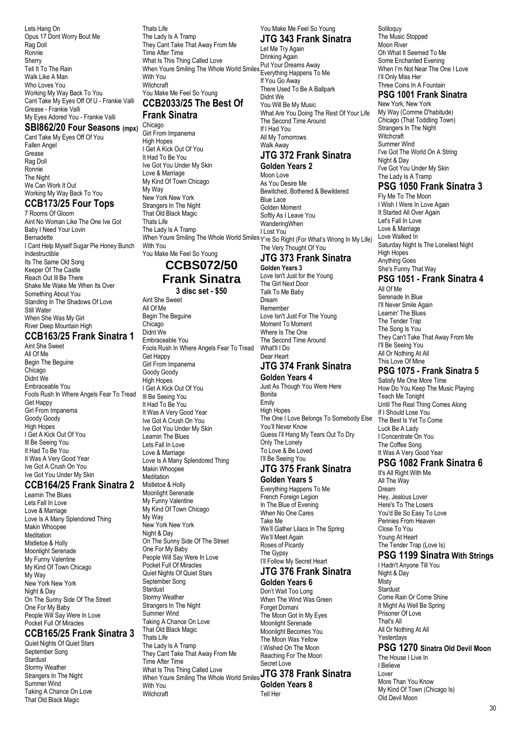Lets Hang On
Opus 17 Dont Worry Bout Me
Rag Doll
Ronnie
Sherry
Tell It To The Rain
Walk Like A Man
Who Loves You
Working My Way Back To You
Cant Take My Eyes Off Of U - Frankie Valli
Grease - Frankie Valli
My Eyes Adored You - Frankie Valli

## SBI862/20 Four Seasons (mpx)

Cant Take My Eyes Off Of You
Fallen Angel
Grease
Rag Doll
Ronnie
The Night
We Can Work It Out
Working My Way Back To You

## CCB173/25 Four Tops

7 Rooms Of Gloom
Aint No Woman Like The One Ive Got
Baby I Need Your Lovin
Bernadette
I Cant Help Myself Sugar Pie Honey Bunch
Indestructible
Its The Same Old Song
Keeper Of The Castle
Reach Out Ill Be There
Shake Me Wake Me When Its Over
Something About You
Standing In The Shadows Of Love
Still Water
When She Was My Girl
River Deep Mountain High

## CCB163/25 Frank Sinatra 1

Aint She Sweet
All Of Me
Begin The Beguine
Chicago
Didnt We
Embraceable You
Fools Rush In Where Angels Fear To Tread
Get Happy
Girl From Impanema
Goody Goody
High Hopes
I Get A Kick Out Of You
Ill Be Seeing You
It Had To Be You
It Was A Very Good Year
Ive Got A Crush On You
Ive Got You Under My Skin

## CCB164/25 Frank Sinatra 2

Learnin The Blues
Lets Fall In Love
Love & Marriage
Love Is A Many Splendored Thing
Makin Whoopee
Meditation
Mistletoe & Holly
Moonlight Serenade
My Funny Valentine
My Kind Of Town Chicago
My Way
New York New York
Night & Day
On The Sunny Side Of The Street
One For My Baby
People Will Say Were In Love
Pocket Full Of Miracles

## CCB165/25 Frank Sinatra 3

Quiet Nights Of Quiet Stars
September Song
Stardust
Stormy Weather
Strangers In The Night
Summer Wind
Taking A Chance On Love
That Old Black Magic
Thats Life
The Lady Is A Tramp
They Cant Take That Away From Me
Time After Time
What Is This Thing Called Love
When Youre Smiling The Whole World Smiles With You
Witchcraft
You Make Me Feel So Young

## CCB2033/25 The Best Of Frank Sinatra

Chicago
Girl From Impanema
High Hopes
I Get A Kick Out Of You
It Had To Be You
Ive Got You Under My Skin
Love & Marriage
My Kind Of Town Chicago
My Way
New York New York
Strangers In The Night
That Old Black Magic
Thats Life
The Lady Is A Tramp
When Youre Smiling The Whole World Smiles With You
You Make Me Feel So Young

## CCBS072/50 Frank Sinatra

**3 disc set - $50**

Aint She Sweet
All Of Me
Begin The Beguine
Chicago
Didnt We
Embraceable You
Fools Rush In Where Angels Fear To Tread
Get Happy
Girl From Impanema
Goody Goody
High Hopes
I Get A Kick Out Of You
Ill Be Seeing You
It Had To Be You
It Was A Very Good Year
Ive Got A Crush On You
Ive Got You Under My Skin
Learnin The Blues
Lets Fall In Love
Love & Marriage
Love Is A Many Splendored Thing
Makin Whoopee
Meditation
Mistletoe & Holly
Moonlight Serenade
My Funny Valentine
My Kind Of Town Chicago
My Way
New York New York
Night & Day
On The Sunny Side Of The Street
One For My Baby
People Will Say Were In Love
Pocket Full Of Miracles
Quiet Nights Of Quiet Stars
September Song
Stardust
Stormy Weather
Strangers In The Night
Summer Wind
Taking A Chance On Love
That Old Black Magic
Thats Life
The Lady Is A Tramp
They Cant Take That Away From Me
Time After Time
What Is This Thing Called Love
When Youre Smiling The Whole World Smiles With You
Witchcraft
You Make Me Feel So Young

## JTG 343 Frank Sinatra

Let Me Try Again
Drinking Again
Put Your Dreams Away
Everything Happens To Me
If You Go Away
There Used To Be A Ballpark
Didnt We
You Will Be My Music
What Are You Doing The Rest Of Your Life
The Second Time Around
If I Had You
All My Tomorrows
Walk Away

## JTG 372 Frank Sinatra

**Golden Years 2**

Moon Love
As You Desire Me
Bewitched, Bothered & Bewildered
Blue Lace
Golden Moment
Softly As I Leave You
WanderingWhen
I Lost You
Y're So Right (For What's Wrong In My Life)
The Very Thought Of You

## JTG 373 Frank Sinatra

**Golden Years 3**

Love Isn't Just for the Young
The Girl Next Door
Talk To Me Baby
Dream
Remember
Love Isn't Just For The Young
Moment To Moment
Where Is The One
The Second Time Around
What'll I Do
Dear Heart

## JTG 374 Frank Sinatra

**Golden Years 4**

Just As Though You Were Here
Bonita
Emily
High Hopes
The One I Love Belongs To Somebody Else
You'll Never Know
Guess I'll Hang My Tears Out To Dry
Only The Lonely
To Love & Be Loved
I'll Be Seeing You

## JTG 375 Frank Sinatra

**Golden Years 5**

Everything Happens To Me
French Foreign Legion
In The Blue of Evening
When No One Cares
Take Me
We'll Gather Lilacs In The Spring
We'll Meet Again
Roses of Picardy
The Gypsy
I'll Follow My Secret Heart

## JTG 376 Frank Sinatra

**Golden Years 6**

Don't Wait Too Long
When The Wind Was Green
Forget Domani
The Moon Got In My Eyes
Moonlight Serenade
Moonlight Becomes You
The Moon Was Yellow
I Wished On The Moon
Reaching For The Moon
Secret Love

## JTG 378 Frank Sinatra

**Golden Years 8**

Tell Her
Soliloquy
The Music Stopped
Moon River
Oh What It Seemed To Me
Some Enchanted Evening
When I'm Not Near The One I Love
I'll Only Miss Her
Three Coins In A Fountain

## PSG 1001 Frank Sinatra

New York, New York
My Way (Comme D'habitude)
Chicago (That Toddling Town)
Strangers In The Night
Witchcraft
Summer Wind
I've Got The World On A String
Night & Day
I've Got You Under My Skin
The Lady Is A Tramp

## PSG 1050 Frank Sinatra 3

Fly Me To The Moon
I Wish I Were In Love Again
It Started All Over Again
Let's Fall In Love
Love & Marriage
Love Walked In
Saturday Night Is The Loneliest Night
High Hopes
Anything Goes
She's Funny That Way

## PSG 1051 - Frank Sinatra 4

All Of Me
Serenade In Blue
I'll Never Smile Again
Learnin' The Blues
The Tender Trap
The Song Is You
They Can't Take That Away From Me
I'll Be Seeing You
All Or Nothing At All
This Love Of Mine

## PSG 1075 - Frank Sinatra 5

Satisfy Me One More Time
How Do You Keep The Music Playing
Teach Me Tonight
Until The Real Thing Comes Along
If I Should Lose You
The Best Is Yet To Come
Luck Be A Lady
I Concentrate On You
The Coffee Song
It Was A Very Good Year

## PSG 1082 Frank Sinatra 6

It's All Right With Me
All The Way
Dream
Hey, Jealous Lover
Here's To The Losers
You'd Be So Easy To Love
Pennies From Heaven
Close To You
Young At Heart
The Tender Trap (Love Is)

## PSG 1199 Sinatra With Strings

I Hadn't Anyone Till You
Night & Day
Misty
Stardust
Come Rain Or Come Shine
It Might As Well Be Spring
Prisoner Of Love
That's All
All Or Nothing At All
Yesterdays

## PSG 1270 Sinatra Old Devil Moon

The House I Live In
I Believe
Lover
More Than You Know
My Kind Of Town (Chicago Is)
Old Devil Moon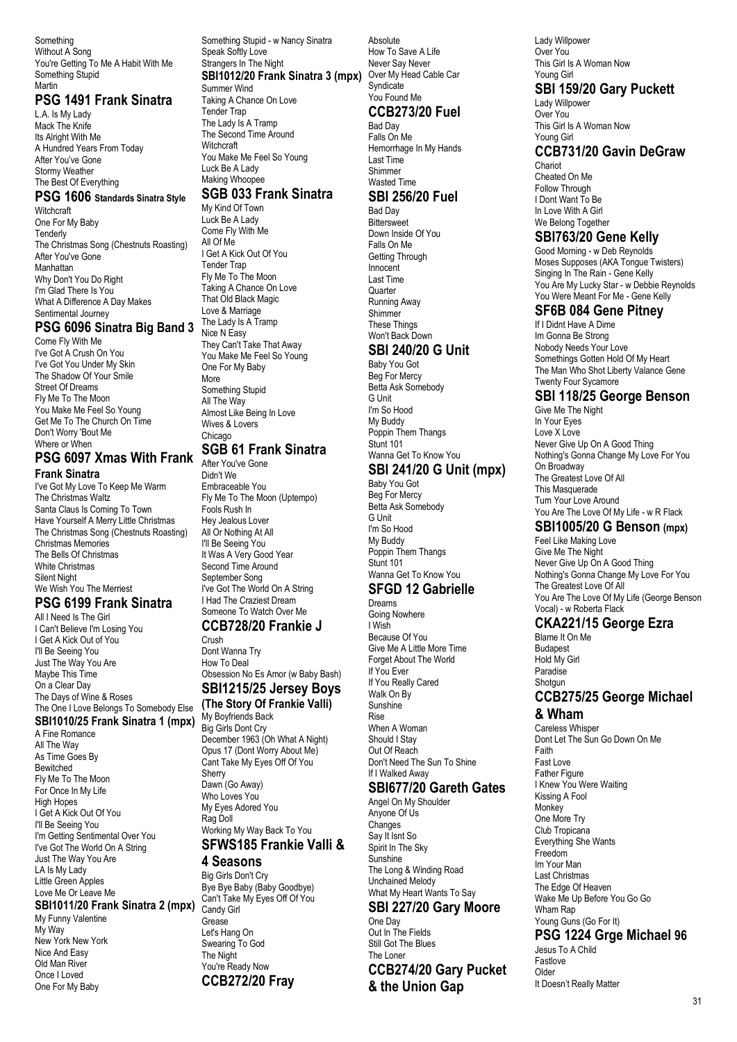Something
Without A Song
You're Getting To Me A Habit With Me
Something Stupid
Martin

## PSG 1491 Frank Sinatra

L.A. Is My Lady
Mack The Knife
Its Alright With Me
A Hundred Years From Today
After You've Gone
Stormy Weather
The Best Of Everything

## PSG 1606 Standards Sinatra Style

Witchcraft
One For My Baby
Tenderly
The Christmas Song (Chestnuts Roasting)
After You've Gone
Manhattan
Why Don't You Do Right
I'm Glad There Is You
What A Difference A Day Makes
Sentimental Journey

## PSG 6096 Sinatra Big Band 3

Come Fly With Me
I've Got A Crush On You
I've Got You Under My Skin
The Shadow Of Your Smile
Street Of Dreams
Fly Me To The Moon
You Make Me Feel So Young
Get Me To The Church On Time
Don't Worry 'Bout Me
Where or When

## PSG 6097 Xmas With Frank Frank Sinatra

I've Got My Love To Keep Me Warm
The Christmas Waltz
Santa Claus Is Coming To Town
Have Yourself A Merry Little Christmas
The Christmas Song (Chestnuts Roasting)
Christmas Memories
The Bells Of Christmas
White Christmas
Silent Night
We Wish You The Merriest

## PSG 6199 Frank Sinatra

All I Need Is The Girl
I Can't Believe I'm Losing You
I Get A Kick Out of You
I'll Be Seeing You
Just The Way You Are
Maybe This Time
On a Clear Day
The Days of Wine & Roses
The One I Love Belongs To Somebody Else

## SBI1010/25 Frank Sinatra 1 (mpx)

A Fine Romance
All The Way
As Time Goes By
Bewitched
Fly Me To The Moon
For Once In My Life
High Hopes
I Get A Kick Out Of You
I'll Be Seeing You
I'm Getting Sentimental Over You
I've Got The World On A String
Just The Way You Are
LA Is My Lady
Little Green Apples
Love Me Or Leave Me

## SBI1011/20 Frank Sinatra 2 (mpx)

My Funny Valentine
My Way
New York New York
Nice And Easy
Old Man River
Once I Loved
One For My Baby
Something Stupid - w Nancy Sinatra
Speak Softly Love
Strangers In The Night

## SBI1012/20 Frank Sinatra 3 (mpx)

Summer Wind
Taking A Chance On Love
Tender Trap
The Lady Is A Tramp
The Second Time Around
Witchcraft
You Make Me Feel So Young
Luck Be A Lady
Making Whoopee

## SGB 033 Frank Sinatra

My Kind Of Town
Luck Be A Lady
Come Fly With Me
All Of Me
I Get A Kick Out Of You
Tender Trap
Fly Me To The Moon
Taking A Chance On Love
That Old Black Magic
Love & Marriage
The Lady Is A Tramp
Nice N Easy
They Can't Take That Away
You Make Me Feel So Young
One For My Baby
More
Something Stupid
All The Way
Almost Like Being In Love
Wives & Lovers
Chicago

## SGB 61 Frank Sinatra

After You've Gone
Didn't We
Embraceable You
Fly Me To The Moon (Uptempo)
Fools Rush In
Hey Jealous Lover
All Or Nothing At All
I'll Be Seeing You
It Was A Very Good Year
Second Time Around
September Song
I've Got The World On A String
I Had The Craziest Dream
Someone To Watch Over Me

## CCB728/20 Frankie J

Crush
Dont Wanna Try
How To Deal
Obsession No Es Amor (w Baby Bash)

## SBI1215/25 Jersey Boys (The Story Of Frankie Valli)

My Boyfriends Back
Big Girls Dont Cry
December 1963 (Oh What A Night)
Opus 17 (Dont Worry About Me)
Cant Take My Eyes Off Of You
Sherry
Dawn (Go Away)
Who Loves You
My Eyes Adored You
Rag Doll
Working My Way Back To You

## SFWS185 Frankie Valli & 4 Seasons

Big Girls Don't Cry
Bye Bye Baby (Baby Goodbye)
Can't Take My Eyes Off Of You
Candy Girl
Grease
Let's Hang On
Swearing To God
The Night
You're Ready Now

## CCB272/20 Fray

Absolute
How To Save A Life
Never Say Never
Over My Head Cable Car
Syndicate
You Found Me

## CCB273/20 Fuel

Bad Day
Falls On Me
Hemorrhage In My Hands
Last Time
Shimmer
Wasted Time

## SBI 256/20 Fuel

Bad Day
Bittersweet
Down Inside Of You
Falls On Me
Getting Through
Innocent
Last Time
Quarter
Running Away
Shimmer
These Things
Won't Back Down

## SBI 240/20 G Unit

Baby You Got
Beg For Mercy
Betta Ask Somebody
G Unit
I'm So Hood
My Buddy
Poppin Them Thangs
Stunt 101
Wanna Get To Know You

## SBI 241/20 G Unit (mpx)

Baby You Got
Beg For Mercy
Betta Ask Somebody
G Unit
I'm So Hood
My Buddy
Poppin Them Thangs
Stunt 101
Wanna Get To Know You

## SFGD 12 Gabrielle

Dreams
Going Nowhere
I Wish
Because Of You
Give Me A Little More Time
Forget About The World
If You Ever
If You Really Cared
Walk On By
Sunshine
Rise
When A Woman
Should I Stay
Out Of Reach
Don't Need The Sun To Shine
If I Walked Away

## SBI677/20 Gareth Gates

Angel On My Shoulder
Anyone Of Us
Changes
Say It Isnt So
Spirit In The Sky
Sunshine
The Long & Winding Road
Unchained Melody
What My Heart Wants To Say

## SBI 227/20 Gary Moore

One Day
Out In The Fields
Still Got The Blues
The Loner

## CCB274/20 Gary Pucket & the Union Gap

Lady Willpower
Over You
This Girl Is A Woman Now
Young Girl

## SBI 159/20 Gary Puckett

Lady Willpower
Over You
This Girl Is A Woman Now
Young Girl

## CCB731/20 Gavin DeGraw

Chariot
Cheated On Me
Follow Through
I Dont Want To Be
In Love With A Girl
We Belong Together

## SBI763/20 Gene Kelly

Good Morning - w Deb Reynolds
Moses Supposes (AKA Tongue Twisters)
Singing In The Rain - Gene Kelly
You Are My Lucky Star - w Debbie Reynolds
You Were Meant For Me - Gene Kelly

## SF6B 084 Gene Pitney

If I Didnt Have A Dime
Im Gonna Be Strong
Nobody Needs Your Love
Somethings Gotten Hold Of My Heart
The Man Who Shot Liberty Valance Gene
Twenty Four Sycamore

## SBI 118/25 George Benson

Give Me The Night
In Your Eyes
Love X Love
Never Give Up On A Good Thing
Nothing's Gonna Change My Love For You
On Broadway
The Greatest Love Of All
This Masquerade
Turn Your Love Around
You Are The Love Of My Life - w R Flack

## SBI1005/20 G Benson (mpx)

Feel Like Making Love
Give Me The Night
Never Give Up On A Good Thing
Nothing's Gonna Change My Love For You
The Greatest Love Of All
You Are The Love Of My Life (George Benson Vocal) - w Roberta Flack

## CKA221/15 George Ezra

Blame It On Me
Budapest
Hold My Girl
Paradise
Shotgun

## CCB275/25 George Michael & Wham

Careless Whisper
Dont Let The Sun Go Down On Me
Faith
Fast Love
Father Figure
I Knew You Were Waiting
Kissing A Fool
Monkey
One More Try
Club Tropicana
Everything She Wants
Freedom
Im Your Man
Last Christmas
The Edge Of Heaven
Wake Me Up Before You Go Go
Wham Rap
Young Guns (Go For It)

## PSG 1224 Grge Michael 96

Jesus To A Child
Fastlove
Older
It Doesn't Really Matter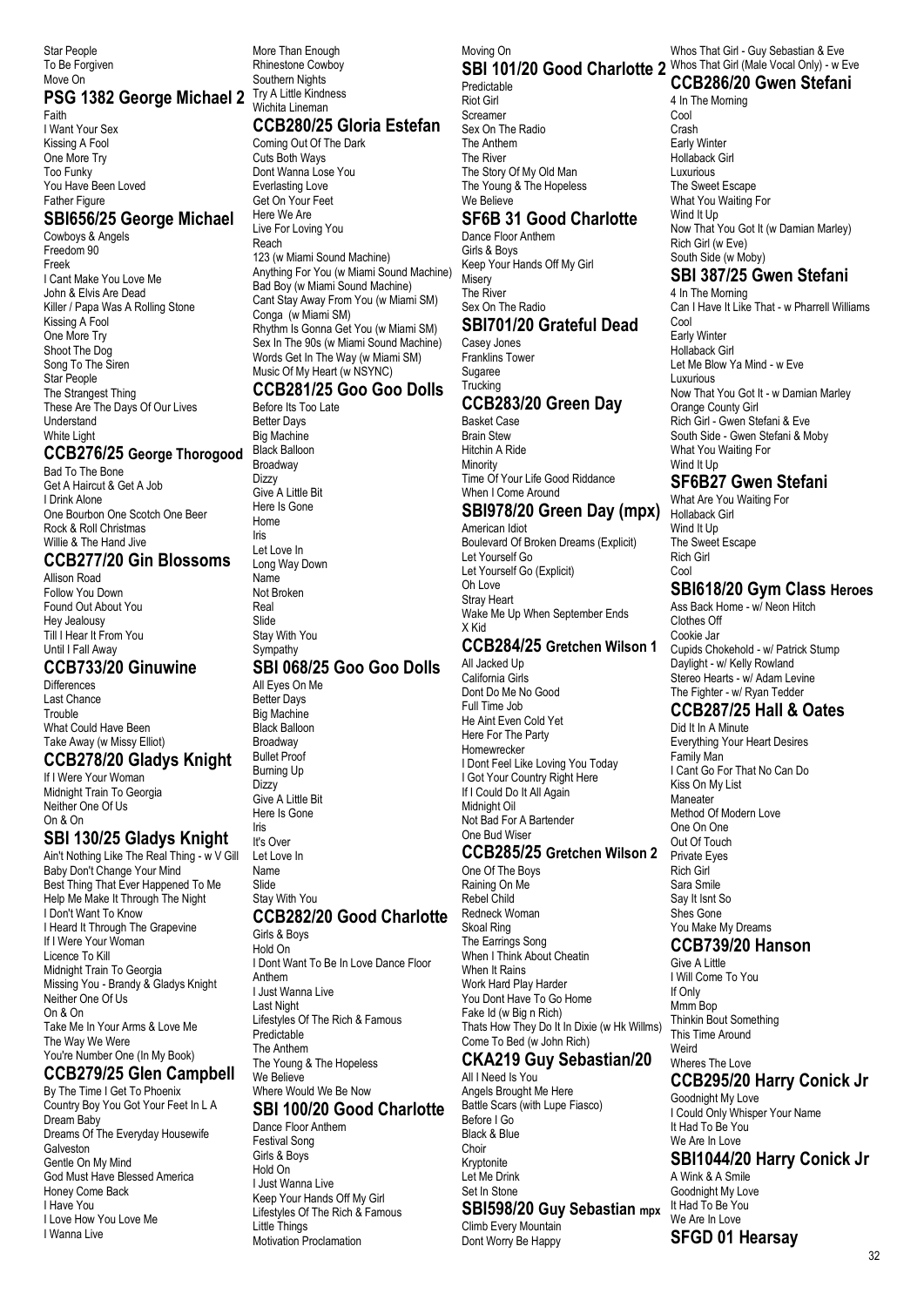Star People
To Be Forgiven
Move On

## PSG 1382 George Michael 2

Faith
I Want Your Sex
Kissing A Fool
One More Try
Too Funky
You Have Been Loved
Father Figure

## SBI656/25 George Michael

Cowboys & Angels
Freedom 90
Freek
I Cant Make You Love Me
John & Elvis Are Dead
Killer / Papa Was A Rolling Stone
Kissing A Fool
One More Try
Shoot The Dog
Song To The Siren
Star People
The Strangest Thing
These Are The Days Of Our Lives
Understand
White Light

## CCB276/25 George Thorogood

Bad To The Bone
Get A Haircut & Get A Job
I Drink Alone
One Bourbon One Scotch One Beer
Rock & Roll Christmas
Willie & The Hand Jive

## CCB277/20 Gin Blossoms

Allison Road
Follow You Down
Found Out About You
Hey Jealousy
Till I Hear It From You
Until I Fall Away

## CCB733/20 Ginuwine

Differences
Last Chance
Trouble
What Could Have Been
Take Away (w Missy Elliot)

## CCB278/20 Gladys Knight

If I Were Your Woman
Midnight Train To Georgia
Neither One Of Us
On & On

## SBI 130/25 Gladys Knight

Ain't Nothing Like The Real Thing - w V Gill
Baby Don't Change Your Mind
Best Thing That Ever Happened To Me
Help Me Make It Through The Night
I Don't Want To Know
I Heard It Through The Grapevine
If I Were Your Woman
Licence To Kill
Midnight Train To Georgia
Missing You - Brandy & Gladys Knight
Neither One Of Us
On & On
Take Me In Your Arms & Love Me
The Way We Were
You're Number One (In My Book)

## CCB279/25 Glen Campbell

By The Time I Get To Phoenix
Country Boy You Got Your Feet In L A
Dream Baby
Dreams Of The Everyday Housewife
Galveston
Gentle On My Mind
God Must Have Blessed America
Honey Come Back
I Have You
I Love How You Love Me
I Wanna Live
More Than Enough
Rhinestone Cowboy
Southern Nights
Try A Little Kindness
Wichita Lineman

## CCB280/25 Gloria Estefan

Coming Out Of The Dark
Cuts Both Ways
Dont Wanna Lose You
Everlasting Love
Get On Your Feet
Here We Are
Live For Loving You
Reach
123 (w Miami Sound Machine)
Anything For You (w Miami Sound Machine)
Bad Boy (w Miami Sound Machine)
Cant Stay Away From You (w Miami SM)
Conga (w Miami SM)
Rhythm Is Gonna Get You (w Miami SM)
Sex In The 90s (w Miami Sound Machine)
Words Get In The Way (w Miami SM)
Music Of My Heart (w NSYNC)

## CCB281/25 Goo Goo Dolls

Before Its Too Late
Better Days
Big Machine
Black Balloon
Broadway
Dizzy
Give A Little Bit
Here Is Gone
Home
Iris
Let Love In
Long Way Down
Name
Not Broken
Real
Slide
Stay With You
Sympathy

## SBI 068/25 Goo Goo Dolls

All Eyes On Me
Better Days
Big Machine
Black Balloon
Broadway
Bullet Proof
Burning Up
Dizzy
Give A Little Bit
Here Is Gone
Iris
It's Over
Let Love In
Name
Slide
Stay With You

## CCB282/20 Good Charlotte

Girls & Boys
Hold On
I Dont Want To Be In Love Dance Floor Anthem
I Just Wanna Live
Last Night
Lifestyles Of The Rich & Famous
Predictable
The Anthem
The Young & The Hopeless
We Believe
Where Would We Be Now

## SBI 100/20 Good Charlotte

Dance Floor Anthem
Festival Song
Girls & Boys
Hold On
I Just Wanna Live
Keep Your Hands Off My Girl
Lifestyles Of The Rich & Famous
Little Things
Motivation Proclamation
Moving On

## SBI 101/20 Good Charlotte 2

Predictable
Riot Girl
Screamer
Sex On The Radio
The Anthem
The River
The Story Of My Old Man
The Young & The Hopeless
We Believe

## SF6B 31 Good Charlotte

Dance Floor Anthem
Girls & Boys
Keep Your Hands Off My Girl
Misery
The River
Sex On The Radio

## SBI701/20 Grateful Dead

Casey Jones
Franklins Tower
Sugaree
Trucking

## CCB283/20 Green Day

Basket Case
Brain Stew
Hitchin A Ride
Minority
Time Of Your Life Good Riddance
When I Come Around

## SBI978/20 Green Day (mpx)

American Idiot
Boulevard Of Broken Dreams (Explicit)
Let Yourself Go
Let Yourself Go (Explicit)
Oh Love
Stray Heart
Wake Me Up When September Ends
X Kid

## CCB284/25 Gretchen Wilson 1

All Jacked Up
California Girls
Dont Do Me No Good
Full Time Job
He Aint Even Cold Yet
Here For The Party
Homewrecker
I Dont Feel Like Loving You Today
I Got Your Country Right Here
If I Could Do It All Again
Midnight Oil
Not Bad For A Bartender
One Bud Wiser

## CCB285/25 Gretchen Wilson 2

One Of The Boys
Raining On Me
Rebel Child
Redneck Woman
Skoal Ring
The Earrings Song
When I Think About Cheatin
When It Rains
Work Hard Play Harder
You Dont Have To Go Home
Fake Id (w Big n Rich)
Thats How They Do It In Dixie (w Hk Willms)
Come To Bed (w John Rich)

## CKA219 Guy Sebastian/20

All I Need Is You
Angels Brought Me Here
Battle Scars (with Lupe Fiasco)
Before I Go
Black & Blue
Choir
Kryptonite
Let Me Drink
Set In Stone

## SBI598/20 Guy Sebastian mpx

Climb Every Mountain
Dont Worry Be Happy
Whos That Girl - Guy Sebastian & Eve
Whos That Girl (Male Vocal Only) - w Eve

## CCB286/20 Gwen Stefani

4 In The Morning
Cool
Crash
Early Winter
Hollaback Girl
Luxurious
The Sweet Escape
What You Waiting For
Wind It Up
Now That You Got It (w Damian Marley)
Rich Girl (w Eve)
South Side (w Moby)

## SBI 387/25 Gwen Stefani

4 In The Morning
Can I Have It Like That - w Pharrell Williams
Cool
Early Winter
Hollaback Girl
Let Me Blow Ya Mind - w Eve
Luxurious
Now That You Got It - w Damian Marley
Orange County Girl
Rich Girl - Gwen Stefani & Eve
South Side - Gwen Stefani & Moby
What You Waiting For
Wind It Up

## SF6B27 Gwen Stefani

What Are You Waiting For
Hollaback Girl
Wind It Up
The Sweet Escape
Rich Girl
Cool

## SBI618/20 Gym Class Heroes

Ass Back Home - w/ Neon Hitch
Clothes Off
Cookie Jar
Cupids Chokehold - w/ Patrick Stump
Daylight - w/ Kelly Rowland
Stereo Hearts - w/ Adam Levine
The Fighter - w/ Ryan Tedder

## CCB287/25 Hall & Oates

Did It In A Minute
Everything Your Heart Desires
Family Man
I Cant Go For That No Can Do
Kiss On My List
Maneater
Method Of Modern Love
One On One
Out Of Touch
Private Eyes
Rich Girl
Sara Smile
Say It Isnt So
Shes Gone
You Make My Dreams

## CCB739/20 Hanson

Give A Little
I Will Come To You
If Only
Mmm Bop
Thinkin Bout Something
This Time Around
Weird
Wheres The Love

## CCB295/20 Harry Conick Jr

Goodnight My Love
I Could Only Whisper Your Name
It Had To Be You
We Are In Love

## SBI1044/20 Harry Conick Jr

A Wink & A Smile
Goodnight My Love
It Had To Be You
We Are In Love

## SFGD 01 Hearsay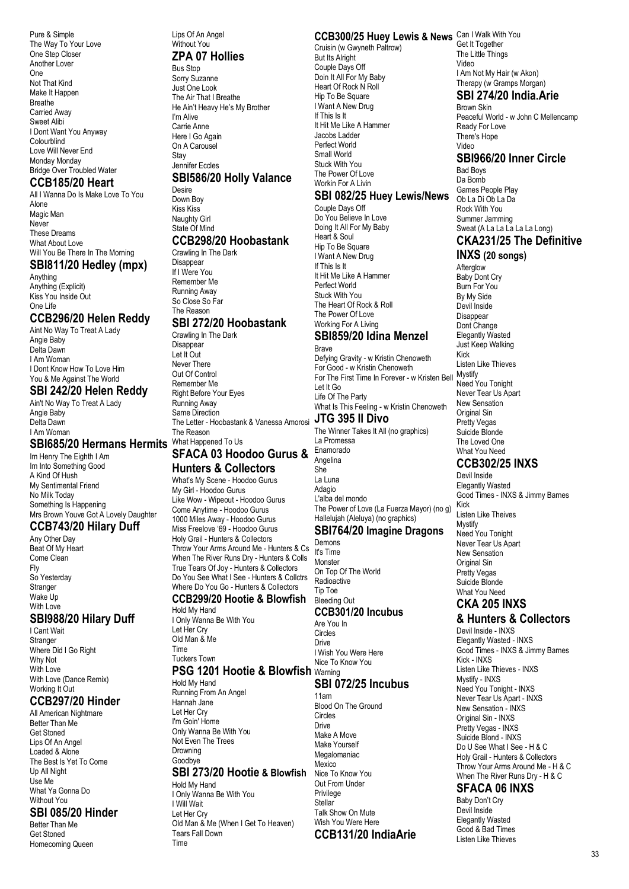Pure & Simple
The Way To Your Love
One Step Closer
Another Lover
One
Not That Kind
Make It Happen
Breathe
Carried Away
Sweet Alibi
I Dont Want You Anyway
Colourblind
Love Will Never End
Monday Monday
Bridge Over Troubled Water

## CCB185/20 Heart

All I Wanna Do Is Make Love To You
Alone
Magic Man
Never
These Dreams
What About Love
Will You Be There In The Morning

## SBI811/20 Hedley (mpx)

Anything
Anything (Explicit)
Kiss You Inside Out
One Life

## CCB296/20 Helen Reddy

Aint No Way To Treat A Lady
Angie Baby
Delta Dawn
I Am Woman
I Dont Know How To Love Him
You & Me Against The World

## SBI 242/20 Helen Reddy

Ain't No Way To Treat A Lady
Angie Baby
Delta Dawn
I Am Woman

## SBI685/20 Hermans Hermits

Im Henry The Eighth I Am
Im Into Something Good
A Kind Of Hush
My Sentimental Friend
No Milk Today
Something Is Happening
Mrs Brown Youve Got A Lovely Daughter

## CCB743/20 Hilary Duff

Any Other Day
Beat Of My Heart
Come Clean
Fly
So Yesterday
Stranger
Wake Up
With Love

## SBI988/20 Hilary Duff

I Cant Wait
Stranger
Where Did I Go Right
Why Not
With Love
With Love (Dance Remix)
Working It Out

## CCB297/20 Hinder

All American Nightmare
Better Than Me
Get Stoned
Lips Of An Angel
Loaded & Alone
The Best Is Yet To Come
Up All Night
Use Me
What Ya Gonna Do
Without You

## SBI 085/20 Hinder

Better Than Me
Get Stoned
Homecoming Queen
Lips Of An Angel
Without You

## ZPA 07 Hollies

Bus Stop
Sorry Suzanne
Just One Look
The Air That I Breathe
He Ain't Heavy He's My Brother
I'm Alive
Carrie Anne
Here I Go Again
On A Carousel
Stay
Jennifer Eccles

## SBI586/20 Holly Valance

Desire
Down Boy
Kiss Kiss
Naughty Girl
State Of Mind

## CCB298/20 Hoobastank

Crawling In The Dark
Disappear
If I Were You
Remember Me
Running Away
So Close So Far
The Reason

## SBI 272/20 Hoobastank

Crawling In The Dark
Disappear
Let It Out
Never There
Out Of Control
Remember Me
Right Before Your Eyes
Running Away
Same Direction
The Letter - Hoobastank & Vanessa Amorosi
The Reason
What Happened To Us

## SFACA 03 Hoodoo Gurus & Hunters & Collectors

What's My Scene - Hoodoo Gurus
My Girl - Hoodoo Gurus
Like Wow - Wipeout - Hoodoo Gurus
Come Anytime - Hoodoo Gurus
1000 Miles Away - Hoodoo Gurus
Miss Freelove '69 - Hoodoo Gurus
Holy Grail - Hunters & Collectors
Throw Your Arms Around Me - Hunters & Cs
When The River Runs Dry - Hunters & Colls
True Tears Of Joy - Hunters & Collectors
Do You See What I See - Hunters & Collctrs
Where Do You Go - Hunters & Collectors

## CCB299/20 Hootie & Blowfish

Hold My Hand
I Only Wanna Be With You
Let Her Cry
Old Man & Me
Time
Tuckers Town

## PSG 1201 Hootie & Blowfish

Hold My Hand
Running From An Angel
Hannah Jane
Let Her Cry
I'm Goin' Home
Only Wanna Be With You
Not Even The Trees
Drowning
Goodbye

## SBI 273/20 Hootie & Blowfish

Hold My Hand
I Only Wanna Be With You
I Will Wait
Let Her Cry
Old Man & Me (When I Get To Heaven)
Tears Fall Down
Time

## CCB300/25 Huey Lewis & News

Cruisin (w Gwyneth Paltrow)
But Its Alright
Couple Days Off
Doin It All For My Baby
Heart Of Rock N Roll
Hip To Be Square
I Want A New Drug
If This Is It
It Hit Me Like A Hammer
Jacobs Ladder
Perfect World
Small World
Stuck With You
The Power Of Love
Workin For A Livin

## SBI 082/25 Huey Lewis/News

Couple Days Off
Do You Believe In Love
Doing It All For My Baby
Heart & Soul
Hip To Be Square
I Want A New Drug
If This Is It
It Hit Me Like A Hammer
Perfect World
Stuck With You
The Heart Of Rock & Roll
The Power Of Love
Working For A Living

## SBI859/20 Idina Menzel

Brave
Defying Gravity - w Kristin Chenoweth
For Good - w Kristin Chenoweth
For The First Time In Forever - w Kristen Bell
Let It Go
Life Of The Party
What Is This Feeling - w Kristin Chenoweth

## JTG 395 Il Divo

The Winner Takes It All (no graphics)
La Promessa
Enamorado
Angelina
She
La Luna
Adagio
L'alba del mondo
The Power of Love (La Fuerza Mayor) (no g)
Hallelujah (Aleluya) (no graphics)

## SBI764/20 Imagine Dragons

Demons
It's Time
Monster
On Top Of The World
Radioactive
Tip Toe
Bleeding Out

## CCB301/20 Incubus

Are You In
Circles
Drive
I Wish You Were Here
Nice To Know You
Warning

## SBI 072/25 Incubus

11am
Blood On The Ground
Circles
Drive
Make A Move
Make Yourself
Megalomaniac
Mexico
Nice To Know You
Out From Under
Privilege
Stellar
Talk Show On Mute
Wish You Were Here

## CCB131/20 IndiaArie

Can I Walk With You
Get It Together
The Little Things
Video
I Am Not My Hair (w Akon)
Therapy (w Gramps Morgan)

## SBI 274/20 India.Arie

Brown Skin
Peaceful World - w John C Mellencamp
Ready For Love
There's Hope
Video

## SBI966/20 Inner Circle

Bad Boys
Da Bomb
Games People Play
Ob La Di Ob La Da
Rock With You
Summer Jamming
Sweat (A La La La La La Long)

## CKA231/25 The Definitive INXS (20 songs)

Afterglow
Baby Dont Cry
Burn For You
By My Side
Devil Inside
Disappear
Dont Change
Elegantly Wasted
Just Keep Walking
Kick
Listen Like Thieves
Mystify
Need You Tonight
Never Tear Us Apart
New Sensation
Original Sin
Pretty Vegas
Suicide Blonde
The Loved One
What You Need

## CCB302/25 INXS

Devil Inside
Elegantly Wasted
Good Times - INXS & Jimmy Barnes
Kick
Listen Like Theives
Mystify
Need You Tonight
Never Tear Us Apart
New Sensation
Original Sin
Pretty Vegas
Suicide Blonde
What You Need

## CKA 205 INXS & Hunters & Collectors

Devil Inside - INXS
Elegantly Wasted - INXS
Good Times - INXS & Jimmy Barnes
Kick - INXS
Listen Like Thieves - INXS
Mystify - INXS
Need You Tonight - INXS
Never Tear Us Apart - INXS
New Sensation - INXS
Original Sin - INXS
Pretty Vegas - INXS
Suicide Blond - INXS
Do U See What I See - H & C
Holy Grail - Hunters & Collectors
Throw Your Arms Around Me - H & C
When The River Runs Dry - H & C

## SFACA 06 INXS

Baby Don't Cry
Devil Inside
Elegantly Wasted
Good & Bad Times
Listen Like Thieves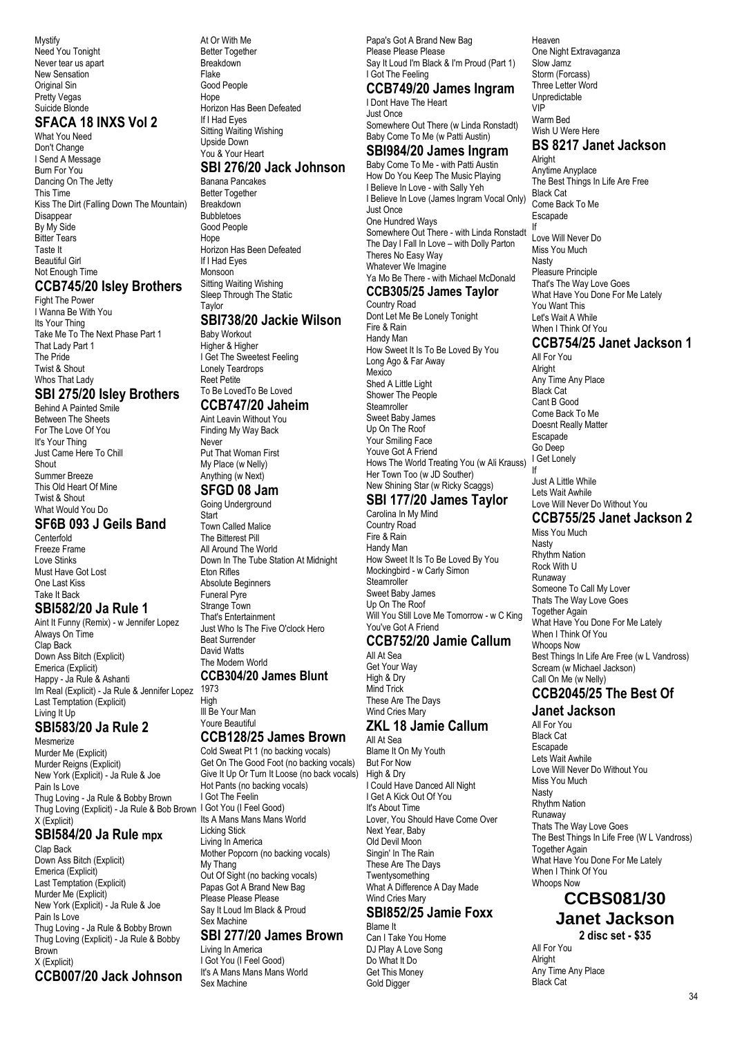Mystify
Need You Tonight
Never tear us apart
New Sensation
Original Sin
Pretty Vegas
Suicide Blonde

## SFACA 18 INXS Vol 2

What You Need
Don't Change
I Send A Message
Burn For You
Dancing On The Jetty
This Time
Kiss The Dirt (Falling Down The Mountain)
Disappear
By My Side
Bitter Tears
Taste It
Beautiful Girl
Not Enough Time

## CCB745/20 Isley Brothers

Fight The Power
I Wanna Be With You
Its Your Thing
Take Me To The Next Phase Part 1
That Lady Part 1
The Pride
Twist & Shout
Whos That Lady

## SBI 275/20 Isley Brothers

Behind A Painted Smile
Between The Sheets
For The Love Of You
It's Your Thing
Just Came Here To Chill
Shout
Summer Breeze
This Old Heart Of Mine
Twist & Shout
What Would You Do

## SF6B 093 J Geils Band

Centerfold
Freeze Frame
Love Stinks
Must Have Got Lost
One Last Kiss
Take It Back

## SBI582/20 Ja Rule 1

Aint It Funny (Remix) - w Jennifer Lopez
Always On Time
Clap Back
Down Ass Bitch (Explicit)
Emerica (Explicit)
Happy - Ja Rule & Ashanti
Im Real (Explicit) - Ja Rule & Jennifer Lopez
Last Temptation (Explicit)
Living It Up

## SBI583/20 Ja Rule 2

Mesmerize
Murder Me (Explicit)
Murder Reigns (Explicit)
New York (Explicit) - Ja Rule & Joe
Pain Is Love
Thug Loving - Ja Rule & Bobby Brown
Thug Loving (Explicit) - Ja Rule & Bob Brown
X (Explicit)

## SBI584/20 Ja Rule mpx

Clap Back
Down Ass Bitch (Explicit)
Emerica (Explicit)
Last Temptation (Explicit)
Murder Me (Explicit)
New York (Explicit) - Ja Rule & Joe
Pain Is Love
Thug Loving - Ja Rule & Bobby Brown
Thug Loving (Explicit) - Ja Rule & Bobby Brown
X (Explicit)

## CCB007/20 Jack Johnson

At Or With Me
Better Together
Breakdown
Flake
Good People
Hope
Horizon Has Been Defeated
If I Had Eyes
Sitting Waiting Wishing
Upside Down
You & Your Heart

## SBI 276/20 Jack Johnson

Banana Pancakes
Better Together
Breakdown
Bubbletoes
Good People
Hope
Horizon Has Been Defeated
If I Had Eyes
Monsoon
Sitting Waiting Wishing
Sleep Through The Static
Taylor

## SBI738/20 Jackie Wilson

Baby Workout
Higher & Higher
I Get The Sweetest Feeling
Lonely Teardrops
Reet Petite
To Be LovedTo Be Loved

## CCB747/20 Jaheim

Aint Leavin Without You
Finding My Way Back
Never
Put That Woman First
My Place (w Nelly)
Anything (w Next)

## SFGD 08 Jam

Going Underground
Start
Town Called Malice
The Bitterest Pill
All Around The World
Down In The Tube Station At Midnight
Eton Rifles
Absolute Beginners
Funeral Pyre
Strange Town
That's Entertainment
Just Who Is The Five O'clock Hero
Beat Surrender
David Watts
The Modern World

## CCB304/20 James Blunt

1973
High
Ill Be Your Man
Youre Beautiful

## CCB128/25 James Brown

Cold Sweat Pt 1 (no backing vocals)
Get On The Good Foot (no backing vocals)
Give It Up Or Turn It Loose (no back vocals)
Hot Pants (no backing vocals)
I Got The Feelin
I Got You (I Feel Good)
Its A Mans Mans Mans World
Licking Stick
Living In America
Mother Popcorn (no backing vocals)
My Thang
Out Of Sight (no backing vocals)
Papas Got A Brand New Bag
Please Please Please
Say It Loud Im Black & Proud
Sex Machine

## SBI 277/20 James Brown

Living In America
I Got You (I Feel Good)
It's A Mans Mans Mans World
Sex Machine
Papa's Got A Brand New Bag
Please Please Please
Say It Loud I'm Black & I'm Proud (Part 1)
I Got The Feeling

## CCB749/20 James Ingram

I Dont Have The Heart
Just Once
Somewhere Out There (w Linda Ronstadt)
Baby Come To Me (w Patti Austin)

## SBI984/20 James Ingram

Baby Come To Me - with Patti Austin
How Do You Keep The Music Playing
I Believe In Love - with Sally Yeh
I Believe In Love (James Ingram Vocal Only)
Just Once
One Hundred Ways
Somewhere Out There - with Linda Ronstadt
The Day I Fall In Love – with Dolly Parton
Theres No Easy Way
Whatever We Imagine
Ya Mo Be There - with Michael McDonald

## CCB305/25 James Taylor

Country Road
Dont Let Me Be Lonely Tonight
Fire & Rain
Handy Man
How Sweet It Is To Be Loved By You
Long Ago & Far Away
Mexico
Shed A Little Light
Shower The People
Steamroller
Sweet Baby James
Up On The Roof
Your Smiling Face
Youve Got A Friend
Hows The World Treating You (w Ali Krauss)
Her Town Too (w JD Souther)
New Shining Star (w Ricky Scaggs)

## SBI 177/20 James Taylor

Carolina In My Mind
Country Road
Fire & Rain
Handy Man
How Sweet It Is To Be Loved By You
Mockingbird - w Carly Simon
Steamroller
Sweet Baby James
Up On The Roof
Will You Still Love Me Tomorrow - w C King
You've Got A Friend

## CCB752/20 Jamie Callum

All At Sea
Get Your Way
High & Dry
Mind Trick
These Are The Days
Wind Cries Mary

## ZKL 18 Jamie Callum

All At Sea
Blame It On My Youth
But For Now
High & Dry
I Could Have Danced All Night
I Get A Kick Out Of You
It's About Time
Lover, You Should Have Come Over
Next Year, Baby
Old Devil Moon
Singin' In The Rain
These Are The Days
Twentysomething
What A Difference A Day Made
Wind Cries Mary

## SBI852/25 Jamie Foxx

Blame It
Can I Take You Home
DJ Play A Love Song
Do What It Do
Get This Money
Gold Digger
Heaven
One Night Extravaganza
Slow Jamz
Storm (Forcass)
Three Letter Word
Unpredictable
VIP
Warm Bed
Wish U Were Here

## BS 8217 Janet Jackson

Alright
Anytime Anyplace
The Best Things In Life Are Free
Black Cat
Come Back To Me
Escapade
If
Love Will Never Do
Miss You Much
Nasty
Pleasure Principle
That's The Way Love Goes
What Have You Done For Me Lately
You Want This
Let's Wait A While
When I Think Of You

## CCB754/25 Janet Jackson 1

All For You
Alright
Any Time Any Place
Black Cat
Cant B Good
Come Back To Me
Doesnt Really Matter
Escapade
Go Deep
I Get Lonely
If
Just A Little While
Lets Wait Awhile
Love Will Never Do Without You

## CCB755/25 Janet Jackson 2

Miss You Much
Nasty
Rhythm Nation
Rock With U
Runaway
Someone To Call My Lover
Thats The Way Love Goes
Together Again
What Have You Done For Me Lately
When I Think Of You
Whoops Now
Best Things In Life Are Free (w L Vandross)
Scream (w Michael Jackson)
Call On Me (w Nelly)

## CCB2045/25 The Best Of Janet Jackson

All For You
Black Cat
Escapade
Lets Wait Awhile
Love Will Never Do Without You
Miss You Much
Nasty
Rhythm Nation
Runaway
Thats The Way Love Goes
The Best Things In Life Free (W L Vandross)
Together Again
What Have You Done For Me Lately
When I Think Of You
Whoops Now

## CCBS081/30 Janet Jackson

**2 disc set - $35**

All For You
Alright
Any Time Any Place
Black Cat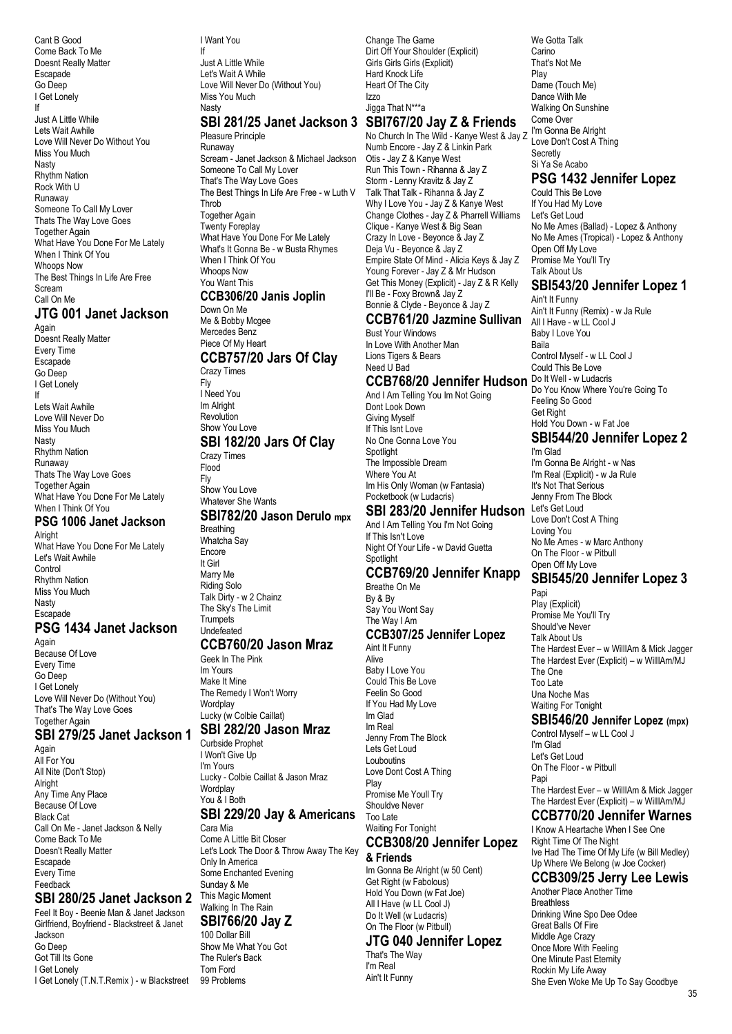Cant B Good
Come Back To Me
Doesnt Really Matter
Escapade
Go Deep
I Get Lonely
If
Just A Little While
Lets Wait Awhile
Love Will Never Do Without You
Miss You Much
Nasty
Rhythm Nation
Rock With U
Runaway
Someone To Call My Lover
Thats The Way Love Goes
Together Again
What Have You Done For Me Lately
When I Think Of You
Whoops Now
The Best Things In Life Are Free
Scream
Call On Me

## JTG 001 Janet Jackson

Again
Doesnt Really Matter
Every Time
Escapade
Go Deep
I Get Lonely
If
Lets Wait Awhile
Love Will Never Do
Miss You Much
Nasty
Rhythm Nation
Runaway
Thats The Way Love Goes
Together Again
What Have You Done For Me Lately
When I Think Of You

## PSG 1006 Janet Jackson

Alright
What Have You Done For Me Lately
Let's Wait Awhile
Control
Rhythm Nation
Miss You Much
Nasty
Escapade

## PSG 1434 Janet Jackson

Again
Because Of Love
Every Time
Go Deep
I Get Lonely
Love Will Never Do (Without You)
That's The Way Love Goes
Together Again

## SBI 279/25 Janet Jackson 1

Again
All For You
All Nite (Don't Stop)
Alright
Any Time Any Place
Because Of Love
Black Cat
Call On Me - Janet Jackson & Nelly
Come Back To Me
Doesn't Really Matter
Escapade
Every Time
Feedback

## SBI 280/25 Janet Jackson 2

Feel It Boy - Beenie Man & Janet Jackson
Girlfriend, Boyfriend - Blackstreet & Janet Jackson
Go Deep
Got Till Its Gone
I Get Lonely
I Get Lonely (T.N.T.Remix ) - w Blackstreet
I Want You
If
Just A Little While
Let's Wait A While
Love Will Never Do (Without You)
Miss You Much
Nasty

## SBI 281/25 Janet Jackson 3

Pleasure Principle
Runaway
Scream - Janet Jackson & Michael Jackson
Someone To Call My Lover
That's The Way Love Goes
The Best Things In Life Are Free - w Luth V Throb
Together Again
Twenty Foreplay
What Have You Done For Me Lately
What's It Gonna Be - w Busta Rhymes
When I Think Of You
Whoops Now
You Want This

## CCB306/20 Janis Joplin

Down On Me
Me & Bobby Mcgee
Mercedes Benz
Piece Of My Heart

## CCB757/20 Jars Of Clay

Crazy Times
Fly
I Need You
Im Alright
Revolution
Show You Love

## SBI 182/20 Jars Of Clay

Crazy Times
Flood
Fly
Show You Love
Whatever She Wants

## SBI782/20 Jason Derulo mpx

Breathing
Whatcha Say
Encore
It Girl
Marry Me
Riding Solo
Talk Dirty - w 2 Chainz
The Sky's The Limit
Trumpets
Undefeated

## CCB760/20 Jason Mraz

Geek In The Pink
Im Yours
Make It Mine
The Remedy I Won't Worry
Wordplay
Lucky (w Colbie Caillat)

## SBI 282/20 Jason Mraz

Curbside Prophet
I Won't Give Up
I'm Yours
Lucky - Colbie Caillat & Jason Mraz
Wordplay
You & I Both

## SBI 229/20 Jay & Americans

Cara Mia
Come A Little Bit Closer
Let's Lock The Door & Throw Away The Key
Only In America
Some Enchanted Evening
Sunday & Me
This Magic Moment
Walking In The Rain

## SBI766/20 Jay Z

100 Dollar Bill
Show Me What You Got
The Ruler's Back
Tom Ford
99 Problems
Change The Game
Dirt Off Your Shoulder (Explicit)
Girls Girls Girls (Explicit)
Hard Knock Life
Heart Of The City
Izzo
Jigga That N***a

## SBI767/20 Jay Z & Friends

No Church In The Wild - Kanye West & Jay Z
Numb Encore - Jay Z & Linkin Park
Otis - Jay Z & Kanye West
Run This Town - Rihanna & Jay Z
Storm - Lenny Kravitz & Jay Z
Talk That Talk - Rihanna & Jay Z
Why I Love You - Jay Z & Kanye West
Change Clothes - Jay Z & Pharrell Williams
Clique - Kanye West & Big Sean
Crazy In Love - Beyonce & Jay Z
Deja Vu - Beyonce & Jay Z
Empire State Of Mind - Alicia Keys & Jay Z
Young Forever - Jay Z & Mr Hudson
Get This Money (Explicit) - Jay Z & R Kelly
I'll Be - Foxy Brown& Jay Z
Bonnie & Clyde - Beyonce & Jay Z

## CCB761/20 Jazmine Sullivan

Bust Your Windows
In Love With Another Man
Lions Tigers & Bears
Need U Bad

## CCB768/20 Jennifer Hudson

And I Am Telling You Im Not Going
Dont Look Down
Giving Myself
If This Isnt Love
No One Gonna Love You
Spotlight
The Impossible Dream
Where You At
Im His Only Woman (w Fantasia)
Pocketbook (w Ludacris)

## SBI 283/20 Jennifer Hudson

And I Am Telling You I'm Not Going
If This Isn't Love
Night Of Your Life - w David Guetta
Spotlight

## CCB769/20 Jennifer Knapp

Breathe On Me
By & By
Say You Wont Say
The Way I Am

## CCB307/25 Jennifer Lopez

Aint It Funny
Alive
Baby I Love You
Could This Be Love
Feelin So Good
If You Had My Love
Im Glad
Im Real
Jenny From The Block
Lets Get Loud
Louboutins
Love Dont Cost A Thing
Play
Promise Me Youll Try
Shouldve Never
Too Late
Waiting For Tonight

## CCB308/20 Jennifer Lopez & Friends

Im Gonna Be Alright (w 50 Cent)
Get Right (w Fabolous)
Hold You Down (w Fat Joe)
All I Have (w LL Cool J)
Do It Well (w Ludacris)
On The Floor (w Pitbull)

## JTG 040 Jennifer Lopez

That's The Way
I'm Real
Ain't It Funny
We Gotta Talk
Carino
That's Not Me
Play
Dame (Touch Me)
Dance With Me
Walking On Sunshine
Come Over
I'm Gonna Be Alright
Love Don't Cost A Thing
Secretly
Si Ya Se Acabo

## PSG 1432 Jennifer Lopez

Could This Be Love
If You Had My Love
Let's Get Loud
No Me Ames (Ballad) - Lopez & Anthony
No Me Ames (Tropical) - Lopez & Anthony
Open Off My Love
Promise Me You'll Try
Talk About Us

## SBI543/20 Jennifer Lopez 1

Ain't It Funny
Ain't It Funny (Remix) - w Ja Rule
All I Have - w LL Cool J
Baby I Love You
Baila
Control Myself - w LL Cool J
Could This Be Love
Do It Well - w Ludacris
Do You Know Where You're Going To
Feeling So Good
Get Right
Hold You Down - w Fat Joe

## SBI544/20 Jennifer Lopez 2

I'm Glad
I'm Gonna Be Alright - w Nas
I'm Real (Explicit) - w Ja Rule
It's Not That Serious
Jenny From The Block
Let's Get Loud
Love Don't Cost A Thing
Loving You
No Me Ames - w Marc Anthony
On The Floor - w Pitbull
Open Off My Love

## SBI545/20 Jennifer Lopez 3

Papi
Play (Explicit)
Promise Me You'll Try
Should've Never
Talk About Us
The Hardest Ever – w WillIAm & Mick Jagger
The Hardest Ever (Explicit) – w WillIAm/MJ
The One
Too Late
Una Noche Mas
Waiting For Tonight

## SBI546/20 Jennifer Lopez (mpx)

Control Myself – w LL Cool J
I'm Glad
Let's Get Loud
On The Floor - w Pitbull
Papi
The Hardest Ever – w WillIAm & Mick Jagger
The Hardest Ever (Explicit) – w WillIAm/MJ

## CCB770/20 Jennifer Warnes

I Know A Heartache When I See One
Right Time Of The Night
Ive Had The Time Of My Life (w Bill Medley)
Up Where We Belong (w Joe Cocker)

## CCB309/25 Jerry Lee Lewis

Another Place Another Time
Breathless
Drinking Wine Spo Dee Odee
Great Balls Of Fire
Middle Age Crazy
Once More With Feeling
One Minute Past Eternity
Rockin My Life Away
She Even Woke Me Up To Say Goodbye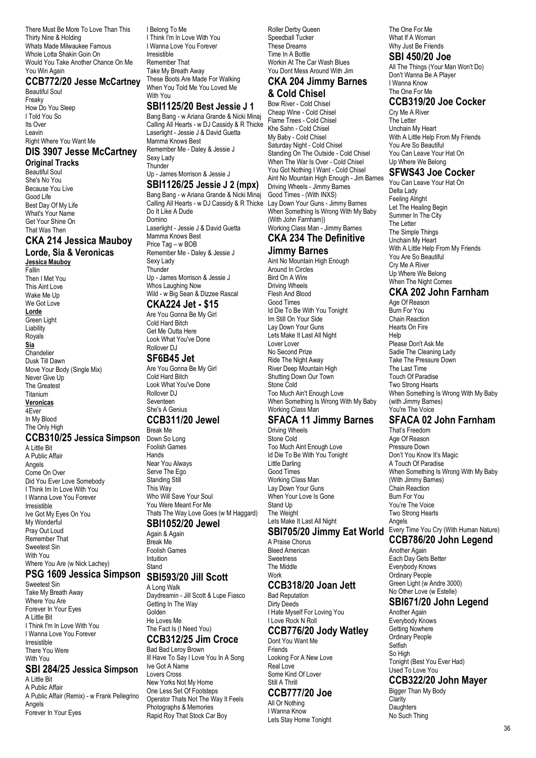There Must Be More To Love Than This
Thirty Nine & Holding
Whats Made Milwaukee Famous
Whole Lotta Shakin Goin On
Would You Take Another Chance On Me
You Win Again

## CCB772/20 Jesse McCartney

Beautiful Soul
Freaky
How Do You Sleep
I Told You So
Its Over
Leavin
Right Where You Want Me

## DIS 3907 Jesse McCartney Original Tracks

Beautiful Soul
She's No You
Because You Live
Good Life
Best Day Of My Life
What's Your Name
Get Your Shine On
That Was Then

## CKA 214 Jessica Mauboy Lorde, Sia & Veronicas

**Jessica Mauboy**
Fallin
Then I Met You
This Aint Love
Wake Me Up
We Got Love
**Lorde**
Green Light
Liability
Royals
**Sia**
Chandelier
Dusk Till Dawn
Move Your Body (Single Mix)
Never Give Up
The Greatest
Titanium
**Veronicas**
4Ever
In My Blood
The Only High

## CCB310/25 Jessica Simpson

A Little Bit
A Public Affair
Angels
Come On Over
Did You Ever Love Somebody
I Think Im In Love With You
I Wanna Love You Forever
Irresistible
Ive Got My Eyes On You
My Wonderful
Pray Out Loud
Remember That
Sweetest Sin
With You
Where You Are (w Nick Lachey)

## PSG 1609 Jessica Simpson

Sweetest Sin
Take My Breath Away
Where You Are
Forever In Your Eyes
A Little Bit
I Think I'm In Love With You
I Wanna Love You Forever
Irresistible
There You Were
With You

## SBI 284/25 Jessica Simpson

A Little Bit
A Public Affair
A Public Affair (Remix) - w Frank Pellegrino
Angels
Forever In Your Eyes
I Belong To Me
I Think I'm In Love With You
I Wanna Love You Forever
Irresistible
Remember That
Take My Breath Away
These Boots Are Made For Walking
When You Told Me You Loved Me
With You

## SBI1125/20 Best Jessie J 1

Bang Bang - w Ariana Grande & Nicki Minaj
Calling All Hearts - w DJ Cassidy & R Thicke
Laserlight - Jessie J & David Guetta
Mamma Knows Best
Remember Me - Daley & Jessie J
Sexy Lady
Thunder
Up - James Morrison & Jessie J

## SBI1126/25 Jessie J 2 (mpx)

Bang Bang - w Ariana Grande & Nicki Minaj
Calling All Hearts - w DJ Cassidy & R Thicke
Do It Like A Dude
Domino
Laserlight - Jessie J & David Guetta
Mamma Knows Best
Price Tag – w BOB
Remember Me - Daley & Jessie J
Sexy Lady
Thunder
Up - James Morrison & Jessie J
Whos Laughing Now
Wild - w Big Sean & Dizzee Rascal

## CKA224 Jet - $15

Are You Gonna Be My Girl
Cold Hard Bitch
Get Me Outta Here
Look What You've Done
Rollover DJ

## SF6B45 Jet

Are You Gonna Be My Girl
Cold Hard Bitch
Look What You've Done
Rollover DJ
Seventeen
She's A Genius

## CCB311/20 Jewel

Break Me
Down So Long
Foolish Games
Hands
Near You Always
Serve The Ego
Standing Still
This Way
Who Will Save Your Soul
You Were Meant For Me
Thats The Way Love Goes (w M Haggard)

## SBI1052/20 Jewel

Again & Again
Break Me
Foolish Games
Intuition
Stand

## SBI593/20 Jill Scott

A Long Walk
Daydreamin - Jill Scott & Lupe Fiasco
Getting In The Way
Golden
He Loves Me
The Fact Is (I Need You)

## CCB312/25 Jim Croce

Bad Bad Leroy Brown
Ill Have To Say I Love You In A Song
Ive Got A Name
Lovers Cross
New Yorks Not My Home
One Less Set Of Footsteps
Operator Thats Not The Way It Feels
Photographs & Memories
Rapid Roy That Stock Car Boy
Roller Derby Queen
Speedball Tucker
These Dreams
Time In A Bottle
Workin At The Car Wash Blues
You Dont Mess Around With Jim

## CKA 204 Jimmy Barnes & Cold Chisel

Bow River - Cold Chisel
Cheap Wine - Cold Chisel
Flame Trees - Cold Chisel
Khe Sahn - Cold Chisel
My Baby - Cold Chisel
Saturday Night - Cold Chisel
Standing On The Outside - Cold Chisel
When The War Is Over - Cold Chisel
You Got Nothing I Want - Cold Chisel
Aint No Mountain High Enough - Jim Barnes
Driving Wheels - Jimmy Barnes
Good Times - (With INXS)
Lay Down Your Guns - Jimmy Barnes
When Something Is Wrong With My Baby (With John Farnham))
Working Class Man - Jimmy Barnes

## CKA 234 The Definitive Jimmy Barnes

Aint No Mountain High Enough
Around In Circles
Bird On A Wire
Driving Wheels
Flesh And Blood
Good Times
Id Die To Be With You Tonight
Im Still On Your Side
Lay Down Your Guns
Lets Make It Last All Night
Lover Lover
No Second Prize
Ride The Night Away
River Deep Mountain High
Shutting Down Our Town
Stone Cold
Too Much Ain't Enough Love
When Something Is Wrong With My Baby
Working Class Man

## SFACA 11 Jimmy Barnes

Driving Wheels
Stone Cold
Too Much Aint Enough Love
Id Die To Be With You Tonight
Little Darling
Good Times
Working Class Man
Lay Down Your Guns
When Your Love Is Gone
Stand Up
The Weight
Lets Make It Last All Night

## SBI705/20 Jimmy Eat World

A Praise Chorus
Bleed American
Sweetness
The Middle
Work

## CCB318/20 Joan Jett

Bad Reputation
Dirty Deeds
I Hate Myself For Loving You
I Love Rock N Roll

## CCB776/20 Jody Watley

Dont You Want Me
Friends
Looking For A New Love
Real Love
Some Kind Of Lover
Still A Thrill

## CCB777/20 Joe

All Or Nothing
I Wanna Know
Lets Stay Home Tonight
The One For Me
What If A Woman
Why Just Be Friends

## SBI 450/20 Joe

All The Things (Your Man Won't Do)
Don't Wanna Be A Player
I Wanna Know
The One For Me

## CCB319/20 Joe Cocker

Cry Me A River
The Letter
Unchain My Heart
With A Little Help From My Friends
You Are So Beautiful
You Can Leave Your Hat On
Up Where We Belong

## SFWS43 Joe Cocker

You Can Leave Your Hat On
Delta Lady
Feeling Alright
Let The Healing Begin
Summer In The City
The Letter
The Simple Things
Unchain My Heart
With A Little Help From My Friends
You Are So Beautiful
Cry Me A River
Up Where We Belong
When The Night Comes

## CKA 202 John Farnham

Age Of Reason
Burn For You
Chain Reaction
Hearts On Fire
Help
Please Don't Ask Me
Sadie The Cleaning Lady
Take The Pressure Down
The Last Time
Touch Of Paradise
Two Strong Hearts
When Something Is Wrong With My Baby (with Jimmy Barnes)
You're The Voice

## SFACA 02 John Farnham

That's Freedom
Age Of Reason
Pressure Down
Don't You Know It's Magic
A Touch Of Paradise
When Something Is Wrong With My Baby (With Jimmy Barnes)
Chain Reaction
Burn For You
You're The Voice
Two Strong Hearts
Angels
Every Time You Cry (With Human Nature)

## CCB786/20 John Legend

Another Again
Each Day Gets Better
Everybody Knows
Ordinary People
Green Light (w Andre 3000)
No Other Love (w Estelle)

## SBI671/20 John Legend

Another Again
Everybody Knows
Getting Nowhere
Ordinary People
Selfish
So High
Tonight (Best You Ever Had)
Used To Love You

## CCB322/20 John Mayer

Bigger Than My Body
Clarity
Daughters
No Such Thing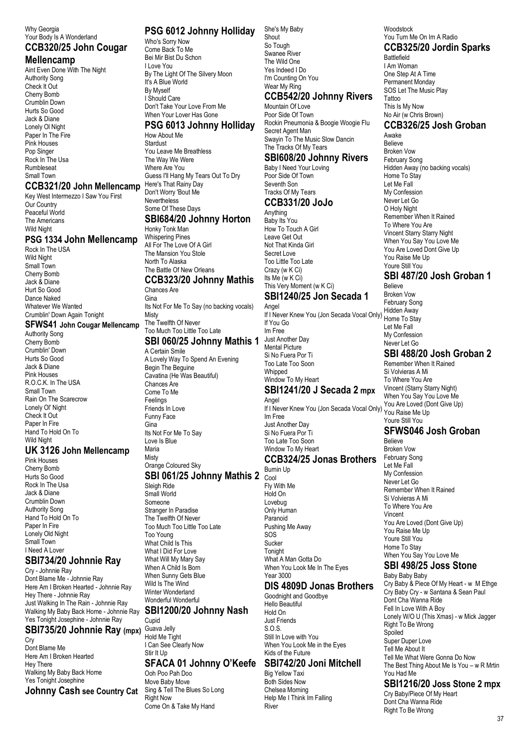Why Georgia
Your Body Is A Wonderland

## CCB320/25 John Cougar Mellencamp

Aint Even Done With The Night
Authority Song
Check It Out
Cherry Bomb
Crumblin Down
Hurts So Good
Jack & Diane
Lonely Ol Night
Paper In The Fire
Pink Houses
Pop Singer
Rock In The Usa
Rumbleseat
Small Town

## CCB321/20 John Mellencamp

Key West Intermezzo I Saw You First
Our Country
Peaceful World
The Americans
Wild Night

## PSG 1334 John Mellencamp

Rock In The USA
Wild Night
Small Town
Cherry Bomb
Jack & Diane
Hurt So Good
Dance Naked
Whatever We Wanted
Crumblin' Down Again Tonight

## SFWS41 John Cougar Mellencamp

Authority Song
Cherry Bomb
Crumblin' Down
Hurts So Good
Jack & Diane
Pink Houses
R.O.C.K. In The USA
Small Town
Rain On The Scarecrow
Lonely Ol' Night
Check It Out
Paper In Fire
Hand To Hold On To
Wild Night

## UK 3126 John Mellencamp

Pink Houses
Cherry Bomb
Hurts So Good
Rock In The Usa
Jack & Diane
Crumblin Down
Authority Song
Hand To Hold On To
Paper In Fire
Lonely Old Night
Small Town
I Need A Lover

## SBI734/20 Johnnie Ray

Cry - Johnnie Ray
Dont Blame Me - Johnnie Ray
Here Am I Broken Hearted - Johnnie Ray
Hey There - Johnnie Ray
Just Walking In The Rain - Johnnie Ray
Walking My Baby Back Home - Johnnie Ray
Yes Tonight Josephine - Johnnie Ray

## SBI735/20 Johnnie Ray (mpx)

Cry
Dont Blame Me
Here Am I Broken Hearted
Hey There
Walking My Baby Back Home
Yes Tonight Josephine

## Johnny Cash see Country Cat

## PSG 6012 Johnny Holliday

Who's Sorry Now
Come Back To Me
Bei Mir Bist Du Schon
I Love You
By The Light Of The Silvery Moon
It's A Blue World
By Myself
I Should Care
Don't Take Your Love From Me
When Your Lover Has Gone

## PSG 6013 Johnny Holliday

How About Me
Stardust
You Leave Me Breathless
The Way We Were
Where Are You
Guess I'll Hang My Tears Out To Dry
Here's That Rainy Day
Don't Worry 'Bout Me
Nevertheless
Some Of These Days

## SBI684/20 Johnny Horton

Honky Tonk Man
Whispering Pines
All For The Love Of A Girl
The Mansion You Stole
North To Alaska
The Battle Of New Orleans

## CCB323/20 Johnny Mathis

Chances Are
Gina
Its Not For Me To Say (no backing vocals)
Misty
The Twelfth Of Never
Too Much Too Little Too Late

## SBI 060/25 Johnny Mathis 1

A Certain Smile
A Lovely Way To Spend An Evening
Begin The Beguine
Cavatina (He Was Beautiful)
Chances Are
Come To Me
Feelings
Friends In Love
Funny Face
Gina
Its Not For Me To Say
Love Is Blue
Maria
Misty
Orange Coloured Sky

## SBI 061/25 Johnny Mathis 2

Sleigh Ride
Small World
Someone
Stranger In Paradise
The Twelfth Of Never
Too Much Too Little Too Late
Too Young
What Child Is This
What I Did For Love
What Will My Mary Say
When A Child Is Born
When Sunny Gets Blue
Wild Is The Wind
Winter Wonderland
Wonderful Wonderful

## SBI1200/20 Johnny Nash

Cupid
Guava Jelly
Hold Me Tight
I Can See Clearly Now
Stir It Up

## SFACA 01 Johnny O'Keefe

Ooh Poo Pah Doo
Move Baby Move
Sing & Tell The Blues So Long
Right Now
Come On & Take My Hand
She's My Baby
Shout
So Tough
Swanee River
The Wild One
Yes Indeed I Do
I'm Counting On You
Wear My Ring

## CCB542/20 Johnny Rivers

Mountain Of Love
Poor Side Of Town
Rockin Pneumonia & Boogie Woogie Flu
Secret Agent Man
Swayin To The Music Slow Dancin
The Tracks Of My Tears

## SBI608/20 Johnny Rivers

Baby I Need Your Loving
Poor Side Of Town
Seventh Son
Tracks Of My Tears

## CCB331/20 JoJo

Anything
Baby Its You
How To Touch A Girl
Leave Get Out
Not That Kinda Girl
Secret Love
Too Little Too Late
Crazy (w K Ci)
Its Me (w K Ci)
This Very Moment (w K Ci)

## SBI1240/25 Jon Secada 1

Angel
If I Never Knew You (Jon Secada Vocal Only)
If You Go
Im Free
Just Another Day
Mental Picture
Si No Fuera Por Ti
Too Late Too Soon
Whipped
Window To My Heart

## SBI1241/20 J Secada 2 mpx

Angel
If I Never Knew You (Jon Secada Vocal Only)
Im Free
Just Another Day
Si No Fuera Por Ti
Too Late Too Soon
Window To My Heart

## CCB324/25 Jonas Brothers

Burnin Up
Cool
Fly With Me
Hold On
Lovebug
Only Human
Paranoid
Pushing Me Away
SOS
Sucker
Tonight
What A Man Gotta Do
When You Look Me In The Eyes
Year 3000

## DIS 4809D Jonas Brothers

Goodnight and Goodbye
Hello Beautiful
Hold On
Just Friends
S.O.S.
Still In Love with You
When You Look Me in the Eyes
Kids of the Future

## SBI742/20 Joni Mitchell

Big Yellow Taxi
Both Sides Now
Chelsea Morning
Help Me I Think Im Falling
River
Woodstock
You Turn Me On Im A Radio

## CCB325/20 Jordin Sparks

Battlefield
I Am Woman
One Step At A Time
Permanent Monday
SOS Let The Music Play
Tattoo
This Is My Now
No Air (w Chris Brown)

## CCB326/25 Josh Groban

Awake
Believe
Broken Vow
February Song
Hidden Away (no backing vocals)
Home To Stay
Let Me Fall
My Confession
Never Let Go
O Holy Night
Remember When It Rained
To Where You Are
Vincent Starry Starry Night
When You Say You Love Me
You Are Loved Dont Give Up
You Raise Me Up
Youre Still You

## SBI 487/20 Josh Groban 1

Believe
Broken Vow
February Song
Hidden Away
Home To Stay
Let Me Fall
My Confession
Never Let Go

## SBI 488/20 Josh Groban 2

Remember When It Rained
Si Volvieras A Mi
To Where You Are
Vincent (Starry Starry Night)
When You Say You Love Me
You Are Loved (Dont Give Up)
You Raise Me Up
Youre Still You

## SFWS046 Josh Groban

Believe
Broken Vow
February Song
Let Me Fall
My Confession
Never Let Go
Remember When It Rained
Si Volvieras A Mi
To Where You Are
Vincent
You Are Loved (Dont Give Up)
You Raise Me Up
Youre Still You
Home To Stay
When You Say You Love Me

## SBI 498/25 Joss Stone

Baby Baby Baby
Cry Baby & Piece Of My Heart - w M Ethge
Cry Baby Cry - w Santana & Sean Paul
Dont Cha Wanna Ride
Fell In Love With A Boy
Lonely W/O U (This Xmas) - w Mick Jagger
Right To Be Wrong
Spoiled
Super Duper Love
Tell Me About It
Tell Me What Were Gonna Do Now
The Best Thing About Me Is You – w R Mrtin
You Had Me

## SBI1216/20 Joss Stone 2 mpx

Cry Baby/Piece Of My Heart
Dont Cha Wanna Ride
Right To Be Wrong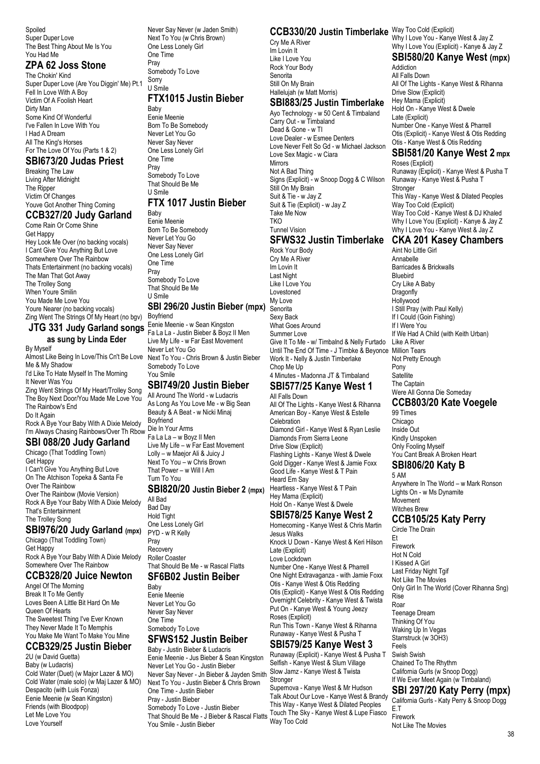Spoiled
Super Duper Love
The Best Thing About Me Is You
You Had Me

## ZPA 62 Joss Stone

The Chokin' Kind
Super Duper Love (Are You Diggin' Me) Pt.1
Fell In Love With A Boy
Victim Of A Foolish Heart
Dirty Man
Some Kind Of Wonderful
I've Fallen In Love With You
I Had A Dream
All The King's Horses
For The Love Of You (Parts 1 & 2)

## SBI673/20 Judas Priest

Breaking The Law
Living After Midnight
The Ripper
Victim Of Changes
Youve Got Another Thing Coming

## CCB327/20 Judy Garland

Come Rain Or Come Shine
Get Happy
Hey Look Me Over (no backing vocals)
I Cant Give You Anything But Love
Somewhere Over The Rainbow
Thats Entertainment (no backing vocals)
The Man That Got Away
The Trolley Song
When Youre Smilin
You Made Me Love You
Youre Nearer (no backing vocals)
Zing Went The Strings Of My Heart (no bgv)

## JTG 331 Judy Garland songs as sung by Linda Eder

By Myself
Almost Like Being In Love/This Cn't Be Love
Me & My Shadow
I'd Like To Hate Myself In The Morning
It Never Was You
Zing Went Strings Of My Heart/Trolley Song
The Boy Next Door/You Made Me Love You
The Rainbow's End
Do It Again
Rock A Bye Your Baby With A Dixie Melody
I'm Always Chasing Rainbows/Over Th Rbow

## SBI 088/20 Judy Garland

Chicago (That Toddling Town)
Get Happy
I Can't Give You Anything But Love
On The Atchison Topeka & Santa Fe
Over The Rainbow
Over The Rainbow (Movie Version)
Rock A Bye Your Baby With A Dixie Melody
That's Entertainment
The Trolley Song

## SBI976/20 Judy Garland (mpx)

Chicago (That Toddling Town)
Get Happy
Rock A Bye Your Baby With A Dixie Melody
Somewhere Over The Rainbow

## CCB328/20 Juice Newton

Angel Of The Morning
Break It To Me Gently
Loves Been A Little Bit Hard On Me
Queen Of Hearts
The Sweetest Thing I've Ever Known
They Never Made It To Memphis
You Make Me Want To Make You Mine

## CCB329/25 Justin Bieber

2U (w David Guetta)
Baby (w Ludacris)
Cold Water (Duet) (w Major Lazer & MO)
Cold Water (male solo) (w Maj Lazer & MO)
Despacito (with Luis Fonza)
Eenie Meenie (w Sean Kingston)
Friends (with Bloodpop)
Let Me Love You
Love Yourself
Never Say Never (w Jaden Smith)
Next To You (w Chris Brown)
One Less Lonely Girl
One Time
Pray
Somebody To Love
Sorry
U Smile

## FTX1015 Justin Bieber

Baby
Eenie Meenie
Born To Be Somebody
Never Let You Go
Never Say Never
One Less Lonely Girl
One Time
Pray
Somebody To Love
That Should Be Me
U Smile

## FTX 1017 Justin Bieber

Baby
Eenie Meenie
Born To Be Somebody
Never Let You Go
Never Say Never
One Less Lonely Girl
One Time
Pray
Somebody To Love
That Should Be Me
U Smile

## SBI 296/20 Justin Bieber (mpx)

Boyfriend
Eenie Meenie - w Sean Kingston
Fa La La - Justin Bieber & Boyz II Men
Live My Life - w Far East Movement
Never Let You Go
Next To You - Chris Brown & Justin Bieber
Somebody To Love
You Smile

## SBI749/20 Justin Bieber

All Around The World - w Ludacris
As Long As You Love Me - w Big Sean
Beauty & A Beat - w Nicki Minaj
Boyfriend
Die In Your Arms
Fa La La – w Boyz II Men
Live My Life – w Far East Movement
Lolly – w Maejor Ali & Juicy J
Next To You – w Chris Brown
That Power – w Will I Am
Turn To You

## SBI820/20 Justin Bieber 2 (mpx)

All Bad
Bad Day
Hold Tight
One Less Lonely Girl
PYD - w R Kelly
Pray
Recovery
Roller Coaster
That Should Be Me - w Rascal Flatts

## SF6B02 Justin Beiber

Baby
Eenie Meenie
Never Let You Go
Never Say Never
One Time
Somebody To Love

## SFWS152 Justin Beiber

Baby - Justin Bieber & Ludacris
Eenie Meenie - Jus Bieber & Sean Kingston
Never Let You Go - Justin Bieber
Never Say Never - Jn Bieber & Jayden Smith
Next To You - Justin Bieber & Chris Brown
One Time - Justin Bieber
Pray - Justin Bieber
Somebody To Love - Justin Bieber
That Should Be Me - J Bieber & Rascal Flatts
You Smile - Justin Bieber

## CCB330/20 Justin Timberlake

Cry Me A River
Im Lovin It
Like I Love You
Rock Your Body
Senorita
Still On My Brain
Hallelujah (w Matt Morris)

## SBI883/25 Justin Timberlake

Ayo Technology - w 50 Cent & Timbaland
Carry Out - w Timbaland
Dead & Gone - w TI
Love Dealer - w Esmee Denters
Love Never Felt So Gd - w Michael Jackson
Love Sex Magic - w Ciara
Mirrors
Not A Bad Thing
Signs (Explicit) - w Snoop Dogg & C Wilson
Still On My Brain
Suit & Tie - w Jay Z
Suit & Tie (Explicit) - w Jay Z
Take Me Now
TKO
Tunnel Vision

## SFWS32 Justin Timberlake

Rock Your Body
Cry Me A River
Im Lovin It
Last Night
Like I Love You
Lovestoned
My Love
Senorita
Sexy Back
What Goes Around
Summer Love
Give It To Me - w/ Timbalnd & Nelly Furtado
Until The End Of Time - J Timbke & Beyonce
Work It - Nelly & Justin Timberlake
Chop Me Up
4 Minutes - Madonna JT & Timbaland

## SBI577/25 Kanye West 1

All Falls Down
All Of The Lights - Kanye West & Rihanna
American Boy - Kanye West & Estelle
Celebration
Diamond Girl - Kanye West & Ryan Leslie
Diamonds From Sierra Leone
Drive Slow (Explicit)
Flashing Lights - Kanye West & Dwele
Gold Digger - Kanye West & Jamie Foxx
Good Life - Kanye West & T Pain
Heard Em Say
Heartless - Kanye West & T Pain
Hey Mama (Explicit)
Hold On - Kanye West & Dwele

## SBI578/25 Kanye West 2

Homecoming - Kanye West & Chris Martin
Jesus Walks
Knock U Down - Kanye West & Keri Hilson
Late (Explicit)
Love Lockdown
Number One - Kanye West & Pharrell
One Night Extravaganza - with Jamie Foxx
Otis - Kanye West & Otis Redding
Otis (Explicit) - Kanye West & Otis Redding
Overnight Celebrity - Kanye West & Twista
Put On - Kanye West & Young Jeezy
Roses (Explicit)
Run This Town - Kanye West & Rihanna
Runaway - Kanye West & Pusha T

## SBI579/25 Kanye West 3

Runaway (Explicit) - Kanye West & Pusha T
Selfish - Kanye West & Slum Village
Slow Jamz - Kanye West & Twista
Stronger
Supernova - Kanye West & Mr Hudson
Talk About Our Love - Kanye West & Brandy
This Way - Kanye West & Dilated Peoples
Touch The Sky - Kanye West & Lupe Fiasco
Way Too Cold
Way Too Cold (Explicit)
Why I Love You - Kanye West & Jay Z
Why I Love You (Explicit) - Kanye & Jay Z

## SBI580/20 Kanye West (mpx)

Addiction
All Falls Down
All Of The Lights - Kanye West & Rihanna
Drive Slow (Explicit)
Hey Mama (Explicit)
Hold On - Kanye West & Dwele
Late (Explicit)
Number One - Kanye West & Pharrell
Otis (Explicit) - Kanye West & Otis Redding
Otis - Kanye West & Otis Redding

## SBI581/20 Kanye West 2 mpx

Roses (Explicit)
Runaway (Explicit) - Kanye West & Pusha T
Runaway - Kanye West & Pusha T
Stronger
This Way - Kanye West & Dilated Peoples
Way Too Cold (Explicit)
Way Too Cold - Kanye West & DJ Khaled
Why I Love You (Explicit) - Kanye & Jay Z
Why I Love You - Kanye West & Jay Z

## CKA 201 Kasey Chambers

Aint No Little Girl
Annabelle
Barricades & Brickwalls
Bluebird
Cry Like A Baby
Dragonfly
Hollywood
I Still Pray (with Paul Kelly)
If I Could (Goin Fishing)
If I Were You
If We Had A Child (with Keith Urban)
Like A River
Million Tears
Not Pretty Enough
Pony
Satellite
The Captain
Were All Gonna Die Someday

## CCB803/20 Kate Voegele

99 Times
Chicago
Inside Out
Kindly Unspoken
Only Fooling Myself
You Cant Break A Broken Heart

## SBI806/20 Katy B

5 AM
Anywhere In The World – w Mark Ronson
Lights On - w Ms Dynamite
Movement
Witches Brew

## CCB105/25 Katy Perry

Circle The Drain
Et
Firework
Hot N Cold
I Kissed A Girl
Last Friday Night Tgif
Not Like The Movies
Only Girl In The World (Cover Rihanna Sng)
Rise
Roar
Teenage Dream
Thinking Of You
Waking Up In Vegas
Starrstruck (w 3OH3)
Feels
Swish Swish
Chained To The Rhythm
California Gurls (w Snoop Dogg)
If We Ever Meet Again (w Timbaland)

## SBI 297/20 Katy Perry (mpx)

California Gurls - Katy Perry & Snoop Dogg
E.T
Firework
Not Like The Movies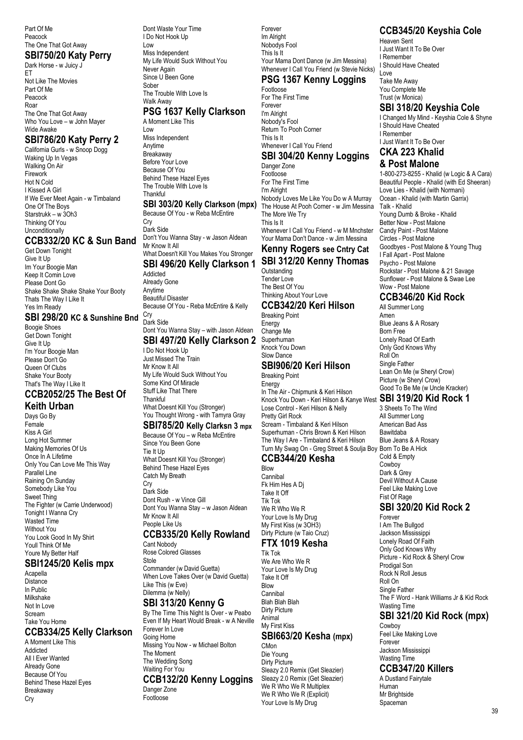Part Of Me
Peacock
The One That Got Away

## SBI750/20 Katy Perry

Dark Horse - w Juicy J
ET
Not Like The Movies
Part Of Me
Peacock
Roar
The One That Got Away
Who You Love – w John Mayer
Wide Awake

## SBI786/20 Katy Perry 2

California Gurls - w Snoop Dogg
Waking Up In Vegas
Walking On Air
Firework
Hot N Cold
I Kissed A Girl
If We Ever Meet Again - w Timbaland
One Of The Boys
Starstrukk – w 3Oh3
Thinking Of You
Unconditionally

## CCB332/20 KC & Sun Band

Get Down Tonight
Give It Up
Im Your Boogie Man
Keep It Comin Love
Please Dont Go
Shake Shake Shake Shake Your Booty
Thats The Way I Like It
Yes Im Ready

## SBI 298/20 KC & Sunshine Bnd

Boogie Shoes
Get Down Tonight
Give It Up
I'm Your Boogie Man
Please Don't Go
Queen Of Clubs
Shake Your Booty
That's The Way I Like It

## CCB2052/25 The Best Of Keith Urban

Days Go By
Female
Kiss A Girl
Long Hot Summer
Making Memories Of Us
Once In A Lifetime
Only You Can Love Me This Way
Parallel Line
Raining On Sunday
Somebody Like You
Sweet Thing
The Fighter (w Carrie Underwood)
Tonight I Wanna Cry
Wasted Time
Without You
You Look Good In My Shirt
Youll Think Of Me
Youre My Better Half

## SBI1245/20 Kelis mpx

Acapella
Distance
In Public
Milkshake
Not In Love
Scream
Take You Home

## CCB334/25 Kelly Clarkson

A Moment Like This
Addicted
All I Ever Wanted
Already Gone
Because Of You
Behind These Hazel Eyes
Breakaway
Cry
Dont Waste Your Time
I Do Not Hook Up
Low
Miss Independent
My Life Would Suck Without You
Never Again
Since U Been Gone
Sober
The Trouble With Love Is
Walk Away

## PSG 1637 Kelly Clarkson

A Moment Like This
Low
Miss Independent
Anytime
Breakaway
Before Your Love
Because Of You
Behind These Hazel Eyes
The Trouble With Love Is
Thankful

## SBI 303/20 Kelly Clarkson (mpx)

Because Of You - w Reba McEntire
Cry
Dark Side
Don't You Wanna Stay - w Jason Aldean
Mr Know It All
What Doesn't Kill You Makes You Stronger

## SBI 496/20 Kelly Clarkson 1

Addicted
Already Gone
Anytime
Beautiful Disaster
Because Of You - Reba McEntire & Kelly
Cry
Dark Side
Dont You Wanna Stay – with Jason Aldean

## SBI 497/20 Kelly Clarkson 2

I Do Not Hook Up
Just Missed The Train
Mr Know It All
My Life Would Suck Without You
Some Kind Of Miracle
Stuff Like That There
Thankful
What Doesnt Kill You (Stronger)
You Thought Wrong - with Tamyra Gray

## SBI785/20 Kelly Clarksn 3 mpx

Because Of You – w Reba McEntire
Since You Been Gone
Tie It Up
What Doesnt Kill You (Stronger)
Behind These Hazel Eyes
Catch My Breath
Cry
Dark Side
Dont Rush - w Vince Gill
Dont You Wanna Stay – w Jason Aldean
Mr Know It All
People Like Us

## CCB335/20 Kelly Rowland

Cant Nobody
Rose Colored Glasses
Stole
Commander (w David Guetta)
When Love Takes Over (w David Guetta)
Like This (w Eve)
Dilemma (w Nelly)

## SBI 313/20 Kenny G

By The Time This Night Is Over - w Peabo
Even If My Heart Would Break - w A Neville
Forever In Love
Going Home
Missing You Now - w Michael Bolton
The Moment
The Wedding Song
Waiting For You

## CCB132/20 Kenny Loggins

Danger Zone
Footloose
Forever
Im Alright
Nobodys Fool
This Is It
Your Mama Dont Dance (w Jim Messina)
Whenever I Call You Friend (w Stevie Nicks)

## PSG 1367 Kenny Loggins

Footloose
For The First Time
Forever
I'm Alright
Nobody's Fool
Return To Pooh Corner
This Is It
Whenever I Call You Friend

## SBI 304/20 Kenny Loggins

Danger Zone
Footloose
For The First Time
I'm Alright
Nobody Loves Me Like You Do w A Murray
The House At Pooh Corner - w Jim Messina
The More We Try
This Is It
Whenever I Call You Friend - w M Mnchster
Your Mama Don't Dance - w Jim Messina

## Kenny Rogers see Cntry Cat

## SBI 312/20 Kenny Thomas

Outstanding
Tender Love
The Best Of You
Thinking About Your Love

## CCB342/20 Keri Hilson

Breaking Point
Energy
Change Me
Superhuman
Knock You Down
Slow Dance

## SBI906/20 Keri Hilson

Breaking Point
Energy
In The Air - Chipmunk & Keri Hilson
Knock You Down - Keri Hilson & Kanye West
Lose Control - Keri Hilson & Nelly
Pretty Girl Rock
Scream - Timbaland & Keri Hilson
Superhuman - Chris Brown & Keri Hilson
The Way I Are - Timbaland & Keri Hilson
Turn My Swag On - Greg Street & Soulja Boy

## CCB344/20 Kesha

Blow
Cannibal
Fk Him Hes A Dj
Take It Off
Tik Tok
We R Who We R
Your Love Is My Drug
My First Kiss (w 3OH3)
Dirty Picture (w Taio Cruz)

## FTX 1019 Kesha

Tik Tok
We Are Who We R
Your Love Is My Drug
Take It Off
Blow
Cannibal
Blah Blah Blah
Dirty Picture
Animal
My First Kiss

## SBI663/20 Kesha (mpx)

CMon
Die Young
Dirty Picture
Sleazy 2.0 Remix (Get Sleazier)
Sleazy 2.0 Remix (Get Sleazier)
We R Who We R Multiplex
We R Who We R (Explicit)
Your Love Is My Drug

## CCB345/20 Keyshia Cole

Heaven Sent
I Just Want It To Be Over
I Remember
I Should Have Cheated
Love
Take Me Away
You Complete Me
Trust (w Monica)

## SBI 318/20 Keyshia Cole

I Changed My Mind - Keyshia Cole & Shyne
I Should Have Cheated
I Remember
I Just Want It To Be Over

## CKA 223 Khalid & Post Malone

1-800-273-8255 - Khalid (w Logic & A Cara)
Beautiful People - Khalid (with Ed Sheeran)
Love Lies - Khalid (with Normani)
Ocean - Khalid (with Martin Garrix)
Talk - Khalid
Young Dumb & Broke - Khalid
Better Now - Post Malone
Candy Paint - Post Malone
Circles - Post Malone
Goodbyes - Post Malone & Young Thug
I Fall Apart - Post Malone
Psycho - Post Malone
Rockstar - Post Malone & 21 Savage
Sunflower - Post Malone & Swae Lee
Wow - Post Malone

## CCB346/20 Kid Rock

All Summer Long
Amen
Blue Jeans & A Rosary
Born Free
Lonely Road Of Earth
Only God Knows Why
Roll On
Single Father
Lean On Me (w Sheryl Crow)
Picture (w Sheryl Crow)
Good To Be Me (w Uncle Kracker)

## SBI 319/20 Kid Rock 1

3 Sheets To The Wind
All Summer Long
American Bad Ass
Bawitdaba
Blue Jeans & A Rosary
Born To Be A Hick
Cold & Empty
Cowboy
Dark & Grey
Devil Without A Cause
Feel Like Making Love
Fist Of Rage

## SBI 320/20 Kid Rock 2

Forever
I Am The Bullgod
Jackson Mississippi
Lonely Road Of Faith
Only God Knows Why
Picture - Kid Rock & Sheryl Crow
Prodigal Son
Rock N Roll Jesus
Roll On
Single Father
The F Word - Hank Williams Jr & Kid Rock
Wasting Time

## SBI 321/20 Kid Rock (mpx)

Cowboy
Feel Like Making Love
Forever
Jackson Mississippi
Wasting Time

## CCB347/20 Killers

A Dustland Fairytale
Human
Mr Brightside
Spaceman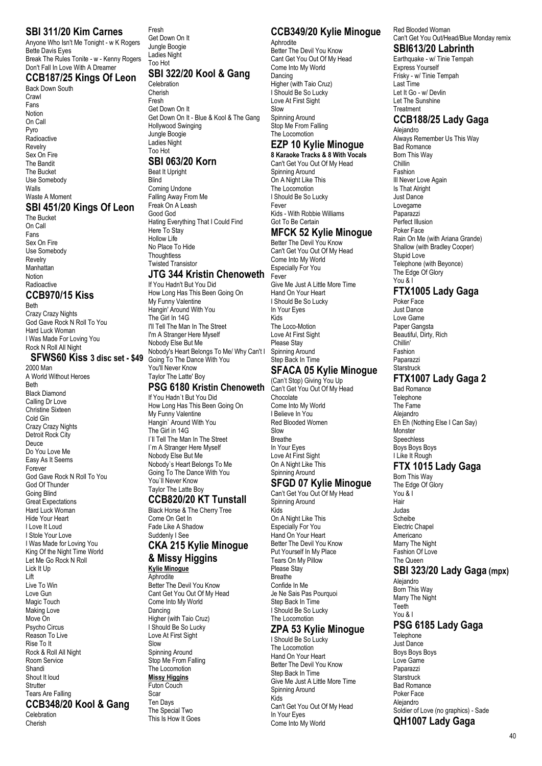## SBI 311/20 Kim Carnes

Anyone Who Isn't Me Tonight - w K Rogers
Bette Davis Eyes
Break The Rules Tonite - w - Kenny Rogers
Don't Fall In Love With A Dreamer

## CCB187/25 Kings Of Leon

Back Down South
Crawl
Fans
Notion
On Call
Pyro
Radioactive
Revelry
Sex On Fire
The Bandit
The Bucket
Use Somebody
Walls
Waste A Moment

## SBI 451/20 Kings Of Leon

The Bucket
On Call
Fans
Sex On Fire
Use Somebody
Revelry
Manhattan
Notion
Radioactive

## CCB970/15 Kiss

Beth
Crazy Crazy Nights
God Gave Rock N Roll To You
Hard Luck Woman
I Was Made For Loving You
Rock N Roll All Night

## SFWS60 Kiss 3 disc set - $49

2000 Man
A World Without Heroes
Beth
Black Diamond
Calling Dr Love
Christine Sixteen
Cold Gin
Crazy Crazy Nights
Detroit Rock City
Deuce
Do You Love Me
Easy As It Seems
Forever
God Gave Rock N Roll To You
God Of Thunder
Going Blind
Great Expectations
Hard Luck Woman
Hide Your Heart
I Love It Loud
I Stole Your Love
I Was Made for Loving You
King Of the Night Time World
Let Me Go Rock N Roll
Lick It Up
Lift
Live To Win
Love Gun
Magic Touch
Making Love
Move On
Psycho Circus
Reason To Live
Rise To It
Rock & Roll All Night
Room Service
Shandi
Shout It loud
Strutter
Tears Are Falling

## CCB348/20 Kool & Gang

Celebration
Cherish
Fresh
Get Down On It
Jungle Boogie
Ladies Night
Too Hot

## SBI 322/20 Kool & Gang

Celebration
Cherish
Fresh
Get Down On It
Get Down On It - Blue & Kool & The Gang
Hollywood Swinging
Jungle Boogie
Ladies Night
Too Hot

## SBI 063/20 Korn

Beat It Upright
Blind
Coming Undone
Falling Away From Me
Freak On A Leash
Good God
Hating Everything That I Could Find
Here To Stay
Hollow Life
No Place To Hide
Thoughtless
Twisted Transistor

## JTG 344 Kristin Chenoweth

If You Hadn't But You Did
How Long Has This Been Going On
My Funny Valentine
Hangin' Around With You
The Girl In 14G
I'll Tell The Man In The Street
I'm A Stranger Here Myself
Nobody Else But Me
Nobody's Heart Belongs To Me/ Why Can't I
Going To The Dance With You
You'll Never Know
Taylor The Latte' Boy

## PSG 6180 Kristin Chenoweth

If You Hadn`t But You Did
How Long Has This Been Going On
My Funny Valentine
Hangin` Around With You
The Girl in 14G
I`ll Tell The Man In The Street
I`m A Stranger Here Myself
Nobody Else But Me
Nobody`s Heart Belongs To Me
Going To The Dance With You
You`ll Never Know
Taylor The Latte Boy

## CCB820/20 KT Tunstall

Black Horse & The Cherry Tree
Come On Get In
Fade Like A Shadow
Suddenly I See

## CKA 215 Kylie Minogue & Missy Higgins

**Kylie Minogue**

Aphrodite
Better The Devil You Know
Cant Get You Out Of My Head
Come Into My World
Dancing
Higher (with Taio Cruz)
I Should Be So Lucky
Love At First Sight
Slow
Spinning Around
Stop Me From Falling
The Locomotion

**Missy Higgins**

Futon Couch
Scar
Ten Days
The Special Two
This Is How It Goes

## CCB349/20 Kylie Minogue

Aphrodite
Better The Devil You Know
Cant Get You Out Of My Head
Come Into My World
Dancing
Higher (with Taio Cruz)
I Should Be So Lucky
Love At First Sight
Slow
Spinning Around
Stop Me From Falling
The Locomotion

## EZP 10 Kylie Minogue

**8 Karaoke Tracks & 8 With Vocals**

Can't Get You Out Of My Head
Spinning Around
On A Night Like This
The Locomotion
I Should Be So Lucky
Fever
Kids - With Robbie Williams
Got To Be Certain

## MFCK 52 Kylie Minogue

Better The Devil You Know
Can't Get You Out Of My Head
Come Into My World
Especially For You
Fever
Give Me Just A Little More Time
Hand On Your Heart
I Should Be So Lucky
In Your Eyes
Kids
The Loco-Motion
Love At First Sight
Please Stay
Spinning Around
Step Back In Time

## SFACA 05 Kylie Minogue

(Can't Stop) Giving You Up
Can't Get You Out Of My Head
Chocolate
Come Into My World
I Believe In You
Red Blooded Women
Slow
Breathe
In Your Eyes
Love At First Sight
On A Night Like This
Spinning Around

## SFGD 07 Kylie Minogue

Can't Get You Out Of My Head
Spinning Around
Kids
On A Night Like This
Especially For You
Hand On Your Heart
Better The Devil You Know
Put Yourself In My Place
Tears On My Pillow
Please Stay
Breathe
Confide In Me
Je Ne Sais Pas Pourquoi
Step Back In Time
I Should Be So Lucky
The Locomotion

## ZPA 53 Kylie Minogue

I Should Be So Lucky
The Locomotion
Hand On Your Heart
Better The Devil You Know
Step Back In Time
Give Me Just A Little More Time
Spinning Around
Kids
Can't Get You Out Of My Head
In Your Eyes
Come Into My World
Red Blooded Woman
Can't Get You Out/Head/Blue Monday remix

## SBI613/20 Labrinth

Earthquake - w/ Tinie Tempah
Express Yourself
Frisky - w/ Tinie Tempah
Last Time
Let It Go - w/ Devlin
Let The Sunshine
Treatment

## CCB188/25 Lady Gaga

Alejandro
Always Remember Us This Way
Bad Romance
Born This Way
Chillin
Fashion
Ill Never Love Again
Is That Alright
Just Dance
Lovegame
Paparazzi
Perfect Illusion
Poker Face
Rain On Me (with Ariana Grande)
Shallow (with Bradley Cooper)
Stupid Love
Telephone (with Beyonce)
The Edge Of Glory
You & I

## FTX1005 Lady Gaga

Poker Face
Just Dance
Love Game
Paper Gangsta
Beautiful, Dirty, Rich
Chillin'
Fashion
Paparazzi
Starstruck

## FTX1007 Lady Gaga 2

Bad Romance
Telephone
The Fame
Alejandro
Eh Eh (Nothing Else I Can Say)
Monster
Speechless
Boys Boys Boys
I Like It Rough

## FTX 1015 Lady Gaga

Born This Way
The Edge Of Glory
You & I
Hair
Judas
Scheibe
Electric Chapel
Americano
Marry The Night
Fashion Of Love
The Queen

## SBI 323/20 Lady Gaga (mpx)

Alejandro
Born This Way
Marry The Night
Teeth
You & I

## PSG 6185 Lady Gaga

Telephone
Just Dance
Boys Boys Boys
Love Game
Paparazzi
Starstruck
Bad Romance
Poker Face
Alejandro
Soldier of Love (no graphics) - Sade

## QH1007 Lady Gaga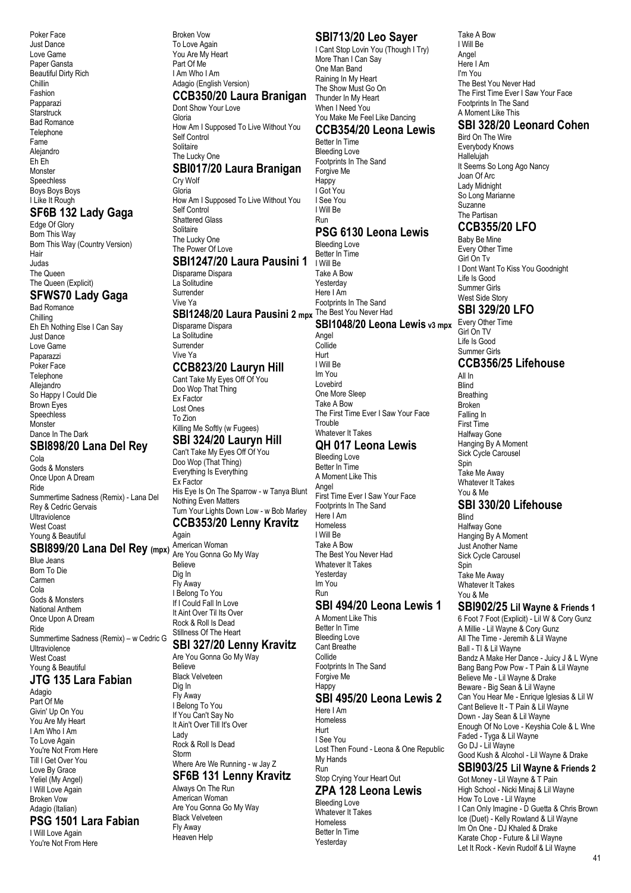Poker Face
Just Dance
Love Game
Paper Gansta
Beautiful Dirty Rich
Chillin
Fashion
Papparazi
Starstruck
Bad Romance
Telephone
Fame
Alejandro
Eh Eh
Monster
Speechless
Boys Boys Boys
I Like It Rough

## SF6B 132 Lady Gaga

Edge Of Glory
Born This Way
Born This Way (Country Version)
Hair
Judas
The Queen
The Queen (Explicit)

## SFWS70 Lady Gaga

Bad Romance
Chilling
Eh Eh Nothing Else I Can Say
Just Dance
Love Game
Paparazzi
Poker Face
Telephone
Allejandro
So Happy I Could Die
Brown Eyes
Speechless
Monster
Dance In The Dark

## SBI898/20 Lana Del Rey

Cola
Gods & Monsters
Once Upon A Dream
Ride
Summertime Sadness (Remix) - Lana Del Rey & Cedric Gervais
Ultraviolence
West Coast
Young & Beautiful

## SBI899/20 Lana Del Rey (mpx)

Blue Jeans
Born To Die
Carmen
Cola
Gods & Monsters
National Anthem
Once Upon A Dream
Ride
Summertime Sadness (Remix) – w Cedric G
Ultraviolence
West Coast
Young & Beautiful

## JTG 135 Lara Fabian

Adagio
Part Of Me
Givin' Up On You
You Are My Heart
I Am Who I Am
To Love Again
You're Not From Here
Till I Get Over You
Love By Grace
Yeliel (My Angel)
I Will Love Again
Broken Vow
Adagio (Italian)

## PSG 1501 Lara Fabian

I Will Love Again
You're Not From Here
Broken Vow
To Love Again
You Are My Heart
Part Of Me
I Am Who I Am
Adagio (English Version)

## CCB350/20 Laura Branigan

Dont Show Your Love
Gloria
How Am I Supposed To Live Without You
Self Control
Solitaire
The Lucky One

## SBI017/20 Laura Branigan

Cry Wolf
Gloria
How Am I Supposed To Live Without You
Self Control
Shattered Glass
Solitaire
The Lucky One
The Power Of Love

## SBI1247/20 Laura Pausini 1

Disparame Dispara
La Solitudine
Surrender
Vive Ya

## SBI1248/20 Laura Pausini 2 mpx

Disparame Dispara
La Solitudine
Surrender
Vive Ya

## CCB823/20 Lauryn Hill

Cant Take My Eyes Off Of You
Doo Wop That Thing
Ex Factor
Lost Ones
To Zion
Killing Me Softly (w Fugees)

## SBI 324/20 Lauryn Hill

Can't Take My Eyes Off Of You
Doo Wop (That Thing)
Everything Is Everything
Ex Factor
His Eye Is On The Sparrow - w Tanya Blunt
Nothing Even Matters
Turn Your Lights Down Low - w Bob Marley

## CCB353/20 Lenny Kravitz

Again
American Woman
Are You Gonna Go My Way
Believe
Dig In
Fly Away
I Belong To You
If I Could Fall In Love
It Aint Over Til Its Over
Rock & Roll Is Dead
Stillness Of The Heart

## SBI 327/20 Lenny Kravitz

Are You Gonna Go My Way
Believe
Black Velveteen
Dig In
Fly Away
I Belong To You
If You Can't Say No
It Ain't Over Till It's Over
Lady
Rock & Roll Is Dead
Storm
Where Are We Running - w Jay Z

## SF6B 131 Lenny Kravitz

Always On The Run
American Woman
Are You Gonna Go My Way
Black Velveteen
Fly Away
Heaven Help

## SBI713/20 Leo Sayer

I Cant Stop Lovin You (Though I Try)
More Than I Can Say
One Man Band
Raining In My Heart
The Show Must Go On
Thunder In My Heart
When I Need You
You Make Me Feel Like Dancing

## CCB354/20 Leona Lewis

Better In Time
Bleeding Love
Footprints In The Sand
Forgive Me
Happy
I Got You
I See You
I Will Be
Run

## PSG 6130 Leona Lewis

Bleeding Love
Better In Time
I Will Be
Take A Bow
Yesterday
Here I Am
Footprints In The Sand
The Best You Never Had

## SBI1048/20 Leona Lewis v3 mpx

Angel
Collide
Hurt
I Will Be
Im You
Lovebird
One More Sleep
Take A Bow
The First Time Ever I Saw Your Face
Trouble
Whatever It Takes

## QH 017 Leona Lewis

Bleeding Love
Better In Time
A Moment Like This
Angel
First Time Ever I Saw Your Face
Footprints In The Sand
Here I Am
Homeless
I Will Be
Take A Bow
The Best You Never Had
Whatever It Takes
Yesterday
Im You
Run

## SBI 494/20 Leona Lewis 1

A Moment Like This
Better In Time
Bleeding Love
Cant Breathe
Collide
Footprints In The Sand
Forgive Me
Happy

## SBI 495/20 Leona Lewis 2

Here I Am
Homeless
Hurt
I See You
Lost Then Found - Leona & One Republic
My Hands
Run
Stop Crying Your Heart Out

## ZPA 128 Leona Lewis

Bleeding Love
Whatever It Takes
Homeless
Better In Time
Yesterday
Take A Bow
I Will Be
Angel
Here I Am
I'm You
The Best You Never Had
The First Time Ever I Saw Your Face
Footprints In The Sand
A Moment Like This

## SBI 328/20 Leonard Cohen

Bird On The Wire
Everybody Knows
Hallelujah
It Seems So Long Ago Nancy
Joan Of Arc
Lady Midnight
So Long Marianne
Suzanne
The Partisan

## CCB355/20 LFO

Baby Be Mine
Every Other Time
Girl On Tv
I Dont Want To Kiss You Goodnight
Life Is Good
Summer Girls
West Side Story

## SBI 329/20 LFO

Every Other Time
Girl On TV
Life Is Good
Summer Girls

## CCB356/25 Lifehouse

All In
Blind
Breathing
Broken
Falling In
First Time
Halfway Gone
Hanging By A Moment
Sick Cycle Carousel
Spin
Take Me Away
Whatever It Takes
You & Me

## SBI 330/20 Lifehouse

Blind
Halfway Gone
Hanging By A Moment
Just Another Name
Sick Cycle Carousel
Spin
Take Me Away
Whatever It Takes
You & Me

## SBI902/25 Lil Wayne & Friends 1

6 Foot 7 Foot (Explicit) - Lil W & Cory Gunz
A Millie - Lil Wayne & Cory Gunz
All The Time - Jeremih & Lil Wayne
Ball - TI & Lil Wayne
Bandz A Make Her Dance - Juicy J & L Wyne
Bang Bang Pow Pow - T Pain & Lil Wayne
Believe Me - Lil Wayne & Drake
Beware - Big Sean & Lil Wayne
Can You Hear Me - Enrique Iglesias & Lil W
Cant Believe It - T Pain & Lil Wayne
Down - Jay Sean & Lil Wayne
Enough Of No Love - Keyshia Cole & L Wne
Faded - Tyga & Lil Wayne
Go DJ - Lil Wayne
Good Kush & Alcohol - Lil Wayne & Drake

## SBI903/25 Lil Wayne & Friends 2

Got Money - Lil Wayne & T Pain
High School - Nicki Minaj & Lil Wayne
How To Love - Lil Wayne
I Can Only Imagine - D Guetta & Chris Brown
Ice (Duet) - Kelly Rowland & Lil Wayne
Im On One - DJ Khaled & Drake
Karate Chop - Future & Lil Wayne
Let It Rock - Kevin Rudolf & Lil Wayne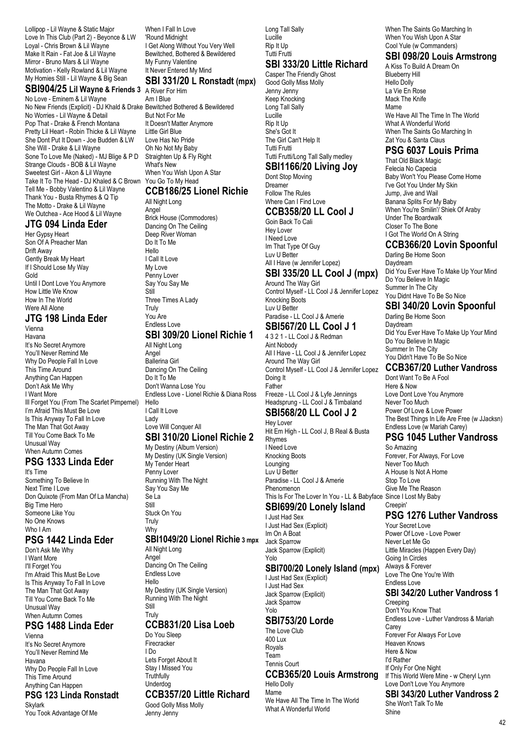Lollipop - Lil Wayne & Static Major
Love In This Club (Part 2) - Beyonce & LW
Loyal - Chris Brown & Lil Wayne
Make It Rain - Fat Joe & Lil Wayne
Mirror - Bruno Mars & Lil Wayne
Motivation - Kelly Rowland & Lil Wayne
My Homies Still - Lil Wayne & Big Sean

## SBI904/25 Lil Wayne & Friends 3

No Love - Eminem & Lil Wayne
No New Friends (Explicit) - DJ Khald & Drake
No Worries - Lil Wayne & Detail
Pop That - Drake & French Montana
Pretty Lil Heart - Robin Thicke & Lil Wayne
She Dont Put It Down - Joe Budden & LW
She Will - Drake & Lil Wayne
Sone To Love Me (Naked) - MJ Blige & P D
Strange Clouds - BOB & Lil Wayne
Sweetest Girl - Akon & Lil Wayne
Take It To The Head - DJ Khaled & C Brown
Tell Me - Bobby Valentino & Lil Wayne
Thank You - Busta Rhymes & Q Tip
The Motto - Drake & Lil Wayne
We Outchea - Ace Hood & Lil Wayne

## JTG 094 Linda Eder

Her Gypsy Heart
Son Of A Preacher Man
Drift Away
Gently Break My Heart
If I Should Lose My Way
Gold
Until I Dont Love You Anymore
How Little We Know
How In The World
Were All Alone

## JTG 198 Linda Eder

Vienna
Havana
It's No Secret Anymore
You'll Never Remind Me
Why Do People Fall In Love
This Time Around
Anything Can Happen
Don't Ask Me Why
I Want More
Ill Forget You (From The Scarlet Pimpernel)
I'm Afraid This Must Be Love
Is This Anyway To Fall In Love
The Man That Got Away
Till You Come Back To Me
Unusual Way
When Autumn Comes

## PSG 1333 Linda Eder

It's Time
Something To Believe In
Next Time I Love
Don Quixote (From Man Of La Mancha)
Big Time Hero
Someone Like You
No One Knows
Who I Am

## PSG 1442 Linda Eder

Don't Ask Me Why
I Want More
I'll Forget You
I'm Afraid This Must Be Love
Is This Anyway To Fall In Love
The Man That Got Away
Till You Come Back To Me
Unusual Way
When Autumn Comes

## PSG 1488 Linda Eder

Vienna
It's No Secret Anymore
You'll Never Remind Me
Havana
Why Do People Fall In Love
This Time Around
Anything Can Happen

## PSG 123 Linda Ronstadt

Skylark
You Took Advantage Of Me
When I Fall In Love
'Round Midnight
I Get Along Without You Very Well
Bewitched, Bothered & Bewildered
My Funny Valentine
It Never Entered My Mind

## SBI 331/20 L Ronstadt (mpx)

A River For Him
Am I Blue
Bewitched Bothered & Bewildered
But Not For Me
It Doesn't Matter Anymore
Little Girl Blue
Love Has No Pride
Oh No Not My Baby
Straighten Up & Fly Right
What's New
When You Wish Upon A Star
You Go To My Head

## CCB186/25 Lionel Richie

All Night Long
Angel
Brick House (Commodores)
Dancing On The Ceiling
Deep River Woman
Do It To Me
Hello
I Call It Love
My Love
Penny Lover
Say You Say Me
Still
Three Times A Lady
Truly
You Are
Endless Love

## SBI 309/20 Lionel Richie 1

All Night Long
Angel
Ballerina Girl
Dancing On The Ceiling
Do It To Me
Don't Wanna Lose You
Endless Love - Lionel Richie & Diana Ross
Hello
I Call It Love
Lady
Love Will Conquer All

## SBI 310/20 Lionel Richie 2

My Destiny (Album Version)
My Destiny (UK Single Version)
My Tender Heart
Penny Lover
Running With The Night
Say You Say Me
Se La
Still
Stuck On You
Truly
Why

## SBI1049/20 Lionel Richie 3 mpx

All Night Long
Angel
Dancing On The Ceiling
Endless Love
Hello
My Destiny (UK Single Version)
Running With The Night
Still
Truly

## CCB831/20 Lisa Loeb

Do You Sleep
Firecracker
I Do
Lets Forget About It
Stay I Missed You
Truthfully
Underdog

## CCB357/20 Little Richard

Good Golly Miss Molly
Jenny Jenny
Long Tall Sally
Lucille
Rip It Up
Tutti Frutti

## SBI 333/20 Little Richard

Casper The Friendly Ghost
Good Golly Miss Molly
Jenny Jenny
Keep Knocking
Long Tall Sally
Lucille
Rip It Up
She's Got It
The Girl Can't Help It
Tutti Frutti
Tutti Frutti/Long Tall Sally medley

## SBI1166/20 Living Joy

Dont Stop Moving
Dreamer
Follow The Rules
Where Can I Find Love

## CCB358/20 LL Cool J

Goin Back To Cali
Hey Lover
I Need Love
Im That Type Of Guy
Luv U Better
All I Have (w Jennifer Lopez)

## SBI 335/20 LL Cool J (mpx)

Around The Way Girl
Control Myself - LL Cool J & Jennifer Lopez
Knocking Boots
Luv U Better
Paradise - LL Cool J & Amerie

## SBI567/20 LL Cool J 1

4 3 2 1 - LL Cool J & Redman
Aint Nobody
All I Have - LL Cool J & Jennifer Lopez
Around The Way Girl
Control Myself - LL Cool J & Jennifer Lopez
Doing It
Father
Freeze - LL Cool J & Lyfe Jennings
Headsprung - LL Cool J & Timbaland

## SBI568/20 LL Cool J 2

Hey Lover
Hit Em High - LL Cool J, B Real & Busta Rhymes
I Need Love
Knocking Boots
Lounging
Luv U Better
Paradise - LL Cool J & Amerie
Phenomenon
This Is For The Lover In You - LL & Babyface

## SBI699/20 Lonely Island

I Just Had Sex
I Just Had Sex (Explicit)
Im On A Boat
Jack Sparrow
Jack Sparrow (Explicit)
Yolo

## SBI700/20 Lonely Island (mpx)

I Just Had Sex (Explicit)
I Just Had Sex
Jack Sparrow (Explicit)
Jack Sparrow
Yolo

## SBI753/20 Lorde

The Love Club
400 Lux
Royals
Team
Tennis Court

## CCB365/20 Louis Armstrong

Hello Dolly
Mame
We Have All The Time In The World
What A Wonderful World
When The Saints Go Marching In
When You Wish Upon A Star
Cool Yule (w Commanders)

## SBI 098/20 Louis Armstrong

A Kiss To Build A Dream On
Blueberry Hill
Hello Dolly
La Vie En Rose
Mack The Knife
Mame
We Have All The Time In The World
What A Wonderful World
When The Saints Go Marching In
Zat You & Santa Claus

## PSG 6037 Louis Prima

That Old Black Magic
Felecia No Capecia
Baby Won't You Please Come Home
I've Got You Under My Skin
Jump, Jive and Wail
Banana Splits For My Baby
When You're Smilin'/ Shiek Of Araby
Under The Boardwalk
Closer To The Bone
I Got The World On A String

## CCB366/20 Lovin Spoonful

Darling Be Home Soon
Daydream
Did You Ever Have To Make Up Your Mind
Do You Believe In Magic
Summer In The City
You Didnt Have To Be So Nice

## SBI 340/20 Lovin Spoonful

Darling Be Home Soon
Daydream
Did You Ever Have To Make Up Your Mind
Do You Believe In Magic
Summer In The City
You Didn't Have To Be So Nice

## CCB367/20 Luther Vandross

Dont Want To Be A Fool
Here & Now
Love Dont Love You Anymore
Never Too Much
Power Of Love & Love Power
The Best Things In Life Are Free (w JJacksn)
Endless Love (w Mariah Carey)

## PSG 1045 Luther Vandross

So Amazing
Forever, For Always, For Love
Never Too Much
A House Is Not A Home
Stop To Love
Give Me The Reason
Since I Lost My Baby
Creepin'

## PSG 1276 Luther Vandross

Your Secret Love
Power Of Love - Love Power
Never Let Me Go
Little Miracles (Happen Every Day)
Going In Circles
Always & Forever
Love The One You're With
Endless Love

## SBI 342/20 Luther Vandross 1

Creeping
Don't You Know That
Endless Love - Luther Vandross & Mariah Carey
Forever For Always For Love
Heaven Knows
Here & Now
I'd Rather
If Only For One Night
If This World Were Mine - w Cheryl Lynn
Love Don't Love You Anymore

## SBI 343/20 Luther Vandross 2

She Won't Talk To Me
Shine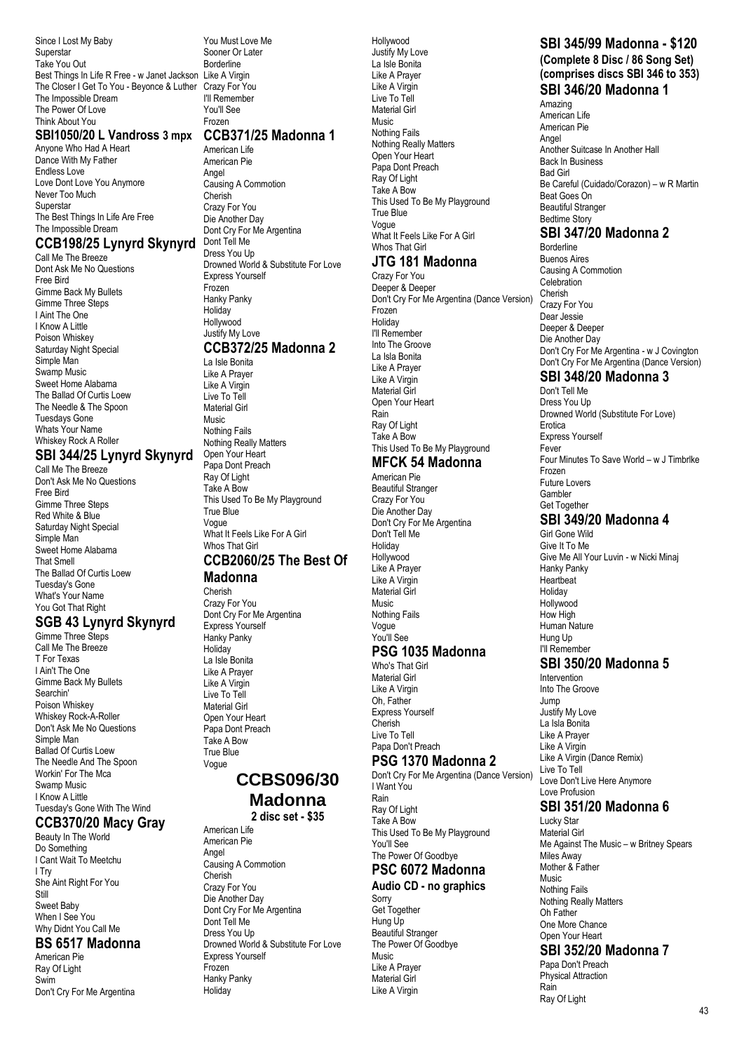Since I Lost My Baby
Superstar
Take You Out
Best Things In Life R Free - w Janet Jackson
The Closer I Get To You - Beyonce & Luther
The Impossible Dream
The Power Of Love
Think About You

### SBI1050/20 L Vandross 3 mpx

Anyone Who Had A Heart
Dance With My Father
Endless Love
Love Dont Love You Anymore
Never Too Much
Superstar
The Best Things In Life Are Free
The Impossible Dream

### CCB198/25 Lynyrd Skynyrd

Call Me The Breeze
Dont Ask Me No Questions
Free Bird
Gimme Back My Bullets
Gimme Three Steps
I Aint The One
I Know A Little
Poison Whiskey
Saturday Night Special
Simple Man
Swamp Music
Sweet Home Alabama
The Ballad Of Curtis Loew
The Needle & The Spoon
Tuesdays Gone
Whats Your Name
Whiskey Rock A Roller

### SBI 344/25 Lynyrd Skynyrd

Call Me The Breeze
Don't Ask Me No Questions
Free Bird
Gimme Three Steps
Red White & Blue
Saturday Night Special
Simple Man
Sweet Home Alabama
That Smell
The Ballad Of Curtis Loew
Tuesday's Gone
What's Your Name
You Got That Right

### SGB 43 Lynyrd Skynyrd

Gimme Three Steps
Call Me The Breeze
T For Texas
I Ain't The One
Gimme Back My Bullets
Searchin'
Poison Whiskey
Whiskey Rock-A-Roller
Don't Ask Me No Questions
Simple Man
Ballad Of Curtis Loew
The Needle And The Spoon
Workin' For The Mca
Swamp Music
I Know A Little
Tuesday's Gone With The Wind

### CCB370/20 Macy Gray

Beauty In The World
Do Something
I Cant Wait To Meetchu
I Try
She Aint Right For You
Still
Sweet Baby
When I See You
Why Didnt You Call Me

### BS 6517 Madonna

American Pie
Ray Of Light
Swim
Don't Cry For Me Argentina
You Must Love Me
Sooner Or Later
Borderline
Like A Virgin
Crazy For You
I'll Remember
You'll See
Frozen

### CCB371/25 Madonna 1

American Life
American Pie
Angel
Causing A Commotion
Cherish
Crazy For You
Die Another Day
Dont Cry For Me Argentina
Dont Tell Me
Dress You Up
Drowned World & Substitute For Love
Express Yourself
Frozen
Hanky Panky
Holiday
Hollywood
Justify My Love

### CCB372/25 Madonna 2

La Isle Bonita
Like A Prayer
Like A Virgin
Live To Tell
Material Girl
Music
Nothing Fails
Nothing Really Matters
Open Your Heart
Papa Dont Preach
Ray Of Light
Take A Bow
This Used To Be My Playground
True Blue
Vogue
What It Feels Like For A Girl
Whos That Girl

### CCB2060/25 The Best Of Madonna

Cherish
Crazy For You
Dont Cry For Me Argentina
Express Yourself
Hanky Panky
Holiday
La Isle Bonita
Like A Prayer
Like A Virgin
Live To Tell
Material Girl
Open Your Heart
Papa Dont Preach
Take A Bow
True Blue
Vogue

## CCBS096/30 Madonna

**2 disc set - $35**

American Life
American Pie
Angel
Causing A Commotion
Cherish
Crazy For You
Die Another Day
Dont Cry For Me Argentina
Dont Tell Me
Dress You Up
Drowned World & Substitute For Love
Express Yourself
Frozen
Hanky Panky
Holiday
Hollywood
Justify My Love
La Isle Bonita
Like A Prayer
Like A Virgin
Live To Tell
Material Girl
Music
Nothing Fails
Nothing Really Matters
Open Your Heart
Papa Dont Preach
Ray Of Light
Take A Bow
This Used To Be My Playground
True Blue
Vogue
What It Feels Like For A Girl
Whos That Girl

### JTG 181 Madonna

Crazy For You
Deeper & Deeper
Don't Cry For Me Argentina (Dance Version)
Frozen
Holiday
I'll Remember
Into The Groove
La Isla Bonita
Like A Prayer
Like A Virgin
Material Girl
Open Your Heart
Rain
Ray Of Light
Take A Bow
This Used To Be My Playground

### MFCK 54 Madonna

American Pie
Beautiful Stranger
Crazy For You
Die Another Day
Don't Cry For Me Argentina
Don't Tell Me
Holiday
Hollywood
Like A Prayer
Like A Virgin
Material Girl
Music
Nothing Fails
Vogue
You'll See

### PSG 1035 Madonna

Who's That Girl
Material Girl
Like A Virgin
Oh, Father
Express Yourself
Cherish
Live To Tell
Papa Don't Preach

### PSG 1370 Madonna 2

Don't Cry For Me Argentina (Dance Version)
I Want You
Rain
Ray Of Light
Take A Bow
This Used To Be My Playground
You'll See
The Power Of Goodbye

### PSC 6072 Madonna

**Audio CD - no graphics**

Sorry
Get Together
Hung Up
Beautiful Stranger
The Power Of Goodbye
Music
Like A Prayer
Material Girl
Like A Virgin

### SBI 345/99 Madonna - $120

**(Complete 8 Disc / 86 Song Set)**
**(comprises discs SBI 346 to 353)**

### SBI 346/20 Madonna 1

Amazing
American Life
American Pie
Angel
Another Suitcase In Another Hall
Back In Business
Bad Girl
Be Careful (Cuidado/Corazon) – w R Martin
Beat Goes On
Beautiful Stranger
Bedtime Story

### SBI 347/20 Madonna 2

Borderline
Buenos Aires
Causing A Commotion
Celebration
Cherish
Crazy For You
Dear Jessie
Deeper & Deeper
Die Another Day
Don't Cry For Me Argentina - w J Covington
Don't Cry For Me Argentina (Dance Version)

### SBI 348/20 Madonna 3

Don't Tell Me
Dress You Up
Drowned World (Substitute For Love)
Erotica
Express Yourself
Fever
Four Minutes To Save World – w J Timbrlke
Frozen
Future Lovers
Gambler
Get Together

### SBI 349/20 Madonna 4

Girl Gone Wild
Give It To Me
Give Me All Your Luvin - w Nicki Minaj
Hanky Panky
Heartbeat
Holiday
Hollywood
How High
Human Nature
Hung Up
I'll Remember

### SBI 350/20 Madonna 5

Intervention
Into The Groove
Jump
Justify My Love
La Isla Bonita
Like A Prayer
Like A Virgin
Like A Virgin (Dance Remix)
Live To Tell
Love Don't Live Here Anymore
Love Profusion

### SBI 351/20 Madonna 6

Lucky Star
Material Girl
Me Against The Music – w Britney Spears
Miles Away
Mother & Father
Music
Nothing Fails
Nothing Really Matters
Oh Father
One More Chance
Open Your Heart

### SBI 352/20 Madonna 7

Papa Don't Preach
Physical Attraction
Rain
Ray Of Light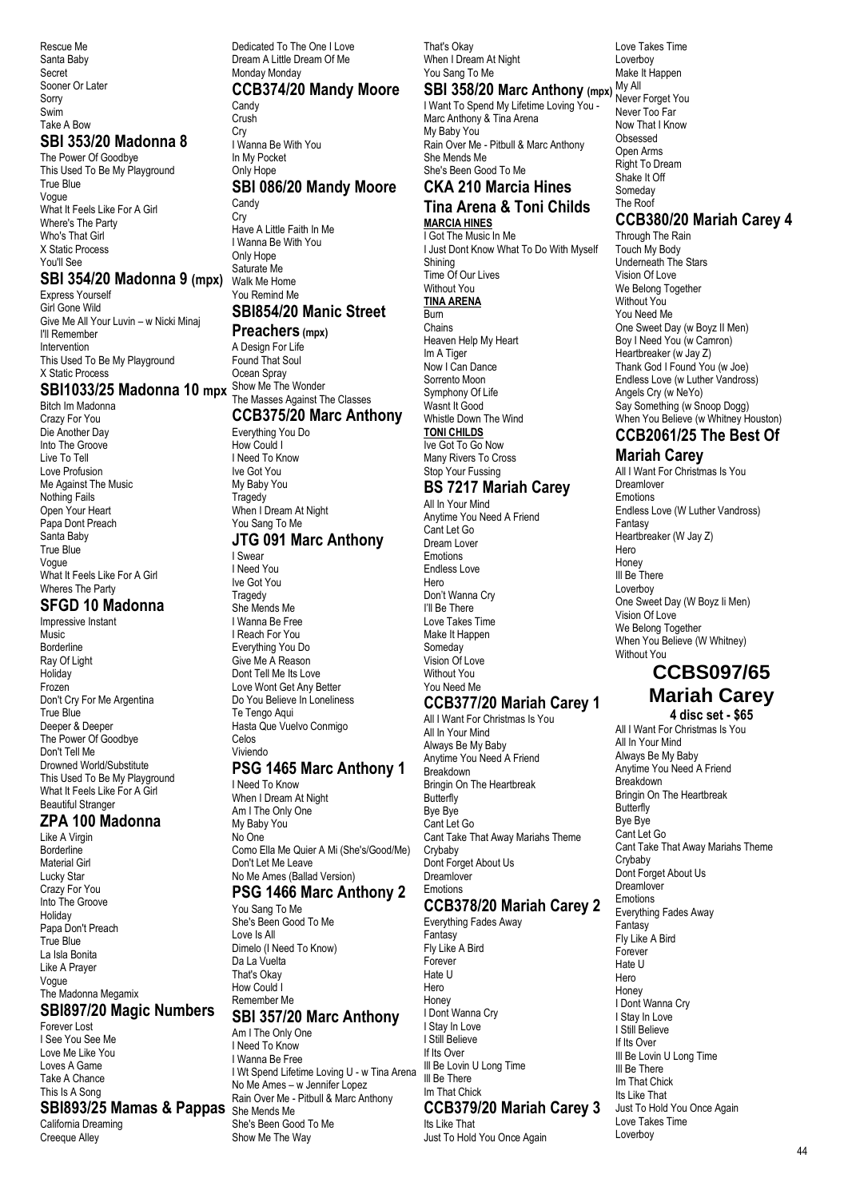Rescue Me
Santa Baby
Secret
Sooner Or Later
Sorry
Swim
Take A Bow

## SBI 353/20 Madonna 8

The Power Of Goodbye
This Used To Be My Playground
True Blue
Vogue
What It Feels Like For A Girl
Where's The Party
Who's That Girl
X Static Process
You'll See

## SBI 354/20 Madonna 9 (mpx)

Express Yourself
Girl Gone Wild
Give Me All Your Luvin – w Nicki Minaj
I'll Remember
Intervention
This Used To Be My Playground
X Static Process

## SBI1033/25 Madonna 10 mpx

Bitch Im Madonna
Crazy For You
Die Another Day
Into The Groove
Live To Tell
Love Profusion
Me Against The Music
Nothing Fails
Open Your Heart
Papa Dont Preach
Santa Baby
True Blue
Vogue
What It Feels Like For A Girl
Wheres The Party

## SFGD 10 Madonna

Impressive Instant
Music
Borderline
Ray Of Light
Holiday
Frozen
Don't Cry For Me Argentina
True Blue
Deeper & Deeper
The Power Of Goodbye
Don't Tell Me
Drowned World/Substitute
This Used To Be My Playground
What It Feels Like For A Girl
Beautiful Stranger

## ZPA 100 Madonna

Like A Virgin
Borderline
Material Girl
Lucky Star
Crazy For You
Into The Groove
Holiday
Papa Don't Preach
True Blue
La Isla Bonita
Like A Prayer
Vogue
The Madonna Megamix

## SBI897/20 Magic Numbers

Forever Lost
I See You See Me
Love Me Like You
Loves A Game
Take A Chance
This Is A Song

## SBI893/25 Mamas & Pappas

California Dreaming
Creeque Alley
Dedicated To The One I Love
Dream A Little Dream Of Me
Monday Monday

## CCB374/20 Mandy Moore

Candy
Crush
Cry
I Wanna Be With You
In My Pocket
Only Hope

## SBI 086/20 Mandy Moore

Candy
Cry
Have A Little Faith In Me
I Wanna Be With You
Only Hope
Saturate Me
Walk Me Home
You Remind Me

## SBI854/20 Manic Street Preachers (mpx)

A Design For Life
Found That Soul
Ocean Spray
Show Me The Wonder
The Masses Against The Classes

## CCB375/20 Marc Anthony

Everything You Do
How Could I
I Need To Know
Ive Got You
My Baby You
Tragedy
When I Dream At Night
You Sang To Me

## JTG 091 Marc Anthony

I Swear
I Need You
Ive Got You
Tragedy
She Mends Me
I Wanna Be Free
I Reach For You
Everything You Do
Give Me A Reason
Dont Tell Me Its Love
Love Wont Get Any Better
Do You Believe In Loneliness
Te Tengo Aqui
Hasta Que Vuelvo Conmigo
Celos
Viviendo

## PSG 1465 Marc Anthony 1

I Need To Know
When I Dream At Night
Am I The Only One
My Baby You
No One
Como Ella Me Quier A Mi (She's/Good/Me)
Don't Let Me Leave
No Me Ames (Ballad Version)

## PSG 1466 Marc Anthony 2

You Sang To Me
She's Been Good To Me
Love Is All
Dimelo (I Need To Know)
Da La Vuelta
That's Okay
How Could I
Remember Me

## SBI 357/20 Marc Anthony

Am I The Only One
I Need To Know
I Wanna Be Free
I Wt Spend Lifetime Loving U - w Tina Arena
No Me Ames – w Jennifer Lopez
Rain Over Me - Pitbull & Marc Anthony
She Mends Me
She's Been Good To Me
Show Me The Way
That's Okay
When I Dream At Night
You Sang To Me

## SBI 358/20 Marc Anthony (mpx)

I Want To Spend My Lifetime Loving You - Marc Anthony & Tina Arena
My Baby You
Rain Over Me - Pitbull & Marc Anthony
She Mends Me
She's Been Good To Me

## CKA 210 Marcia Hines Tina Arena & Toni Childs

**MARCIA HINES**

I Got The Music In Me
I Just Dont Know What To Do With Myself
Shining
Time Of Our Lives
Without You

**TINA ARENA**

Burn
Chains
Heaven Help My Heart
Im A Tiger
Now I Can Dance
Sorrento Moon
Symphony Of Life
Wasnt It Good
Whistle Down The Wind

**TONI CHILDS**

Ive Got To Go Now
Many Rivers To Cross
Stop Your Fussing

## BS 7217 Mariah Carey

All In Your Mind
Anytime You Need A Friend
Cant Let Go
Dream Lover
Emotions
Endless Love
Hero
Don't Wanna Cry
I'll Be There
Love Takes Time
Make It Happen
Someday
Vision Of Love
Without You
You Need Me

## CCB377/20 Mariah Carey 1

All I Want For Christmas Is You
All In Your Mind
Always Be My Baby
Anytime You Need A Friend
Breakdown
Bringin On The Heartbreak
Butterfly
Bye Bye
Cant Let Go
Cant Take That Away Mariahs Theme
Crybaby
Dont Forget About Us
Dreamlover
Emotions

## CCB378/20 Mariah Carey 2

Everything Fades Away
Fantasy
Fly Like A Bird
Forever
Hate U
Hero
Honey
I Dont Wanna Cry
I Stay In Love
I Still Believe
If Its Over
Ill Be Lovin U Long Time
Ill Be There
Im That Chick

## CCB379/20 Mariah Carey 3

Its Like That
Just To Hold You Once Again
Love Takes Time
Loverboy
Make It Happen
My All
Never Forget You
Never Too Far
Now That I Know
Obsessed
Open Arms
Right To Dream
Shake It Off
Someday
The Roof

## CCB380/20 Mariah Carey 4

Through The Rain
Touch My Body
Underneath The Stars
Vision Of Love
We Belong Together
Without You
You Need Me
One Sweet Day (w Boyz II Men)
Boy I Need You (w Camron)
Heartbreaker (w Jay Z)
Thank God I Found You (w Joe)
Endless Love (w Luther Vandross)
Angels Cry (w NeYo)
Say Something (w Snoop Dogg)
When You Believe (w Whitney Houston)

## CCB2061/25 The Best Of Mariah Carey

All I Want For Christmas Is You
Dreamlover
Emotions
Endless Love (W Luther Vandross)
Fantasy
Heartbreaker (W Jay Z)
Hero
Honey
Ill Be There
Loverboy
One Sweet Day (W Boyz Ii Men)
Vision Of Love
We Belong Together
When You Believe (W Whitney)
Without You

## CCBS097/65 Mariah Carey

**4 disc set - $65**

All I Want For Christmas Is You
All In Your Mind
Always Be My Baby
Anytime You Need A Friend
Breakdown
Bringin On The Heartbreak
Butterfly
Bye Bye
Cant Let Go
Cant Take That Away Mariahs Theme
Crybaby
Dont Forget About Us
Dreamlover
Emotions
Everything Fades Away
Fantasy
Fly Like A Bird
Forever
Hate U
Hero
Honey
I Dont Wanna Cry
I Stay In Love
I Still Believe
If Its Over
Ill Be Lovin U Long Time
Ill Be There
Im That Chick
Its Like That
Just To Hold You Once Again
Love Takes Time
Loverboy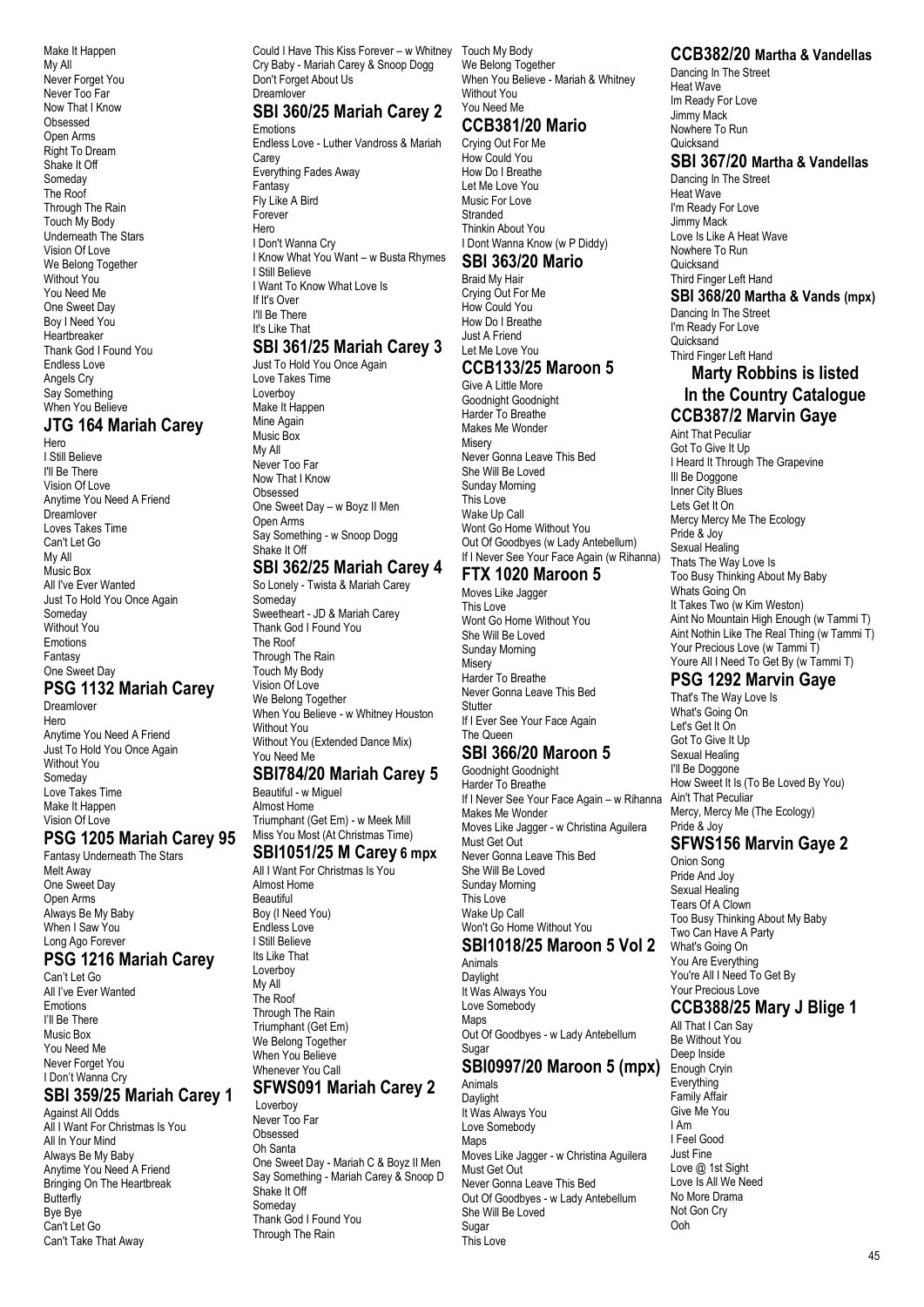Make It Happen
My All
Never Forget You
Never Too Far
Now That I Know
Obsessed
Open Arms
Right To Dream
Shake It Off
Someday
The Roof
Through The Rain
Touch My Body
Underneath The Stars
Vision Of Love
We Belong Together
Without You
You Need Me
One Sweet Day
Boy I Need You
Heartbreaker
Thank God I Found You
Endless Love
Angels Cry
Say Something
When You Believe

## JTG 164 Mariah Carey

Hero
I Still Believe
I'll Be There
Vision Of Love
Anytime You Need A Friend
Dreamlover
Loves Takes Time
Can't Let Go
My All
Music Box
All I've Ever Wanted
Just To Hold You Once Again
Someday
Without You
Emotions
Fantasy
One Sweet Day

## PSG 1132 Mariah Carey

Dreamlover
Hero
Anytime You Need A Friend
Just To Hold You Once Again
Without You
Someday
Love Takes Time
Make It Happen
Vision Of Love

## PSG 1205 Mariah Carey 95

Fantasy Underneath The Stars
Melt Away
One Sweet Day
Open Arms
Always Be My Baby
When I Saw You
Long Ago Forever

## PSG 1216 Mariah Carey

Can't Let Go
All I've Ever Wanted
Emotions
I'll Be There
Music Box
You Need Me
Never Forget You
I Don't Wanna Cry

## SBI 359/25 Mariah Carey 1

Against All Odds
All I Want For Christmas Is You
All In Your Mind
Always Be My Baby
Anytime You Need A Friend
Bringing On The Heartbreak
Butterfly
Bye Bye
Can't Let Go
Can't Take That Away
Could I Have This Kiss Forever – w Whitney
Cry Baby - Mariah Carey & Snoop Dogg
Don't Forget About Us
Dreamlover

## SBI 360/25 Mariah Carey 2

Emotions
Endless Love - Luther Vandross & Mariah Carey
Everything Fades Away
Fantasy
Fly Like A Bird
Forever
Hero
I Don't Wanna Cry
I Know What You Want – w Busta Rhymes
I Still Believe
I Want To Know What Love Is
If It's Over
I'll Be There
It's Like That

## SBI 361/25 Mariah Carey 3

Just To Hold You Once Again
Love Takes Time
Loverboy
Make It Happen
Mine Again
Music Box
My All
Never Too Far
Now That I Know
Obsessed
One Sweet Day – w Boyz II Men
Open Arms
Say Something - w Snoop Dogg
Shake It Off

## SBI 362/25 Mariah Carey 4

So Lonely - Twista & Mariah Carey
Someday
Sweetheart - JD & Mariah Carey
Thank God I Found You
The Roof
Through The Rain
Touch My Body
Vision Of Love
We Belong Together
When You Believe - w Whitney Houston
Without You
Without You (Extended Dance Mix)
You Need Me

## SBI784/20 Mariah Carey 5

Beautiful - w Miguel
Almost Home
Triumphant (Get Em) - w Meek Mill
Miss You Most (At Christmas Time)

## SBI1051/25 M Carey 6 mpx

All I Want For Christmas Is You
Almost Home
Beautiful
Boy (I Need You)
Endless Love
I Still Believe
Its Like That
Loverboy
My All
The Roof
Through The Rain
Triumphant (Get Em)
We Belong Together
When You Believe
Whenever You Call

## SFWS091 Mariah Carey 2

Loverboy
Never Too Far
Obsessed
Oh Santa
One Sweet Day - Mariah C & Boyz II Men
Say Something - Mariah Carey & Snoop D
Shake It Off
Someday
Thank God I Found You
Through The Rain
Touch My Body
We Belong Together
When You Believe - Mariah & Whitney
Without You
You Need Me

## CCB381/20 Mario

Crying Out For Me
How Could You
How Do I Breathe
Let Me Love You
Music For Love
Stranded
Thinkin About You
I Dont Wanna Know (w P Diddy)

## SBI 363/20 Mario

Braid My Hair
Crying Out For Me
How Could You
How Do I Breathe
Just A Friend
Let Me Love You

## CCB133/25 Maroon 5

Give A Little More
Goodnight Goodnight
Harder To Breathe
Makes Me Wonder
Misery
Never Gonna Leave This Bed
She Will Be Loved
Sunday Morning
This Love
Wake Up Call
Wont Go Home Without You
Out Of Goodbyes (w Lady Antebellum)
If I Never See Your Face Again (w Rihanna)

## FTX 1020 Maroon 5

Moves Like Jagger
This Love
Wont Go Home Without You
She Will Be Loved
Sunday Morning
Misery
Harder To Breathe
Never Gonna Leave This Bed
Stutter
If I Ever See Your Face Again
The Queen

## SBI 366/20 Maroon 5

Goodnight Goodnight
Harder To Breathe
If I Never See Your Face Again – w Rihanna
Makes Me Wonder
Moves Like Jagger - w Christina Aguilera
Must Get Out
Never Gonna Leave This Bed
She Will Be Loved
Sunday Morning
This Love
Wake Up Call
Won't Go Home Without You

## SBI1018/25 Maroon 5 Vol 2

Animals
Daylight
It Was Always You
Love Somebody
Maps
Out Of Goodbyes - w Lady Antebellum
Sugar

## SBI0997/20 Maroon 5 (mpx)

Animals
Daylight
It Was Always You
Love Somebody
Maps
Moves Like Jagger - w Christina Aguilera
Must Get Out
Never Gonna Leave This Bed
Out Of Goodbyes - w Lady Antebellum
She Will Be Loved
Sugar
This Love

## CCB382/20 Martha & Vandellas

Dancing In The Street
Heat Wave
Im Ready For Love
Jimmy Mack
Nowhere To Run
Quicksand

## SBI 367/20 Martha & Vandellas

Dancing In The Street
Heat Wave
I'm Ready For Love
Jimmy Mack
Love Is Like A Heat Wave
Nowhere To Run
Quicksand
Third Finger Left Hand

## SBI 368/20 Martha & Vands (mpx)

Dancing In The Street
I'm Ready For Love
Quicksand
Third Finger Left Hand

## Marty Robbins is listed In the Country Catalogue

## CCB387/2 Marvin Gaye

Aint That Peculiar
Got To Give It Up
I Heard It Through The Grapevine
Ill Be Doggone
Inner City Blues
Lets Get It On
Mercy Mercy Me The Ecology
Pride & Joy
Sexual Healing
Thats The Way Love Is
Too Busy Thinking About My Baby
Whats Going On
It Takes Two (w Kim Weston)
Aint No Mountain High Enough (w Tammi T)
Aint Nothin Like The Real Thing (w Tammi T)
Your Precious Love (w Tammi T)
Youre All I Need To Get By (w Tammi T)

## PSG 1292 Marvin Gaye

That's The Way Love Is
What's Going On
Let's Get It On
Got To Give It Up
Sexual Healing
I'll Be Doggone
How Sweet It Is (To Be Loved By You)
Ain't That Peculiar
Mercy, Mercy Me (The Ecology)
Pride & Joy

## SFWS156 Marvin Gaye 2

Onion Song
Pride And Joy
Sexual Healing
Tears Of A Clown
Too Busy Thinking About My Baby
Two Can Have A Party
What's Going On
You Are Everything
You're All I Need To Get By
Your Precious Love

## CCB388/25 Mary J Blige 1

All That I Can Say
Be Without You
Deep Inside
Enough Cryin
Everything
Family Affair
Give Me You
I Am
I Feel Good
Just Fine
Love @ 1st Sight
Love Is All We Need
No More Drama
Not Gon Cry
Ooh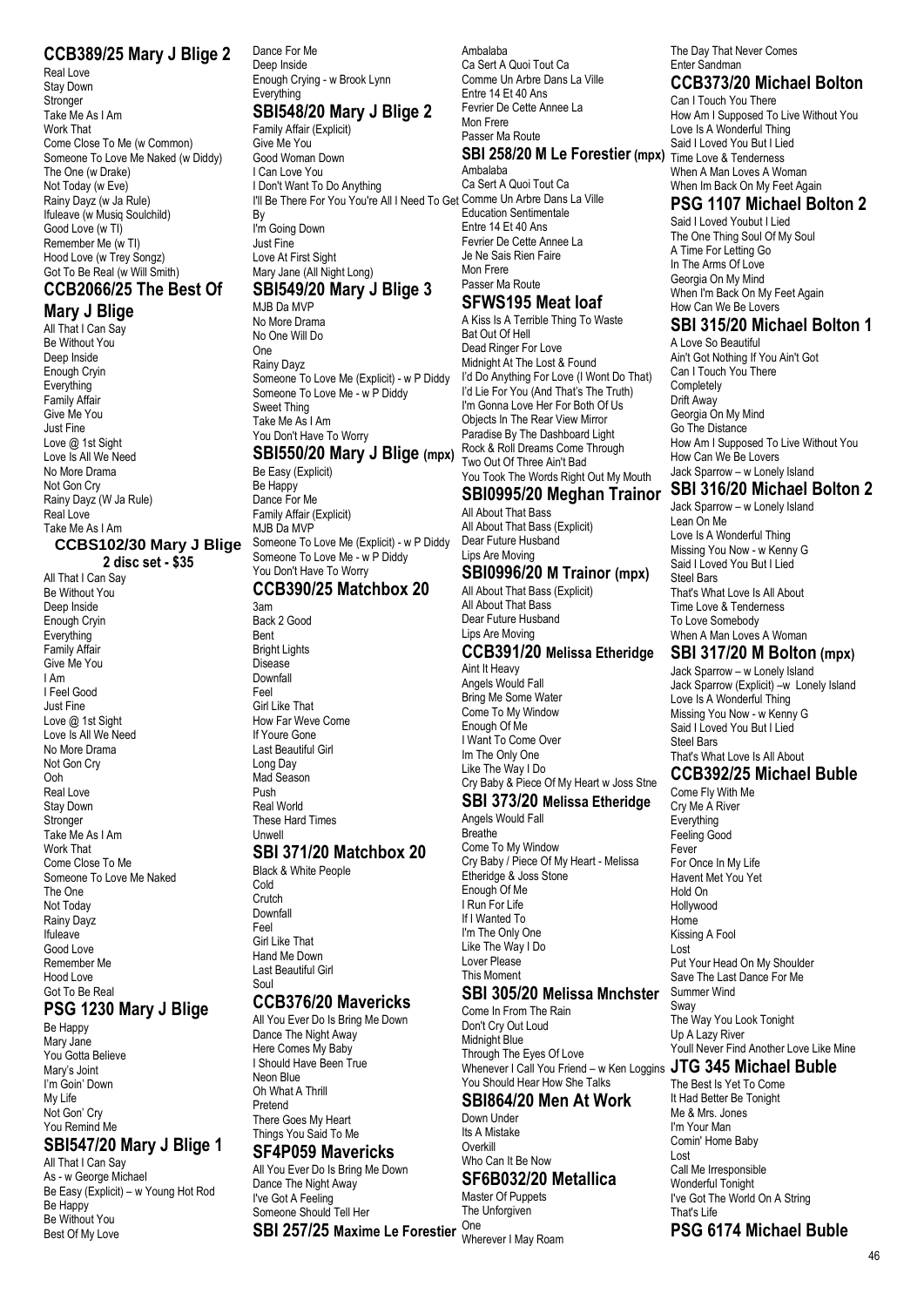## CCB389/25 Mary J Blige 2

Real Love
Stay Down
Stronger
Take Me As I Am
Work That
Come Close To Me (w Common)
Someone To Love Me Naked (w Diddy)
The One (w Drake)
Not Today (w Eve)
Rainy Dayz (w Ja Rule)
Ifuleave (w Musiq Soulchild)
Good Love (w TI)
Remember Me (w TI)
Hood Love (w Trey Songz)
Got To Be Real (w Will Smith)

## CCB2066/25 The Best Of Mary J Blige

All That I Can Say
Be Without You
Deep Inside
Enough Cryin
Everything
Family Affair
Give Me You
Just Fine
Love @ 1st Sight
Love Is All We Need
No More Drama
Not Gon Cry
Rainy Dayz (W Ja Rule)
Real Love
Take Me As I Am

### CCBS102/30 Mary J Blige 2 disc set - $35

All That I Can Say
Be Without You
Deep Inside
Enough Cryin
Everything
Family Affair
Give Me You
I Am
I Feel Good
Just Fine
Love @ 1st Sight
Love Is All We Need
No More Drama
Not Gon Cry
Ooh
Real Love
Stay Down
Stronger
Take Me As I Am
Work That
Come Close To Me
Someone To Love Me Naked
The One
Not Today
Rainy Dayz
Ifuleave
Good Love
Remember Me
Hood Love
Got To Be Real

## PSG 1230 Mary J Blige

Be Happy
Mary Jane
You Gotta Believe
Mary's Joint
I'm Goin' Down
My Life
Not Gon' Cry
You Remind Me

## SBI547/20 Mary J Blige 1

All That I Can Say
As - w George Michael
Be Easy (Explicit) – w Young Hot Rod
Be Happy
Be Without You
Best Of My Love
Dance For Me
Deep Inside
Enough Crying - w Brook Lynn
Everything

## SBI548/20 Mary J Blige 2

Family Affair (Explicit)
Give Me You
Good Woman Down
I Can Love You
I Don't Want To Do Anything
I'll Be There For You You're All I Need To Get By
I'm Going Down
Just Fine
Love At First Sight
Mary Jane (All Night Long)

## SBI549/20 Mary J Blige 3

MJB Da MVP
No More Drama
No One Will Do
One
Rainy Dayz
Someone To Love Me (Explicit) - w P Diddy
Someone To Love Me - w P Diddy
Sweet Thing
Take Me As I Am
You Don't Have To Worry

## SBI550/20 Mary J Blige (mpx)

Be Easy (Explicit)
Be Happy
Dance For Me
Family Affair (Explicit)
MJB Da MVP
Someone To Love Me (Explicit) - w P Diddy
Someone To Love Me - w P Diddy
You Don't Have To Worry

## CCB390/25 Matchbox 20

3am
Back 2 Good
Bent
Bright Lights
Disease
Downfall
Feel
Girl Like That
How Far Weve Come
If Youre Gone
Last Beautiful Girl
Long Day
Mad Season
Push
Real World
These Hard Times
Unwell

## SBI 371/20 Matchbox 20

Black & White People
Cold
Crutch
Downfall
Feel
Girl Like That
Hand Me Down
Last Beautiful Girl
Soul

## CCB376/20 Mavericks

All You Ever Do Is Bring Me Down
Dance The Night Away
Here Comes My Baby
I Should Have Been True
Neon Blue
Oh What A Thrill
Pretend
There Goes My Heart
Things You Said To Me

## SF4P059 Mavericks

All You Ever Do Is Bring Me Down
Dance The Night Away
I've Got A Feeling
Someone Should Tell Her

## SBI 257/25 Maxime Le Forestier

Ambalaba
Ca Sert A Quoi Tout Ca
Comme Un Arbre Dans La Ville
Entre 14 Et 40 Ans
Fevrier De Cette Annee La
Mon Frere
Passer Ma Route

## SBI 258/20 M Le Forestier (mpx)

Ambalaba
Ca Sert A Quoi Tout Ca
Comme Un Arbre Dans La Ville
Education Sentimentale
Entre 14 Et 40 Ans
Fevrier De Cette Annee La
Je Ne Sais Rien Faire
Mon Frere
Passer Ma Route

## SFWS195 Meat loaf

A Kiss Is A Terrible Thing To Waste
Bat Out Of Hell
Dead Ringer For Love
Midnight At The Lost & Found
I'd Do Anything For Love (I Wont Do That)
I'd Lie For You (And That's The Truth)
I'm Gonna Love Her For Both Of Us
Objects In The Rear View Mirror
Paradise By The Dashboard Light
Rock & Roll Dreams Come Through
Two Out Of Three Ain't Bad
You Took The Words Right Out My Mouth

## SBI0995/20 Meghan Trainor

All About That Bass
All About That Bass (Explicit)
Dear Future Husband
Lips Are Moving

## SBI0996/20 M Trainor (mpx)

All About That Bass (Explicit)
All About That Bass
Dear Future Husband
Lips Are Moving

## CCB391/20 Melissa Etheridge

Aint It Heavy
Angels Would Fall
Bring Me Some Water
Come To My Window
Enough Of Me
I Want To Come Over
Im The Only One
Like The Way I Do
Cry Baby & Piece Of My Heart w Joss Stne

## SBI 373/20 Melissa Etheridge

Angels Would Fall
Breathe
Come To My Window
Cry Baby / Piece Of My Heart - Melissa Etheridge & Joss Stone
Enough Of Me
I Run For Life
If I Wanted To
I'm The Only One
Like The Way I Do
Lover Please
This Moment

## SBI 305/20 Melissa Mnchster

Come In From The Rain
Don't Cry Out Loud
Midnight Blue
Through The Eyes Of Love
Whenever I Call You Friend – w Ken Loggins
You Should Hear How She Talks

## SBI864/20 Men At Work

Down Under
Its A Mistake
Overkill
Who Can It Be Now

## SF6B032/20 Metallica

Master Of Puppets
The Unforgiven
One
Wherever I May Roam
The Day That Never Comes
Enter Sandman

## CCB373/20 Michael Bolton

Can I Touch You There
How Am I Supposed To Live Without You
Love Is A Wonderful Thing
Said I Loved You But I Lied
Time Love & Tenderness
When A Man Loves A Woman
When Im Back On My Feet Again

## PSG 1107 Michael Bolton 2

Said I Loved Youbut I Lied
The One Thing Soul Of My Soul
A Time For Letting Go
In The Arms Of Love
Georgia On My Mind
When I'm Back On My Feet Again
How Can We Be Lovers

## SBI 315/20 Michael Bolton 1

A Love So Beautiful
Ain't Got Nothing If You Ain't Got
Can I Touch You There
Completely
Drift Away
Georgia On My Mind
Go The Distance
How Am I Supposed To Live Without You
How Can We Be Lovers
Jack Sparrow – w Lonely Island

## SBI 316/20 Michael Bolton 2

Jack Sparrow – w Lonely Island
Lean On Me
Love Is A Wonderful Thing
Missing You Now - w Kenny G
Said I Loved You But I Lied
Steel Bars
That's What Love Is All About
Time Love & Tenderness
To Love Somebody
When A Man Loves A Woman

## SBI 317/20 M Bolton (mpx)

Jack Sparrow – w Lonely Island
Jack Sparrow (Explicit) –w Lonely Island
Love Is A Wonderful Thing
Missing You Now - w Kenny G
Said I Loved You But I Lied
Steel Bars
That's What Love Is All About

## CCB392/25 Michael Buble

Come Fly With Me
Cry Me A River
Everything
Feeling Good
Fever
For Once In My Life
Havent Met You Yet
Hold On
Hollywood
Home
Kissing A Fool
Lost
Put Your Head On My Shoulder
Save The Last Dance For Me
Summer Wind
Sway
The Way You Look Tonight
Up A Lazy River
Youll Never Find Another Love Like Mine

## JTG 345 Michael Buble

The Best Is Yet To Come
It Had Better Be Tonight
Me & Mrs. Jones
I'm Your Man
Comin' Home Baby
Lost
Call Me Irresponsible
Wonderful Tonight
I've Got The World On A String
That's Life

## PSG 6174 Michael Buble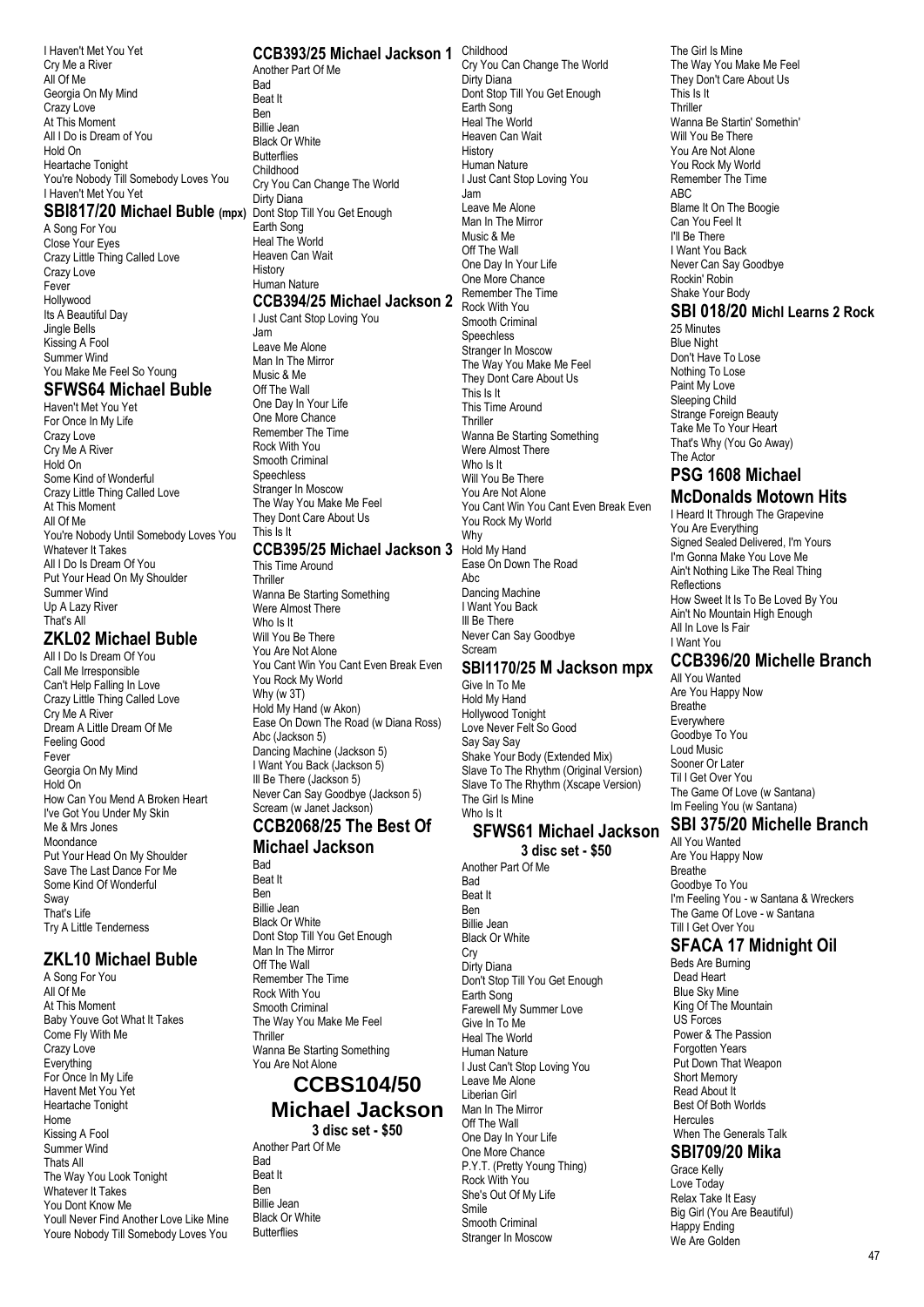I Haven't Met You Yet
Cry Me a River
All Of Me
Georgia On My Mind
Crazy Love
At This Moment
All I Do is Dream of You
Hold On
Heartache Tonight
You're Nobody Till Somebody Loves You
I Haven't Met You Yet

## SBI817/20 Michael Buble (mpx)

A Song For You
Close Your Eyes
Crazy Little Thing Called Love
Crazy Love
Fever
Hollywood
Its A Beautiful Day
Jingle Bells
Kissing A Fool
Summer Wind
You Make Me Feel So Young

## SFWS64 Michael Buble

Haven't Met You Yet
For Once In My Life
Crazy Love
Cry Me A River
Hold On
Some Kind of Wonderful
Crazy Little Thing Called Love
At This Moment
All Of Me
You're Nobody Until Somebody Loves You
Whatever It Takes
All I Do Is Dream Of You
Put Your Head On My Shoulder
Summer Wind
Up A Lazy River
That's All

## ZKL02 Michael Buble

All I Do Is Dream Of You
Call Me Irresponsible
Can't Help Falling In Love
Crazy Little Thing Called Love
Cry Me A River
Dream A Little Dream Of Me
Feeling Good
Fever
Georgia On My Mind
Hold On
How Can You Mend A Broken Heart
I've Got You Under My Skin
Me & Mrs Jones
Moondance
Put Your Head On My Shoulder
Save The Last Dance For Me
Some Kind Of Wonderful
Sway
That's Life
Try A Little Tenderness

## ZKL10 Michael Buble

A Song For You
All Of Me
At This Moment
Baby Youve Got What It Takes
Come Fly With Me
Crazy Love
Everything
For Once In My Life
Havent Met You Yet
Heartache Tonight
Home
Kissing A Fool
Summer Wind
Thats All
The Way You Look Tonight
Whatever It Takes
You Dont Know Me
Youll Never Find Another Love Like Mine
Youre Nobody Till Somebody Loves You

## CCB393/25 Michael Jackson 1

Another Part Of Me
Bad
Beat It
Ben
Billie Jean
Black Or White
Butterflies
Childhood
Cry You Can Change The World
Dirty Diana
Dont Stop Till You Get Enough
Earth Song
Heal The World
Heaven Can Wait
History
Human Nature

## CCB394/25 Michael Jackson 2

I Just Cant Stop Loving You
Jam
Leave Me Alone
Man In The Mirror
Music & Me
Off The Wall
One Day In Your Life
One More Chance
Remember The Time
Rock With You
Smooth Criminal
Speechless
Stranger In Moscow
The Way You Make Me Feel
They Dont Care About Us
This Is It

## CCB395/25 Michael Jackson 3

This Time Around
Thriller
Wanna Be Starting Something
Were Almost There
Who Is It
Will You Be There
You Are Not Alone
You Cant Win You Cant Even Break Even
You Rock My World
Why (w 3T)
Hold My Hand (w Akon)
Ease On Down The Road (w Diana Ross)
Abc (Jackson 5)
Dancing Machine (Jackson 5)
I Want You Back (Jackson 5)
Ill Be There (Jackson 5)
Never Can Say Goodbye (Jackson 5)
Scream (w Janet Jackson)

## CCB2068/25 The Best Of Michael Jackson

Bad
Beat It
Ben
Billie Jean
Black Or White
Dont Stop Till You Get Enough
Man In The Mirror
Off The Wall
Remember The Time
Rock With You
Smooth Criminal
The Way You Make Me Feel
Thriller
Wanna Be Starting Something
You Are Not Alone

## CCBS104/50 Michael Jackson

**3 disc set - $50**

Another Part Of Me
Bad
Beat It
Ben
Billie Jean
Black Or White
Butterflies
Childhood
Cry You Can Change The World
Dirty Diana
Dont Stop Till You Get Enough
Earth Song
Heal The World
Heaven Can Wait
History
Human Nature
I Just Cant Stop Loving You
Jam
Leave Me Alone
Man In The Mirror
Music & Me
Off The Wall
One Day In Your Life
One More Chance
Remember The Time
Rock With You
Smooth Criminal
Speechless
Stranger In Moscow
The Way You Make Me Feel
They Dont Care About Us
This Is It
This Time Around
Thriller
Wanna Be Starting Something
Were Almost There
Who Is It
Will You Be There
You Are Not Alone
You Cant Win You Cant Even Break Even
You Rock My World
Why
Hold My Hand
Ease On Down The Road
Abc
Dancing Machine
I Want You Back
Ill Be There
Never Can Say Goodbye
Scream

## SBI1170/25 M Jackson mpx

Give In To Me
Hold My Hand
Hollywood Tonight
Love Never Felt So Good
Say Say Say
Shake Your Body (Extended Mix)
Slave To The Rhythm (Original Version)
Slave To The Rhythm (Xscape Version)
The Girl Is Mine
Who Is It

## SFWS61 Michael Jackson

**3 disc set - $50**

Another Part Of Me
Bad
Beat It
Ben
Billie Jean
Black Or White
Cry
Dirty Diana
Don't Stop Till You Get Enough
Earth Song
Farewell My Summer Love
Give In To Me
Heal The World
Human Nature
I Just Can't Stop Loving You
Leave Me Alone
Liberian Girl
Man In The Mirror
Off The Wall
One Day In Your Life
One More Chance
P.Y.T. (Pretty Young Thing)
Rock With You
She's Out Of My Life
Smile
Smooth Criminal
Stranger In Moscow
The Girl Is Mine
The Way You Make Me Feel
They Don't Care About Us
This Is It
Thriller
Wanna Be Startin' Somethin'
Will You Be There
You Are Not Alone
You Rock My World
Remember The Time
ABC
Blame It On The Boogie
Can You Feel It
I'll Be There
I Want You Back
Never Can Say Goodbye
Rockin' Robin
Shake Your Body

## SBI 018/20 Michl Learns 2 Rock

25 Minutes
Blue Night
Don't Have To Lose
Nothing To Lose
Paint My Love
Sleeping Child
Strange Foreign Beauty
Take Me To Your Heart
That's Why (You Go Away)
The Actor

## PSG 1608 Michael McDonalds Motown Hits

I Heard It Through The Grapevine
You Are Everything
Signed Sealed Delivered, I'm Yours
I'm Gonna Make You Love Me
Ain't Nothing Like The Real Thing
Reflections
How Sweet It Is To Be Loved By You
Ain't No Mountain High Enough
All In Love Is Fair
I Want You

## CCB396/20 Michelle Branch

All You Wanted
Are You Happy Now
Breathe
Everywhere
Goodbye To You
Loud Music
Sooner Or Later
Til I Get Over You
The Game Of Love (w Santana)
Im Feeling You (w Santana)

## SBI 375/20 Michelle Branch

All You Wanted
Are You Happy Now
Breathe
Goodbye To You
I'm Feeling You - w Santana & Wreckers
The Game Of Love - w Santana
Till I Get Over You

## SFACA 17 Midnight Oil

Beds Are Burning
Dead Heart
Blue Sky Mine
King Of The Mountain
US Forces
Power & The Passion
Forgotten Years
Put Down That Weapon
Short Memory
Read About It
Best Of Both Worlds
Hercules
When The Generals Talk

## SBI709/20 Mika

Grace Kelly
Love Today
Relax Take It Easy
Big Girl (You Are Beautiful)
Happy Ending
We Are Golden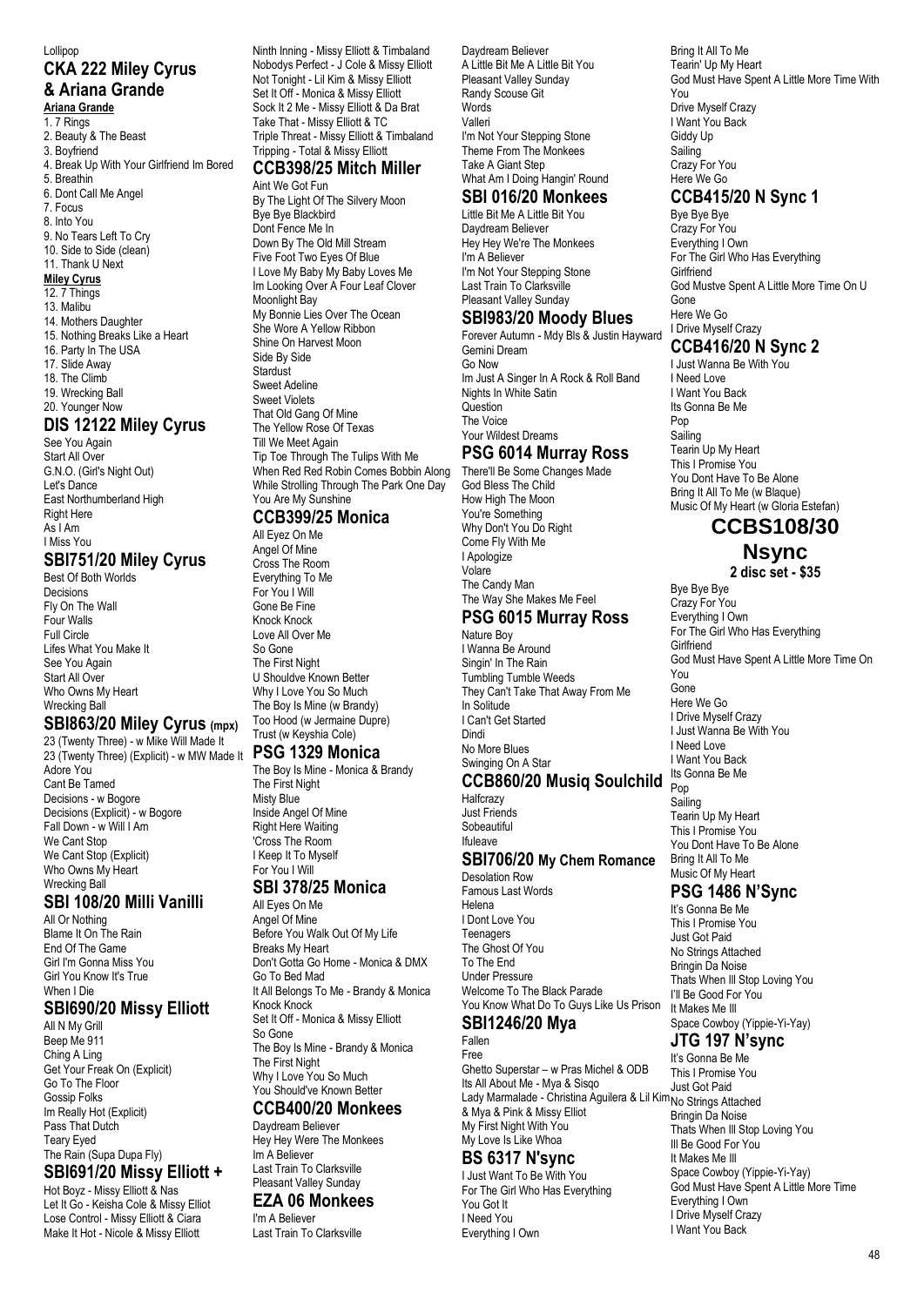Lollipop

## CKA 222 Miley Cyrus & Ariana Grande

**Ariana Grande**

1. 7 Rings
2. Beauty & The Beast
3. Boyfriend
4. Break Up With Your Girlfriend Im Bored
5. Breathin
6. Dont Call Me Angel
7. Focus
8. Into You
9. No Tears Left To Cry
10. Side to Side (clean)
11. Thank U Next

**Miley Cyrus**

12. 7 Things
13. Malibu
14. Mothers Daughter
15. Nothing Breaks Like a Heart
16. Party In The USA
17. Slide Away
18. The Climb
19. Wrecking Ball
20. Younger Now

## DIS 12122 Miley Cyrus

See You Again
Start All Over
G.N.O. (Girl's Night Out)
Let's Dance
East Northumberland High
Right Here
As I Am
I Miss You

## SBI751/20 Miley Cyrus

Best Of Both Worlds
Decisions
Fly On The Wall
Four Walls
Full Circle
Lifes What You Make It
See You Again
Start All Over
Who Owns My Heart
Wrecking Ball

## SBI863/20 Miley Cyrus (mpx)

23 (Twenty Three) - w Mike Will Made It
23 (Twenty Three) (Explicit) - w MW Made It
Adore You
Cant Be Tamed
Decisions - w Bogore
Decisions (Explicit) - w Bogore
Fall Down - w Will I Am
We Cant Stop
We Cant Stop (Explicit)
Who Owns My Heart
Wrecking Ball

## SBI 108/20 Milli Vanilli

All Or Nothing
Blame It On The Rain
End Of The Game
Girl I'm Gonna Miss You
Girl You Know It's True
When I Die

## SBI690/20 Missy Elliott

All N My Grill
Beep Me 911
Ching A Ling
Get Your Freak On (Explicit)
Go To The Floor
Gossip Folks
Im Really Hot (Explicit)
Pass That Dutch
Teary Eyed
The Rain (Supa Dupa Fly)

## SBI691/20 Missy Elliott +

Hot Boyz - Missy Elliott & Nas
Let It Go - Keisha Cole & Missy Elliot
Lose Control - Missy Elliott & Ciara
Make It Hot - Nicole & Missy Elliott
Ninth Inning - Missy Elliott & Timbaland
Nobodys Perfect - J Cole & Missy Elliott
Not Tonight - Lil Kim & Missy Elliott
Set It Off - Monica & Missy Elliott
Sock It 2 Me - Missy Elliott & Da Brat
Take That - Missy Elliott & TC
Triple Threat - Missy Elliott & Timbaland
Tripping - Total & Missy Elliott

## CCB398/25 Mitch Miller

Aint We Got Fun
By The Light Of The Silvery Moon
Bye Bye Blackbird
Dont Fence Me In
Down By The Old Mill Stream
Five Foot Two Eyes Of Blue
I Love My Baby My Baby Loves Me
Im Looking Over A Four Leaf Clover
Moonlight Bay
My Bonnie Lies Over The Ocean
She Wore A Yellow Ribbon
Shine On Harvest Moon
Side By Side
Stardust
Sweet Adeline
Sweet Violets
That Old Gang Of Mine
The Yellow Rose Of Texas
Till We Meet Again
Tip Toe Through The Tulips With Me
When Red Red Robin Comes Bobbin Along
While Strolling Through The Park One Day
You Are My Sunshine

## CCB399/25 Monica

All Eyez On Me
Angel Of Mine
Cross The Room
Everything To Me
For You I Will
Gone Be Fine
Knock Knock
Love All Over Me
So Gone
The First Night
U Shouldve Known Better
Why I Love You So Much
The Boy Is Mine (w Brandy)
Too Hood (w Jermaine Dupre)
Trust (w Keyshia Cole)

## PSG 1329 Monica

The Boy Is Mine - Monica & Brandy
The First Night
Misty Blue
Inside Angel Of Mine
Right Here Waiting
'Cross The Room
I Keep It To Myself
For You I Will

## SBI 378/25 Monica

All Eyes On Me
Angel Of Mine
Before You Walk Out Of My Life
Breaks My Heart
Don't Gotta Go Home - Monica & DMX
Go To Bed Mad
It All Belongs To Me - Brandy & Monica
Knock Knock
Set It Off - Monica & Missy Elliott
So Gone
The Boy Is Mine - Brandy & Monica
The First Night
Why I Love You So Much
You Should've Known Better

## CCB400/20 Monkees

Daydream Believer
Hey Hey Were The Monkees
Im A Believer
Last Train To Clarksville
Pleasant Valley Sunday

## EZA 06 Monkees

I'm A Believer
Last Train To Clarksville
Daydream Believer
A Little Bit Me A Little Bit You
Pleasant Valley Sunday
Randy Scouse Git
Words
Valleri
I'm Not Your Stepping Stone
Theme From The Monkees
Take A Giant Step
What Am I Doing Hangin' Round

## SBI 016/20 Monkees

Little Bit Me A Little Bit You
Daydream Believer
Hey Hey We're The Monkees
I'm A Believer
I'm Not Your Stepping Stone
Last Train To Clarksville
Pleasant Valley Sunday

## SBI983/20 Moody Blues

Forever Autumn - Mdy Bls & Justin Hayward
Gemini Dream
Go Now
Im Just A Singer In A Rock & Roll Band
Nights In White Satin
Question
The Voice
Your Wildest Dreams

## PSG 6014 Murray Ross

There'll Be Some Changes Made
God Bless The Child
How High The Moon
You're Something
Why Don't You Do Right
Come Fly With Me
I Apologize
Volare
The Candy Man
The Way She Makes Me Feel

## PSG 6015 Murray Ross

Nature Boy
I Wanna Be Around
Singin' In The Rain
Tumbling Tumble Weeds
They Can't Take That Away From Me
In Solitude
I Can't Get Started
Dindi
No More Blues
Swinging On A Star

## CCB860/20 Musiq Soulchild

Halfcrazy
Just Friends
Sobeautiful
Ifuleave

## SBI706/20 My Chem Romance

Desolation Row
Famous Last Words
Helena
I Dont Love You
Teenagers
The Ghost Of You
To The End
Under Pressure
Welcome To The Black Parade
You Know What Do To Guys Like Us Prison

## SBI1246/20 Mya

Fallen
Free
Ghetto Superstar – w Pras Michel & ODB
Its All About Me - Mya & Sisqo
Lady Marmalade - Christina Aguilera & Lil Kim & Mya & Pink & Missy Elliot
My First Night With You
My Love Is Like Whoa

## BS 6317 N'sync

I Just Want To Be With You
For The Girl Who Has Everything
You Got It
I Need You
Everything I Own
Bring It All To Me
Tearin' Up My Heart
God Must Have Spent A Little More Time With You
Drive Myself Crazy
I Want You Back
Giddy Up
Sailing
Crazy For You
Here We Go

## CCB415/20 N Sync 1

Bye Bye Bye
Crazy For You
Everything I Own
For The Girl Who Has Everything
Girlfriend
God Mustve Spent A Little More Time On U
Gone
Here We Go
I Drive Myself Crazy

## CCB416/20 N Sync 2

I Just Wanna Be With You
I Need Love
I Want You Back
Its Gonna Be Me
Pop
Sailing
Tearin Up My Heart
This I Promise You
You Dont Have To Be Alone
Bring It All To Me (w Blaque)
Music Of My Heart (w Gloria Estefan)

## CCBS108/30 Nsync

**2 disc set - $35**

Bye Bye Bye
Crazy For You
Everything I Own
For The Girl Who Has Everything
Girlfriend
God Must Have Spent A Little More Time On You
Gone
Here We Go
I Drive Myself Crazy
I Just Wanna Be With You
I Need Love
I Want You Back
Its Gonna Be Me
Pop
Sailing
Tearin Up My Heart
This I Promise You
You Dont Have To Be Alone
Bring It All To Me
Music Of My Heart

## PSG 1486 N'Sync

It's Gonna Be Me
This I Promise You
Just Got Paid
No Strings Attached
Bringin Da Noise
Thats When Ill Stop Loving You
I'll Be Good For You
It Makes Me Ill
Space Cowboy (Yippie-Yi-Yay)

## JTG 197 N'sync

It's Gonna Be Me
This I Promise You
Just Got Paid
No Strings Attached
Bringin Da Noise
Thats When Ill Stop Loving You
Ill Be Good For You
It Makes Me Ill
Space Cowboy (Yippie-Yi-Yay)
God Must Have Spent A Little More Time
Everything I Own
I Drive Myself Crazy
I Want You Back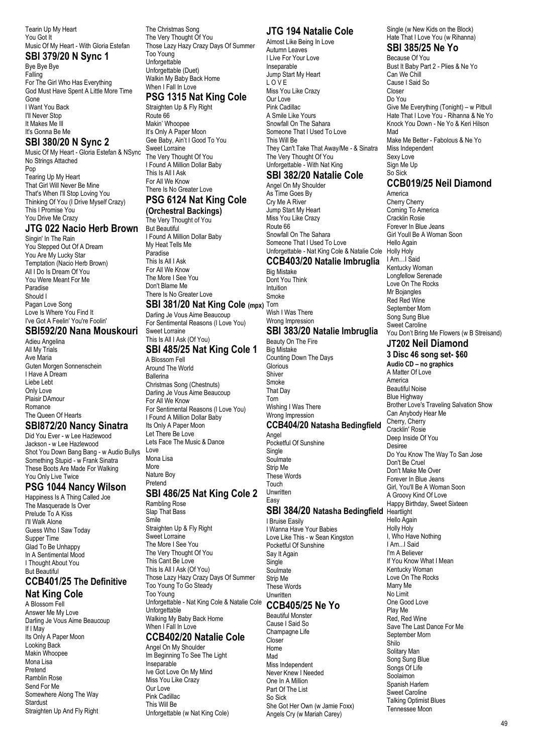Tearin Up My Heart
You Got It
Music Of My Heart - With Gloria Estefan

## SBI 379/20 N Sync 1

Bye Bye Bye
Falling
For The Girl Who Has Everything
God Must Have Spent A Little More Time Gone
I Want You Back
I'll Never Stop
It Makes Me Ill
It's Gonna Be Me

## SBI 380/20 N Sync 2

Music Of My Heart - Gloria Estefan & NSync
No Strings Attached
Pop
Tearing Up My Heart
That Girl Will Never Be Mine
That's When I'll Stop Loving You
Thinking Of You (I Drive Myself Crazy)
This I Promise You
You Drive Me Crazy

## JTG 022 Nacio Herb Brown

Singin' In The Rain
You Stepped Out Of A Dream
You Are My Lucky Star
Temptation (Nacio Herb Brown)
All I Do Is Dream Of You
You Were Meant For Me
Paradise
Should I
Pagan Love Song
Love Is Where You Find It
I've Got A Feelin' You're Foolin'

## SBI592/20 Nana Mouskouri

Adieu Angelina
All My Trials
Ave Maria
Guten Morgen Sonnenschein
I Have A Dream
Liebe Lebt
Only Love
Plaisir DAmour
Romance
The Queen Of Hearts

## SBI872/20 Nancy Sinatra

Did You Ever - w Lee Hazlewood
Jackson - w Lee Hazlewood
Shot You Down Bang Bang - w Audio Bullys
Something Stupid - w Frank Sinatra
These Boots Are Made For Walking
You Only Live Twice

## PSG 1044 Nancy Wilson

Happiness Is A Thing Called Joe
The Masquerade Is Over
Prelude To A Kiss
I'll Walk Alone
Guess Who I Saw Today
Supper Time
Glad To Be Unhappy
In A Sentimental Mood
I Thought About You
But Beautiful

## CCB401/25 The Definitive Nat King Cole

A Blossom Fell
Answer Me My Love
Darling Je Vous Aime Beaucoup
If I May
Its Only A Paper Moon
Looking Back
Makin Whoopee
Mona Lisa
Pretend
Ramblin Rose
Send For Me
Somewhere Along The Way
Stardust
Straighten Up And Fly Right
The Christmas Song
The Very Thought Of You
Those Lazy Hazy Crazy Days Of Summer
Too Young
Unforgettable
Unforgettable (Duet)
Walkin My Baby Back Home
When I Fall In Love

## PSG 1315 Nat King Cole

Straighten Up & Fly Right
Route 66
Makin' Whoopee
It's Only A Paper Moon
Gee Baby, Ain't I Good To You
Sweet Lorraine
The Very Thought Of You
I Found A Million Dollar Baby
This Is All I Ask
For All We Know
There Is No Greater Love

## PSG 6124 Nat King Cole (Orchestral Backings)

The Very Thought of You
But Beautiful
I Found A Million Dollar Baby
My Heat Tells Me
Paradise
This Is All I Ask
For All We Know
The More I See You
Don't Blame Me
There Is No Greater Love

## SBI 381/20 Nat King Cole (mpx)

Darling Je Vous Aime Beaucoup
For Sentimental Reasons (I Love You)
Sweet Lorraine
This Is All I Ask (Of You)

## SBI 485/25 Nat King Cole 1

A Blossom Fell
Around The World
Ballerina
Christmas Song (Chestnuts)
Darling Je Vous Aime Beaucoup
For All We Know
For Sentimental Reasons (I Love You)
I Found A Million Dollar Baby
Its Only A Paper Moon
Let There Be Love
Lets Face The Music & Dance
Love
Mona Lisa
More
Nature Boy
Pretend

## SBI 486/25 Nat King Cole 2

Rambling Rose
Slap That Bass
Smile
Straighten Up & Fly Right
Sweet Lorraine
The More I See You
The Very Thought Of You
This Cant Be Love
This Is All I Ask (Of You)
Those Lazy Hazy Crazy Days Of Summer
Too Young To Go Steady
Too Young
Unforgettable - Nat King Cole & Natalie Cole
Unforgettable
Walking My Baby Back Home
When I Fall In Love

## CCB402/20 Natalie Cole

Angel On My Shoulder
Im Beginning To See The Light
Inseparable
Ive Got Love On My Mind
Miss You Like Crazy
Our Love
Pink Cadillac
This Will Be
Unforgettable (w Nat King Cole)

## JTG 194 Natalie Cole

Almost Like Being In Love
Autumn Leaves
I Live For Your Love
Inseparable
Jump Start My Heart
L O V E
Miss You Like Crazy
Our Love
Pink Cadillac
A Smile Like Yours
Snowfall On The Sahara
Someone That I Used To Love
This Will Be
They Can't Take That Away/Me - & Sinatra
The Very Thought Of You
Unforgettable - With Nat King

## SBI 382/20 Natalie Cole

Angel On My Shoulder
As Time Goes By
Cry Me A River
Jump Start My Heart
Miss You Like Crazy
Route 66
Snowfall On The Sahara
Someone That I Used To Love
Unforgettable - Nat King Cole & Natalie Cole

## CCB403/20 Natalie Imbruglia

Big Mistake
Dont You Think
Intuition
Smoke
Torn
Wish I Was There
Wrong Impression

## SBI 383/20 Natalie Imbruglia

Beauty On The Fire
Big Mistake
Counting Down The Days
Glorious
Shiver
Smoke
That Day
Torn
Wishing I Was There
Wrong Impression

## CCB404/20 Natasha Bedingfield

Angel
Pocketful Of Sunshine
Single
Soulmate
Strip Me
These Words
Touch
Unwritten
Easy

## SBI 384/20 Natasha Bedingfield

I Bruise Easily
I Wanna Have Your Babies
Love Like This - w Sean Kingston
Pocketful Of Sunshine
Say It Again
Single
Soulmate
Strip Me
These Words
Unwritten

## CCB405/25 Ne Yo

Beautiful Monster
Cause I Said So
Champagne Life
Closer
Home
Mad
Miss Independent
Never Knew I Needed
One In A Million
Part Of The List
So Sick
She Got Her Own (w Jamie Foxx)
Angels Cry (w Mariah Carey)
Single (w New Kids on the Block)
Hate That I Love You (w Rihanna)

## SBI 385/25 Ne Yo

Because Of You
Bust It Baby Part 2 - Plies & Ne Yo
Can We Chill
Cause I Said So
Closer
Do You
Give Me Everything (Tonight) – w Pitbull
Hate That I Love You - Rihanna & Ne Yo
Knock You Down - Ne Yo & Keri Hilson
Mad
Make Me Better - Fabolous & Ne Yo
Miss Independent
Sexy Love
Sign Me Up
So Sick

## CCB019/25 Neil Diamond

America
Cherry Cherry
Coming To America
Cracklin Rosie
Forever In Blue Jeans
Girl Youll Be A Woman Soon
Hello Again
Holly Holy
I Am…I Said
Kentucky Woman
Longfellow Serenade
Love On The Rocks
Mr Bojangles
Red Red Wine
September Morn
Song Sung Blue
Sweet Caroline
You Don't Bring Me Flowers (w B Streisand)

## JT202 Neil Diamond

### 3 Disc 46 song set- $60

**Audio CD – no graphics**

A Matter Of Love
America
Beautiful Noise
Blue Highway
Brother Love's Traveling Salvation Show
Can Anybody Hear Me
Cherry, Cherry
Cracklin' Rosie
Deep Inside Of You
Desiree
Do You Know The Way To San Jose
Don't Be Cruel
Don't Make Me Over
Forever In Blue Jeans
Girl, You'll Be A Woman Soon
A Groovy Kind Of Love
Happy Birthday, Sweet Sixteen
Heartlight
Hello Again
Holly Holy
I, Who Have Nothing
I Am...I Said
I'm A Believer
If You Know What I Mean
Kentucky Woman
Love On The Rocks
Marry Me
No Limit
One Good Love
Play Me
Red, Red Wine
Save The Last Dance For Me
September Morn
Shilo
Solitary Man
Song Sung Blue
Songs Of Life
Soolaimon
Spanish Harlem
Sweet Caroline
Talking Optimist Blues
Tennessee Moon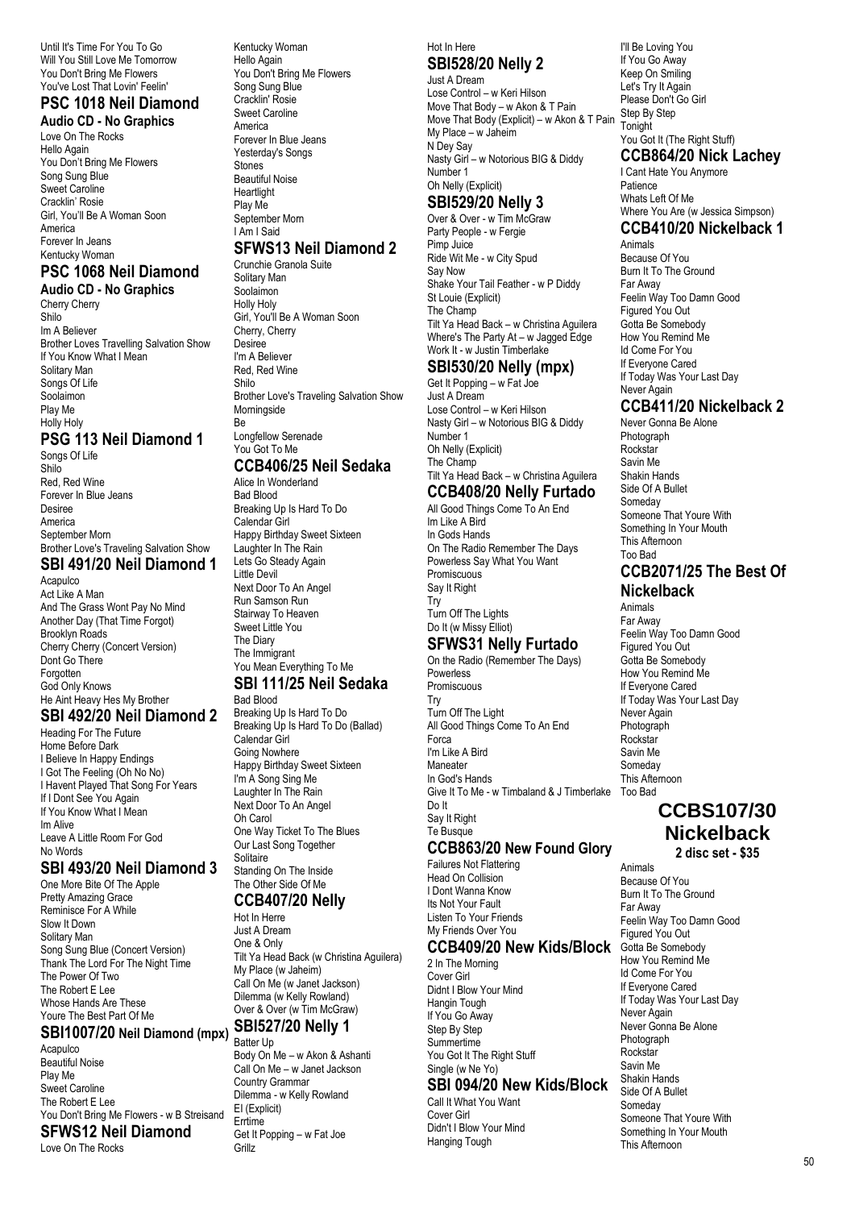Until It's Time For You To Go
Will You Still Love Me Tomorrow
You Don't Bring Me Flowers
You've Lost That Lovin' Feelin'

## PSC 1018 Neil Diamond

**Audio CD - No Graphics**

Love On The Rocks
Hello Again
You Don't Bring Me Flowers
Song Sung Blue
Sweet Caroline
Cracklin' Rosie
Girl, You'll Be A Woman Soon
America
Forever In Jeans
Kentucky Woman

## PSC 1068 Neil Diamond

**Audio CD - No Graphics**

Cherry Cherry
Shilo
Im A Believer
Brother Loves Travelling Salvation Show
If You Know What I Mean
Solitary Man
Songs Of Life
Soolaimon
Play Me
Holly Holy

## PSG 113 Neil Diamond 1

Songs Of Life
Shilo
Red, Red Wine
Forever In Blue Jeans
Desiree
America
September Morn
Brother Love's Traveling Salvation Show

## SBI 491/20 Neil Diamond 1

Acapulco
Act Like A Man
And The Grass Wont Pay No Mind
Another Day (That Time Forgot)
Brooklyn Roads
Cherry Cherry (Concert Version)
Dont Go There
Forgotten
God Only Knows
He Aint Heavy Hes My Brother

## SBI 492/20 Neil Diamond 2

Heading For The Future
Home Before Dark
I Believe In Happy Endings
I Got The Feeling (Oh No No)
I Havent Played That Song For Years
If I Dont See You Again
If You Know What I Mean
Im Alive
Leave A Little Room For God
No Words

## SBI 493/20 Neil Diamond 3

One More Bite Of The Apple
Pretty Amazing Grace
Reminisce For A While
Slow It Down
Solitary Man
Song Sung Blue (Concert Version)
Thank The Lord For The Night Time
The Power Of Two
The Robert E Lee
Whose Hands Are These
Youre The Best Part Of Me

## SBI1007/20 Neil Diamond (mpx)

Acapulco
Beautiful Noise
Play Me
Sweet Caroline
The Robert E Lee
You Don't Bring Me Flowers - w B Streisand

## SFWS12 Neil Diamond

Love On The Rocks
Kentucky Woman
Hello Again
You Don't Bring Me Flowers
Song Sung Blue
Cracklin' Rosie
Sweet Caroline
America
Forever In Blue Jeans
Yesterday's Songs
Stones
Beautiful Noise
Heartlight
Play Me
September Morn
I Am I Said

## SFWS13 Neil Diamond 2

Crunchie Granola Suite
Solitary Man
Soolaimon
Holly Holy
Girl, You'll Be A Woman Soon
Cherry, Cherry
Desiree
I'm A Believer
Red, Red Wine
Shilo
Brother Love's Traveling Salvation Show
Morningside
Be
Longfellow Serenade
You Got To Me

## CCB406/25 Neil Sedaka

Alice In Wonderland
Bad Blood
Breaking Up Is Hard To Do
Calendar Girl
Happy Birthday Sweet Sixteen
Laughter In The Rain
Lets Go Steady Again
Little Devil
Next Door To An Angel
Run Samson Run
Stairway To Heaven
Sweet Little You
The Diary
The Immigrant
You Mean Everything To Me

## SBI 111/25 Neil Sedaka

Bad Blood
Breaking Up Is Hard To Do
Breaking Up Is Hard To Do (Ballad)
Calendar Girl
Going Nowhere
Happy Birthday Sweet Sixteen
I'm A Song Sing Me
Laughter In The Rain
Next Door To An Angel
Oh Carol
One Way Ticket To The Blues
Our Last Song Together
Solitaire
Standing On The Inside
The Other Side Of Me

## CCB407/20 Nelly

Hot In Herre
Just A Dream
One & Only
Tilt Ya Head Back (w Christina Aguilera)
My Place (w Jaheim)
Call On Me (w Janet Jackson)
Dilemma (w Kelly Rowland)
Over & Over (w Tim McGraw)

## SBI527/20 Nelly 1

Batter Up
Body On Me – w Akon & Ashanti
Call On Me – w Janet Jackson
Country Grammar
Dilemma - w Kelly Rowland
EI (Explicit)
Errtime
Get It Popping – w Fat Joe
Grillz
Hot In Here

## SBI528/20 Nelly 2

Just A Dream
Lose Control – w Keri Hilson
Move That Body – w Akon & T Pain
Move That Body (Explicit) – w Akon & T Pain
My Place – w Jaheim
N Dey Say
Nasty Girl – w Notorious BIG & Diddy
Number 1
Oh Nelly (Explicit)

## SBI529/20 Nelly 3

Over & Over - w Tim McGraw
Party People - w Fergie
Pimp Juice
Ride Wit Me - w City Spud
Say Now
Shake Your Tail Feather - w P Diddy
St Louie (Explicit)
The Champ
Tilt Ya Head Back – w Christina Aguilera
Where's The Party At – w Jagged Edge
Work It - w Justin Timberlake

## SBI530/20 Nelly (mpx)

Get It Popping – w Fat Joe
Just A Dream
Lose Control – w Keri Hilson
Nasty Girl – w Notorious BIG & Diddy
Number 1
Oh Nelly (Explicit)
The Champ
Tilt Ya Head Back – w Christina Aguilera

## CCB408/20 Nelly Furtado

All Good Things Come To An End
Im Like A Bird
In Gods Hands
On The Radio Remember The Days
Powerless Say What You Want
Promiscuous
Say It Right
Try
Turn Off The Lights
Do It (w Missy Elliot)

## SFWS31 Nelly Furtado

On the Radio (Remember The Days)
Powerless
Promiscuous
Try
Turn Off The Light
All Good Things Come To An End
Forca
I'm Like A Bird
Maneater
In God's Hands
Give It To Me - w Timbaland & J Timberlake
Do It
Say It Right
Te Busque

## CCB863/20 New Found Glory

Failures Not Flattering
Head On Collision
I Dont Wanna Know
Its Not Your Fault
Listen To Your Friends
My Friends Over You

## CCB409/20 New Kids/Block

2 In The Morning
Cover Girl
Didnt I Blow Your Mind
Hangin Tough
If You Go Away
Step By Step
Summertime
You Got It The Right Stuff
Single (w Ne Yo)

## SBI 094/20 New Kids/Block

Call It What You Want
Cover Girl
Didn't I Blow Your Mind
Hanging Tough
I'll Be Loving You
If You Go Away
Keep On Smiling
Let's Try It Again
Please Don't Go Girl
Step By Step
Tonight
You Got It (The Right Stuff)

## CCB864/20 Nick Lachey

I Cant Hate You Anymore
Patience
Whats Left Of Me
Where You Are (w Jessica Simpson)

## CCB410/20 Nickelback 1

Animals
Because Of You
Burn It To The Ground
Far Away
Feelin Way Too Damn Good
Figured You Out
Gotta Be Somebody
How You Remind Me
Id Come For You
If Everyone Cared
If Today Was Your Last Day
Never Again

## CCB411/20 Nickelback 2

Never Gonna Be Alone
Photograph
Rockstar
Savin Me
Shakin Hands
Side Of A Bullet
Someday
Someone That Youre With
Something In Your Mouth
This Afternoon
Too Bad

## CCB2071/25 The Best Of Nickelback

Animals
Far Away
Feelin Way Too Damn Good
Figured You Out
Gotta Be Somebody
How You Remind Me
If Everyone Cared
If Today Was Your Last Day
Never Again
Photograph
Rockstar
Savin Me
Someday
This Afternoon
Too Bad

## CCBS107/30 Nickelback

**2 disc set - $35**

Animals
Because Of You
Burn It To The Ground
Far Away
Feelin Way Too Damn Good
Figured You Out
Gotta Be Somebody
How You Remind Me
Id Come For You
If Everyone Cared
If Today Was Your Last Day
Never Again
Never Gonna Be Alone
Photograph
Rockstar
Savin Me
Shakin Hands
Side Of A Bullet
Someday
Someone That Youre With
Something In Your Mouth
This Afternoon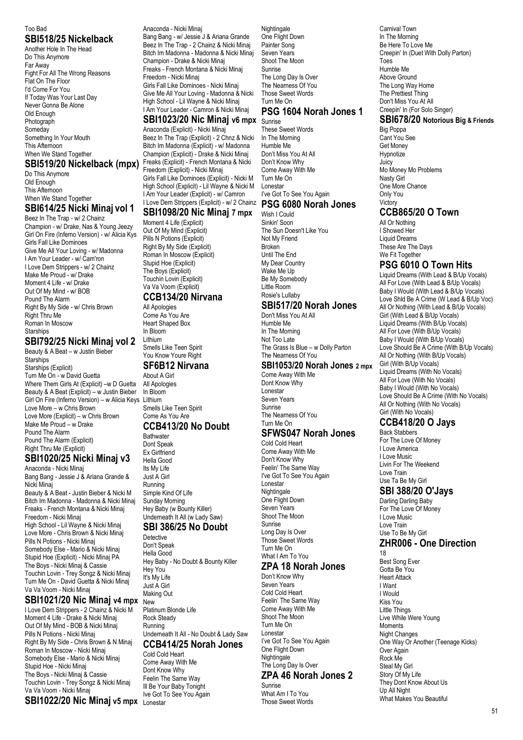Too Bad

## SBI518/25 Nickelback

Another Hole In The Head
Do This Anymore
Far Away
Fight For All The Wrong Reasons
Flat On The Floor
I'd Come For You
If Today Was Your Last Day
Never Gonna Be Alone
Old Enough
Photograph
Someday
Something In Your Mouth
This Afternoon
When We Stand Together

## SBI519/20 Nickelback (mpx)

Do This Anymore
Old Enough
This Afternoon
When We Stand Together

## SBI614/25 Nicki Minaj vol 1

Beez In The Trap - w/ 2 Chainz
Champion - w/ Drake, Nas & Young Jeezy
Girl On Fire (Inferno Version) - w/ Alicia Kys
Girls Fall Like Dominoes
Give Me All Your Loving - w/ Madonna
I Am Your Leader - w/ Cam'ron
I Love Dem Strippers - w/ 2 Chainz
Make Me Proud - w/ Drake
Moment 4 Life - w/ Drake
Out Of My Mind - w/ BOB
Pound The Alarm
Right By My Side - w/ Chris Brown
Right Thru Me
Roman In Moscow
Starships

## SBI792/25 Nicki Minaj vol 2

Beauty & A Beat – w Justin Bieber
Starships
Starships (Explicit)
Turn Me On - w David Guetta
Where Them Girls At (Explicit) –w D Guetta
Beauty & A Beat (Explicit) – w Justin Bieber
Girl On Fire (Inferno Version) – w Alicia Keys
Love More – w Chris Brown
Love More (Explicit) – w Chris Brown
Make Me Proud – w Drake
Pound The Alarm
Pound The Alarm (Explicit)
Right Thru Me (Explicit)

## SBI1020/25 Nicki Minaj v3

Anaconda - Nicki Minaj
Bang Bang - Jessie J & Ariana Grande & Nicki Minaj
Beauty & A Beat - Justin Bieber & Nicki M
Bitch Im Madonna - Madonna & Nicki Minaj
Freaks - French Montana & Nicki Minaj
Freedom - Nicki Minaj
High School - Lil Wayne & Nicki Minaj
Love More - Chris Brown & Nicki Minaj
Pills N Potions - Nicki Minaj
Somebody Else - Mario & Nicki Minaj
Stupid Hoe (Explicit) - Nicki Minaj PA
The Boys - Nicki Minaj & Cassie
Touchin Lovin - Trey Songz & Nicki Minaj
Turn Me On - David Guetta & Nicki Minaj
Va Va Voom - Nicki Minaj

## SBI1021/20 Nic Minaj v4 mpx

I Love Dem Strippers - 2 Chainz & Nicki M
Moment 4 Life - Drake & Nicki Minaj
Out Of My Mind - BOB & Nicki Minaj
Pills N Potions - Nicki Minaj
Right By My Side - Chris Brown & N Minaj
Roman In Moscow - Nicki Minaj
Somebody Else - Mario & Nicki Minaj
Stupid Hoe - Nicki Minaj
The Boys - Nicki Minaj & Cassie
Touchin Lovin - Trey Songz & Nicki Minaj
Va Va Voom - Nicki Minaj

## SBI1022/20 Nic Minaj v5 mpx

Anaconda - Nicki Minaj
Bang Bang - w/ Jessie J & Ariana Grande
Beez In The Trap - 2 Chainz & Nicki Minaj
Bitch Im Madonna - Madonna & Nicki Minaj
Champion - Drake & Nicki Minaj
Freaks - French Montana & Nicki Minaj
Freedom - Nicki Minaj
Girls Fall Like Dominoes - Nicki Minaj
Give Me All Your Loving - Madonna & Nicki
High School - Lil Wayne & Nicki Minaj
I Am Your Leader - Camron & Nicki Minaj

## SBI1023/20 Nic Minaj v6 mpx

Anaconda (Explicit) - Nicki Minaj
Beez In The Trap (Explicit) - 2 Chnz & Nicki
Bitch Im Madonna (Explicit) - w/ Madonna
Champion (Explicit) - Drake & Nicki Minaj
Freaks (Explicit) - French Montana & Nicki
Freedom (Explicit) - Nicki Minaj
Girls Fall Like Dominoes (Explicit) - Nicki M
High School (Explicit) - Lil Wayne & Nicki M
I Am Your Leader (Explicit) - w/ Camron
I Love Dem Strippers (Explicit) - w/ 2 Chainz

## SBI1098/20 Nic Minaj 7 mpx

Moment 4 Life (Explicit)
Out Of My Mind (Explicit)
Pills N Potions (Explicit)
Right By My Side (Explicit)
Roman In Moscow (Explicit)
Stupid Hoe (Explicit)
The Boys (Explicit)
Touchin Lovin (Explicit)
Va Va Voom (Explicit)

## CCB134/20 Nirvana

All Apologies
Come As You Are
Heart Shaped Box
In Bloom
Lithium
Smells Like Teen Spirit
You Know Youre Right

## SF6B12 Nirvana

About A Girl
All Apologies
In Bloom
Lithium
Smells Like Teen Spirit
Come As You Are

## CCB413/20 No Doubt

Bathwater
Dont Speak
Ex Girlfriend
Hella Good
Its My Life
Just A Girl
Running
Simple Kind Of Life
Sunday Morning
Hey Baby (w Bounty Killer)
Underneath It All (w Lady Saw)

## SBI 386/25 No Doubt

Detective
Don't Speak
Hella Good
Hey Baby - No Doubt & Bounty Killer
Hey You
It's My Life
Just A Girl
Making Out
New
Platinum Blonde Life
Rock Steady
Running
Underneath It All - No Doubt & Lady Saw

## CCB414/25 Norah Jones

Cold Cold Heart
Come Away With Me
Dont Know Why
Feelin The Same Way
Ill Be Your Baby Tonight
Ive Got To See You Again
Lonestar
Nightingale
One Flight Down
Painter Song
Seven Years
Shoot The Moon
Sunrise
The Long Day Is Over
The Nearness Of You
Those Sweet Words
Turn Me On

## PSG 1604 Norah Jones 1

Sunrise
These Sweet Words
In The Morning
Humble Me
Don't Miss You At All
Don't Know Why
Come Away With Me
Turn Me On
Lonestar
I've Got To See You Again

## PSG 6080 Norah Jones

Wish I Could
Sinkin' Soon
The Sun Doesn't Like You
Not My Friend
Broken
Until The End
My Dear Country
Wake Me Up
Be My Somebody
Little Room
Rosie's Lullaby

## SBI517/20 Norah Jones

Don't Miss You At All
Humble Me
In The Morning
Not Too Late
The Grass Is Blue – w Dolly Parton
The Nearness Of You

## SBI1053/20 Norah Jones 2 mpx

Come Away With Me
Dont Know Why
Lonestar
Seven Years
Sunrise
The Nearness Of You
Turn Me On

## SFWS047 Norah Jones

Cold Cold Heart
Come Away With Me
Don't Know Why
Feelin' The Same Way
I've Got To See You Again
Lonestar
Nightingale
One Flight Down
Seven Years
Shoot The Moon
Sunrise
Long Day Is Over
Those Sweet Words
Turn Me On
What I Am To You

## ZPA 18 Norah Jones

Don't Know Why
Seven Years
Cold Cold Heart
Feelin' The Same Way
Come Away With Me
Shoot The Moon
Turn Me On
Lonestar
I've Got To See You Again
One Flight Down
Nightingale
The Long Day Is Over

## ZPA 46 Norah Jones 2

Sunrise
What Am I To You
Those Sweet Words
Carnival Town
In The Morning
Be Here To Love Me
Creepin' In (Duet With Dolly Parton)
Toes
Humble Me
Above Ground
The Long Way Home
The Prettiest Thing
Don't Miss You At All
Creepin' In (For Solo Singer)

## SBI678/20 Notorious Big & Friends

Big Poppa
Cant You See
Get Money
Hypnotize
Juicy
Mo Money Mo Problems
Nasty Girl
One More Chance
Only You
Victory

## CCB865/20 O Town

All Or Nothing
I Showed Her
Liquid Dreams
These Are The Days
We Fit Together

## PSG 6010 O Town Hits

Liquid Dreams (With Lead & B/Up Vocals)
All For Love (With Lead & B/Up Vocals)
Baby I Would (With Lead & B/Up Vocals)
Love Shld Be A Crime (W Lead & B/Up Voc)
All Or Nothing (With Lead & B/Up Vocals)
Girl (With Lead & B/Up Vocals)
Liquid Dreams (With B/Up Vocals)
All For Love (With B/Up Vocals)
Baby I Would (With B/Up Vocals)
Love Should Be A Crime (With B/Up Vocals)
All Or Nothing (With B/Up Vocals)
Girl (With B/Up Vocals)
Liquid Dreams (With No Vocals)
All For Love (With No Vocals)
Baby I Would (With No Vocals)
Love Should Be A Crime (With No Vocals)
All Or Nothing (With No Vocals)
Girl (With No Vocals)

## CCB418/20 O Jays

Back Stabbers
For The Love Of Money
I Love America
I Love Music
Livin For The Weekend
Love Train
Use Ta Be My Girl

## SBI 388/20 O'Jays

Darling Darling Baby
For The Love Of Money
I Love Music
Love Train
Use To Be My Girl

## ZHR006 - One Direction

18
Best Song Ever
Gotta Be You
Heart Attack
I Want
I Would
Kiss You
Little Things
Live While Were Young
Moments
Night Changes
One Way Or Another (Teenage Kicks)
Over Again
Rock Me
Steal My Girl
Story Of My Life
They Dont Know About Us
Up All Night
What Makes You Beautiful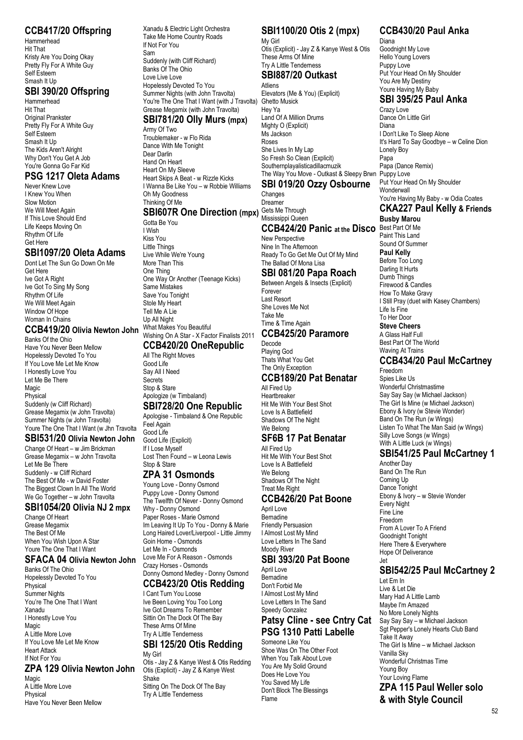## CCB417/20 Offspring

Hammerhead
Hit That
Kristy Are You Doing Okay
Pretty Fly For A White Guy
Self Esteem
Smash It Up

## SBI 390/20 Offspring

Hammerhead
Hit That
Original Prankster
Pretty Fly For A White Guy
Self Esteem
Smash It Up
The Kids Aren't Alright
Why Don't You Get A Job
You're Gonna Go Far Kid

## PSG 1217 Oleta Adams

Never Knew Love
I Knew You When
Slow Motion
We Will Meet Again
If This Love Should End
Life Keeps Moving On
Rhythm Of Life
Get Here

## SBI1097/20 Oleta Adams

Dont Let The Sun Go Down On Me
Get Here
Ive Got A Right
Ive Got To Sing My Song
Rhythm Of Life
We Will Meet Again
Window Of Hope
Woman In Chains

## CCB419/20 Olivia Newton John

Banks Of the Ohio
Have You Never Been Mellow
Hopelessly Devoted To You
If You Love Me Let Me Know
I Honestly Love You
Let Me Be There
Magic
Physical
Suddenly (w Cliff Richard)
Grease Megamix (w John Travolta)
Summer Nights (w John Travolta)
Youre The One That I Want (w Jhn Travolta

## SBI531/20 Olivia Newton John

Change Of Heart – w Jim Brickman
Grease Megamix – w John Travolta
Let Me Be There
Suddenly - w Cliff Richard
The Best Of Me - w David Foster
The Biggest Clown In All The World
We Go Together – w John Travolta

## SBI1054/20 Olivia NJ 2 mpx

Change Of Heart
Grease Megamix
The Best Of Me
When You Wish Upon A Star
Youre The One That I Want

## SFACA 04 Olivia Newton John

Banks Of The Ohio
Hopelessly Devoted To You
Physical
Summer Nights
You're The One That I Want
Xanadu
I Honestly Love You
Magic
A Little More Love
If You Love Me Let Me Know
Heart Attack
If Not For You

## ZPA 129 Olivia Newton John

Magic
A Little More Love
Physical
Have You Never Been Mellow
Xanadu & Electric Light Orchestra
Take Me Home Country Roads
If Not For You
Sam
Suddenly (with Cliff Richard)
Banks Of The Ohio
Love Live Love
Hopelessly Devoted To You
Summer Nights (with John Travolta)
You're The One That I Want (with J Travolta)
Grease Megamix (with John Travolta)

## SBI781/20 Olly Murs (mpx)

Army Of Two
Troublemaker - w Flo Rida
Dance With Me Tonight
Dear Darlin
Hand On Heart
Heart On My Sleeve
Heart Skips A Beat - w Rizzle Kicks
I Wanna Be Like You – w Robbie Williams
Oh My Goodness
Thinking Of Me

## SBI607R One Direction (mpx)

Gotta Be You
I Wish
Kiss You
Little Things
Live While We're Young
More Than This
One Thing
One Way Or Another (Teenage Kicks)
Same Mistakes
Save You Tonight
Stole My Heart
Tell Me A Lie
Up All Night
What Makes You Beautiful
Wishing On A Star - X Factor Finalists 2011

## CCB420/20 OneRepublic

All The Right Moves
Good Life
Say All I Need
Secrets
Stop & Stare
Apologize (w Timbaland)

## SBI728/20 One Republic

Apologise - Timbaland & One Republic
Feel Again
Good Life
Good Life (Explicit)
If I Lose Myself
Lost Then Found – w Leona Lewis
Stop & Stare

## ZPA 31 Osmonds

Young Love - Donny Osmond
Puppy Love - Donny Osmond
The Twelfth Of Never - Donny Osmond
Why - Donny Osmond
Paper Roses - Marie Osmond
Im Leaving It Up To You - Donny & Marie
Long Haired Lover/Liverpool - Little Jimmy
Goin Home - Osmonds
Let Me In - Osmonds
Love Me For A Reason - Osmonds
Crazy Horses - Osmonds
Donny Osmond Medley - Donny Osmond

## CCB423/20 Otis Redding

I Cant Turn You Loose
Ive Been Loving You Too Long
Ive Got Dreams To Remember
Sittin On The Dock Of The Bay
These Arms Of Mine
Try A Little Tenderness

## SBI 125/20 Otis Redding

My Girl
Otis - Jay Z & Kanye West & Otis Redding
Otis (Explicit) - Jay Z & Kanye West
Shake
Sitting On The Dock Of The Bay
Try A Little Tenderness

## SBI1100/20 Otis 2 (mpx)

My Girl
Otis (Explicit) - Jay Z & Kanye West & Otis
These Arms Of Mine
Try A Little Tenderness

## SBI887/20 Outkast

Atliens
Elevators (Me & You) (Explicit)
Ghetto Musick
Hey Ya
Land Of A Million Drums
Mighty O (Explicit)
Ms Jackson
Roses
She Lives In My Lap
So Fresh So Clean (Explicit)
Southernplayalisticadillacmuzik
The Way You Move - Outkast & Sleepy Brwn

## SBI 019/20 Ozzy Osbourne

Changes
Dreamer
Gets Me Through
Mississippi Queen

## CCB424/20 Panic at the Disco

New Perspective
Nine In The Afternoon
Ready To Go Get Me Out Of My Mind
The Ballad Of Mona Lisa

## SBI 081/20 Papa Roach

Between Angels & Insects (Explicit)
Forever
Last Resort
She Loves Me Not
Take Me
Time & Time Again

## CCB425/20 Paramore

Decode
Playing God
Thats What You Get
The Only Exception

## CCB189/20 Pat Benatar

All Fired Up
Heartbreaker
Hit Me With Your Best Shot
Love Is A Battlefield
Shadows Of The Night
We Belong

## SF6B 17 Pat Benatar

All Fired Up
Hit Me With Your Best Shot
Love Is A Battlefield
We Belong
Shadows Of The Night
Treat Me Right

## CCB426/20 Pat Boone

April Love
Bernadine
Friendly Persuasion
I Almost Lost My Mind
Love Letters In The Sand
Moody River

## SBI 393/20 Pat Boone

April Love
Bernadine
Don't Forbid Me
I Almost Lost My Mind
Love Letters In The Sand
Speedy Gonzalez

## Patsy Cline - see Cntry Cat

## PSG 1310 Patti Labelle

Someone Like You
Shoe Was On The Other Foot
When You Talk About Love
You Are My Solid Ground
Does He Love You
You Saved My Life
Don't Block The Blessings
Flame

## CCB430/20 Paul Anka

Diana
Goodnight My Love
Hello Young Lovers
Puppy Love
Put Your Head On My Shoulder
You Are My Destiny
Youre Having My Baby

## SBI 395/25 Paul Anka

Crazy Love
Dance On Little Girl
Diana
I Don't Like To Sleep Alone
It's Hard To Say Goodbye – w Celine Dion
Lonely Boy
Papa
Papa (Dance Remix)
Puppy Love
Put Your Head On My Shoulder
Wonderwall
You're Having My Baby - w Odia Coates

## CKA227 Paul Kelly & Friends

**Busby Marou**
Best Part Of Me
Paint This Land
Sound Of Summer

**Paul Kelly**
Before Too Long
Darling It Hurts
Dumb Things
Firewood & Candles
How To Make Gravy
I Still Pray (duet with Kasey Chambers)
Life Is Fine
To Her Door

**Steve Cheers**
A Glass Half Full
Best Part Of The World
Waving At Trains

## CCB434/20 Paul McCartney

Freedom
Spies Like Us
Wonderful Christmastime
Say Say Say (w Michael Jackson)
The Girl Is Mine (w Michael Jackson)
Ebony & Ivory (w Stevie Wonder)
Band On The Run (w Wings)
Listen To What The Man Said (w Wings)
Silly Love Songs (w Wings)
With A Little Luck (w Wings)

## SBI541/25 Paul McCartney 1

Another Day
Band On The Run
Coming Up
Dance Tonight
Ebony & Ivory – w Stevie Wonder
Every Night
Fine Line
Freedom
From A Lover To A Friend
Goodnight Tonight
Here There & Everywhere
Hope Of Deliverance
Jet

## SBI542/25 Paul McCartney 2

Let Em In
Live & Let Die
Mary Had A Little Lamb
Maybe I'm Amazed
No More Lonely Nights
Say Say Say – w Michael Jackson
Sgt Pepper's Lonely Hearts Club Band
Take It Away
The Girl Is Mine – w Michael Jackson
Vanilla Sky
Wonderful Christmas Time
Young Boy
Your Loving Flame

## ZPA 115 Paul Weller solo & with Style Council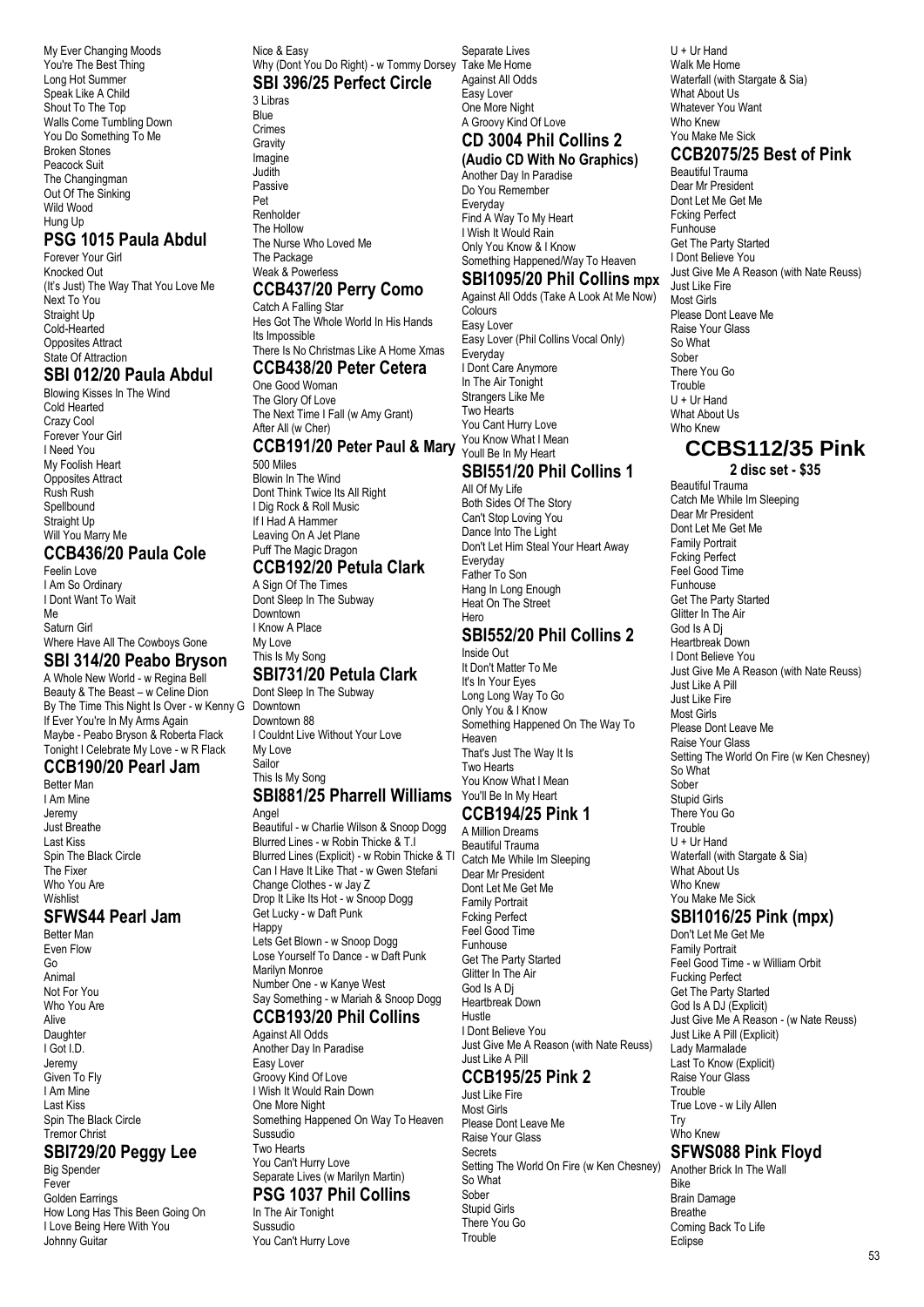My Ever Changing Moods
You're The Best Thing
Long Hot Summer
Speak Like A Child
Shout To The Top
Walls Come Tumbling Down
You Do Something To Me
Broken Stones
Peacock Suit
The Changingman
Out Of The Sinking
Wild Wood
Hung Up

## PSG 1015 Paula Abdul

Forever Your Girl
Knocked Out
(It's Just) The Way That You Love Me
Next To You
Straight Up
Cold-Hearted
Opposites Attract
State Of Attraction

## SBI 012/20 Paula Abdul

Blowing Kisses In The Wind
Cold Hearted
Crazy Cool
Forever Your Girl
I Need You
My Foolish Heart
Opposites Attract
Rush Rush
Spellbound
Straight Up
Will You Marry Me

## CCB436/20 Paula Cole

Feelin Love
I Am So Ordinary
I Dont Want To Wait
Me
Saturn Girl
Where Have All The Cowboys Gone

## SBI 314/20 Peabo Bryson

A Whole New World - w Regina Bell
Beauty & The Beast – w Celine Dion
By The Time This Night Is Over - w Kenny G
If Ever You're In My Arms Again
Maybe - Peabo Bryson & Roberta Flack
Tonight I Celebrate My Love - w R Flack

## CCB190/20 Pearl Jam

Better Man
I Am Mine
Jeremy
Just Breathe
Last Kiss
Spin The Black Circle
The Fixer
Who You Are
Wishlist

## SFWS44 Pearl Jam

Better Man
Even Flow
Go
Animal
Not For You
Who You Are
Alive
Daughter
I Got I.D.
Jeremy
Given To Fly
I Am Mine
Last Kiss
Spin The Black Circle
Tremor Christ

## SBI729/20 Peggy Lee

Big Spender
Fever
Golden Earrings
How Long Has This Been Going On
I Love Being Here With You
Johnny Guitar
Nice & Easy
Why (Dont You Do Right) - w Tommy Dorsey

## SBI 396/25 Perfect Circle

3 Libras
Blue
Crimes
Gravity
Imagine
Judith
Passive
Pet
Renholder
The Hollow
The Nurse Who Loved Me
The Package
Weak & Powerless

## CCB437/20 Perry Como

Catch A Falling Star
Hes Got The Whole World In His Hands
Its Impossible
There Is No Christmas Like A Home Xmas

## CCB438/20 Peter Cetera

One Good Woman
The Glory Of Love
The Next Time I Fall (w Amy Grant)
After All (w Cher)

## CCB191/20 Peter Paul & Mary

500 Miles
Blowin In The Wind
Dont Think Twice Its All Right
I Dig Rock & Roll Music
If I Had A Hammer
Leaving On A Jet Plane
Puff The Magic Dragon

## CCB192/20 Petula Clark

A Sign Of The Times
Dont Sleep In The Subway
Downtown
I Know A Place
My Love
This Is My Song

## SBI731/20 Petula Clark

Dont Sleep In The Subway
Downtown
Downtown 88
I Couldnt Live Without Your Love
My Love
Sailor
This Is My Song

## SBI881/25 Pharrell Williams

Angel
Beautiful - w Charlie Wilson & Snoop Dogg
Blurred Lines - w Robin Thicke & T.I
Blurred Lines (Explicit) - w Robin Thicke & TI
Can I Have It Like That - w Gwen Stefani
Change Clothes - w Jay Z
Drop It Like Its Hot - w Snoop Dogg
Get Lucky - w Daft Punk
Happy
Lets Get Blown - w Snoop Dogg
Lose Yourself To Dance - w Daft Punk
Marilyn Monroe
Number One - w Kanye West
Say Something - w Mariah & Snoop Dogg

## CCB193/20 Phil Collins

Against All Odds
Another Day In Paradise
Easy Lover
Groovy Kind Of Love
I Wish It Would Rain Down
One More Night
Something Happened On Way To Heaven
Sussudio
Two Hearts
You Can't Hurry Love
Separate Lives (w Marilyn Martin)

## PSG 1037 Phil Collins

In The Air Tonight
Sussudio
You Can't Hurry Love
Separate Lives
Take Me Home
Against All Odds
Easy Lover
One More Night
A Groovy Kind Of Love

## CD 3004 Phil Collins 2
### (Audio CD With No Graphics)

Another Day In Paradise
Do You Remember
Everyday
Find A Way To My Heart
I Wish It Would Rain
Only You Know & I Know
Something Happened/Way To Heaven

## SBI1095/20 Phil Collins mpx

Against All Odds (Take A Look At Me Now)
Colours
Easy Lover
Easy Lover (Phil Collins Vocal Only)
Everyday
I Dont Care Anymore
In The Air Tonight
Strangers Like Me
Two Hearts
You Cant Hurry Love
You Know What I Mean
Youll Be In My Heart

## SBI551/20 Phil Collins 1

All Of My Life
Both Sides Of The Story
Can't Stop Loving You
Dance Into The Light
Don't Let Him Steal Your Heart Away
Everyday
Father To Son
Hang In Long Enough
Heat On The Street
Hero

## SBI552/20 Phil Collins 2

Inside Out
It Don't Matter To Me
It's In Your Eyes
Long Long Way To Go
Only You & I Know
Something Happened On The Way To Heaven
That's Just The Way It Is
Two Hearts
You Know What I Mean
You'll Be In My Heart

## CCB194/25 Pink 1

A Million Dreams
Beautiful Trauma
Catch Me While Im Sleeping
Dear Mr President
Dont Let Me Get Me
Family Portrait
Fcking Perfect
Feel Good Time
Funhouse
Get The Party Started
Glitter In The Air
God Is A Dj
Heartbreak Down
Hustle
I Dont Believe You
Just Give Me A Reason (with Nate Reuss)
Just Like A Pill

## CCB195/25 Pink 2

Just Like Fire
Most Girls
Please Dont Leave Me
Raise Your Glass
Secrets
Setting The World On Fire (w Ken Chesney)
So What
Sober
Stupid Girls
There You Go
Trouble
U + Ur Hand
Walk Me Home
Waterfall (with Stargate & Sia)
What About Us
Whatever You Want
Who Knew
You Make Me Sick

## CCB2075/25 Best of Pink

Beautiful Trauma
Dear Mr President
Dont Let Me Get Me
Fcking Perfect
Funhouse
Get The Party Started
I Dont Believe You
Just Give Me A Reason (with Nate Reuss)
Just Like Fire
Most Girls
Please Dont Leave Me
Raise Your Glass
So What
Sober
There You Go
Trouble
U + Ur Hand
What About Us
Who Knew

# CCBS112/35 Pink
### 2 disc set - $35

Beautiful Trauma
Catch Me While Im Sleeping
Dear Mr President
Dont Let Me Get Me
Family Portrait
Fcking Perfect
Feel Good Time
Funhouse
Get The Party Started
Glitter In The Air
God Is A Dj
Heartbreak Down
I Dont Believe You
Just Give Me A Reason (with Nate Reuss)
Just Like A Pill
Just Like Fire
Most Girls
Please Dont Leave Me
Raise Your Glass
Setting The World On Fire (w Ken Chesney)
So What
Sober
Stupid Girls
There You Go
Trouble
U + Ur Hand
Waterfall (with Stargate & Sia)
What About Us
Who Knew
You Make Me Sick

## SBI1016/25 Pink (mpx)

Don't Let Me Get Me
Family Portrait
Feel Good Time - w William Orbit
Fucking Perfect
Get The Party Started
God Is A DJ (Explicit)
Just Give Me A Reason - (w Nate Reuss)
Just Like A Pill (Explicit)
Lady Marmalade
Last To Know (Explicit)
Raise Your Glass
Trouble
True Love - w Lily Allen
Try
Who Knew

## SFWS088 Pink Floyd

Another Brick In The Wall
Bike
Brain Damage
Breathe
Coming Back To Life
Eclipse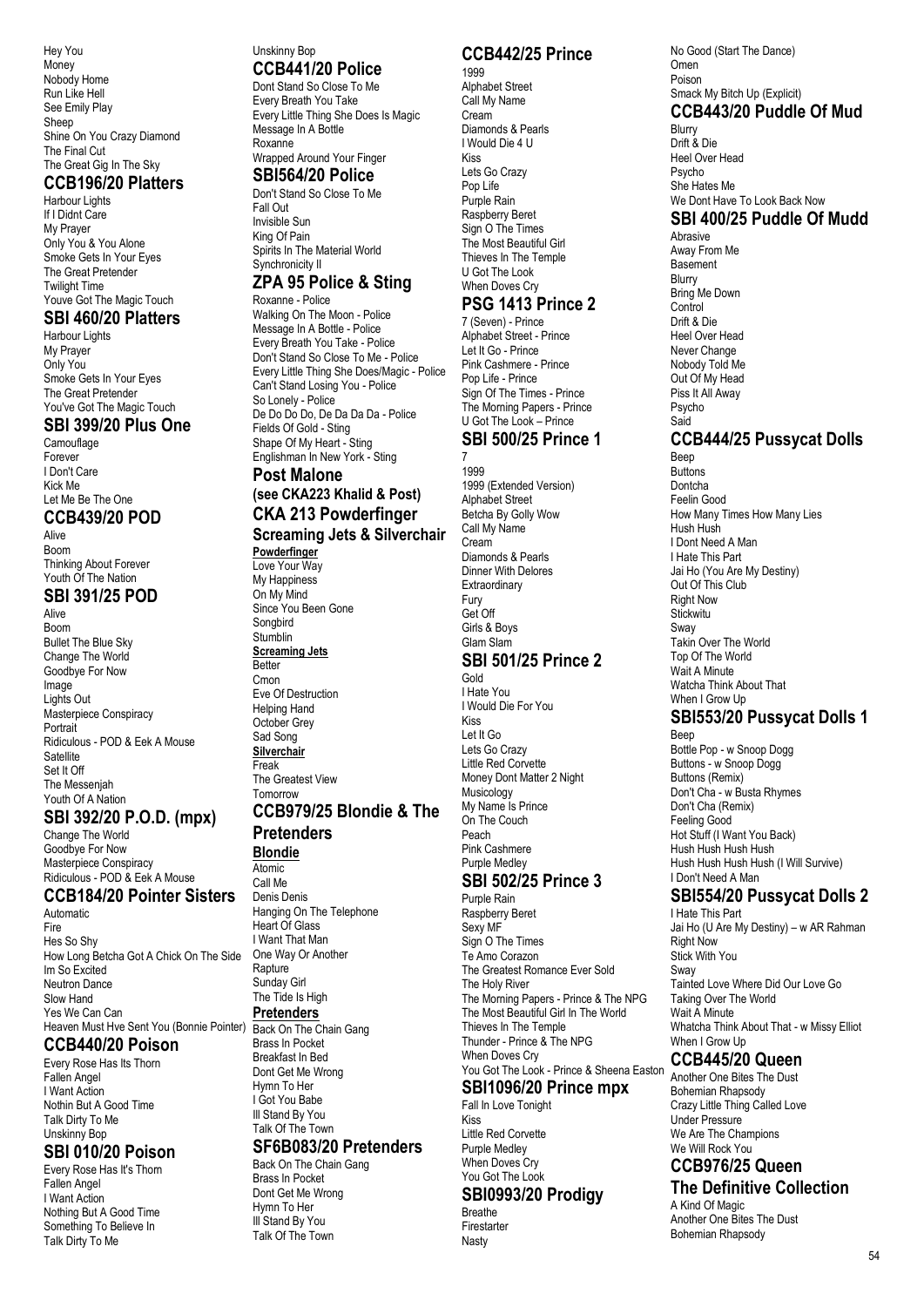Hey You
Money
Nobody Home
Run Like Hell
See Emily Play
Sheep
Shine On You Crazy Diamond
The Final Cut
The Great Gig In The Sky

## CCB196/20 Platters

Harbour Lights
If I Didnt Care
My Prayer
Only You & You Alone
Smoke Gets In Your Eyes
The Great Pretender
Twilight Time
Youve Got The Magic Touch

## SBI 460/20 Platters

Harbour Lights
My Prayer
Only You
Smoke Gets In Your Eyes
The Great Pretender
You've Got The Magic Touch

## SBI 399/20 Plus One

Camouflage
Forever
I Don't Care
Kick Me
Let Me Be The One

## CCB439/20 POD

Alive
Boom
Thinking About Forever
Youth Of The Nation

## SBI 391/25 POD

Alive
Boom
Bullet The Blue Sky
Change The World
Goodbye For Now
Image
Lights Out
Masterpiece Conspiracy
Portrait
Ridiculous - POD & Eek A Mouse
Satellite
Set It Off
The Messenjah
Youth Of A Nation

## SBI 392/20 P.O.D. (mpx)

Change The World
Goodbye For Now
Masterpiece Conspiracy
Ridiculous - POD & Eek A Mouse

## CCB184/20 Pointer Sisters

Automatic
Fire
Hes So Shy
How Long Betcha Got A Chick On The Side
Im So Excited
Neutron Dance
Slow Hand
Yes We Can Can
Heaven Must Hve Sent You (Bonnie Pointer)

## CCB440/20 Poison

Every Rose Has Its Thorn
Fallen Angel
I Want Action
Nothin But A Good Time
Talk Dirty To Me
Unskinny Bop

## SBI 010/20 Poison

Every Rose Has It's Thorn
Fallen Angel
I Want Action
Nothing But A Good Time
Something To Believe In
Talk Dirty To Me
Unskinny Bop

## CCB441/20 Police

Dont Stand So Close To Me
Every Breath You Take
Every Little Thing She Does Is Magic
Message In A Bottle
Roxanne
Wrapped Around Your Finger

## SBI564/20 Police

Don't Stand So Close To Me
Fall Out
Invisible Sun
King Of Pain
Spirits In The Material World
Synchronicity II

## ZPA 95 Police & Sting

Roxanne - Police
Walking On The Moon - Police
Message In A Bottle - Police
Every Breath You Take - Police
Don't Stand So Close To Me - Police
Every Little Thing She Does/Magic - Police
Can't Stand Losing You - Police
So Lonely - Police
De Do Do Do, De Da Da Da - Police
Fields Of Gold - Sting
Shape Of My Heart - Sting
Englishman In New York - Sting

## Post Malone
### (see CKA223 Khalid & Post)

## CKA 213 Powderfinger
### Screaming Jets & Silverchair

**Powderfinger**
Love Your Way
My Happiness
On My Mind
Since You Been Gone
Songbird
Stumblin

**Screaming Jets**
Better
Cmon
Eve Of Destruction
Helping Hand
October Grey
Sad Song

**Silverchair**
Freak
The Greatest View
Tomorrow

## CCB979/25 Blondie & The Pretenders

**Blondie**
Atomic
Call Me
Denis Denis
Hanging On The Telephone
Heart Of Glass
I Want That Man
One Way Or Another
Rapture
Sunday Girl
The Tide Is High

**Pretenders**
Back On The Chain Gang
Brass In Pocket
Breakfast In Bed
Dont Get Me Wrong
Hymn To Her
I Got You Babe
Ill Stand By You
Talk Of The Town

## SF6B083/20 Pretenders

Back On The Chain Gang
Brass In Pocket
Dont Get Me Wrong
Hymn To Her
Ill Stand By You
Talk Of The Town

## CCB442/25 Prince

1999
Alphabet Street
Call My Name
Cream
Diamonds & Pearls
I Would Die 4 U
Kiss
Lets Go Crazy
Pop Life
Purple Rain
Raspberry Beret
Sign O The Times
The Most Beautiful Girl
Thieves In The Temple
U Got The Look
When Doves Cry

## PSG 1413 Prince 2

7 (Seven) - Prince
Alphabet Street - Prince
Let It Go - Prince
Pink Cashmere - Prince
Pop Life - Prince
Sign Of The Times - Prince
The Morning Papers - Prince
U Got The Look – Prince

## SBI 500/25 Prince 1

7
1999
1999 (Extended Version)
Alphabet Street
Betcha By Golly Wow
Call My Name
Cream
Diamonds & Pearls
Dinner With Delores
Extraordinary
Fury
Get Off
Girls & Boys
Glam Slam

## SBI 501/25 Prince 2

Gold
I Hate You
I Would Die For You
Kiss
Let It Go
Lets Go Crazy
Little Red Corvette
Money Dont Matter 2 Night
Musicology
My Name Is Prince
On The Couch
Peach
Pink Cashmere
Purple Medley

## SBI 502/25 Prince 3

Purple Rain
Raspberry Beret
Sexy MF
Sign O The Times
Te Amo Corazon
The Greatest Romance Ever Sold
The Holy River
The Morning Papers - Prince & The NPG
The Most Beautiful Girl In The World
Thieves In The Temple
Thunder - Prince & The NPG
When Doves Cry
You Got The Look - Prince & Sheena Easton

## SBI1096/20 Prince mpx

Fall In Love Tonight
Kiss
Little Red Corvette
Purple Medley
When Doves Cry
You Got The Look

## SBI0993/20 Prodigy

Breathe
Firestarter
Nasty
No Good (Start The Dance)
Omen
Poison
Smack My Bitch Up (Explicit)

## CCB443/20 Puddle Of Mud

Blurry
Drift & Die
Heel Over Head
Psycho
She Hates Me
We Dont Have To Look Back Now

## SBI 400/25 Puddle Of Mudd

Abrasive
Away From Me
Basement
Blurry
Bring Me Down
Control
Drift & Die
Heel Over Head
Never Change
Nobody Told Me
Out Of My Head
Piss It All Away
Psycho
Said

## CCB444/25 Pussycat Dolls

Beep
Buttons
Dontcha
Feelin Good
How Many Times How Many Lies
Hush Hush
I Dont Need A Man
I Hate This Part
Jai Ho (You Are My Destiny)
Out Of This Club
Right Now
Stickwitu
Sway
Takin Over The World
Top Of The World
Wait A Minute
Watcha Think About That
When I Grow Up

## SBI553/20 Pussycat Dolls 1

Beep
Bottle Pop - w Snoop Dogg
Buttons - w Snoop Dogg
Buttons (Remix)
Don't Cha - w Busta Rhymes
Don't Cha (Remix)
Feeling Good
Hot Stuff (I Want You Back)
Hush Hush Hush Hush
Hush Hush Hush Hush (I Will Survive)
I Don't Need A Man

## SBI554/20 Pussycat Dolls 2

I Hate This Part
Jai Ho (U Are My Destiny) – w AR Rahman
Right Now
Stick With You
Sway
Tainted Love Where Did Our Love Go
Taking Over The World
Wait A Minute
Whatcha Think About That - w Missy Elliot
When I Grow Up

## CCB445/20 Queen

Another One Bites The Dust
Bohemian Rhapsody
Crazy Little Thing Called Love
Under Pressure
We Are The Champions
We Will Rock You

## CCB976/25 Queen
### The Definitive Collection

A Kind Of Magic
Another One Bites The Dust
Bohemian Rhapsody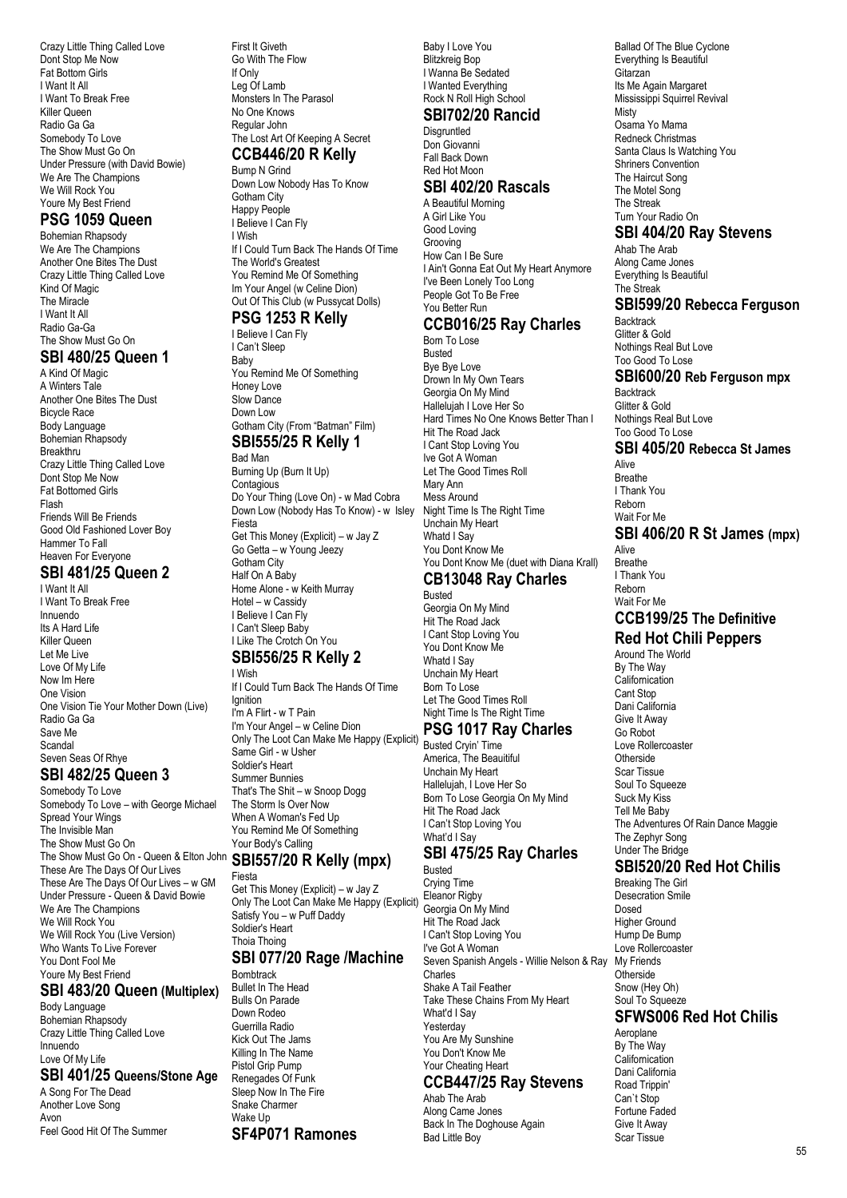Crazy Little Thing Called Love
Dont Stop Me Now
Fat Bottom Girls
I Want It All
I Want To Break Free
Killer Queen
Radio Ga Ga
Somebody To Love
The Show Must Go On
Under Pressure (with David Bowie)
We Are The Champions
We Will Rock You
Youre My Best Friend

## PSG 1059 Queen

Bohemian Rhapsody
We Are The Champions
Another One Bites The Dust
Crazy Little Thing Called Love
Kind Of Magic
The Miracle
I Want It All
Radio Ga-Ga
The Show Must Go On

## SBI 480/25 Queen 1

A Kind Of Magic
A Winters Tale
Another One Bites The Dust
Bicycle Race
Body Language
Bohemian Rhapsody
Breakthru
Crazy Little Thing Called Love
Dont Stop Me Now
Fat Bottomed Girls
Flash
Friends Will Be Friends
Good Old Fashioned Lover Boy
Hammer To Fall
Heaven For Everyone

## SBI 481/25 Queen 2

I Want It All
I Want To Break Free
Innuendo
Its A Hard Life
Killer Queen
Let Me Live
Love Of My Life
Now Im Here
One Vision
One Vision Tie Your Mother Down (Live)
Radio Ga Ga
Save Me
Scandal
Seven Seas Of Rhye

## SBI 482/25 Queen 3

Somebody To Love
Somebody To Love – with George Michael
Spread Your Wings
The Invisible Man
The Show Must Go On
The Show Must Go On - Queen & Elton John
These Are The Days Of Our Lives
These Are The Days Of Our Lives – w GM
Under Pressure - Queen & David Bowie
We Are The Champions
We Will Rock You
We Will Rock You (Live Version)
Who Wants To Live Forever
You Dont Fool Me
Youre My Best Friend

## SBI 483/20 Queen (Multiplex)

Body Language
Bohemian Rhapsody
Crazy Little Thing Called Love
Innuendo
Love Of My Life

## SBI 401/25 Queens/Stone Age

A Song For The Dead
Another Love Song
Avon
Feel Good Hit Of The Summer
First It Giveth
Go With The Flow
If Only
Leg Of Lamb
Monsters In The Parasol
No One Knows
Regular John
The Lost Art Of Keeping A Secret

## CCB446/20 R Kelly

Bump N Grind
Down Low Nobody Has To Know
Gotham City
Happy People
I Believe I Can Fly
I Wish
If I Could Turn Back The Hands Of Time
The World's Greatest
You Remind Me Of Something
Im Your Angel (w Celine Dion)
Out Of This Club (w Pussycat Dolls)

## PSG 1253 R Kelly

I Believe I Can Fly
I Can't Sleep
Baby
You Remind Me Of Something
Honey Love
Slow Dance
Down Low
Gotham City (From "Batman" Film)

## SBI555/25 R Kelly 1

Bad Man
Burning Up (Burn It Up)
Contagious
Do Your Thing (Love On) - w Mad Cobra
Down Low (Nobody Has To Know) - w Isley
Fiesta
Get This Money (Explicit) – w Jay Z
Go Getta – w Young Jeezy
Gotham City
Half On A Baby
Home Alone - w Keith Murray
Hotel – w Cassidy
I Believe I Can Fly
I Can't Sleep Baby
I Like The Crotch On You

## SBI556/25 R Kelly 2

I Wish
If I Could Turn Back The Hands Of Time
Ignition
I'm A Flirt - w T Pain
I'm Your Angel – w Celine Dion
Only The Loot Can Make Me Happy (Explicit)
Same Girl - w Usher
Soldier's Heart
Summer Bunnies
That's The Shit – w Snoop Dogg
The Storm Is Over Now
When A Woman's Fed Up
You Remind Me Of Something
Your Body's Calling

## SBI557/20 R Kelly (mpx)

Fiesta
Get This Money (Explicit) – w Jay Z
Only The Loot Can Make Me Happy (Explicit)
Satisfy You – w Puff Daddy
Soldier's Heart
Thoia Thoing

## SBI 077/20 Rage /Machine

Bombtrack
Bullet In The Head
Bulls On Parade
Down Rodeo
Guerrilla Radio
Kick Out The Jams
Killing In The Name
Pistol Grip Pump
Renegades Of Funk
Sleep Now In The Fire
Snake Charmer
Wake Up

## SF4P071 Ramones

Baby I Love You
Blitzkreig Bop
I Wanna Be Sedated
I Wanted Everything
Rock N Roll High School

## SBI702/20 Rancid

Disgruntled
Don Giovanni
Fall Back Down
Red Hot Moon

## SBI 402/20 Rascals

A Beautiful Morning
A Girl Like You
Good Loving
Grooving
How Can I Be Sure
I Ain't Gonna Eat Out My Heart Anymore
I've Been Lonely Too Long
People Got To Be Free
You Better Run

## CCB016/25 Ray Charles

Born To Lose
Busted
Bye Bye Love
Drown In My Own Tears
Georgia On My Mind
Hallelujah I Love Her So
Hard Times No One Knows Better Than I
Hit The Road Jack
I Cant Stop Loving You
Ive Got A Woman
Let The Good Times Roll
Mary Ann
Mess Around
Night Time Is The Right Time
Unchain My Heart
Whatd I Say
You Dont Know Me
You Dont Know Me (duet with Diana Krall)

## CB13048 Ray Charles

Busted
Georgia On My Mind
Hit The Road Jack
I Cant Stop Loving You
You Dont Know Me
Whatd I Say
Unchain My Heart
Born To Lose
Let The Good Times Roll
Night Time Is The Right Time

## PSG 1017 Ray Charles

Busted Cryin' Time
America, The Beauitiful
Unchain My Heart
Hallelujah, I Love Her So
Born To Lose Georgia On My Mind
Hit The Road Jack
I Can't Stop Loving You
What'd I Say

## SBI 475/25 Ray Charles

Busted
Crying Time
Eleanor Rigby
Georgia On My Mind
Hit The Road Jack
I Can't Stop Loving You
I've Got A Woman
Seven Spanish Angels - Willie Nelson & Ray Charles
Shake A Tail Feather
Take These Chains From My Heart
What'd I Say
Yesterday
You Are My Sunshine
You Don't Know Me
Your Cheating Heart

## CCB447/25 Ray Stevens

Ahab The Arab
Along Came Jones
Back In The Doghouse Again
Bad Little Boy
Ballad Of The Blue Cyclone
Everything Is Beautiful
Gitarzan
Its Me Again Margaret
Mississippi Squirrel Revival
Misty
Osama Yo Mama
Redneck Christmas
Santa Claus Is Watching You
Shriners Convention
The Haircut Song
The Motel Song
The Streak
Turn Your Radio On

## SBI 404/20 Ray Stevens

Ahab The Arab
Along Came Jones
Everything Is Beautiful
The Streak

## SBI599/20 Rebecca Ferguson

Backtrack
Glitter & Gold
Nothings Real But Love
Too Good To Lose

## SBI600/20 Reb Ferguson mpx

Backtrack
Glitter & Gold
Nothings Real But Love
Too Good To Lose

## SBI 405/20 Rebecca St James

Alive
Breathe
I Thank You
Reborn
Wait For Me

## SBI 406/20 R St James (mpx)

Alive
Breathe
I Thank You
Reborn
Wait For Me

## CCB199/25 The Definitive Red Hot Chili Peppers

Around The World
By The Way
Californication
Cant Stop
Dani California
Give It Away
Go Robot
Love Rollercoaster
Otherside
Scar Tissue
Soul To Squeeze
Suck My Kiss
Tell Me Baby
The Adventures Of Rain Dance Maggie
The Zephyr Song
Under The Bridge

## SBI520/20 Red Hot Chilis

Breaking The Girl
Desecration Smile
Dosed
Higher Ground
Hump De Bump
Love Rollercoaster
My Friends
Otherside
Snow (Hey Oh)
Soul To Squeeze

## SFWS006 Red Hot Chilis

Aeroplane
By The Way
Californication
Dani California
Road Trippin'
Can`t Stop
Fortune Faded
Give It Away
Scar Tissue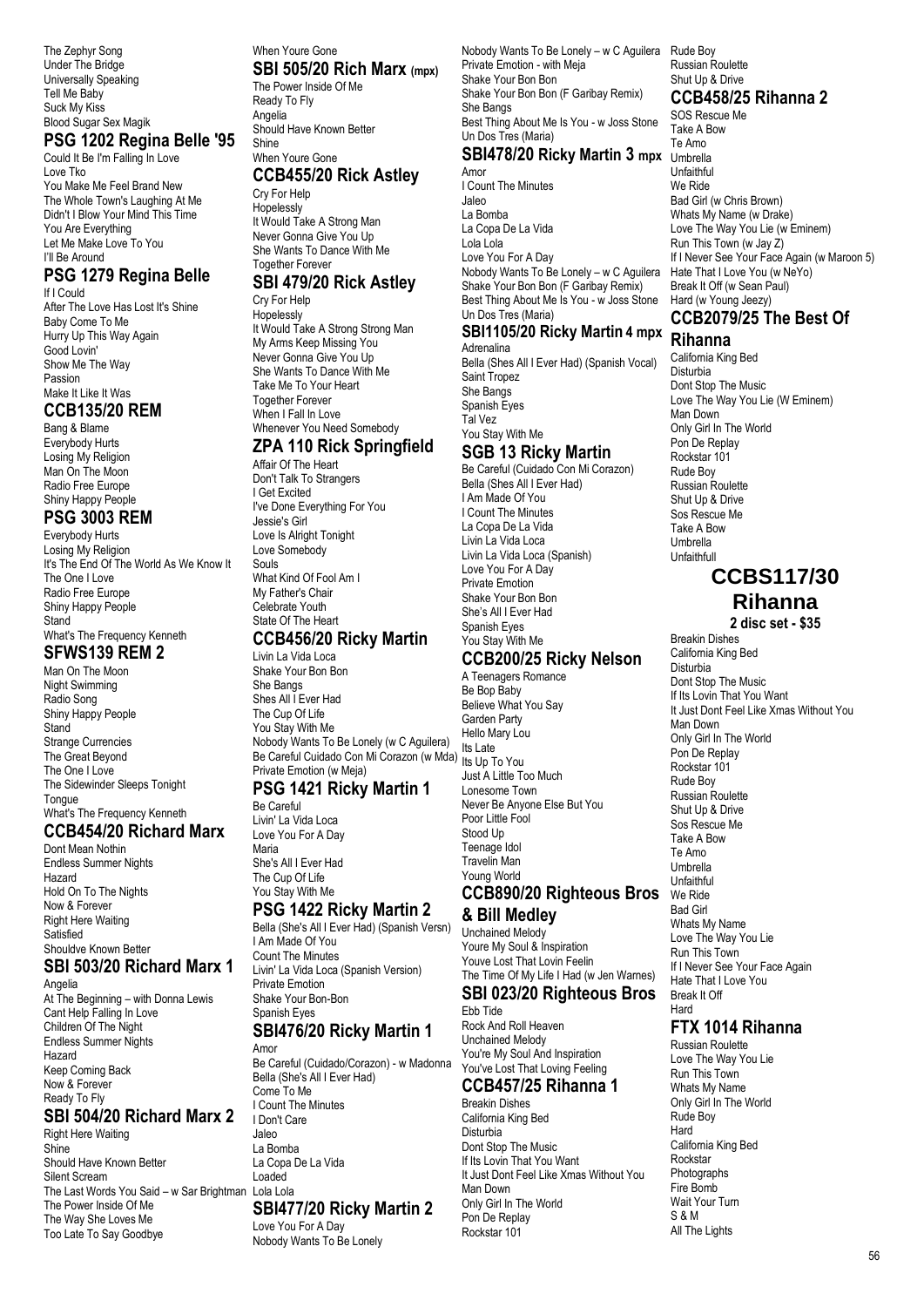The Zephyr Song
Under The Bridge
Universally Speaking
Tell Me Baby
Suck My Kiss
Blood Sugar Sex Magik

## PSG 1202 Regina Belle '95

Could It Be I'm Falling In Love
Love Tko
You Make Me Feel Brand New
The Whole Town's Laughing At Me
Didn't I Blow Your Mind This Time
You Are Everything
Let Me Make Love To You
I'll Be Around

## PSG 1279 Regina Belle

If I Could
After The Love Has Lost It's Shine
Baby Come To Me
Hurry Up This Way Again
Good Lovin'
Show Me The Way
Passion
Make It Like It Was

## CCB135/20 REM

Bang & Blame
Everybody Hurts
Losing My Religion
Man On The Moon
Radio Free Europe
Shiny Happy People

## PSG 3003 REM

Everybody Hurts
Losing My Religion
It's The End Of The World As We Know It
The One I Love
Radio Free Europe
Shiny Happy People
Stand
What's The Frequency Kenneth

## SFWS139 REM 2

Man On The Moon
Night Swimming
Radio Song
Shiny Happy People
Stand
Strange Currencies
The Great Beyond
The One I Love
The Sidewinder Sleeps Tonight
Tongue
What's The Frequency Kenneth

## CCB454/20 Richard Marx

Dont Mean Nothin
Endless Summer Nights
Hazard
Hold On To The Nights
Now & Forever
Right Here Waiting
Satisfied
Shouldve Known Better

## SBI 503/20 Richard Marx 1

Angelia
At The Beginning – with Donna Lewis
Cant Help Falling In Love
Children Of The Night
Endless Summer Nights
Hazard
Keep Coming Back
Now & Forever
Ready To Fly

## SBI 504/20 Richard Marx 2

Right Here Waiting
Shine
Should Have Known Better
Silent Scream
The Last Words You Said – w Sar Brightman
The Power Inside Of Me
The Way She Loves Me
Too Late To Say Goodbye
When Youre Gone

## SBI 505/20 Rich Marx (mpx)

The Power Inside Of Me
Ready To Fly
Angelia
Should Have Known Better
Shine
When Youre Gone

## CCB455/20 Rick Astley

Cry For Help
Hopelessly
It Would Take A Strong Man
Never Gonna Give You Up
She Wants To Dance With Me
Together Forever

## SBI 479/20 Rick Astley

Cry For Help
Hopelessly
It Would Take A Strong Strong Man
My Arms Keep Missing You
Never Gonna Give You Up
She Wants To Dance With Me
Take Me To Your Heart
Together Forever
When I Fall In Love
Whenever You Need Somebody

## ZPA 110 Rick Springfield

Affair Of The Heart
Don't Talk To Strangers
I Get Excited
I've Done Everything For You
Jessie's Girl
Love Is Alright Tonight
Love Somebody
Souls
What Kind Of Fool Am I
My Father's Chair
Celebrate Youth
State Of The Heart

## CCB456/20 Ricky Martin

Livin La Vida Loca
Shake Your Bon Bon
She Bangs
Shes All I Ever Had
The Cup Of Life
You Stay With Me
Nobody Wants To Be Lonely (w C Aguilera)
Be Careful Cuidado Con Mi Corazon (w Mda)
Private Emotion (w Meja)

## PSG 1421 Ricky Martin 1

Be Careful
Livin' La Vida Loca
Love You For A Day
Maria
She's All I Ever Had
The Cup Of Life
You Stay With Me

## PSG 1422 Ricky Martin 2

Bella (She's All I Ever Had) (Spanish Versn)
I Am Made Of You
Count The Minutes
Livin' La Vida Loca (Spanish Version)
Private Emotion
Shake Your Bon-Bon
Spanish Eyes

## SBI476/20 Ricky Martin 1

Amor
Be Careful (Cuidado/Corazon) - w Madonna
Bella (She's All I Ever Had)
Come To Me
I Count The Minutes
I Don't Care
Jaleo
La Bomba
La Copa De La Vida
Loaded
Lola Lola

## SBI477/20 Ricky Martin 2

Love You For A Day
Nobody Wants To Be Lonely
Nobody Wants To Be Lonely – w C Aguilera
Private Emotion - with Meja
Shake Your Bon Bon
Shake Your Bon Bon (F Garibay Remix)
She Bangs
Best Thing About Me Is You - w Joss Stone
Un Dos Tres (Maria)

## SBI478/20 Ricky Martin 3 mpx

Amor
I Count The Minutes
Jaleo
La Bomba
La Copa De La Vida
Lola Lola
Love You For A Day
Nobody Wants To Be Lonely – w C Aguilera
Shake Your Bon Bon (F Garibay Remix)
Best Thing About Me Is You - w Joss Stone
Un Dos Tres (Maria)

## SBI1105/20 Ricky Martin 4 mpx

Adrenalina
Bella (Shes All I Ever Had) (Spanish Vocal)
Saint Tropez
She Bangs
Spanish Eyes
Tal Vez
You Stay With Me

## SGB 13 Ricky Martin

Be Careful (Cuidado Con Mi Corazon)
Bella (Shes All I Ever Had)
I Am Made Of You
I Count The Minutes
La Copa De La Vida
Livin La Vida Loca
Livin La Vida Loca (Spanish)
Love You For A Day
Private Emotion
Shake Your Bon Bon
She's All I Ever Had
Spanish Eyes
You Stay With Me

## CCB200/25 Ricky Nelson

A Teenagers Romance
Be Bop Baby
Believe What You Say
Garden Party
Hello Mary Lou
Its Late
Its Up To You
Just A Little Too Much
Lonesome Town
Never Be Anyone Else But You
Poor Little Fool
Stood Up
Teenage Idol
Travelin Man
Young World

## CCB890/20 Righteous Bros & Bill Medley

Unchained Melody
Youre My Soul & Inspiration
Youve Lost That Lovin Feelin
The Time Of My Life I Had (w Jen Warnes)

## SBI 023/20 Righteous Bros

Ebb Tide
Rock And Roll Heaven
Unchained Melody
You're My Soul And Inspiration
You've Lost That Loving Feeling

## CCB457/25 Rihanna 1

Breakin Dishes
California King Bed
Disturbia
Dont Stop The Music
If Its Lovin That You Want
It Just Dont Feel Like Xmas Without You
Man Down
Only Girl In The World
Pon De Replay
Rockstar 101
Rude Boy
Russian Roulette
Shut Up & Drive

## CCB458/25 Rihanna 2

SOS Rescue Me
Take A Bow
Te Amo
Umbrella
Unfaithful
We Ride
Bad Girl (w Chris Brown)
Whats My Name (w Drake)
Love The Way You Lie (w Eminem)
Run This Town (w Jay Z)
If I Never See Your Face Again (w Maroon 5)
Hate That I Love You (w NeYo)
Break It Off (w Sean Paul)
Hard (w Young Jeezy)

## CCB2079/25 The Best Of Rihanna

California King Bed
Disturbia
Dont Stop The Music
Love The Way You Lie (W Eminem)
Man Down
Only Girl In The World
Pon De Replay
Rockstar 101
Rude Boy
Russian Roulette
Shut Up & Drive
Sos Rescue Me
Take A Bow
Umbrella
Unfaithfull

## CCBS117/30 Rihanna

**2 disc set - $35**

Breakin Dishes
California King Bed
Disturbia
Dont Stop The Music
If Its Lovin That You Want
It Just Dont Feel Like Xmas Without You
Man Down
Only Girl In The World
Pon De Replay
Rockstar 101
Rude Boy
Russian Roulette
Shut Up & Drive
Sos Rescue Me
Take A Bow
Te Amo
Umbrella
Unfaithful
We Ride
Bad Girl
Whats My Name
Love The Way You Lie
Run This Town
If I Never See Your Face Again
Hate That I Love You
Break It Off
Hard

## FTX 1014 Rihanna

Russian Roulette
Love The Way You Lie
Run This Town
Whats My Name
Only Girl In The World
Rude Boy
Hard
California King Bed
Rockstar
Photographs
Fire Bomb
Wait Your Turn
S & M
All The Lights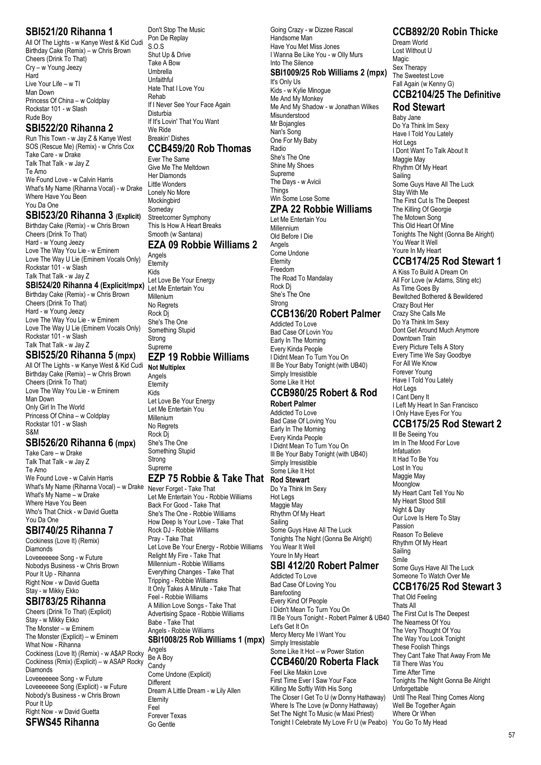## SBI521/20 Rihanna 1

All Of The Lights - w Kanye West & Kid Cudi
Birthday Cake (Remix) – w Chris Brown
Cheers (Drink To That)
Cry – w Young Jeezy
Hard
Live Your Life – w TI
Man Down
Princess Of China – w Coldplay
Rockstar 101 - w Slash
Rude Boy

## SBI522/20 Rihanna 2

Run This Town - w Jay Z & Kanye West
SOS (Rescue Me) (Remix) - w Chris Cox
Take Care - w Drake
Talk That Talk - w Jay Z
Te Amo
We Found Love - w Calvin Harris
What's My Name (Rihanna Vocal) - w Drake
Where Have You Been
You Da One

## SBI523/20 Rihanna 3 (Explicit)

Birthday Cake (Remix) - w Chris Brown
Cheers (Drink To That)
Hard - w Young Jeezy
Love The Way You Lie - w Eminem
Love The Way U Lie (Eminem Vocals Only)
Rockstar 101 - w Slash
Talk That Talk - w Jay Z

## SBI524/20 Rihanna 4 (Explicit/mpx)

Birthday Cake (Remix) - w Chris Brown
Cheers (Drink To That)
Hard - w Young Jeezy
Love The Way You Lie - w Eminem
Love The Way U Lie (Eminem Vocals Only)
Rockstar 101 - w Slash
Talk That Talk - w Jay Z

## SBI525/20 Rihanna 5 (mpx)

All Of The Lights - w Kanye West & Kid Cudi
Birthday Cake (Remix) – w Chris Brown
Cheers (Drink To That)
Love The Way You Lie - w Eminem
Man Down
Only Girl In The World
Princess Of China – w Coldplay
Rockstar 101 - w Slash
S&M

## SBI526/20 Rihanna 6 (mpx)

Take Care – w Drake
Talk That Talk - w Jay Z
Te Amo
We Found Love - w Calvin Harris
What's My Name (Rihanna Vocal) – w Drake
What's My Name – w Drake
Where Have You Been
Who's That Chick - w David Guetta
You Da One

## SBI740/25 Rihanna 7

Cockiness (Love It) (Remix)
Diamonds
Loveeeeeee Song - w Future
Nobodys Business - w Chris Brown
Pour It Up - Rihanna
Right Now - w David Guetta
Stay - w Mikky Ekko

## SBI783/25 Rihanna

Cheers (Drink To That) (Explicit)
Stay - w Mikky Ekko
The Monster – w Eminem
The Monster (Explicit) – w Eminem
What Now - Rihanna
Cockiness (Love It) (Remix) - w A$AP Rocky
Cockiness (Rmix) (Explicit) – w ASAP Rocky
Diamonds
Loveeeeeee Song - w Future
Loveeeeeee Song (Explicit) - w Future
Nobody's Business - w Chris Brown
Pour It Up
Right Now - w David Guetta

## SFWS45 Rihanna

Don't Stop The Music
Pon De Replay
S.O.S
Shut Up & Drive
Take A Bow
Umbrella
Unfaithful
Hate That I Love You
Rehab
If I Never See Your Face Again
Disturbia
If It's Lovin' That You Want
We Ride
Breakin' Dishes

## CCB459/20 Rob Thomas

Ever The Same
Give Me The Meltdown
Her Diamonds
Little Wonders
Lonely No More
Mockingbird
Someday
Streetcorner Symphony
This Is How A Heart Breaks
Smooth (w Santana)

## EZA 09 Robbie Williams 2

Angels
Eternity
Kids
Let Love Be Your Energy
Let Me Entertain You
Millenium
No Regrets
Rock Dj
She's The One
Something Stupid
Strong
Supreme

## EZP 19 Robbie Williams

**Not Multiplex**

Angels
Eternity
Kids
Let Love Be Your Energy
Let Me Entertain You
Millenium
No Regrets
Rock Dj
She's The One
Something Stupid
Strong
Supreme

## EZP 75 Robbie & Take That

Never Forget - Take That
Let Me Entertain You - Robbie Williams
Back For Good - Take That
She's The One - Robbie Williams
How Deep Is Your Love - Take That
Rock DJ - Robbie Williams
Pray - Take That
Let Love Be Your Energy - Robbie Williams
Relight My Fire - Take That
Millennium - Robbie Williams
Everything Changes - Take That
Tripping - Robbie Williams
It Only Takes A Minute - Take That
Feel - Robbie Williams
A Million Love Songs - Take That
Advertising Space - Robbie Williams
Babe - Take That
Angels - Robbie Williams

## SBI1008/25 Rob Williams 1 (mpx)

Angels
Be A Boy
Candy
Come Undone (Explicit)
Different
Dream A Little Dream - w Lily Allen
Eternity
Feel
Forever Texas
Go Gentle
Going Crazy - w Dizzee Rascal
Handsome Man
Have You Met Miss Jones
I Wanna Be Like You - w Olly Murs
Into The Silence

## SBI1009/25 Rob Williams 2 (mpx)

It's Only Us
Kids - w Kylie Minogue
Me And My Monkey
Me And My Shadow - w Jonathan Wilkes
Misunderstood
Mr Bojangles
Nan's Song
One For My Baby
Radio
She's The One
Shine My Shoes
Supreme
The Days - w Avicii
Things
Win Some Lose Some

## ZPA 22 Robbie Williams

Let Me Entertain You
Millennium
Old Before I Die
Angels
Come Undone
Eternity
Freedom
The Road To Mandalay
Rock Dj
She's The One
Strong

## CCB136/20 Robert Palmer

Addicted To Love
Bad Case Of Lovin You
Early In The Morning
Every Kinda People
I Didnt Mean To Turn You On
Ill Be Your Baby Tonight (with UB40)
Simply Irresistible
Some Like It Hot

## CCB980/25 Robert & Rod

**Robert Palmer**

Addicted To Love
Bad Case Of Loving You
Early In The Morning
Every Kinda People
I Didnt Mean To Turn You On
Ill Be Your Baby Tonight (with UB40)
Simply Irresistible
Some Like It Hot

**Rod Stewart**

Do Ya Think Im Sexy
Hot Legs
Maggie May
Rhythm Of My Heart
Sailing
Some Guys Have All The Luck
Tonights The Night (Gonna Be Alright)
You Wear It Well
Youre In My Heart

## SBI 412/20 Robert Palmer

Addicted To Love
Bad Case Of Loving You
Barefooting
Every Kind Of People
I Didn't Mean To Turn You On
I'll Be Yours Tonight - Robert Palmer & UB40
Let's Get It On
Mercy Mercy Me I Want You
Simply Irresistable
Some Like It Hot – w Power Station

## CCB460/20 Roberta Flack

Feel Like Makin Love
First Time Ever I Saw Your Face
Killing Me Softly With His Song
The Closer I Get To U (w Donny Hathaway)
Where Is The Love (w Donny Hathaway)
Set The Night To Music (w Maxi Priest)
Tonight I Celebrate My Love Fr U (w Peabo)

## CCB892/20 Robin Thicke

Dream World
Lost Without U
Magic
Sex Therapy
The Sweetest Love
Fall Again (w Kenny G)

## CCB2104/25 The Definitive Rod Stewart

Baby Jane
Do Ya Think Im Sexy
Have I Told You Lately
Hot Legs
I Dont Want To Talk About It
Maggie May
Rhythm Of My Heart
Sailing
Some Guys Have All The Luck
Stay With Me
The First Cut Is The Deepest
The Killing Of Georgie
The Motown Song
This Old Heart Of Mine
Tonights The Night (Gonna Be Alright)
You Wear It Well
Youre In My Heart

## CCB174/25 Rod Stewart 1

A Kiss To Build A Dream On
All For Love (w Adams, Sting etc)
As Time Goes By
Bewitched Bothered & Bewildered
Crazy Bout Her
Crazy She Calls Me
Do Ya Think Im Sexy
Dont Get Around Much Anymore
Downtown Train
Every Picture Tells A Story
Every Time We Say Goodbye
For All We Know
Forever Young
Have I Told You Lately
Hot Legs
I Cant Deny It
I Left My Heart In San Francisco
I Only Have Eyes For You

## CCB175/25 Rod Stewart 2

Ill Be Seeing You
Im In The Mood For Love
Infatuation
It Had To Be You
Lost In You
Maggie May
Moonglow
My Heart Cant Tell You No
My Heart Stood Still
Night & Day
Our Love Is Here To Stay
Passion
Reason To Believe
Rhythm Of My Heart
Sailing
Smile
Some Guys Have All The Luck
Someone To Watch Over Me

## CCB176/25 Rod Stewart 3

That Old Feeling
Thats All
The First Cut Is The Deepest
The Nearness Of You
The Very Thought Of You
The Way You Look Tonight
These Foolish Things
They Cant Take That Away From Me
Till There Was You
Time After Time
Tonights The Night Gonna Be Alright
Unforgettable
Until The Real Thing Comes Along
Well Be Together Again
Where Or When
You Go To My Head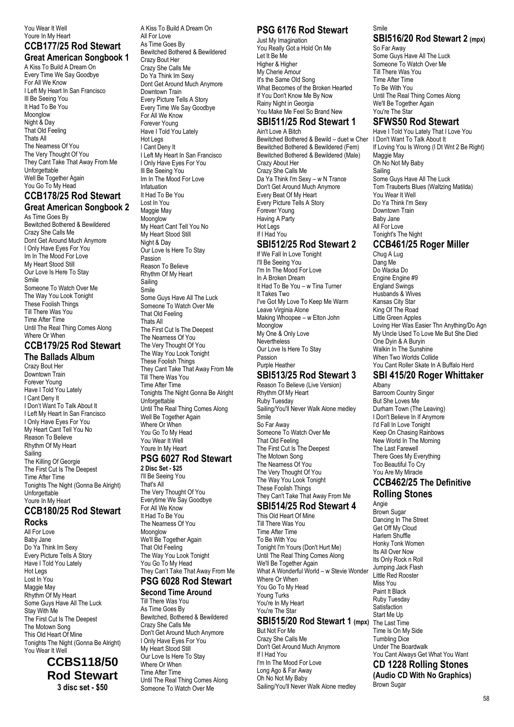You Wear It Well
Youre In My Heart

## CCB177/25 Rod Stewart

### Great American Songbook 1

A Kiss To Build A Dream On
Every Time We Say Goodbye
For All We Know
I Left My Heart In San Francisco
Ill Be Seeing You
It Had To Be You
Moonglow
Night & Day
That Old Feeling
Thats All
The Nearness Of You
The Very Thought Of You
They Cant Take That Away From Me
Unforgettable
Well Be Together Again
You Go To My Head

## CCB178/25 Rod Stewart

### Great American Songbook 2

As Time Goes By
Bewitched Bothered & Bewildered
Crazy She Calls Me
Dont Get Around Much Anymore
I Only Have Eyes For You
Im In The Mood For Love
My Heart Stood Still
Our Love Is Here To Stay
Smile
Someone To Watch Over Me
The Way You Look Tonight
These Foolish Things
Till There Was You
Time After Time
Until The Real Thing Comes Along
Where Or When

## CCB179/25 Rod Stewart

### The Ballads Album

Crazy Bout Her
Downtown Train
Forever Young
Have I Told You Lately
I Cant Deny It
I Don't Want To Talk About It
I Left My Heart In San Francisco
I Only Have Eyes For You
My Heart Cant Tell You No
Reason To Believe
Rhythm Of My Heart
Sailing
The Killing Of Georgie
The First Cut Is The Deepest
Time After Time
Tonights The Night (Gonna Be Alright)
Unforgettable
Youre In My Heart

## CCB180/25 Rod Stewart

### Rocks

All For Love
Baby Jane
Do Ya Think Im Sexy
Every Picture Tells A Story
Have I Told You Lately
Hot Legs
Lost In You
Maggie May
Rhythm Of My Heart
Some Guys Have All The Luck
Stay With Me
The First Cut Is The Deepest
The Motown Song
This Old Heart Of Mine
Tonights The Night (Gonna Be Alright)
You Wear It Well

## CCBS118/50 Rod Stewart

**3 disc set - $50**

A Kiss To Build A Dream On
All For Love
As Time Goes By
Bewitched Bothered & Bewildered
Crazy Bout Her
Crazy She Calls Me
Do Ya Think Im Sexy
Dont Get Around Much Anymore
Downtown Train
Every Picture Tells A Story
Every Time We Say Goodbye
For All We Know
Forever Young
Have I Told You Lately
Hot Legs
I Cant Deny It
I Left My Heart In San Francisco
I Only Have Eyes For You
Ill Be Seeing You
Im In The Mood For Love
Infatuation
It Had To Be You
Lost In You
Maggie May
Moonglow
My Heart Cant Tell You No
My Heart Stood Still
Night & Day
Our Love Is Here To Stay
Passion
Reason To Believe
Rhythm Of My Heart
Sailing
Smile
Some Guys Have All The Luck
Someone To Watch Over Me
That Old Feeling
Thats All
The First Cut Is The Deepest
The Nearness Of You
The Very Thought Of You
The Way You Look Tonight
These Foolish Things
They Cant Take That Away From Me
Till There Was You
Time After Time
Tonights The Night Gonna Be Alright
Unforgettable
Until The Real Thing Comes Along
Well Be Together Again
Where Or When
You Go To My Head
You Wear It Well
Youre In My Heart

## PSG 6027 Rod Stewart

**2 Disc Set - $25**

I'll Be Seeing You
That's All
The Very Thought Of You
Everytime We Say Goodbye
For All We Know
It Had To Be You
The Nearness Of You
Moonglow
We'll Be Together Again
That Old Feeling
The Way You Look Tonight
You Go To My Head
They Can't Take That Away From Me

## PSG 6028 Rod Stewart

### Second Time Around

Till There Was You
As Time Goes By
Bewitched, Bothered & Bewildered
Crazy She Calls Me
Don't Get Around Much Anymore
I Only Have Eyes For You
My Heart Stood Still
Our Love Is Here To Stay
Where Or When
Time After Time
Until The Real Thing Comes Along
Someone To Watch Over Me
Smile

## PSG 6176 Rod Stewart

Just My Imagination
You Really Got a Hold On Me
Let It Be Me
Higher & Higher
My Cherie Amour
It's the Same Old Song
What Becomes of the Broken Hearted
If You Don't Know Me By Now
Rainy Night in Georgia
You Make Me Feel So Brand New

## SBI511/25 Rod Stewart 1

Ain't Love A Bitch
Bewitched Bothered & Bewild – duet w Cher
Bewitched Bothered & Bewildered (Fem)
Bewitched Bothered & Bewildered (Male)
Crazy About Her
Crazy She Calls Me
Da Ya Think I'm Sexy – w N Trance
Don't Get Around Much Anymore
Every Beat Of My Heart
Every Picture Tells A Story
Forever Young
Having A Party
Hot Legs
If I Had You

## SBI512/25 Rod Stewart 2

If We Fall In Love Tonight
I'll Be Seeing You
I'm In The Mood For Love
In A Broken Dream
It Had To Be You – w Tina Turner
It Takes Two
I've Got My Love To Keep Me Warm
Leave Virginia Alone
Making Whoopee – w Elton John
Moonglow
My One & Only Love
Nevertheless
Our Love Is Here To Stay
Passion
Purple Heather

## SBI513/25 Rod Stewart 3

Reason To Believe (Live Version)
Rhythm Of My Heart
Ruby Tuesday
Sailing/You'll Never Walk Alone medley
Smile
So Far Away
Someone To Watch Over Me
That Old Feeling
The First Cut Is The Deepest
The Motown Song
The Nearness Of You
The Very Thought Of You
The Way You Look Tonight
These Foolish Things
They Can't Take That Away From Me

## SBI514/25 Rod Stewart 4

This Old Heart Of Mine
Till There Was You
Time After Time
To Be With You
Tonight I'm Yours (Don't Hurt Me)
Until The Real Thing Comes Along
We'll Be Together Again
What A Wonderful World – w Stevie Wonder
Where Or When
You Go To My Head
Young Turks
You're In My Heart
You're The Star

## SBI515/20 Rod Stewart 1 (mpx)

But Not For Me
Crazy She Calls Me
Don't Get Around Much Anymore
If I Had You
I'm In The Mood For Love
Long Ago & Far Away
Oh No Not My Baby
Sailing/You'll Never Walk Alone medley
Smile

## SBI516/20 Rod Stewart 2 (mpx)

So Far Away
Some Guys Have All The Luck
Someone To Watch Over Me
Till There Was You
Time After Time
To Be With You
Until The Real Thing Comes Along
We'll Be Together Again
You're The Star

## SFWS50 Rod Stewart

Have I Told You Lately That I Love You
I Don't Want To Talk About It
If Loving You Is Wrong (I Dt Wnt 2 Be Right)
Maggie May
Oh No Not My Baby
Sailing
Some Guys Have All The Luck
Tom Trauberts Blues (Waltzing Matilda)
You Wear It Well
Do Ya Think I'm Sexy
Downtown Train
Baby Jane
All For Love
Tonight's The Night

## CCB461/25 Roger Miller

Chug A Lug
Dang Me
Do Wacka Do
Engine Engine #9
England Swings
Husbands & Wives
Kansas City Star
King Of The Road
Little Green Apples
Loving Her Was Easier Thn Anything/Do Agn
My Uncle Used To Love Me But She Died
One Dyin & A Buryin
Walkin In The Sunshine
When Two Worlds Collide
You Cant Roller Skate In A Buffalo Herd

## SBI 415/20 Roger Whittaker

Albany
Barroom Country Singer
But She Loves Me
Durham Town (The Leaving)
I Don't Believe In If Anymore
I'd Fall In Love Tonight
Keep On Chasing Rainbows
New World In The Morning
The Last Farewell
There Goes My Everything
Too Beautiful To Cry
You Are My Miracle

## CCB462/25 The Definitive Rolling Stones

Angie
Brown Sugar
Dancing In The Street
Get Off My Cloud
Harlem Shuffle
Honky Tonk Women
Its All Over Now
Its Only Rock n Roll
Jumping Jack Flash
Little Red Rooster
Miss You
Paint It Black
Ruby Tuesday
Satisfaction
Start Me Up
The Last Time
Time Is On My Side
Tumbling Dice
Under The Boardwalk
You Cant Always Get What You Want

## CD 1228 Rolling Stones

### (Audio CD With No Graphics)

Brown Sugar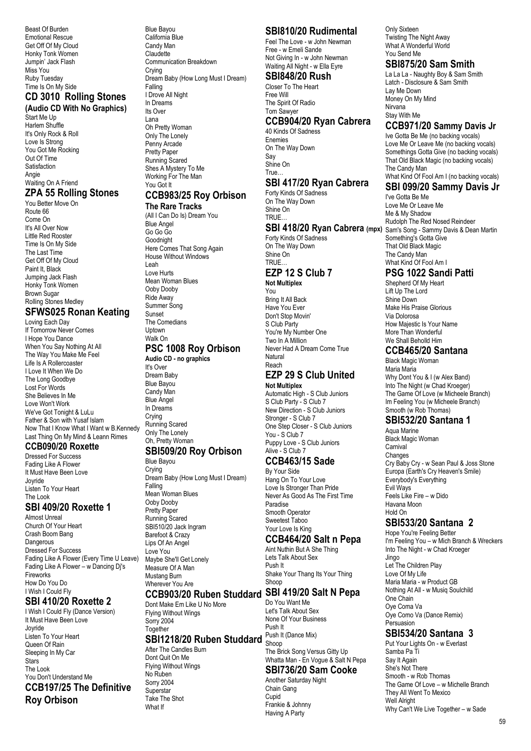Beast Of Burden
Emotional Rescue
Get Off Of My Cloud
Honky Tonk Women
Jumpin' Jack Flash
Miss You
Ruby Tuesday
Time Is On My Side

## CD 3010 Rolling Stones

**(Audio CD With No Graphics)**

Start Me Up
Harlem Shuffle
It's Only Rock & Roll
Love Is Strong
You Got Me Rocking
Out Of Time
Satisfaction
Angie
Waiting On A Friend

## ZPA 55 Rolling Stones

You Better Move On
Route 66
Come On
It's All Over Now
Little Red Rooster
Time Is On My Side
The Last Time
Get Off Of My Cloud
Paint It, Black
Jumping Jack Flash
Honky Tonk Women
Brown Sugar
Rolling Stones Medley

## SFWS025 Ronan Keating

Loving Each Day
If Tomorrow Never Comes
I Hope You Dance
When You Say Nothing At All
The Way You Make Me Feel
Life Is A Rollercoaster
I Love It When We Do
The Long Goodbye
Lost For Words
She Believes In Me
Love Won't Work
We've Got Tonight & LuLu
Father & Son with Yusaf Islam
Now That I Know What I Want w B.Kennedy
Last Thing On My Mind & Leann Rimes

## CCB090/20 Roxette

Dressed For Success
Fading Like A Flower
It Must Have Been Love
Joyride
Listen To Your Heart
The Look

## SBI 409/20 Roxette 1

Almost Unreal
Church Of Your Heart
Crash Boom Bang
Dangerous
Dressed For Success
Fading Like A Flower (Every Time U Leave)
Fading Like A Flower – w Dancing Dj's
Fireworks
How Do You Do
I Wish I Could Fly

## SBI 410/20 Roxette 2

I Wish I Could Fly (Dance Version)
It Must Have Been Love
Joyride
Listen To Your Heart
Queen Of Rain
Sleeping In My Car
Stars
The Look
You Don't Understand Me

## CCB197/25 The Definitive Roy Orbison

Blue Bayou
California Blue
Candy Man
Claudette
Communication Breakdown
Crying
Dream Baby (How Long Must I Dream)
Falling
I Drove All Night
In Dreams
Its Over
Lana
Oh Pretty Woman
Only The Lonely
Penny Arcade
Pretty Paper
Running Scared
Shes A Mystery To Me
Working For The Man
You Got It

## CCB983/25 Roy Orbison

**The Rare Tracks**

(All I Can Do Is) Dream You
Blue Angel
Go Go Go
Goodnight
Here Comes That Song Again
House Without Windows
Leah
Love Hurts
Mean Woman Blues
Ooby Dooby
Ride Away
Summer Song
Sunset
The Comedians
Uptown
Walk On

## PSC 1008 Roy Orbison

**Audio CD - no graphics**

It's Over
Dream Baby
Blue Bayou
Candy Man
Blue Angel
In Dreams
Crying
Running Scared
Only The Lonely
Oh, Pretty Woman

## SBI509/20 Roy Orbison

Blue Bayou
Crying
Dream Baby (How Long Must I Dream)
Falling
Mean Woman Blues
Ooby Dooby
Pretty Paper
Running Scared
SBI510/20 Jack Ingram
Barefoot & Crazy
Lips Of An Angel
Love You
Maybe She'll Get Lonely
Measure Of A Man
Mustang Burn
Wherever You Are

## CCB903/20 Ruben Studdard

Dont Make Em Like U No More
Flying Without Wings
Sorry 2004
Together

## SBI1218/20 Ruben Studdard

After The Candles Burn
Dont Quit On Me
Flying Without Wings
No Ruben
Sorry 2004
Superstar
Take The Shot
What If

## SBI810/20 Rudimental

Feel The Love - w John Newman
Free - w Emeli Sande
Not Giving In - w John Newman
Waiting All Night - w Ella Eyre

## SBI848/20 Rush

Closer To The Heart
Free Will
The Spirit Of Radio
Tom Sawyer

## CCB904/20 Ryan Cabrera

40 Kinds Of Sadness
Enemies
On The Way Down
Say
Shine On
True…

## SBI 417/20 Ryan Cabrera

Forty Kinds Of Sadness
On The Way Down
Shine On
TRUE…

## SBI 418/20 Ryan Cabrera (mpx)

Forty Kinds Of Sadness
On The Way Down
Shine On
TRUE…

## EZP 12 S Club 7

**Not Multiplex**

You
Bring It All Back
Have You Ever
Don't Stop Movin'
S Club Party
You're My Number One
Two In A Million
Never Had A Dream Come True
Natural
Reach

## EZP 29 S Club United

**Not Multiplex**

Automatic High - S Club Juniors
S Club Party - S Club 7
New Direction - S Club Juniors
Stronger - S Club 7
One Step Closer - S Club Juniors
You - S Club 7
Puppy Love - S Club Juniors
Alive - S Club 7

## CCB463/15 Sade

By Your Side
Hang On To Your Love
Love Is Stronger Than Pride
Never As Good As The First Time
Paradise
Smooth Operator
Sweetest Taboo
Your Love Is King

## CCB464/20 Salt n Pepa

Aint Nuthin But A She Thing
Lets Talk About Sex
Push It
Shake Your Thang Its Your Thing
Shoop

## SBI 419/20 Salt N Pepa

Do You Want Me
Let's Talk About Sex
None Of Your Business
Push It
Push It (Dance Mix)
Shoop
The Brick Song Versus Gitty Up
Whatta Man - En Vogue & Salt N Pepa

## SBI736/20 Sam Cooke

Another Saturday Night
Chain Gang
Cupid
Frankie & Johnny
Having A Party
Only Sixteen
Twisting The Night Away
What A Wonderful World
You Send Me

## SBI875/20 Sam Smith

La La La - Naughty Boy & Sam Smith
Latch - Disclosure & Sam Smith
Lay Me Down
Money On My Mind
Nirvana
Stay With Me

## CCB971/20 Sammy Davis Jr

Ive Gotta Be Me (no backing vocals)
Love Me Or Leave Me (no backing vocals)
Somethings Gotta Give (no backing vocals)
That Old Black Magic (no backing vocals)
The Candy Man
What Kind Of Fool Am I (no backing vocals)

## SBI 099/20 Sammy Davis Jr

I've Gotta Be Me
Love Me Or Leave Me
Me & My Shadow
Rudolph The Red Nosed Reindeer
Sam's Song - Sammy Davis & Dean Martin
Something's Gotta Give
That Old Black Magic
The Candy Man
What Kind Of Fool Am I

## PSG 1022 Sandi Patti

Shepherd Of My Heart
Lift Up The Lord
Shine Down
Make His Praise Glorious
Via Dolorosa
How Majestic Is Your Name
More Than Wonderful
We Shall Beholld Him

## CCB465/20 Santana

Black Magic Woman
Maria Maria
Why Dont You & I (w Alex Band)
Into The Night (w Chad Kroeger)
The Game Of Love (w Micheele Branch)
Im Feeling You (w Micheele Branch)
Smooth (w Rob Thomas)

## SBI532/20 Santana 1

Aqua Marine
Black Magic Woman
Carnival
Changes
Cry Baby Cry - w Sean Paul & Joss Stone
Europa (Earth's Cry Heaven's Smile)
Everybody's Everything
Evil Ways
Feels Like Fire – w Dido
Havana Moon
Hold On

## SBI533/20 Santana 2

Hope You're Feeling Better
I'm Feeling You – w Mich Branch & Wreckers
Into The Night - w Chad Kroeger
Jingo
Let The Children Play
Love Of My Life
Maria Maria - w Product GB
Nothing At All - w Musiq Soulchild
One Chain
Oye Coma Va
Oye Como Va (Dance Remix)
Persuasion

## SBI534/20 Santana 3

Put Your Lights On - w Everlast
Samba Pa Ti
Say It Again
She's Not There
Smooth - w Rob Thomas
The Game Of Love – w Michelle Branch
They All Went To Mexico
Well Alright
Why Can't We Live Together – w Sade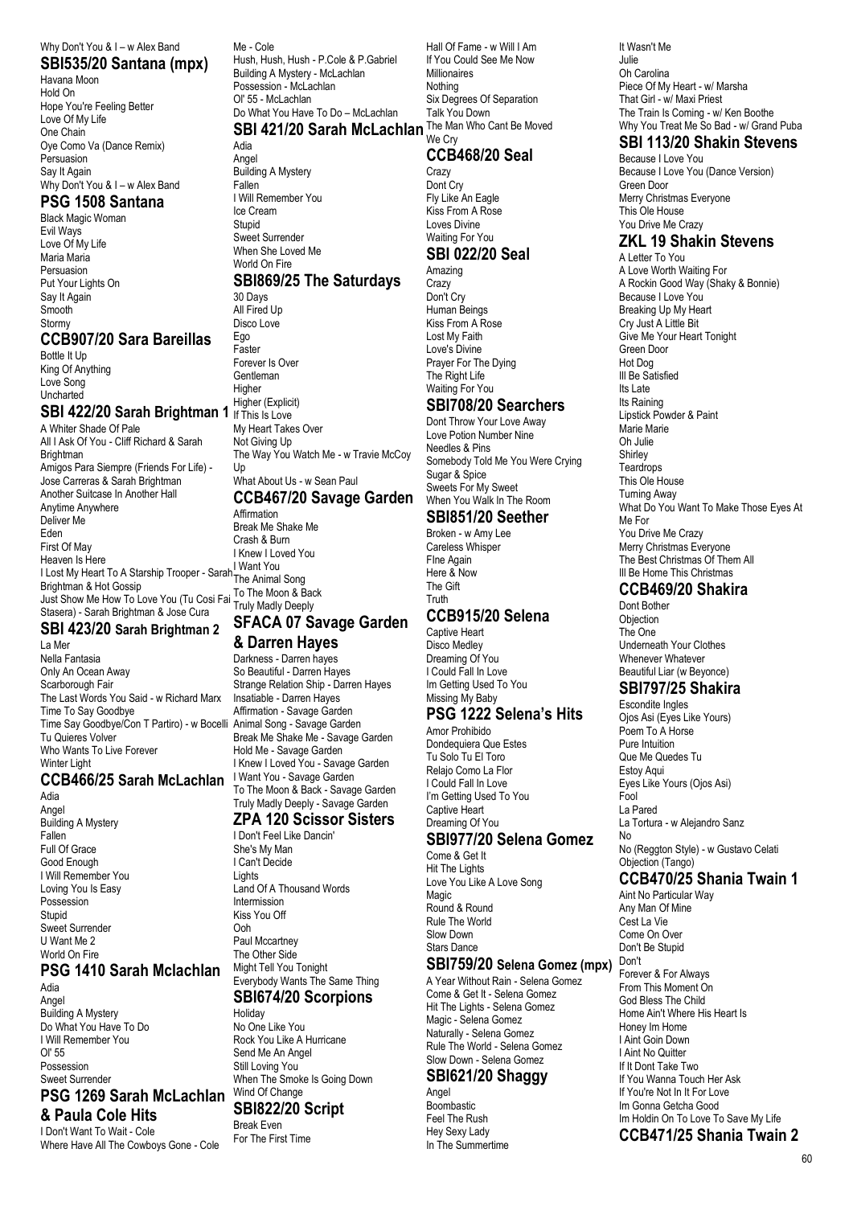Why Don't You & I – w Alex Band

## SBI535/20 Santana (mpx)

Havana Moon
Hold On
Hope You're Feeling Better
Love Of My Life
One Chain
Oye Como Va (Dance Remix)
Persuasion
Say It Again
Why Don't You & I – w Alex Band

## PSG 1508 Santana

Black Magic Woman
Evil Ways
Love Of My Life
Maria Maria
Persuasion
Put Your Lights On
Say It Again
Smooth
Stormy

## CCB907/20 Sara Bareillas

Bottle It Up
King Of Anything
Love Song
Uncharted

## SBI 422/20 Sarah Brightman 1

A Whiter Shade Of Pale
All I Ask Of You - Cliff Richard & Sarah Brightman
Amigos Para Siempre (Friends For Life) - Jose Carreras & Sarah Brightman
Another Suitcase In Another Hall
Anytime Anywhere
Deliver Me
Eden
First Of May
Heaven Is Here
I Lost My Heart To A Starship Trooper - Sarah Brightman & Hot Gossip
Just Show Me How To Love You (Tu Cosi Fai Stasera) - Sarah Brightman & Jose Cura

## SBI 423/20 Sarah Brightman 2

La Mer
Nella Fantasia
Only An Ocean Away
Scarborough Fair
The Last Words You Said - w Richard Marx
Time To Say Goodbye
Time Say Goodbye/Con T Partiro) - w Bocelli
Tu Quieres Volver
Who Wants To Live Forever
Winter Light

## CCB466/25 Sarah McLachlan

Adia
Angel
Building A Mystery
Fallen
Full Of Grace
Good Enough
I Will Remember You
Loving You Is Easy
Possession
Stupid
Sweet Surrender
U Want Me 2
World On Fire

## PSG 1410 Sarah Mclachlan

Adia
Angel
Building A Mystery
Do What You Have To Do
I Will Remember You
Ol' 55
Possession
Sweet Surrender

## PSG 1269 Sarah McLachlan & Paula Cole Hits

I Don't Want To Wait - Cole
Where Have All The Cowboys Gone - Cole
Me - Cole
Hush, Hush, Hush - P.Cole & P.Gabriel
Building A Mystery - McLachlan
Possession - McLachlan
Ol' 55 - McLachlan
Do What You Have To Do – McLachlan

## SBI 421/20 Sarah McLachlan

Adia
Angel
Building A Mystery
Fallen
I Will Remember You
Ice Cream
Stupid
Sweet Surrender
When She Loved Me
World On Fire

## SBI869/25 The Saturdays

30 Days
All Fired Up
Disco Love
Ego
Faster
Forever Is Over
Gentleman
Higher
Higher (Explicit)
If This Is Love
My Heart Takes Over
Not Giving Up
The Way You Watch Me - w Travie McCoy
Up
What About Us - w Sean Paul

## CCB467/20 Savage Garden

Affirmation
Break Me Shake Me
Crash & Burn
I Knew I Loved You
I Want You
The Animal Song
To The Moon & Back
Truly Madly Deeply

## SFACA 07 Savage Garden & Darren Hayes

Darkness - Darren hayes
So Beautiful - Darren Hayes
Strange Relation Ship - Darren Hayes
Insatiable - Darren Hayes
Affirmation - Savage Garden
Animal Song - Savage Garden
Break Me Shake Me - Savage Garden
Hold Me - Savage Garden
I Knew I Loved You - Savage Garden
I Want You - Savage Garden
To The Moon & Back - Savage Garden
Truly Madly Deeply - Savage Garden

## ZPA 120 Scissor Sisters

I Don't Feel Like Dancin'
She's My Man
I Can't Decide
Lights
Land Of A Thousand Words
Intermission
Kiss You Off
Ooh
Paul Mccartney
The Other Side
Might Tell You Tonight
Everybody Wants The Same Thing

## SBI674/20 Scorpions

Holiday
No One Like You
Rock You Like A Hurricane
Send Me An Angel
Still Loving You
When The Smoke Is Going Down
Wind Of Change

## SBI822/20 Script

Break Even
For The First Time
Hall Of Fame - w Will I Am
If You Could See Me Now
Millionaires
Nothing
Six Degrees Of Separation
Talk You Down
The Man Who Cant Be Moved
We Cry

## CCB468/20 Seal

Crazy
Dont Cry
Fly Like An Eagle
Kiss From A Rose
Loves Divine
Waiting For You

## SBI 022/20 Seal

Amazing
Crazy
Don't Cry
Human Beings
Kiss From A Rose
Lost My Faith
Love's Divine
Prayer For The Dying
The Right Life
Waiting For You

## SBI708/20 Searchers

Dont Throw Your Love Away
Love Potion Number Nine
Needles & Pins
Somebody Told Me You Were Crying
Sugar & Spice
Sweets For My Sweet
When You Walk In The Room

## SBI851/20 Seether

Broken - w Amy Lee
Careless Whisper
FIne Again
Here & Now
The Gift
Truth

## CCB915/20 Selena

Captive Heart
Disco Medley
Dreaming Of You
I Could Fall In Love
Im Getting Used To You
Missing My Baby

## PSG 1222 Selena's Hits

Amor Prohibido
Dondequiera Que Estes
Tu Solo Tu El Toro
Relajo Como La Flor
I Could Fall In Love
I'm Getting Used To You
Captive Heart
Dreaming Of You

## SBI977/20 Selena Gomez

Come & Get It
Hit The Lights
Love You Like A Love Song
Magic
Round & Round
Rule The World
Slow Down
Stars Dance

## SBI759/20 Selena Gomez (mpx)

A Year Without Rain - Selena Gomez
Come & Get It - Selena Gomez
Hit The Lights - Selena Gomez
Magic - Selena Gomez
Naturally - Selena Gomez
Rule The World - Selena Gomez
Slow Down - Selena Gomez

## SBI621/20 Shaggy

Angel
Boombastic
Feel The Rush
Hey Sexy Lady
In The Summertime
It Wasn't Me
Julie
Oh Carolina
Piece Of My Heart - w/ Marsha
That Girl - w/ Maxi Priest
The Train Is Coming - w/ Ken Boothe
Why You Treat Me So Bad - w/ Grand Puba

## SBI 113/20 Shakin Stevens

Because I Love You
Because I Love You (Dance Version)
Green Door
Merry Christmas Everyone
This Ole House
You Drive Me Crazy

## ZKL 19 Shakin Stevens

A Letter To You
A Love Worth Waiting For
A Rockin Good Way (Shaky & Bonnie)
Because I Love You
Breaking Up My Heart
Cry Just A Little Bit
Give Me Your Heart Tonight
Green Door
Hot Dog
Ill Be Satisfied
Its Late
Its Raining
Lipstick Powder & Paint
Marie Marie
Oh Julie
Shirley
Teardrops
This Ole House
Turning Away
What Do You Want To Make Those Eyes At Me For
You Drive Me Crazy
Merry Christmas Everyone
The Best Christmas Of Them All
Ill Be Home This Christmas

## CCB469/20 Shakira

Dont Bother
Objection
The One
Underneath Your Clothes
Whenever Whatever
Beautiful Liar (w Beyonce)

## SBI797/25 Shakira

Escondite Ingles
Ojos Asi (Eyes Like Yours)
Poem To A Horse
Pure Intuition
Que Me Quedes Tu
Estoy Aqui
Eyes Like Yours (Ojos Asi)
Fool
La Pared
La Tortura - w Alejandro Sanz
No
No (Reggton Style) - w Gustavo Celati
Objection (Tango)

## CCB470/25 Shania Twain 1

Aint No Particular Way
Any Man Of Mine
Cest La Vie
Come On Over
Don't Be Stupid
Don't
Forever & For Always
From This Moment On
God Bless The Child
Home Ain't Where His Heart Is
Honey Im Home
I Aint Goin Down
I Aint No Quitter
If It Dont Take Two
If You Wanna Touch Her Ask
If You're Not In It For Love
Im Gonna Getcha Good
Im Holdin On To Love To Save My Life

## CCB471/25 Shania Twain 2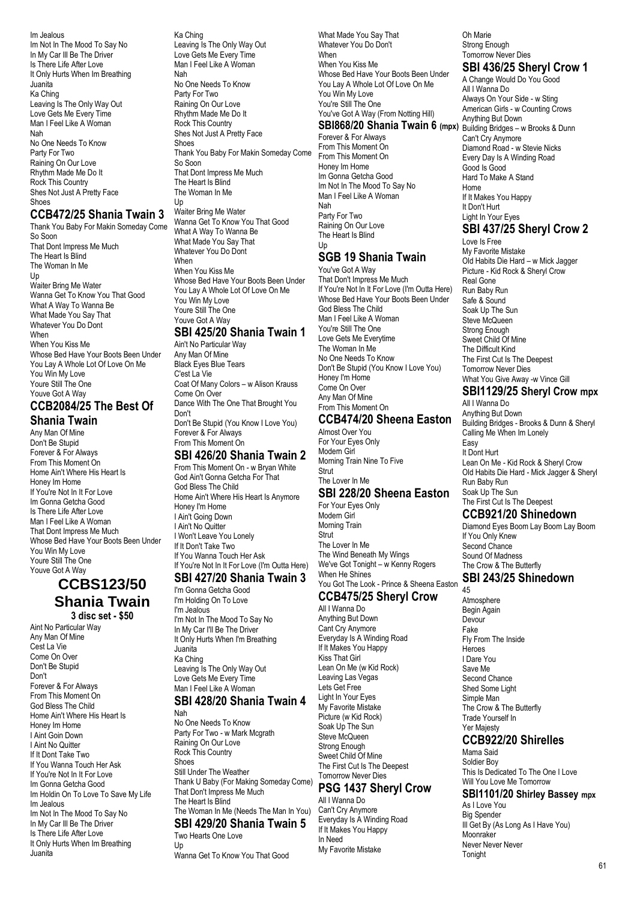Im Jealous
Im Not In The Mood To Say No
In My Car Ill Be The Driver
Is There Life After Love
It Only Hurts When Im Breathing
Juanita
Ka Ching
Leaving Is The Only Way Out
Love Gets Me Every Time
Man I Feel Like A Woman
Nah
No One Needs To Know
Party For Two
Raining On Our Love
Rhythm Made Me Do It
Rock This Country
Shes Not Just A Pretty Face
Shoes

## CCB472/25 Shania Twain 3

Thank You Baby For Makin Someday Come So Soon
That Dont Impress Me Much
The Heart Is Blind
The Woman In Me
Up
Waiter Bring Me Water
Wanna Get To Know You That Good
What A Way To Wanna Be
What Made You Say That
Whatever You Do Dont
When
When You Kiss Me
Whose Bed Have Your Boots Been Under
You Lay A Whole Lot Of Love On Me
You Win My Love
Youre Still The One
Youve Got A Way

## CCB2084/25 The Best Of Shania Twain

Any Man Of Mine
Don't Be Stupid
Forever & For Always
From This Moment On
Home Ain't Where His Heart Is
Honey Im Home
If You're Not In It For Love
Im Gonna Getcha Good
Is There Life After Love
Man I Feel Like A Woman
That Dont Impress Me Much
Whose Bed Have Your Boots Been Under
You Win My Love
Youre Still The One
Youve Got A Way

## CCBS123/50 Shania Twain

**3 disc set - $50**

Aint No Particular Way
Any Man Of Mine
Cest La Vie
Come On Over
Don't Be Stupid
Don't
Forever & For Always
From This Moment On
God Bless The Child
Home Ain't Where His Heart Is
Honey Im Home
I Aint Goin Down
I Aint No Quitter
If It Dont Take Two
If You Wanna Touch Her Ask
If You're Not In It For Love
Im Gonna Getcha Good
Im Holdin On To Love To Save My Life
Im Jealous
Im Not In The Mood To Say No
In My Car Ill Be The Driver
Is There Life After Love
It Only Hurts When Im Breathing
Juanita
Ka Ching
Leaving Is The Only Way Out
Love Gets Me Every Time
Man I Feel Like A Woman
Nah
No One Needs To Know
Party For Two
Raining On Our Love
Rhythm Made Me Do It
Rock This Country
Shes Not Just A Pretty Face
Shoes
Thank You Baby For Makin Someday Come
So Soon
That Dont Impress Me Much
The Heart Is Blind
The Woman In Me
Up
Waiter Bring Me Water
Wanna Get To Know You That Good
What A Way To Wanna Be
What Made You Say That
Whatever You Do Dont
When
When You Kiss Me
Whose Bed Have Your Boots Been Under
You Lay A Whole Lot Of Love On Me
You Win My Love
Youre Still The One
Youve Got A Way

## SBI 425/20 Shania Twain 1

Ain't No Particular Way
Any Man Of Mine
Black Eyes Blue Tears
C'est La Vie
Coat Of Many Colors – w Alison Krauss
Come On Over
Dance With The One That Brought You
Don't
Don't Be Stupid (You Know I Love You)
Forever & For Always
From This Moment On

## SBI 426/20 Shania Twain 2

From This Moment On - w Bryan White
God Ain't Gonna Getcha For That
God Bless The Child
Home Ain't Where His Heart Is Anymore
Honey I'm Home
I Ain't Going Down
I Ain't No Quitter
I Won't Leave You Lonely
If It Don't Take Two
If You Wanna Touch Her Ask
If You're Not In It For Love (I'm Outta Here)

## SBI 427/20 Shania Twain 3

I'm Gonna Getcha Good
I'm Holding On To Love
I'm Jealous
I'm Not In The Mood To Say No
In My Car I'll Be The Driver
It Only Hurts When I'm Breathing
Juanita
Ka Ching
Leaving Is The Only Way Out
Love Gets Me Every Time
Man I Feel Like A Woman

## SBI 428/20 Shania Twain 4

Nah
No One Needs To Know
Party For Two - w Mark Mcgrath
Raining On Our Love
Rock This Country
Shoes
Still Under The Weather
Thank U Baby (For Making Someday Come)
That Don't Impress Me Much
The Heart Is Blind
The Woman In Me (Needs The Man In You)

## SBI 429/20 Shania Twain 5

Two Hearts One Love
Up
Wanna Get To Know You That Good
What Made You Say That
Whatever You Do Don't
When
When You Kiss Me
Whose Bed Have Your Boots Been Under
You Lay A Whole Lot Of Love On Me
You Win My Love
You're Still The One
You've Got A Way (From Notting Hill)

## SBI868/20 Shania Twain 6 (mpx)

Forever & For Always
From This Moment On
From This Moment On
Honey Im Home
Im Gonna Getcha Good
Im Not In The Mood To Say No
Man I Feel Like A Woman
Nah
Party For Two
Raining On Our Love
The Heart Is Blind
Up

## SGB 19 Shania Twain

You've Got A Way
That Don't Impress Me Much
If You're Not In It For Love (I'm Outta Here)
Whose Bed Have Your Boots Been Under
God Bless The Child
Man I Feel Like A Woman
You're Still The One
Love Gets Me Everytime
The Woman In Me
No One Needs To Know
Don't Be Stupid (You Know I Love You)
Honey I'm Home
Come On Over
Any Man Of Mine
From This Moment On

## CCB474/20 Sheena Easton

Almost Over You
For Your Eyes Only
Modern Girl
Morning Train Nine To Five
Strut
The Lover In Me

## SBI 228/20 Sheena Easton

For Your Eyes Only
Modern Girl
Morning Train
Strut
The Lover In Me
The Wind Beneath My Wings
We've Got Tonight – w Kenny Rogers
When He Shines
You Got The Look - Prince & Sheena Easton

## CCB475/25 Sheryl Crow

All I Wanna Do
Anything But Down
Cant Cry Anymore
Everyday Is A Winding Road
If It Makes You Happy
Kiss That Girl
Lean On Me (w Kid Rock)
Leaving Las Vegas
Lets Get Free
Light In Your Eyes
My Favorite Mistake
Picture (w Kid Rock)
Soak Up The Sun
Steve McQueen
Strong Enough
Sweet Child Of Mine
The First Cut Is The Deepest
Tomorrow Never Dies

## PSG 1437 Sheryl Crow

All I Wanna Do
Can't Cry Anymore
Everyday Is A Winding Road
If It Makes You Happy
In Need
My Favorite Mistake
Oh Marie
Strong Enough
Tomorrow Never Dies

## SBI 436/25 Sheryl Crow 1

A Change Would Do You Good
All I Wanna Do
Always On Your Side - w Sting
American Girls - w Counting Crows
Anything But Down
Building Bridges – w Brooks & Dunn
Can't Cry Anymore
Diamond Road - w Stevie Nicks
Every Day Is A Winding Road
Good Is Good
Hard To Make A Stand
Home
If It Makes You Happy
It Don't Hurt
Light In Your Eyes

## SBI 437/25 Sheryl Crow 2

Love Is Free
My Favorite Mistake
Old Habits Die Hard – w Mick Jagger
Picture - Kid Rock & Sheryl Crow
Real Gone
Run Baby Run
Safe & Sound
Soak Up The Sun
Steve McQueen
Strong Enough
Sweet Child Of Mine
The Difficult Kind
The First Cut Is The Deepest
Tomorrow Never Dies
What You Give Away -w Vince Gill

## SBI1129/25 Sheryl Crow mpx

All I Wanna Do
Anything But Down
Building Bridges - Brooks & Dunn & Sheryl
Calling Me When Im Lonely
Easy
It Dont Hurt
Lean On Me - Kid Rock & Sheryl Crow
Old Habits Die Hard - Mick Jagger & Sheryl
Run Baby Run
Soak Up The Sun
The First Cut Is The Deepest

## CCB921/20 Shinedown

Diamond Eyes Boom Lay Boom Lay Boom
If You Only Knew
Second Chance
Sound Of Madness
The Crow & The Butterfly

## SBI 243/25 Shinedown

45
Atmosphere
Begin Again
Devour
Fake
Fly From The Inside
Heroes
I Dare You
Save Me
Second Chance
Shed Some Light
Simple Man
The Crow & The Butterfly
Trade Yourself In
Yer Majesty

## CCB922/20 Shirelles

Mama Said
Soldier Boy
This Is Dedicated To The One I Love
Will You Love Me Tomorrow

## SBI1101/20 Shirley Bassey mpx

As I Love You
Big Spender
Ill Get By (As Long As I Have You)
Moonraker
Never Never Never
Tonight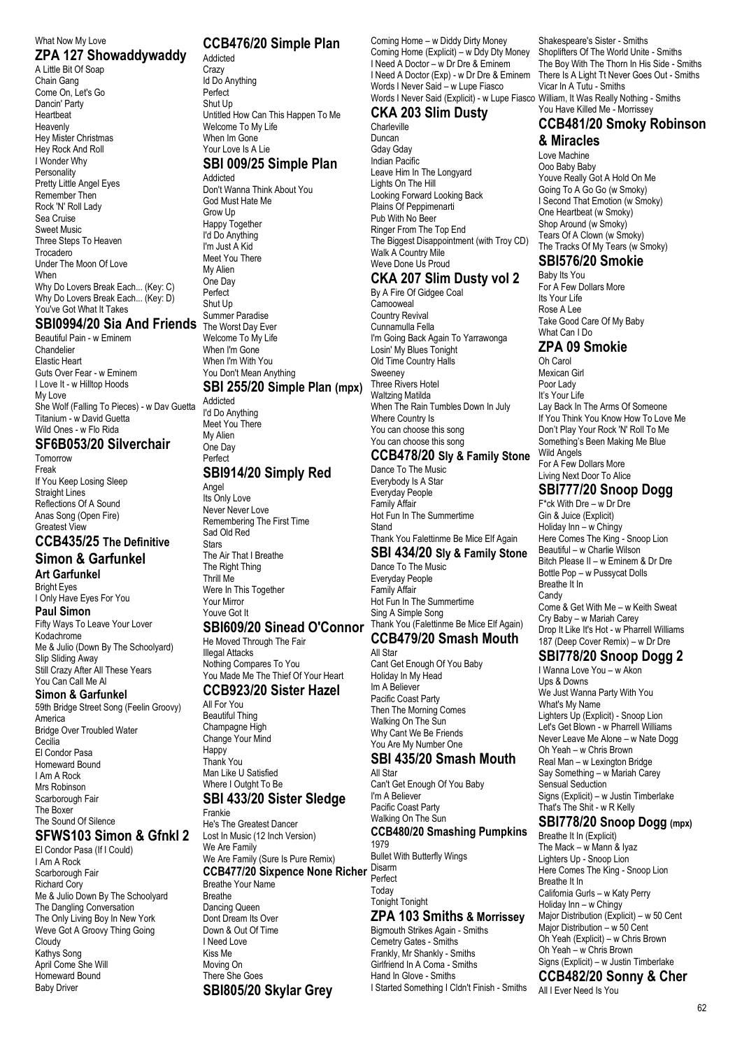What Now My Love

## ZPA 127 Showaddywaddy

A Little Bit Of Soap
Chain Gang
Come On, Let's Go
Dancin' Party
Heartbeat
Heavenly
Hey Mister Christmas
Hey Rock And Roll
I Wonder Why
Personality
Pretty Little Angel Eyes
Remember Then
Rock 'N' Roll Lady
Sea Cruise
Sweet Music
Three Steps To Heaven
Trocadero
Under The Moon Of Love
When
Why Do Lovers Break Each... (Key: C)
Why Do Lovers Break Each... (Key: D)
You've Got What It Takes

## SBI0994/20 Sia And Friends

Beautiful Pain - w Eminem
Chandelier
Elastic Heart
Guts Over Fear - w Eminem
I Love It - w Hilltop Hoods
My Love
She Wolf (Falling To Pieces) - w Dav Guetta
Titanium - w David Guetta
Wild Ones - w Flo Rida

## SF6B053/20 Silverchair

Tomorrow
Freak
If You Keep Losing Sleep
Straight Lines
Reflections Of A Sound
Anas Song (Open Fire)
Greatest View

## CCB435/25 The Definitive Simon & Garfunkel

**Art Garfunkel**
Bright Eyes
I Only Have Eyes For You

**Paul Simon**
Fifty Ways To Leave Your Lover
Kodachrome
Me & Julio (Down By The Schoolyard)
Slip Sliding Away
Still Crazy After All These Years
You Can Call Me Al

**Simon & Garfunkel**
59th Bridge Street Song (Feelin Groovy)
America
Bridge Over Troubled Water
Cecilia
El Condor Pasa
Homeward Bound
I Am A Rock
Mrs Robinson
Scarborough Fair
The Boxer
The Sound Of Silence

## SFWS103 Simon & Gfnkl 2

El Condor Pasa (If I Could)
I Am A Rock
Scarborough Fair
Richard Cory
Me & Julio Down By The Schoolyard
The Dangling Conversation
The Only Living Boy In New York
Weve Got A Groovy Thing Going
Cloudy
Kathys Song
April Come She Will
Homeward Bound
Baby Driver

## CCB476/20 Simple Plan

Addicted
Crazy
Id Do Anything
Perfect
Shut Up
Untitled How Can This Happen To Me
Welcome To My Life
When Im Gone
Your Love Is A Lie

## SBI 009/25 Simple Plan

Addicted
Don't Wanna Think About You
God Must Hate Me
Grow Up
Happy Together
I'd Do Anything
I'm Just A Kid
Meet You There
My Alien
One Day
Perfect
Shut Up
Summer Paradise
The Worst Day Ever
Welcome To My Life
When I'm Gone
When I'm With You
You Don't Mean Anything

## SBI 255/20 Simple Plan (mpx)

Addicted
I'd Do Anything
Meet You There
My Alien
One Day
Perfect

## SBI914/20 Simply Red

Angel
Its Only Love
Never Never Love
Remembering The First Time
Sad Old Red
Stars
The Air That I Breathe
The Right Thing
Thrill Me
Were In This Together
Your Mirror
Youve Got It

## SBI609/20 Sinead O'Connor

He Moved Through The Fair
Illegal Attacks
Nothing Compares To You
You Made Me The Thief Of Your Heart

## CCB923/20 Sister Hazel

All For You
Beautiful Thing
Champagne High
Change Your Mind
Happy
Thank You
Man Like U Satisfied
Where I Outght To Be

## SBI 433/20 Sister Sledge

Frankie
He's The Greatest Dancer
Lost In Music (12 Inch Version)
We Are Family
We Are Family (Sure Is Pure Remix)

## CCB477/20 Sixpence None Richer

Breathe Your Name
Breathe
Dancing Queen
Dont Dream Its Over
Down & Out Of Time
I Need Love
Kiss Me
Moving On
There She Goes

## SBI805/20 Skylar Grey

Coming Home – w Diddy Dirty Money
Coming Home (Explicit) – w Ddy Dty Money
I Need A Doctor – w Dr Dre & Eminem
I Need A Doctor (Exp) - w Dr Dre & Eminem
Words I Never Said – w Lupe Fiasco
Words I Never Said (Explicit) - w Lupe Fiasco

## CKA 203 Slim Dusty

Charleville
Duncan
Gday Gday
Indian Pacific
Leave Him In The Longyard
Lights On The Hill
Looking Forward Looking Back
Plains Of Peppimenarti
Pub With No Beer
Ringer From The Top End
The Biggest Disappointment (with Troy CD)
Walk A Country Mile
Weve Done Us Proud

## CKA 207 Slim Dusty vol 2

By A Fire Of Gidgee Coal
Camooweal
Country Revival
Cunnamulla Fella
I'm Going Back Again To Yarrawonga
Losin' My Blues Tonight
Old Time Country Halls
Sweeney
Three Rivers Hotel
Waltzing Matilda
When The Rain Tumbles Down In July
Where Country Is
You can choose this song
You can choose this song

## CCB478/20 Sly & Family Stone

Dance To The Music
Everybody Is A Star
Everyday People
Family Affair
Hot Fun In The Summertime
Stand
Thank You Falettinme Be Mice Elf Again

## SBI 434/20 Sly & Family Stone

Dance To The Music
Everyday People
Family Affair
Hot Fun In The Summertime
Sing A Simple Song
Thank You (Falettinme Be Mice Elf Again)

## CCB479/20 Smash Mouth

All Star
Cant Get Enough Of You Baby
Holiday In My Head
Im A Believer
Pacific Coast Party
Then The Morning Comes
Walking On The Sun
Why Cant We Be Friends
You Are My Number One

## SBI 435/20 Smash Mouth

All Star
Can't Get Enough Of You Baby
I'm A Believer
Pacific Coast Party
Walking On The Sun

## CCB480/20 Smashing Pumpkins

1979
Bullet With Butterfly Wings
Disarm
Perfect
Today
Tonight Tonight

## ZPA 103 Smiths & Morrissey

Bigmouth Strikes Again - Smiths
Cemetry Gates - Smiths
Frankly, Mr Shankly - Smiths
Girlfriend In A Coma - Smiths
Hand In Glove - Smiths
I Started Something I Cldn't Finish - Smiths
Shakespeare's Sister - Smiths
Shoplifters Of The World Unite - Smiths
The Boy With The Thorn In His Side - Smiths
There Is A Light Tt Never Goes Out - Smiths
Vicar In A Tutu - Smiths
William, It Was Really Nothing - Smiths
You Have Killed Me - Morrissey

## CCB481/20 Smoky Robinson & Miracles

Love Machine
Ooo Baby Baby
Youve Really Got A Hold On Me
Going To A Go Go (w Smoky)
I Second That Emotion (w Smoky)
One Heartbeat (w Smoky)
Shop Around (w Smoky)
Tears Of A Clown (w Smoky)
The Tracks Of My Tears (w Smoky)

## SBI576/20 Smokie

Baby Its You
For A Few Dollars More
Its Your Life
Rose A Lee
Take Good Care Of My Baby
What Can I Do

## ZPA 09 Smokie

Oh Carol
Mexican Girl
Poor Lady
It's Your Life
Lay Back In The Arms Of Someone
If You Think You Know How To Love Me
Don't Play Your Rock 'N' Roll To Me
Something's Been Making Me Blue
Wild Angels
For A Few Dollars More
Living Next Door To Alice

## SBI777/20 Snoop Dogg

F*ck With Dre – w Dr Dre
Gin & Juice (Explicit)
Holiday Inn – w Chingy
Here Comes The King - Snoop Lion
Beautiful – w Charlie Wilson
Bitch Please II – w Eminem & Dr Dre
Bottle Pop – w Pussycat Dolls
Breathe It In
Candy
Come & Get With Me – w Keith Sweat
Cry Baby – w Mariah Carey
Drop It Like It's Hot - w Pharrell Williams
187 (Deep Cover Remix) – w Dr Dre

## SBI778/20 Snoop Dogg 2

I Wanna Love You – w Akon
Ups & Downs
We Just Wanna Party With You
What's My Name
Lighters Up (Explicit) - Snoop Lion
Let's Get Blown - w Pharrell Williams
Never Leave Me Alone – w Nate Dogg
Oh Yeah – w Chris Brown
Real Man – w Lexington Bridge
Say Something – w Mariah Carey
Sensual Seduction
Signs (Explicit) – w Justin Timberlake
That's The Shit - w R Kelly

## SBI778/20 Snoop Dogg (mpx)

Breathe It In (Explicit)
The Mack – w Mann & Iyaz
Lighters Up - Snoop Lion
Here Comes The King - Snoop Lion
Breathe It In
California Gurls – w Katy Perry
Holiday Inn – w Chingy
Major Distribution (Explicit) – w 50 Cent
Major Distribution – w 50 Cent
Oh Yeah (Explicit) – w Chris Brown
Oh Yeah – w Chris Brown
Signs (Explicit) – w Justin Timberlake

## CCB482/20 Sonny & Cher

All I Ever Need Is You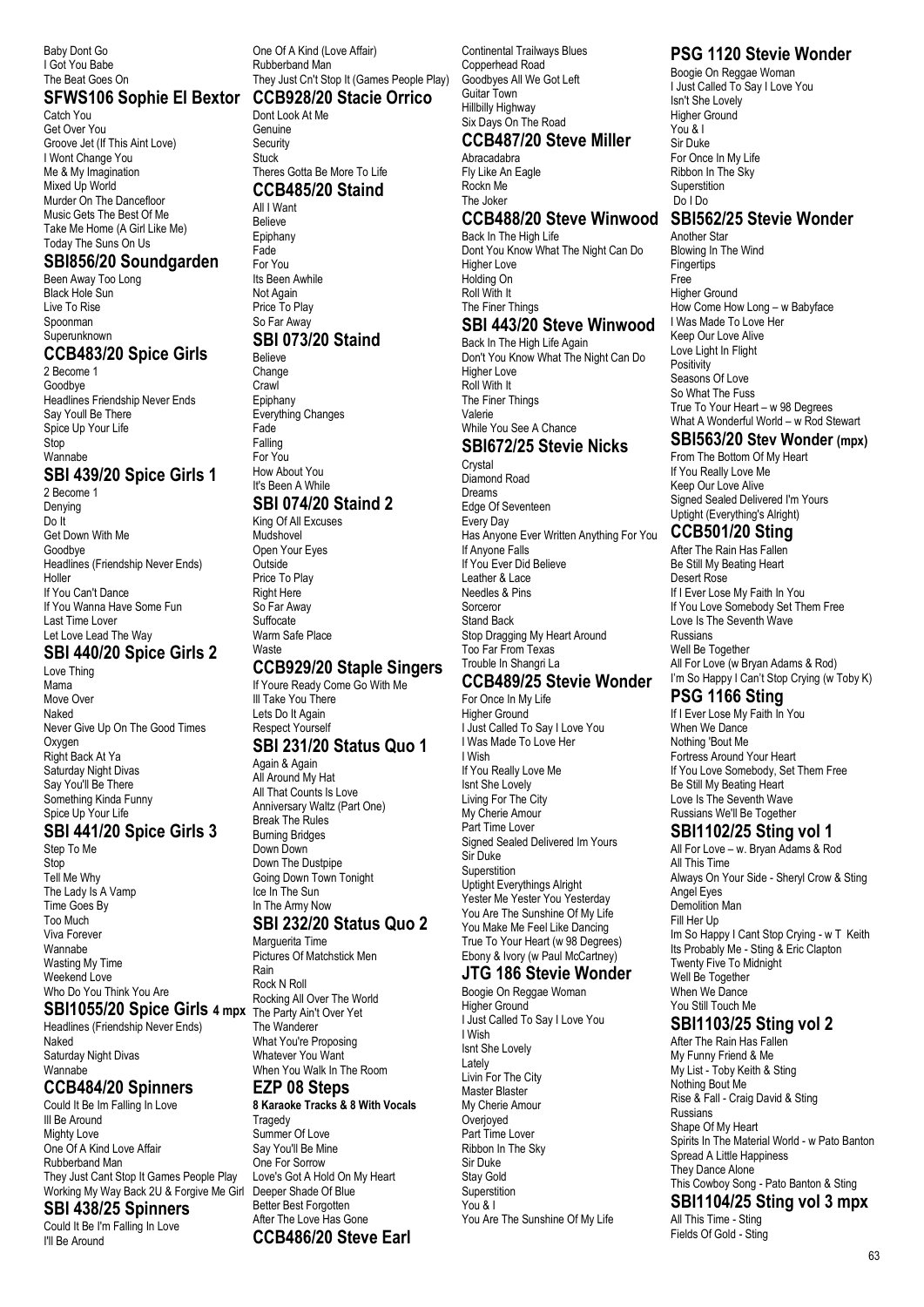Baby Dont Go
I Got You Babe
The Beat Goes On

## SFWS106 Sophie El Bextor

Catch You
Get Over You
Groove Jet (If This Aint Love)
I Wont Change You
Me & My Imagination
Mixed Up World
Murder On The Dancefloor
Music Gets The Best Of Me
Take Me Home (A Girl Like Me)
Today The Suns On Us

## SBI856/20 Soundgarden

Been Away Too Long
Black Hole Sun
Live To Rise
Spoonman
Superunknown

## CCB483/20 Spice Girls

2 Become 1
Goodbye
Headlines Friendship Never Ends
Say Youll Be There
Spice Up Your Life
Stop
Wannabe

## SBI 439/20 Spice Girls 1

2 Become 1
Denying
Do It
Get Down With Me
Goodbye
Headlines (Friendship Never Ends)
Holler
If You Can't Dance
If You Wanna Have Some Fun
Last Time Lover
Let Love Lead The Way

## SBI 440/20 Spice Girls 2

Love Thing
Mama
Move Over
Naked
Never Give Up On The Good Times
Oxygen
Right Back At Ya
Saturday Night Divas
Say You'll Be There
Something Kinda Funny
Spice Up Your Life

## SBI 441/20 Spice Girls 3

Step To Me
Stop
Tell Me Why
The Lady Is A Vamp
Time Goes By
Too Much
Viva Forever
Wannabe
Wasting My Time
Weekend Love
Who Do You Think You Are

## SBI1055/20 Spice Girls 4 mpx

Headlines (Friendship Never Ends)
Naked
Saturday Night Divas
Wannabe

## CCB484/20 Spinners

Could It Be Im Falling In Love
Ill Be Around
Mighty Love
One Of A Kind Love Affair
Rubberband Man
They Just Cant Stop It Games People Play
Working My Way Back 2U & Forgive Me Girl

## SBI 438/25 Spinners

Could It Be I'm Falling In Love
I'll Be Around
One Of A Kind (Love Affair)
Rubberband Man
They Just Cn't Stop It (Games People Play)

## CCB928/20 Stacie Orrico

Dont Look At Me
Genuine
Security
Stuck
Theres Gotta Be More To Life

## CCB485/20 Staind

All I Want
Believe
Epiphany
Fade
For You
Its Been Awhile
Not Again
Price To Play
So Far Away

## SBI 073/20 Staind

Believe
Change
Crawl
Epiphany
Everything Changes
Fade
Falling
For You
How About You
It's Been A While

## SBI 074/20 Staind 2

King Of All Excuses
Mudshovel
Open Your Eyes
Outside
Price To Play
Right Here
So Far Away
Suffocate
Warm Safe Place
Waste

## CCB929/20 Staple Singers

If Youre Ready Come Go With Me
Ill Take You There
Lets Do It Again
Respect Yourself

## SBI 231/20 Status Quo 1

Again & Again
All Around My Hat
All That Counts Is Love
Anniversary Waltz (Part One)
Break The Rules
Burning Bridges
Down Down
Down The Dustpipe
Going Down Town Tonight
Ice In The Sun
In The Army Now

## SBI 232/20 Status Quo 2

Marguerita Time
Pictures Of Matchstick Men
Rain
Rock N Roll
Rocking All Over The World
The Party Ain't Over Yet
The Wanderer
What You're Proposing
Whatever You Want
When You Walk In The Room

## EZP 08 Steps

**8 Karaoke Tracks & 8 With Vocals**

Tragedy
Summer Of Love
Say You'll Be Mine
One For Sorrow
Love's Got A Hold On My Heart
Deeper Shade Of Blue
Better Best Forgotten
After The Love Has Gone

## CCB486/20 Steve Earl

Continental Trailways Blues
Copperhead Road
Goodbyes All We Got Left
Guitar Town
Hillbilly Highway
Six Days On The Road

## CCB487/20 Steve Miller

Abracadabra
Fly Like An Eagle
Rockn Me
The Joker

## CCB488/20 Steve Winwood

Back In The High Life
Dont You Know What The Night Can Do
Higher Love
Holding On
Roll With It
The Finer Things

## SBI 443/20 Steve Winwood

Back In The High Life Again
Don't You Know What The Night Can Do
Higher Love
Roll With It
The Finer Things
Valerie
While You See A Chance

## SBI672/25 Stevie Nicks

Crystal
Diamond Road
Dreams
Edge Of Seventeen
Every Day
Has Anyone Ever Written Anything For You
If Anyone Falls
If You Ever Did Believe
Leather & Lace
Needles & Pins
Sorceror
Stand Back
Stop Dragging My Heart Around
Too Far From Texas
Trouble In Shangri La

## CCB489/25 Stevie Wonder

For Once In My Life
Higher Ground
I Just Called To Say I Love You
I Was Made To Love Her
I Wish
If You Really Love Me
Isnt She Lovely
Living For The City
My Cherie Amour
Part Time Lover
Signed Sealed Delivered Im Yours
Sir Duke
Superstition
Uptight Everythings Alright
Yester Me Yester You Yesterday
You Are The Sunshine Of My Life
You Make Me Feel Like Dancing
True To Your Heart (w 98 Degrees)
Ebony & Ivory (w Paul McCartney)

## JTG 186 Stevie Wonder

Boogie On Reggae Woman
Higher Ground
I Just Called To Say I Love You
I Wish
Isnt She Lovely
Lately
Livin For The City
Master Blaster
My Cherie Amour
Overjoyed
Part Time Lover
Ribbon In The Sky
Sir Duke
Stay Gold
Superstition
You & I
You Are The Sunshine Of My Life

## PSG 1120 Stevie Wonder

Boogie On Reggae Woman
I Just Called To Say I Love You
Isn't She Lovely
Higher Ground
You & I
Sir Duke
For Once In My Life
Ribbon In The Sky
Superstition
Do I Do

## SBI562/25 Stevie Wonder

Another Star
Blowing In The Wind
Fingertips
Free
Higher Ground
How Come How Long – w Babyface
I Was Made To Love Her
Keep Our Love Alive
Love Light In Flight
Positivity
Seasons Of Love
So What The Fuss
True To Your Heart – w 98 Degrees
What A Wonderful World – w Rod Stewart

## SBI563/20 Stev Wonder (mpx)

From The Bottom Of My Heart
If You Really Love Me
Keep Our Love Alive
Signed Sealed Delivered I'm Yours
Uptight (Everything's Alright)

## CCB501/20 Sting

After The Rain Has Fallen
Be Still My Beating Heart
Desert Rose
If I Ever Lose My Faith In You
If You Love Somebody Set Them Free
Love Is The Seventh Wave
Russians
Well Be Together
All For Love (w Bryan Adams & Rod)
I'm So Happy I Can't Stop Crying (w Toby K)

## PSG 1166 Sting

If I Ever Lose My Faith In You
When We Dance
Nothing 'Bout Me
Fortress Around Your Heart
If You Love Somebody, Set Them Free
Be Still My Beating Heart
Love Is The Seventh Wave
Russians We'll Be Together

## SBI1102/25 Sting vol 1

All For Love – w. Bryan Adams & Rod
All This Time
Always On Your Side - Sheryl Crow & Sting
Angel Eyes
Demolition Man
Fill Her Up
Im So Happy I Cant Stop Crying - w T Keith
Its Probably Me - Sting & Eric Clapton
Twenty Five To Midnight
Well Be Together
When We Dance
You Still Touch Me

## SBI1103/25 Sting vol 2

After The Rain Has Fallen
My Funny Friend & Me
My List - Toby Keith & Sting
Nothing Bout Me
Rise & Fall - Craig David & Sting
Russians
Shape Of My Heart
Spirits In The Material World - w Pato Banton
Spread A Little Happiness
They Dance Alone
This Cowboy Song - Pato Banton & Sting

## SBI1104/25 Sting vol 3 mpx

All This Time - Sting
Fields Of Gold - Sting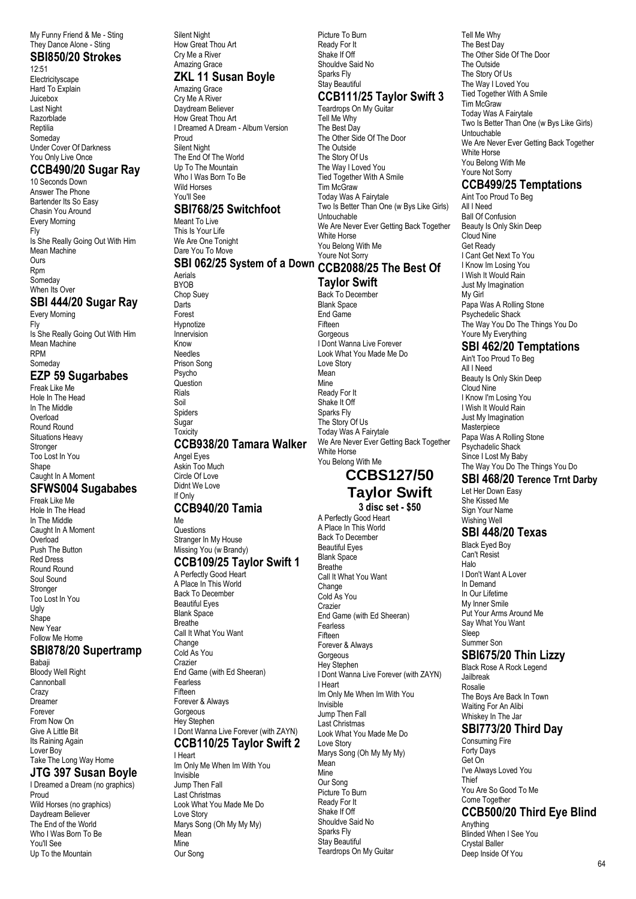My Funny Friend & Me - Sting
They Dance Alone - Sting

## SBI850/20 Strokes

12:51
Electricityscape
Hard To Explain
Juicebox
Last Night
Razorblade
Reptilia
Someday
Under Cover Of Darkness
You Only Live Once

## CCB490/20 Sugar Ray

10 Seconds Down
Answer The Phone
Bartender Its So Easy
Chasin You Around
Every Morning
Fly
Is She Really Going Out With Him
Mean Machine
Ours
Rpm
Someday
When Its Over

## SBI 444/20 Sugar Ray

Every Morning
Fly
Is She Really Going Out With Him
Mean Machine
RPM
Someday

## EZP 59 Sugarbabes

Freak Like Me
Hole In The Head
In The Middle
Overload
Round Round
Situations Heavy
Stronger
Too Lost In You
Shape
Caught In A Moment

## SFWS004 Sugababes

Freak Like Me
Hole In The Head
In The Middle
Caught In A Moment
Overload
Push The Button
Red Dress
Round Round
Soul Sound
Stronger
Too Lost In You
Ugly
Shape
New Year
Follow Me Home

## SBI878/20 Supertramp

Babaji
Bloody Well Right
Cannonball
Crazy
Dreamer
Forever
From Now On
Give A Little Bit
Its Raining Again
Lover Boy
Take The Long Way Home

## JTG 397 Susan Boyle

I Dreamed a Dream (no graphics)
Proud
Wild Horses (no graphics)
Daydream Believer
The End of the World
Who I Was Born To Be
You'll See
Up To the Mountain
Silent Night
How Great Thou Art
Cry Me a River
Amazing Grace

## ZKL 11 Susan Boyle

Amazing Grace
Cry Me A River
Daydream Believer
How Great Thou Art
I Dreamed A Dream - Album Version
Proud
Silent Night
The End Of The World
Up To The Mountain
Who I Was Born To Be
Wild Horses
You'll See

## SBI768/25 Switchfoot

Meant To Live
This Is Your Life
We Are One Tonight
Dare You To Move

## SBI 062/25 System of a Down

Aerials
BYOB
Chop Suey
Darts
Forest
Hypnotize
Innervision
Know
Needles
Prison Song
Psycho
Question
Rials
Soil
Spiders
Sugar
Toxicity

## CCB938/20 Tamara Walker

Angel Eyes
Askin Too Much
Circle Of Love
Didnt We Love
If Only

## CCB940/20 Tamia

Me
Questions
Stranger In My House
Missing You (w Brandy)

## CCB109/25 Taylor Swift 1

A Perfectly Good Heart
A Place In This World
Back To December
Beautiful Eyes
Blank Space
Breathe
Call It What You Want
Change
Cold As You
Crazier
End Game (with Ed Sheeran)
Fearless
Fifteen
Forever & Always
Gorgeous
Hey Stephen
I Dont Wanna Live Forever (with ZAYN)

## CCB110/25 Taylor Swift 2

I Heart
Im Only Me When Im With You
Invisible
Jump Then Fall
Last Christmas
Look What You Made Me Do
Love Story
Marys Song (Oh My My My)
Mean
Mine
Our Song
Picture To Burn
Ready For It
Shake If Off
Shouldve Said No
Sparks Fly
Stay Beautiful

## CCB111/25 Taylor Swift 3

Teardrops On My Guitar
Tell Me Why
The Best Day
The Other Side Of The Door
The Outside
The Story Of Us
The Way I Loved You
Tied Together With A Smile
Tim McGraw
Today Was A Fairytale
Two Is Better Than One (w Bys Like Girls)
Untouchable
We Are Never Ever Getting Back Together
White Horse
You Belong With Me
Youre Not Sorry

## CCB2088/25 The Best Of Taylor Swift

Back To December
Blank Space
End Game
Fifteen
Gorgeous
I Dont Wanna Live Forever
Look What You Made Me Do
Love Story
Mean
Mine
Ready For It
Shake It Off
Sparks Fly
The Story Of Us
Today Was A Fairytale
We Are Never Ever Getting Back Together
White Horse
You Belong With Me

## CCBS127/50 Taylor Swift

**3 disc set - $50**

A Perfectly Good Heart
A Place In This World
Back To December
Beautiful Eyes
Blank Space
Breathe
Call It What You Want
Change
Cold As You
Crazier
End Game (with Ed Sheeran)
Fearless
Fifteen
Forever & Always
Gorgeous
Hey Stephen
I Dont Wanna Live Forever (with ZAYN)
I Heart
Im Only Me When Im With You
Invisible
Jump Then Fall
Last Christmas
Look What You Made Me Do
Love Story
Marys Song (Oh My My My)
Mean
Mine
Our Song
Picture To Burn
Ready For It
Shake If Off
Shouldve Said No
Sparks Fly
Stay Beautiful
Teardrops On My Guitar
Tell Me Why
The Best Day
The Other Side Of The Door
The Outside
The Story Of Us
The Way I Loved You
Tied Together With A Smile
Tim McGraw
Today Was A Fairytale
Two Is Better Than One (w Bys Like Girls)
Untouchable
We Are Never Ever Getting Back Together
White Horse
You Belong With Me
Youre Not Sorry

## CCB499/25 Temptations

Aint Too Proud To Beg
All I Need
Ball Of Confusion
Beauty Is Only Skin Deep
Cloud Nine
Get Ready
I Cant Get Next To You
I Know Im Losing You
I Wish It Would Rain
Just My Imagination
My Girl
Papa Was A Rolling Stone
Psychedelic Shack
The Way You Do The Things You Do
Youre My Everything

## SBI 462/20 Temptations

Ain't Too Proud To Beg
All I Need
Beauty Is Only Skin Deep
Cloud Nine
I Know I'm Losing You
I Wish It Would Rain
Just My Imagination
Masterpiece
Papa Was A Rolling Stone
Psychadelic Shack
Since I Lost My Baby
The Way You Do The Things You Do

## SBI 468/20 Terence Trnt Darby

Let Her Down Easy
She Kissed Me
Sign Your Name
Wishing Well

## SBI 448/20 Texas

Black Eyed Boy
Can't Resist
Halo
I Don't Want A Lover
In Demand
In Our Lifetime
My Inner Smile
Put Your Arms Around Me
Say What You Want
Sleep
Summer Son

## SBI675/20 Thin Lizzy

Black Rose A Rock Legend
Jailbreak
Rosalie
The Boys Are Back In Town
Waiting For An Alibi
Whiskey In The Jar

## SBI773/20 Third Day

Consuming Fire
Forty Days
Get On
I've Always Loved You
Thief
You Are So Good To Me
Come Together

## CCB500/20 Third Eye Blind

Anything
Blinded When I See You
Crystal Baller
Deep Inside Of You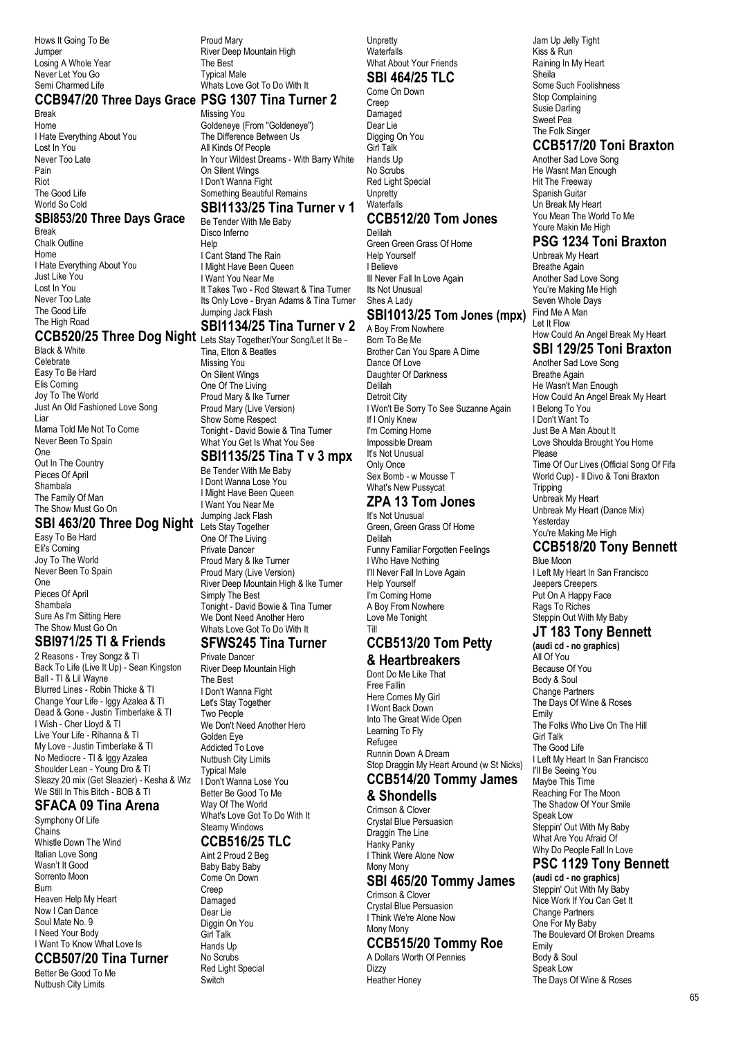Hows It Going To Be
Jumper
Losing A Whole Year
Never Let You Go
Semi Charmed Life

## CCB947/20 Three Days Grace

Break
Home
I Hate Everything About You
Lost In You
Never Too Late
Pain
Riot
The Good Life
World So Cold

## SBI853/20 Three Days Grace

Break
Chalk Outline
Home
I Hate Everything About You
Just Like You
Lost In You
Never Too Late
The Good Life
The High Road

## CCB520/25 Three Dog Night

Black & White
Celebrate
Easy To Be Hard
Elis Coming
Joy To The World
Just An Old Fashioned Love Song
Liar
Mama Told Me Not To Come
Never Been To Spain
One
Out In The Country
Pieces Of April
Shambala
The Family Of Man
The Show Must Go On

## SBI 463/20 Three Dog Night

Easy To Be Hard
Eli's Coming
Joy To The World
Never Been To Spain
One
Pieces Of April
Shambala
Sure As I'm Sitting Here
The Show Must Go On

## SBI971/25 TI & Friends

2 Reasons - Trey Songz & TI
Back To Life (Live It Up) - Sean Kingston
Ball - TI & Lil Wayne
Blurred Lines - Robin Thicke & TI
Change Your Life - Iggy Azalea & TI
Dead & Gone - Justin Timberlake & TI
I Wish - Cher Lloyd & TI
Live Your Life - Rihanna & TI
My Love - Justin Timberlake & TI
No Mediocre - TI & Iggy Azalea
Shoulder Lean - Young Dro & TI
Sleazy 20 mix (Get Sleazier) - Kesha & Wiz
We Still In This Bitch - BOB & TI

## SFACA 09 Tina Arena

Symphony Of Life
Chains
Whistle Down The Wind
Italian Love Song
Wasn't It Good
Sorrento Moon
Burn
Heaven Help My Heart
Now I Can Dance
Soul Mate No. 9
I Need Your Body
I Want To Know What Love Is

## CCB507/20 Tina Turner

Better Be Good To Me
Nutbush City Limits
Proud Mary
River Deep Mountain High
The Best
Typical Male
Whats Love Got To Do With It

## PSG 1307 Tina Turner 2

Missing You
Goldeneye (From "Goldeneye")
The Difference Between Us
All Kinds Of People
In Your Wildest Dreams - With Barry White
On Silent Wings
I Don't Wanna Fight
Something Beautiful Remains

## SBI1133/25 Tina Turner v 1

Be Tender With Me Baby
Disco Inferno
Help
I Cant Stand The Rain
I Might Have Been Queen
I Want You Near Me
It Takes Two - Rod Stewart & Tina Turner
Its Only Love - Bryan Adams & Tina Turner
Jumping Jack Flash

## SBI1134/25 Tina Turner v 2

Lets Stay Together/Your Song/Let It Be - Tina, Elton & Beatles
Missing You
On Silent Wings
One Of The Living
Proud Mary & Ike Turner
Proud Mary (Live Version)
Show Some Respect
Tonight - David Bowie & Tina Turner
What You Get Is What You See

## SBI1135/25 Tina T v 3 mpx

Be Tender With Me Baby
I Dont Wanna Lose You
I Might Have Been Queen
I Want You Near Me
Jumping Jack Flash
Lets Stay Together
One Of The Living
Private Dancer
Proud Mary & Ike Turner
Proud Mary (Live Version)
River Deep Mountain High & Ike Turner
Simply The Best
Tonight - David Bowie & Tina Turner
We Dont Need Another Hero
Whats Love Got To Do With It

## SFWS245 Tina Turner

Private Dancer
River Deep Mountain High
The Best
I Don't Wanna Fight
Let's Stay Together
Two People
We Don't Need Another Hero
Golden Eye
Addicted To Love
Nutbush City Limits
Typical Male
I Don't Wanna Lose You
Better Be Good To Me
Way Of The World
What's Love Got To Do With It
Steamy Windows

## CCB516/25 TLC

Aint 2 Proud 2 Beg
Baby Baby Baby
Come On Down
Creep
Damaged
Dear Lie
Diggin On You
Girl Talk
Hands Up
No Scrubs
Red Light Special
Switch
Unpretty
Waterfalls
What About Your Friends

## SBI 464/25 TLC

Come On Down
Creep
Damaged
Dear Lie
Digging On You
Girl Talk
Hands Up
No Scrubs
Red Light Special
Unpretty
Waterfalls

## CCB512/20 Tom Jones

Delilah
Green Green Grass Of Home
Help Yourself
I Believe
Ill Never Fall In Love Again
Its Not Unusual
Shes A Lady

## SBI1013/25 Tom Jones (mpx)

A Boy From Nowhere
Born To Be Me
Brother Can You Spare A Dime
Dance Of Love
Daughter Of Darkness
Delilah
Detroit City
I Won't Be Sorry To See Suzanne Again
If I Only Knew
I'm Coming Home
Impossible Dream
It's Not Unusual
Only Once
Sex Bomb - w Mousse T
What's New Pussycat

## ZPA 13 Tom Jones

It's Not Unusual
Green, Green Grass Of Home
Delilah
Funny Familiar Forgotten Feelings
I Who Have Nothing
I'll Never Fall In Love Again
Help Yourself
I'm Coming Home
A Boy From Nowhere
Love Me Tonight
Till

## CCB513/20 Tom Petty & Heartbreakers

Dont Do Me Like That
Free Fallin
Here Comes My Girl
I Wont Back Down
Into The Great Wide Open
Learning To Fly
Refugee
Runnin Down A Dream
Stop Draggin My Heart Around (w St Nicks)

## CCB514/20 Tommy James & Shondells

Crimson & Clover
Crystal Blue Persuasion
Draggin The Line
Hanky Panky
I Think Were Alone Now
Mony Mony

## SBI 465/20 Tommy James

Crimson & Clover
Crystal Blue Persuasion
I Think We're Alone Now
Mony Mony

## CCB515/20 Tommy Roe

A Dollars Worth Of Pennies
Dizzy
Heather Honey
Jam Up Jelly Tight
Kiss & Run
Raining In My Heart
Sheila
Some Such Foolishness
Stop Complaining
Susie Darling
Sweet Pea
The Folk Singer

## CCB517/20 Toni Braxton

Another Sad Love Song
He Wasnt Man Enough
Hit The Freeway
Spanish Guitar
Un Break My Heart
You Mean The World To Me
Youre Makin Me High

## PSG 1234 Toni Braxton

Unbreak My Heart
Breathe Again
Another Sad Love Song
You're Making Me High
Seven Whole Days
Find Me A Man
Let It Flow
How Could An Angel Break My Heart

## SBI 129/25 Toni Braxton

Another Sad Love Song
Breathe Again
He Wasn't Man Enough
How Could An Angel Break My Heart
I Belong To You
I Don't Want To
Just Be A Man About It
Love Shoulda Brought You Home
Please
Time Of Our Lives (Official Song Of Fifa World Cup) - Il Divo & Toni Braxton
Tripping
Unbreak My Heart
Unbreak My Heart (Dance Mix)
Yesterday
You're Making Me High

## CCB518/20 Tony Bennett

Blue Moon
I Left My Heart In San Francisco
Jeepers Creepers
Put On A Happy Face
Rags To Riches
Steppin Out With My Baby

## JT 183 Tony Bennett

**(audi cd - no graphics)**

All Of You
Because Of You
Body & Soul
Change Partners
The Days Of Wine & Roses
Emily
The Folks Who Live On The Hill
Girl Talk
The Good Life
I Left My Heart In San Francisco
I'll Be Seeing You
Maybe This Time
Reaching For The Moon
The Shadow Of Your Smile
Speak Low
Steppin' Out With My Baby
What Are You Afraid Of
Why Do People Fall In Love

## PSC 1129 Tony Bennett

**(audi cd - no graphics)**

Steppin' Out With My Baby
Nice Work If You Can Get It
Change Partners
One For My Baby
The Boulevard Of Broken Dreams
Emily
Body & Soul
Speak Low
The Days Of Wine & Roses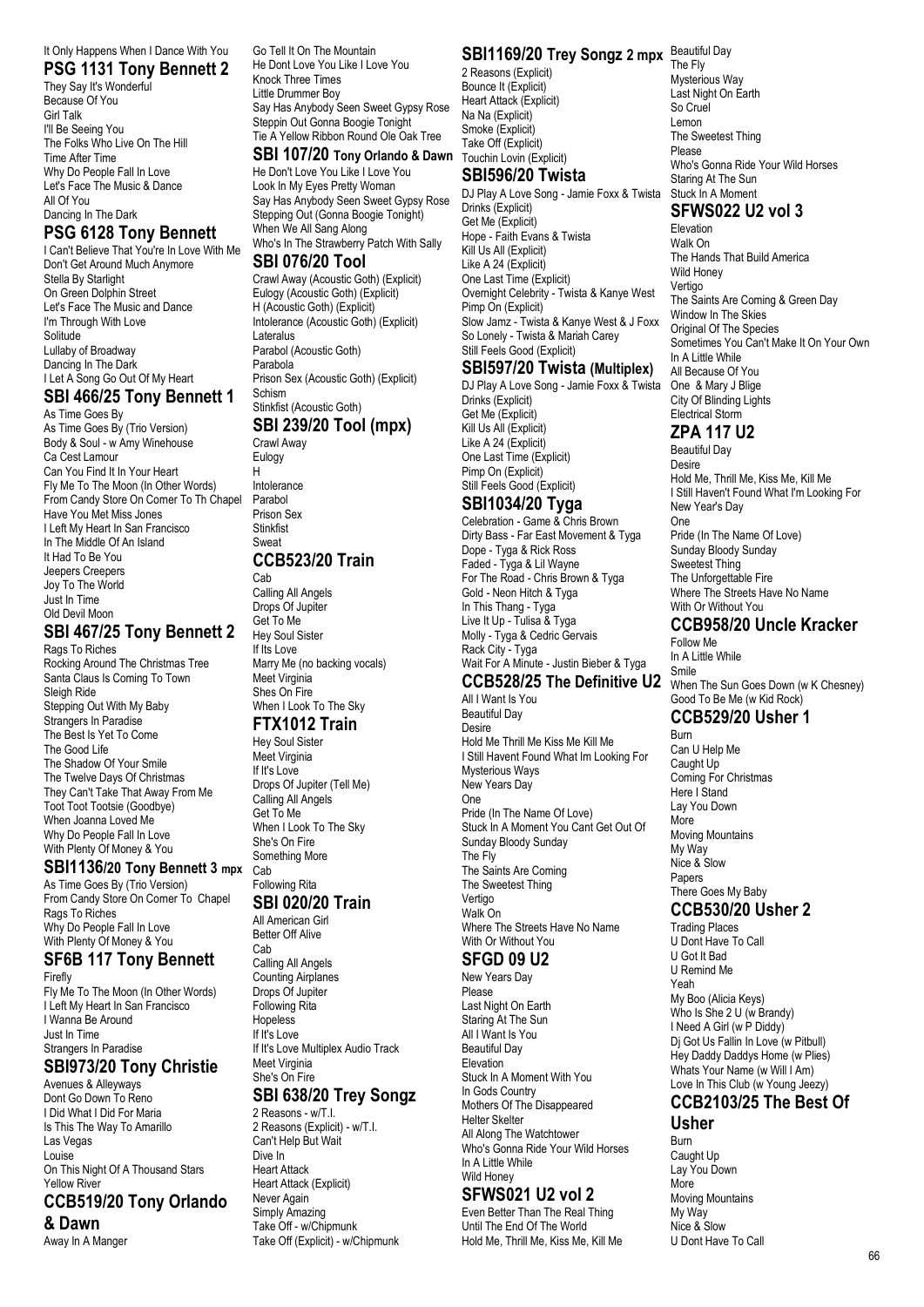It Only Happens When I Dance With You

## PSG 1131 Tony Bennett 2

They Say It's Wonderful
Because Of You
Girl Talk
I'll Be Seeing You
The Folks Who Live On The Hill
Time After Time
Why Do People Fall In Love
Let's Face The Music & Dance
All Of You
Dancing In The Dark

## PSG 6128 Tony Bennett

I Can't Believe That You're In Love With Me
Don't Get Around Much Anymore
Stella By Starlight
On Green Dolphin Street
Let's Face The Music and Dance
I'm Through With Love
Solitude
Lullaby of Broadway
Dancing In The Dark
I Let A Song Go Out Of My Heart

## SBI 466/25 Tony Bennett 1

As Time Goes By
As Time Goes By (Trio Version)
Body & Soul - w Amy Winehouse
Ca Cest Lamour
Can You Find It In Your Heart
Fly Me To The Moon (In Other Words)
From Candy Store On Corner To Th Chapel
Have You Met Miss Jones
I Left My Heart In San Francisco
In The Middle Of An Island
It Had To Be You
Jeepers Creepers
Joy To The World
Just In Time
Old Devil Moon

## SBI 467/25 Tony Bennett 2

Rags To Riches
Rocking Around The Christmas Tree
Santa Claus Is Coming To Town
Sleigh Ride
Stepping Out With My Baby
Strangers In Paradise
The Best Is Yet To Come
The Good Life
The Shadow Of Your Smile
The Twelve Days Of Christmas
They Can't Take That Away From Me
Toot Toot Tootsie (Goodbye)
When Joanna Loved Me
Why Do People Fall In Love
With Plenty Of Money & You

## SBI1136/20 Tony Bennett 3 mpx

As Time Goes By (Trio Version)
From Candy Store On Corner To Chapel
Rags To Riches
Why Do People Fall In Love
With Plenty Of Money & You

## SF6B 117 Tony Bennett

Firefly
Fly Me To The Moon (In Other Words)
I Left My Heart In San Francisco
I Wanna Be Around
Just In Time
Strangers In Paradise

## SBI973/20 Tony Christie

Avenues & Alleyways
Dont Go Down To Reno
I Did What I Did For Maria
Is This The Way To Amarillo
Las Vegas
Louise
On This Night Of A Thousand Stars
Yellow River

## CCB519/20 Tony Orlando & Dawn

Away In A Manger
Go Tell It On The Mountain
He Dont Love You Like I Love You
Knock Three Times
Little Drummer Boy
Say Has Anybody Seen Sweet Gypsy Rose
Steppin Out Gonna Boogie Tonight
Tie A Yellow Ribbon Round Ole Oak Tree

## SBI 107/20 Tony Orlando & Dawn

He Don't Love You Like I Love You
Look In My Eyes Pretty Woman
Say Has Anybody Seen Sweet Gypsy Rose
Stepping Out (Gonna Boogie Tonight)
When We All Sang Along
Who's In The Strawberry Patch With Sally

## SBI 076/20 Tool

Crawl Away (Acoustic Goth) (Explicit)
Eulogy (Acoustic Goth) (Explicit)
H (Acoustic Goth) (Explicit)
Intolerance (Acoustic Goth) (Explicit)
Lateralus
Parabol (Acoustic Goth)
Parabola
Prison Sex (Acoustic Goth) (Explicit)
Schism
Stinkfist (Acoustic Goth)

## SBI 239/20 Tool (mpx)

Crawl Away
Eulogy
H
Intolerance
Parabol
Prison Sex
Stinkfist
Sweat

## CCB523/20 Train

Cab
Calling All Angels
Drops Of Jupiter
Get To Me
Hey Soul Sister
If Its Love
Marry Me (no backing vocals)
Meet Virginia
Shes On Fire
When I Look To The Sky

## FTX1012 Train

Hey Soul Sister
Meet Virginia
If It's Love
Drops Of Jupiter (Tell Me)
Calling All Angels
Get To Me
When I Look To The Sky
She's On Fire
Something More
Cab
Following Rita

## SBI 020/20 Train

All American Girl
Better Off Alive
Cab
Calling All Angels
Counting Airplanes
Drops Of Jupiter
Following Rita
Hopeless
If It's Love
If It's Love Multiplex Audio Track
Meet Virginia
She's On Fire

## SBI 638/20 Trey Songz

2 Reasons - w/T.I.
2 Reasons (Explicit) - w/T.I.
Can't Help But Wait
Dive In
Heart Attack
Heart Attack (Explicit)
Never Again
Simply Amazing
Take Off - w/Chipmunk
Take Off (Explicit) - w/Chipmunk

## SBI1169/20 Trey Songz 2 mpx

2 Reasons (Explicit)
Bounce It (Explicit)
Heart Attack (Explicit)
Na Na (Explicit)
Smoke (Explicit)
Take Off (Explicit)
Touchin Lovin (Explicit)

## SBI596/20 Twista

DJ Play A Love Song - Jamie Foxx & Twista
Drinks (Explicit)
Get Me (Explicit)
Hope - Faith Evans & Twista
Kill Us All (Explicit)
Like A 24 (Explicit)
One Last Time (Explicit)
Overnight Celebrity - Twista & Kanye West
Pimp On (Explicit)
Slow Jamz - Twista & Kanye West & J Foxx
So Lonely - Twista & Mariah Carey
Still Feels Good (Explicit)

## SBI597/20 Twista (Multiplex)

DJ Play A Love Song - Jamie Foxx & Twista
Drinks (Explicit)
Get Me (Explicit)
Kill Us All (Explicit)
Like A 24 (Explicit)
One Last Time (Explicit)
Pimp On (Explicit)
Still Feels Good (Explicit)

## SBI1034/20 Tyga

Celebration - Game & Chris Brown
Dirty Bass - Far East Movement & Tyga
Dope - Tyga & Rick Ross
Faded - Tyga & Lil Wayne
For The Road - Chris Brown & Tyga
Gold - Neon Hitch & Tyga
In This Thang - Tyga
Live It Up - Tulisa & Tyga
Molly - Tyga & Cedric Gervais
Rack City - Tyga
Wait For A Minute - Justin Bieber & Tyga

## CCB528/25 The Definitive U2

All I Want Is You
Beautiful Day
Desire
Hold Me Thrill Me Kiss Me Kill Me
I Still Havent Found What Im Looking For
Mysterious Ways
New Years Day
One
Pride (In The Name Of Love)
Stuck In A Moment You Cant Get Out Of
Sunday Bloody Sunday
The Fly
The Saints Are Coming
The Sweetest Thing
Vertigo
Walk On
Where The Streets Have No Name
With Or Without You

## SFGD 09 U2

New Years Day
Please
Last Night On Earth
Staring At The Sun
All I Want Is You
Beautiful Day
Elevation
Stuck In A Moment With You
In Gods Country
Mothers Of The Disappeared
Helter Skelter
All Along The Watchtower
Who's Gonna Ride Your Wild Horses
In A Little While
Wild Honey

## SFWS021 U2 vol 2

Even Better Than The Real Thing
Until The End Of The World
Hold Me, Thrill Me, Kiss Me, Kill Me
Beautiful Day
The Fly
Mysterious Way
Last Night On Earth
So Cruel
Lemon
The Sweetest Thing
Please
Who's Gonna Ride Your Wild Horses
Staring At The Sun
Stuck In A Moment

## SFWS022 U2 vol 3

Elevation
Walk On
The Hands That Build America
Wild Honey
Vertigo
The Saints Are Coming & Green Day
Window In The Skies
Original Of The Species
Sometimes You Can't Make It On Your Own
In A Little While
All Because Of You
One & Mary J Blige
City Of Blinding Lights
Electrical Storm

## ZPA 117 U2

Beautiful Day
Desire
Hold Me, Thrill Me, Kiss Me, Kill Me
I Still Haven't Found What I'm Looking For
New Year's Day
One
Pride (In The Name Of Love)
Sunday Bloody Sunday
Sweetest Thing
The Unforgettable Fire
Where The Streets Have No Name
With Or Without You

## CCB958/20 Uncle Kracker

Follow Me
In A Little While
Smile
When The Sun Goes Down (w K Chesney)
Good To Be Me (w Kid Rock)

## CCB529/20 Usher 1

Burn
Can U Help Me
Caught Up
Coming For Christmas
Here I Stand
Lay You Down
More
Moving Mountains
My Way
Nice & Slow
Papers
There Goes My Baby

## CCB530/20 Usher 2

Trading Places
U Dont Have To Call
U Got It Bad
U Remind Me
Yeah
My Boo (Alicia Keys)
Who Is She 2 U (w Brandy)
I Need A Girl (w P Diddy)
Dj Got Us Fallin In Love (w Pitbull)
Hey Daddy Daddys Home (w Plies)
Whats Your Name (w Will I Am)
Love In This Club (w Young Jeezy)

## CCB2103/25 The Best Of Usher

Burn
Caught Up
Lay You Down
More
Moving Mountains
My Way
Nice & Slow
U Dont Have To Call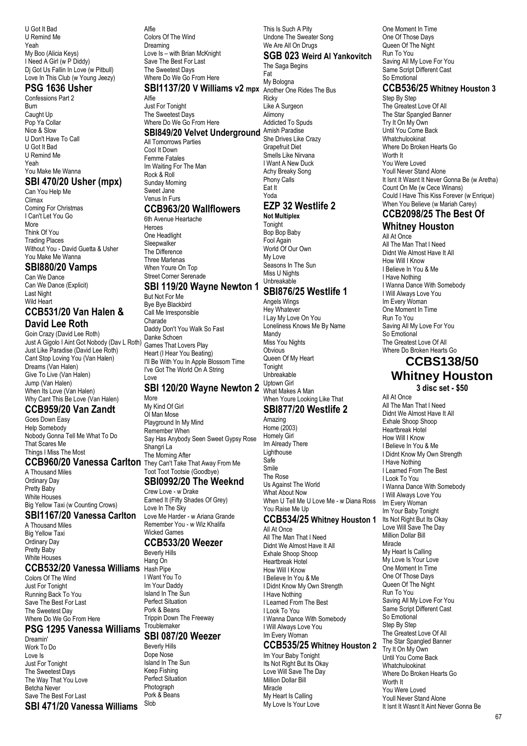U Got It Bad
U Remind Me
Yeah
My Boo (Alicia Keys)
I Need A Girl (w P Diddy)
Dj Got Us Fallin In Love (w Pitbull)
Love In This Club (w Young Jeezy)

## PSG 1636 Usher

Confessions Part 2
Burn
Caught Up
Pop Ya Collar
Nice & Slow
U Don't Have To Call
U Got It Bad
U Remind Me
Yeah
You Make Me Wanna

## SBI 470/20 Usher (mpx)

Can You Help Me
Climax
Coming For Christmas
I Can't Let You Go
More
Think Of You
Trading Places
Without You - David Guetta & Usher
You Make Me Wanna

## SBI880/20 Vamps

Can We Dance
Can We Dance (Explicit)
Last Night
Wild Heart

## CCB531/20 Van Halen & David Lee Roth

Goin Crazy (David Lee Roth)
Just A Gigolo I Aint Got Nobody (Dav L Roth)
Just Like Paradise (David Lee Roth)
Cant Stop Loving You (Van Halen)
Dreams (Van Halen)
Give To Live (Van Halen)
Jump (Van Halen)
When Its Love (Van Halen)
Why Cant This Be Love (Van Halen)

## CCB959/20 Van Zandt

Goes Down Easy
Help Somebody
Nobody Gonna Tell Me What To Do
That Scares Me
Things I Miss The Most

## CCB960/20 Vanessa Carlton

A Thousand Miles
Ordinary Day
Pretty Baby
White Houses
Big Yellow Taxi (w Counting Crows)

## SBI1167/20 Vanessa Carlton

A Thousand Miles
Big Yellow Taxi
Ordinary Day
Pretty Baby
White Houses

## CCB532/20 Vanessa Williams

Colors Of The Wind
Just For Tonight
Running Back To You
Save The Best For Last
The Sweetest Day
Where Do We Go From Here

## PSG 1295 Vanessa Williams

Dreamin'
Work To Do
Love Is
Just For Tonight
The Sweetest Days
The Way That You Love
Betcha Never
Save The Best For Last

## SBI 471/20 Vanessa Williams

Alfie
Colors Of The Wind
Dreaming
Love Is – with Brian McKnight
Save The Best For Last
The Sweetest Days
Where Do We Go From Here

## SBI1137/20 V Williams v2 mpx

Alfie
Just For Tonight
The Sweetest Days
Where Do We Go From Here

## SBI849/20 Velvet Underground

All Tomorrows Parties
Cool It Down
Femme Fatales
Im Waiting For The Man
Rock & Roll
Sunday Morning
Sweet Jane
Venus In Furs

## CCB963/20 Wallflowers

6th Avenue Heartache
Heroes
One Headlight
Sleepwalker
The Difference
Three Marlenas
When Youre On Top
Street Corner Serenade

## SBI 119/20 Wayne Newton 1

But Not For Me
Bye Bye Blackbird
Call Me Irresponsible
Charade
Daddy Don't You Walk So Fast
Danke Schoen
Games That Lovers Play
Heart (I Hear You Beating)
I'll Be With You In Apple Blossom Time
I've Got The World On A String
Love

## SBI 120/20 Wayne Newton 2

More
My Kind Of Girl
Ol Man Mose
Playground In My Mind
Remember When
Say Has Anybody Seen Sweet Gypsy Rose
Shangri La
The Morning After
They Can't Take That Away From Me
Toot Toot Tootsie (Goodbye)

## SBI0992/20 The Weeknd

Crew Love - w Drake
Earned It (Fifty Shades Of Grey)
Love In The Sky
Love Me Harder - w Ariana Grande
Remember You - w Wiz Khalifa
Wicked Games

## CCB533/20 Weezer

Beverly Hills
Hang On
Hash Pipe
I Want You To
Im Your Daddy
Island In The Sun
Perfect Situation
Pork & Beans
Trippin Down The Freeway
Troublemaker

## SBI 087/20 Weezer

Beverly Hills
Dope Nose
Island In The Sun
Keep Fishing
Perfect Situation
Photograph
Pork & Beans
Slob
This Is Such A Pity
Undone The Sweater Song
We Are All On Drugs

## SGB 023 Weird Al Yankovitch

The Saga Begins
Fat
My Bologna
Another One Rides The Bus
Ricky
Like A Surgeon
Alimony
Addicted To Spuds
Amish Paradise
She Drives Like Crazy
Grapefruit Diet
Smells Like Nirvana
I Want A New Duck
Achy Breaky Song
Phony Calls
Eat It
Yoda

## EZP 32 Westlife 2

**Not Multiplex**

Tonight
Bop Bop Baby
Fool Again
World Of Our Own
My Love
Seasons In The Sun
Miss U Nights
Unbreakable

## SBI876/25 Westlife 1

Angels Wings
Hey Whatever
I Lay My Love On You
Loneliness Knows Me By Name
Mandy
Miss You Nights
Obvious
Queen Of My Heart
Tonight
Unbreakable
Uptown Girl
What Makes A Man
When Youre Looking Like That

## SBI877/20 Westlife 2

Amazing
Home (2003)
Homely Girl
Im Already There
Lighthouse
Safe
Smile
The Rose
Us Against The World
What About Now
When U Tell Me U Love Me - w Diana Ross
You Raise Me Up

## CCB534/25 Whitney Houston 1

All At Once
All The Man That I Need
Didnt We Almost Have It All
Exhale Shoop Shoop
Heartbreak Hotel
How Will I Know
I Believe In You & Me
I Didnt Know My Own Strength
I Have Nothing
I Learned From The Best
I Look To You
I Wanna Dance With Somebody
I Will Always Love You
Im Every Woman

## CCB535/25 Whitney Houston 2

Im Your Baby Tonight
Its Not Right But Its Okay
Love Will Save The Day
Million Dollar Bill
Miracle
My Heart Is Calling
My Love Is Your Love
One Moment In Time
One Of Those Days
Queen Of The Night
Run To You
Saving All My Love For You
Same Script Different Cast
So Emotional

## CCB536/25 Whitney Houston 3

Step By Step
The Greatest Love Of All
The Star Spangled Banner
Try It On My Own
Until You Come Back
Whatchulookinat
Where Do Broken Hearts Go
Worth It
You Were Loved
Youll Never Stand Alone
It Isnt It Wasnt It Never Gonna Be (w Aretha)
Count On Me (w Cece Winans)
Could I Have This Kiss Forever (w Enrique)
When You Believe (w Mariah Carey)

## CCB2098/25 The Best Of Whitney Houston

All At Once
All The Man That I Need
Didnt We Almost Have It All
How Will I Know
I Believe In You & Me
I Have Nothing
I Wanna Dance With Somebody
I Will Always Love You
Im Every Woman
One Moment In Time
Run To You
Saving All My Love For You
So Emotional
The Greatest Love Of All
Where Do Broken Hearts Go

# CCBS138/50 Whitney Houston

**3 disc set - $50**

All At Once
All The Man That I Need
Didnt We Almost Have It All
Exhale Shoop Shoop
Heartbreak Hotel
How Will I Know
I Believe In You & Me
I Didnt Know My Own Strength
I Have Nothing
I Learned From The Best
I Look To You
I Wanna Dance With Somebody
I Will Always Love You
Im Every Woman
Im Your Baby Tonight
Its Not Right But Its Okay
Love Will Save The Day
Million Dollar Bill
Miracle
My Heart Is Calling
My Love Is Your Love
One Moment In Time
One Of Those Days
Queen Of The Night
Run To You
Saving All My Love For You
Same Script Different Cast
So Emotional
Step By Step
The Greatest Love Of All
The Star Spangled Banner
Try It On My Own
Until You Come Back
Whatchulookinat
Where Do Broken Hearts Go
Worth It
You Were Loved
Youll Never Stand Alone
It Isnt It Wasnt It Aint Never Gonna Be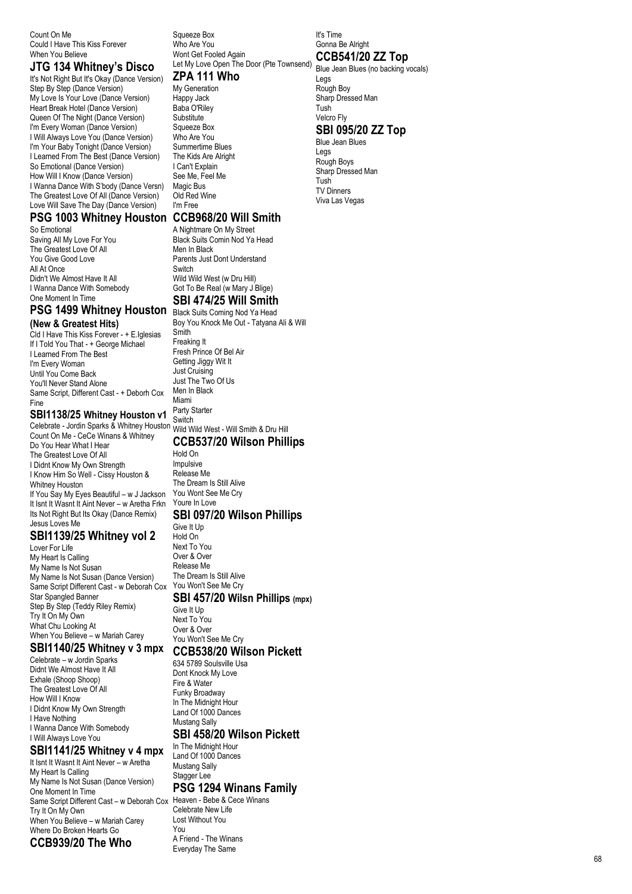Count On Me
Could I Have This Kiss Forever
When You Believe

## JTG 134 Whitney's Disco

It's Not Right But It's Okay (Dance Version)
Step By Step (Dance Version)
My Love Is Your Love (Dance Version)
Heart Break Hotel (Dance Version)
Queen Of The Night (Dance Version)
I'm Every Woman (Dance Version)
I Will Always Love You (Dance Version)
I'm Your Baby Tonight (Dance Version)
I Learned From The Best (Dance Version)
So Emotional (Dance Version)
How Will I Know (Dance Version)
I Wanna Dance With S'body (Dance Versn)
The Greatest Love Of All (Dance Version)
Love Will Save The Day (Dance Version)

## PSG 1003 Whitney Houston

So Emotional
Saving All My Love For You
The Greatest Love Of All
You Give Good Love
All At Once
Didn't We Almost Have It All
I Wanna Dance With Somebody
One Moment In Time

## PSG 1499 Whitney Houston (New & Greatest Hits)

Cld I Have This Kiss Forever - + E.Iglesias
If I Told You That - + George Michael
I Learned From The Best
I'm Every Woman
Until You Come Back
You'll Never Stand Alone
Same Script, Different Cast - + Deborh Cox
Fine

## SBI1138/25 Whitney Houston v1

Celebrate - Jordin Sparks & Whitney Houston
Count On Me - CeCe Winans & Whitney
Do You Hear What I Hear
The Greatest Love Of All
I Didnt Know My Own Strength
I Know Him So Well - Cissy Houston & Whitney Houston
If You Say My Eyes Beautiful – w J Jackson
It Isnt It Wasnt It Aint Never – w Aretha Frkn
Its Not Right But Its Okay (Dance Remix)
Jesus Loves Me

## SBI1139/25 Whitney vol 2

Lover For Life
My Heart Is Calling
My Name Is Not Susan
My Name Is Not Susan (Dance Version)
Same Script Different Cast - w Deborah Cox
Star Spangled Banner
Step By Step (Teddy Riley Remix)
Try It On My Own
What Chu Looking At
When You Believe – w Mariah Carey

## SBI1140/25 Whitney v 3 mpx

Celebrate – w Jordin Sparks
Didnt We Almost Have It All
Exhale (Shoop Shoop)
The Greatest Love Of All
How Will I Know
I Didnt Know My Own Strength
I Have Nothing
I Wanna Dance With Somebody
I Will Always Love You

## SBI1141/25 Whitney v 4 mpx

It Isnt It Wasnt It Aint Never – w Aretha
My Heart Is Calling
My Name Is Not Susan (Dance Version)
One Moment In Time
Same Script Different Cast – w Deborah Cox
Try It On My Own
When You Believe – w Mariah Carey
Where Do Broken Hearts Go

## CCB939/20 The Who

Squeeze Box
Who Are You
Wont Get Fooled Again
Let My Love Open The Door (Pte Townsend)

## ZPA 111 Who

My Generation
Happy Jack
Baba O'Riley
Substitute
Squeeze Box
Who Are You
Summertime Blues
The Kids Are Alright
I Can't Explain
See Me, Feel Me
Magic Bus
Old Red Wine
I'm Free

## CCB968/20 Will Smith

A Nightmare On My Street
Black Suits Comin Nod Ya Head
Men In Black
Parents Just Dont Understand
Switch
Wild Wild West (w Dru Hill)
Got To Be Real (w Mary J Blige)

## SBI 474/25 Will Smith

Black Suits Coming Nod Ya Head
Boy You Knock Me Out - Tatyana Ali & Will Smith
Freaking It
Fresh Prince Of Bel Air
Getting Jiggy Wit It
Just Cruising
Just The Two Of Us
Men In Black
Miami
Party Starter
Switch
Wild Wild West - Will Smith & Dru Hill

## CCB537/20 Wilson Phillips

Hold On
Impulsive
Release Me
The Dream Is Still Alive
You Wont See Me Cry
Youre In Love

## SBI 097/20 Wilson Phillips

Give It Up
Hold On
Next To You
Over & Over
Release Me
The Dream Is Still Alive
You Won't See Me Cry

## SBI 457/20 Wilsn Phillips (mpx)

Give It Up
Next To You
Over & Over
You Won't See Me Cry

## CCB538/20 Wilson Pickett

634 5789 Soulsville Usa
Dont Knock My Love
Fire & Water
Funky Broadway
In The Midnight Hour
Land Of 1000 Dances
Mustang Sally

## SBI 458/20 Wilson Pickett

In The Midnight Hour
Land Of 1000 Dances
Mustang Sally
Stagger Lee

## PSG 1294 Winans Family

Heaven - Bebe & Cece Winans
Celebrate New Life
Lost Without You
You
A Friend - The Winans
Everyday The Same
It's Time
Gonna Be Alright

## CCB541/20 ZZ Top

Blue Jean Blues (no backing vocals)
Legs
Rough Boy
Sharp Dressed Man
Tush
Velcro Fly

## SBI 095/20 ZZ Top

Blue Jean Blues
Legs
Rough Boys
Sharp Dressed Man
Tush
TV Dinners
Viva Las Vegas